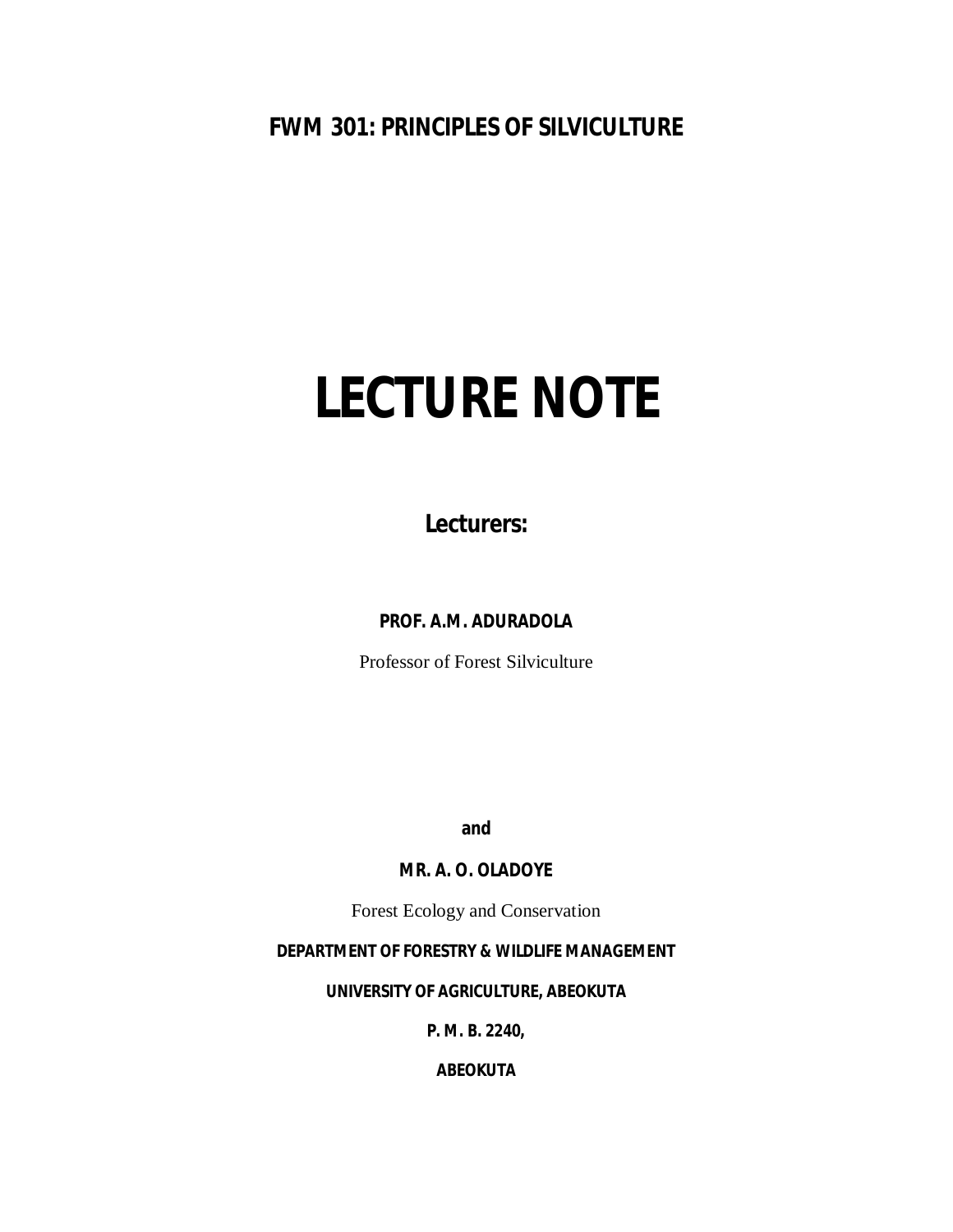**FWM 301: PRINCIPLES OF SILVICULTURE**

# LECTURE NOTE

## Lecturers:

**PROF. A.M. ADURADOLA**

Professor of Forest Silviculture

**and**

**MR. A. O. OLADOYE**

Forest Ecology and Conservation

**DEPARTMENT OF FORESTRY & WILDLIFE MANAGEMENT**

**UNIVERSITY OF AGRICULTURE, ABEOKUTA**

**P. M. B. 2240,**

**ABEOKUTA**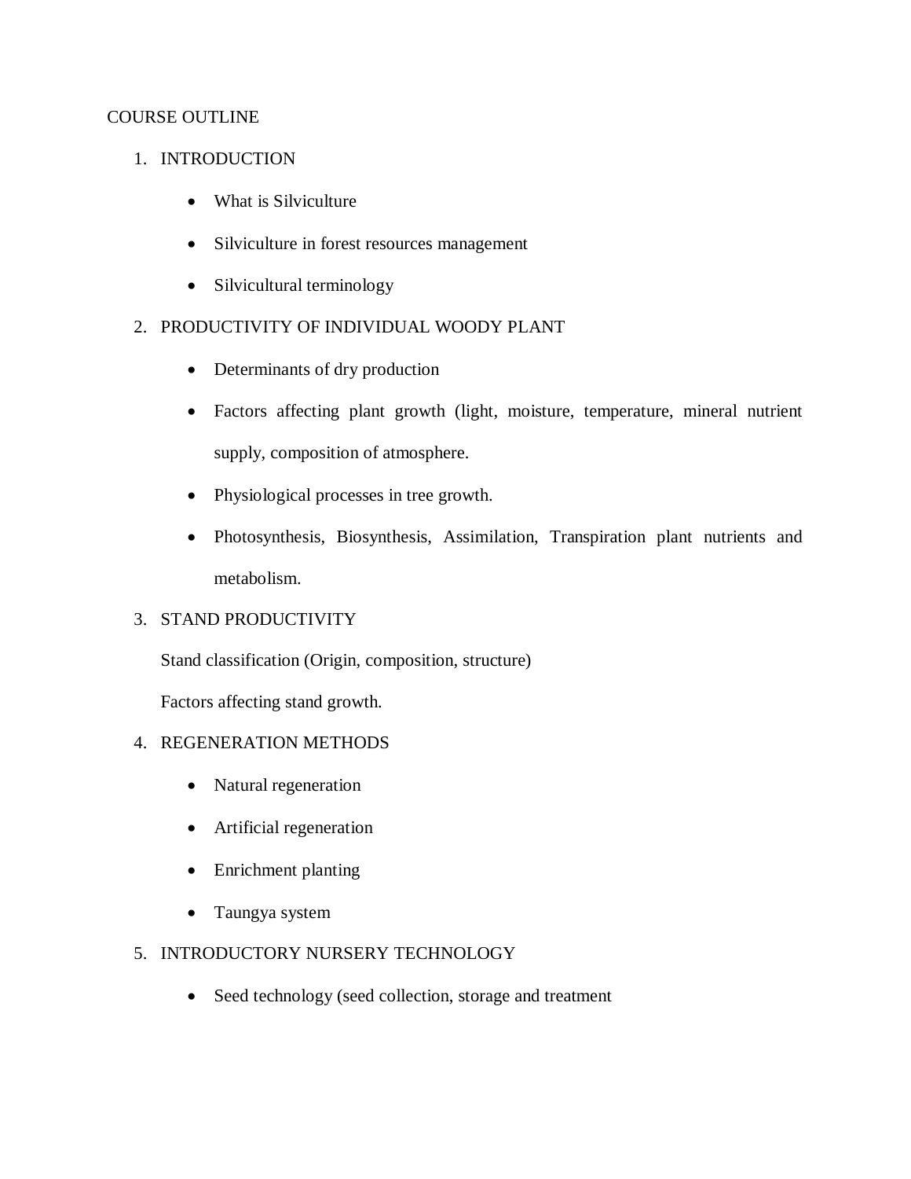COURSE OUTLINE

1. INTRODUCTION

    - What is Silviculture
    - Silviculture in forest resources management
    - Silvicultural terminology

2. PRODUCTIVITY OF INDIVIDUAL WOODY PLANT

    - Determinants of dry production
    - Factors affecting plant growth (light, moisture, temperature, mineral nutrient supply, composition of atmosphere.
    - Physiological processes in tree growth.
    - Photosynthesis, Biosynthesis, Assimilation, Transpiration plant nutrients and metabolism.

3. STAND PRODUCTIVITY

    Stand classification (Origin, composition, structure)

    Factors affecting stand growth.

4. REGENERATION METHODS

    - Natural regeneration
    - Artificial regeneration
    - Enrichment planting
    - Taungya system

5. INTRODUCTORY NURSERY TECHNOLOGY

    - Seed technology (seed collection, storage and treatment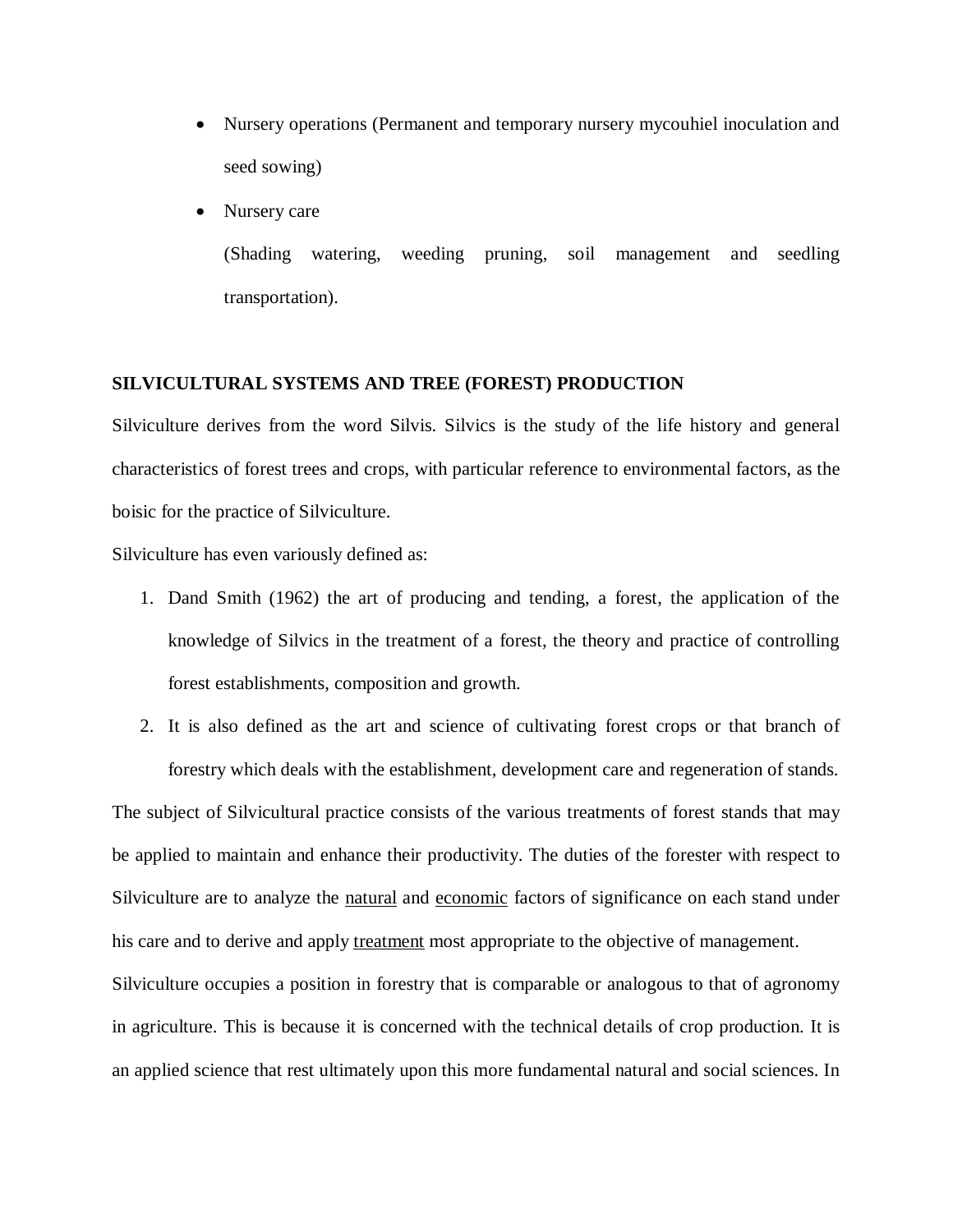- Nursery operations (Permanent and temporary nursery mycouhiel inoculation and seed sowing)
- Nursery care

  (Shading watering, weeding pruning, soil management and seedling transportation).

**SILVICULTURAL SYSTEMS AND TREE (FOREST) PRODUCTION**

Silviculture derives from the word Silvis. Silvics is the study of the life history and general characteristics of forest trees and crops, with particular reference to environmental factors, as the boisic for the practice of Silviculture.

Silviculture has even variously defined as:

1. Dand Smith (1962) the art of producing and tending, a forest, the application of the knowledge of Silvics in the treatment of a forest, the theory and practice of controlling forest establishments, composition and growth.
2. It is also defined as the art and science of cultivating forest crops or that branch of forestry which deals with the establishment, development care and regeneration of stands.

The subject of Silvicultural practice consists of the various treatments of forest stands that may be applied to maintain and enhance their productivity. The duties of the forester with respect to Silviculture are to analyze the <u>natural</u> and <u>economic</u> factors of significance on each stand under his care and to derive and apply <u>treatment</u> most appropriate to the objective of management.

Silviculture occupies a position in forestry that is comparable or analogous to that of agronomy in agriculture. This is because it is concerned with the technical details of crop production. It is an applied science that rest ultimately upon this more fundamental natural and social sciences. In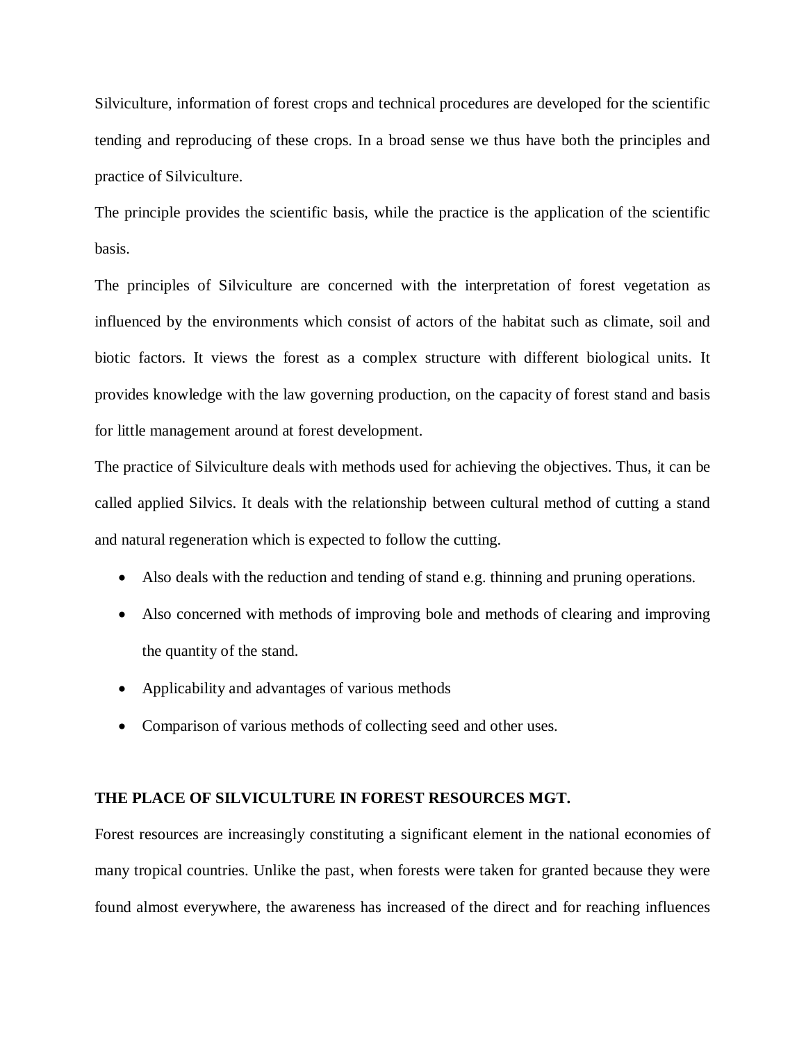Silviculture, information of forest crops and technical procedures are developed for the scientific tending and reproducing of these crops. In a broad sense we thus have both the principles and practice of Silviculture.

The principle provides the scientific basis, while the practice is the application of the scientific basis.

The principles of Silviculture are concerned with the interpretation of forest vegetation as influenced by the environments which consist of actors of the habitat such as climate, soil and biotic factors. It views the forest as a complex structure with different biological units. It provides knowledge with the law governing production, on the capacity of forest stand and basis for little management around at forest development.

The practice of Silviculture deals with methods used for achieving the objectives. Thus, it can be called applied Silvics. It deals with the relationship between cultural method of cutting a stand and natural regeneration which is expected to follow the cutting.

- Also deals with the reduction and tending of stand e.g. thinning and pruning operations.
- Also concerned with methods of improving bole and methods of clearing and improving the quantity of the stand.
- Applicability and advantages of various methods
- Comparison of various methods of collecting seed and other uses.

**THE PLACE OF SILVICULTURE IN FOREST RESOURCES MGT.**

Forest resources are increasingly constituting a significant element in the national economies of many tropical countries. Unlike the past, when forests were taken for granted because they were found almost everywhere, the awareness has increased of the direct and for reaching influences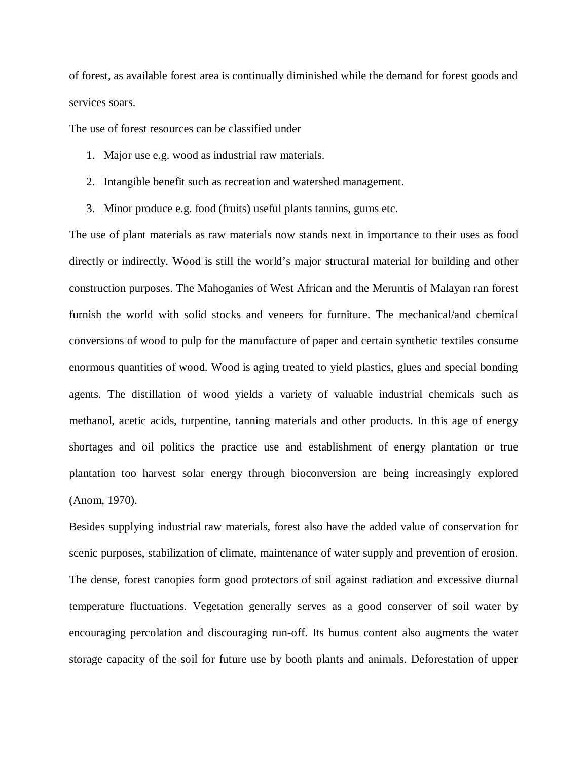of forest, as available forest area is continually diminished while the demand for forest goods and services soars.

The use of forest resources can be classified under

1. Major use e.g. wood as industrial raw materials.
2. Intangible benefit such as recreation and watershed management.
3. Minor produce e.g. food (fruits) useful plants tannins, gums etc.

The use of plant materials as raw materials now stands next in importance to their uses as food directly or indirectly. Wood is still the world's major structural material for building and other construction purposes. The Mahoganies of West African and the Meruntis of Malayan ran forest furnish the world with solid stocks and veneers for furniture. The mechanical/and chemical conversions of wood to pulp for the manufacture of paper and certain synthetic textiles consume enormous quantities of wood. Wood is aging treated to yield plastics, glues and special bonding agents. The distillation of wood yields a variety of valuable industrial chemicals such as methanol, acetic acids, turpentine, tanning materials and other products. In this age of energy shortages and oil politics the practice use and establishment of energy plantation or true plantation too harvest solar energy through bioconversion are being increasingly explored (Anom, 1970).

Besides supplying industrial raw materials, forest also have the added value of conservation for scenic purposes, stabilization of climate, maintenance of water supply and prevention of erosion. The dense, forest canopies form good protectors of soil against radiation and excessive diurnal temperature fluctuations. Vegetation generally serves as a good conserver of soil water by encouraging percolation and discouraging run-off. Its humus content also augments the water storage capacity of the soil for future use by booth plants and animals. Deforestation of upper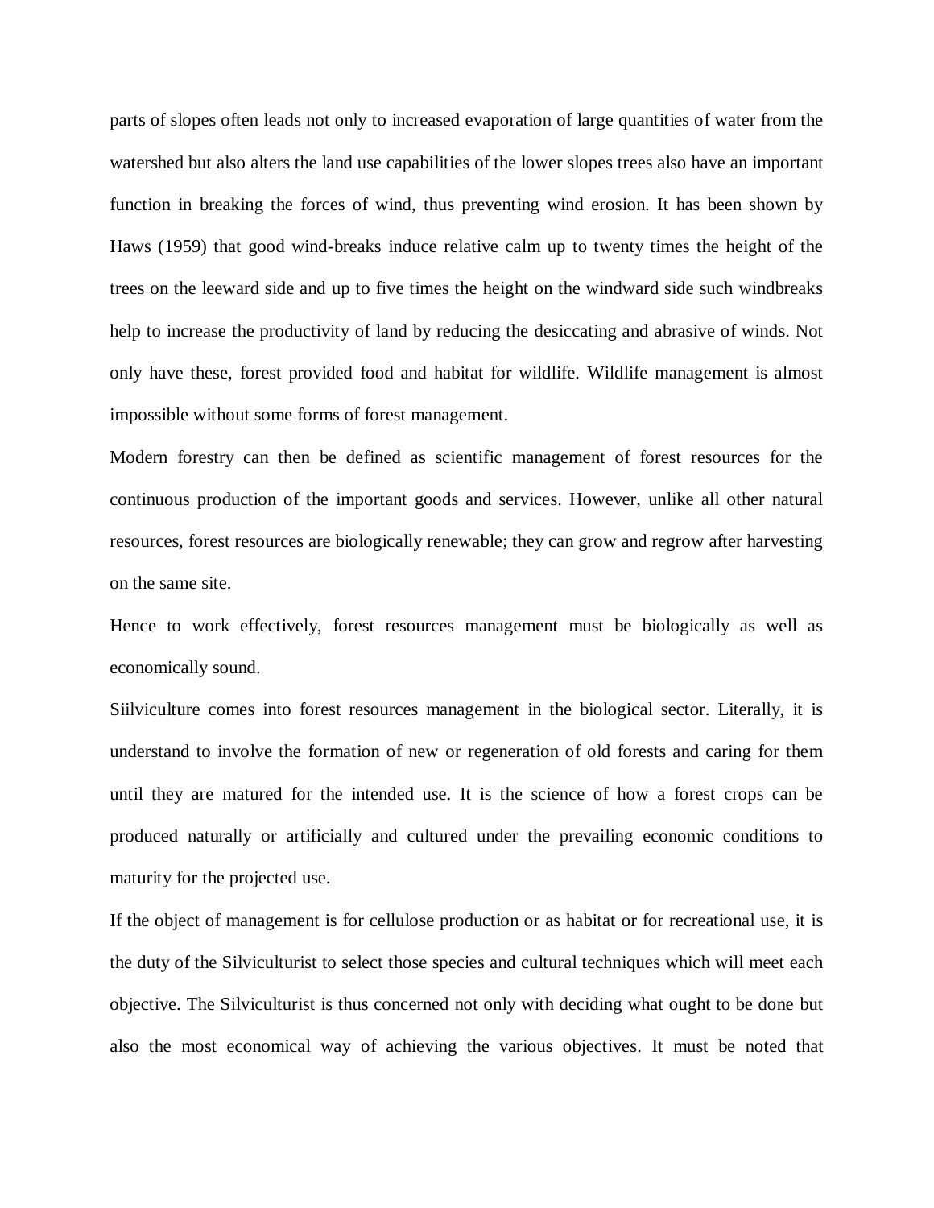parts of slopes often leads not only to increased evaporation of large quantities of water from the watershed but also alters the land use capabilities of the lower slopes trees also have an important function in breaking the forces of wind, thus preventing wind erosion. It has been shown by Haws (1959) that good wind-breaks induce relative calm up to twenty times the height of the trees on the leeward side and up to five times the height on the windward side such windbreaks help to increase the productivity of land by reducing the desiccating and abrasive of winds. Not only have these, forest provided food and habitat for wildlife. Wildlife management is almost impossible without some forms of forest management.

Modern forestry can then be defined as scientific management of forest resources for the continuous production of the important goods and services. However, unlike all other natural resources, forest resources are biologically renewable; they can grow and regrow after harvesting on the same site.

Hence to work effectively, forest resources management must be biologically as well as economically sound.

Siilviculture comes into forest resources management in the biological sector. Literally, it is understand to involve the formation of new or regeneration of old forests and caring for them until they are matured for the intended use. It is the science of how a forest crops can be produced naturally or artificially and cultured under the prevailing economic conditions to maturity for the projected use.

If the object of management is for cellulose production or as habitat or for recreational use, it is the duty of the Silviculturist to select those species and cultural techniques which will meet each objective. The Silviculturist is thus concerned not only with deciding what ought to be done but also the most economical way of achieving the various objectives. It must be noted that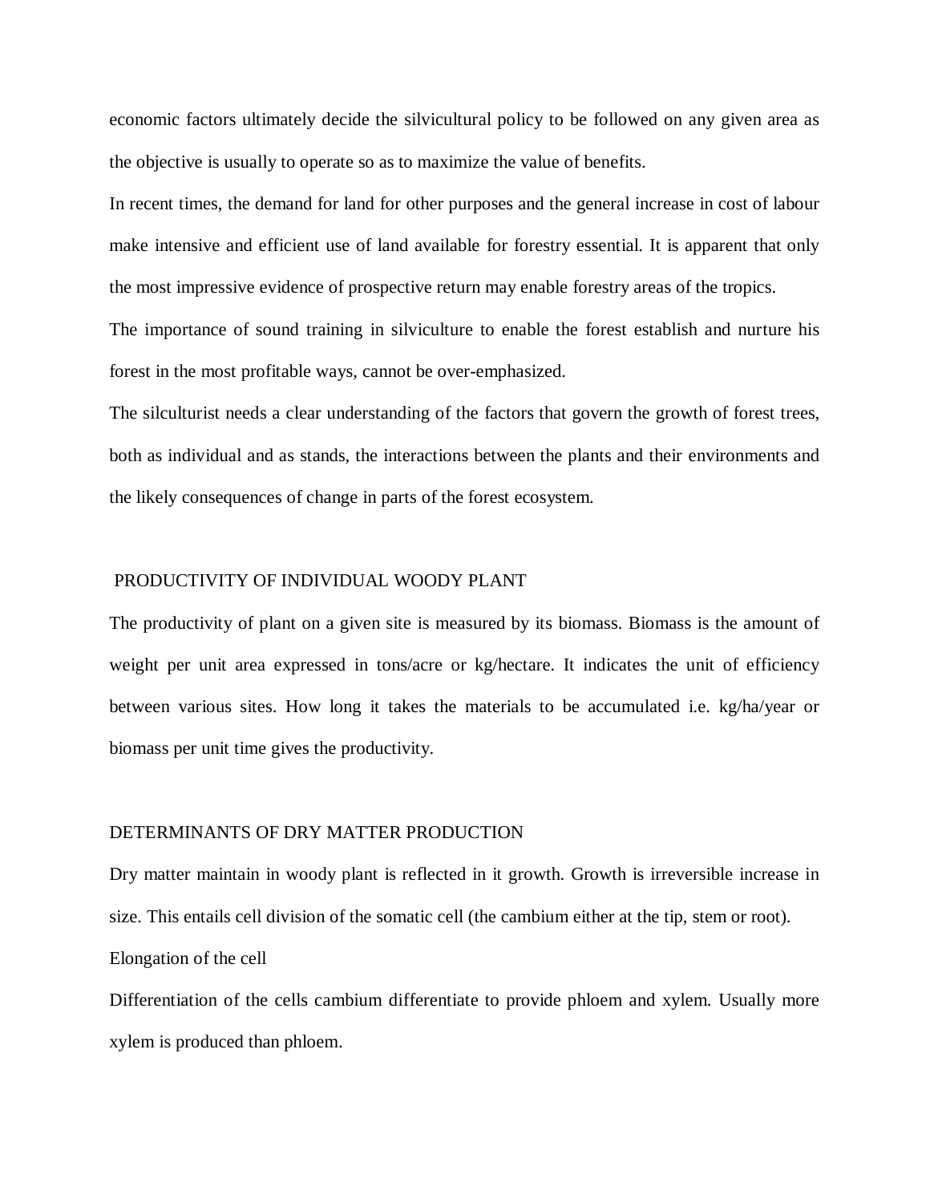economic factors ultimately decide the silvicultural policy to be followed on any given area as the objective is usually to operate so as to maximize the value of benefits.

In recent times, the demand for land for other purposes and the general increase in cost of labour make intensive and efficient use of land available for forestry essential. It is apparent that only the most impressive evidence of prospective return may enable forestry areas of the tropics.

The importance of sound training in silviculture to enable the forest establish and nurture his forest in the most profitable ways, cannot be over-emphasized.

The silculturist needs a clear understanding of the factors that govern the growth of forest trees, both as individual and as stands, the interactions between the plants and their environments and the likely consequences of change in parts of the forest ecosystem.

## PRODUCTIVITY OF INDIVIDUAL WOODY PLANT

The productivity of plant on a given site is measured by its biomass. Biomass is the amount of weight per unit area expressed in tons/acre or kg/hectare. It indicates the unit of efficiency between various sites. How long it takes the materials to be accumulated i.e. kg/ha/year or biomass per unit time gives the productivity.

## DETERMINANTS OF DRY MATTER PRODUCTION

Dry matter maintain in woody plant is reflected in it growth. Growth is irreversible increase in size. This entails cell division of the somatic cell (the cambium either at the tip, stem or root).

Elongation of the cell

Differentiation of the cells cambium differentiate to provide phloem and xylem. Usually more xylem is produced than phloem.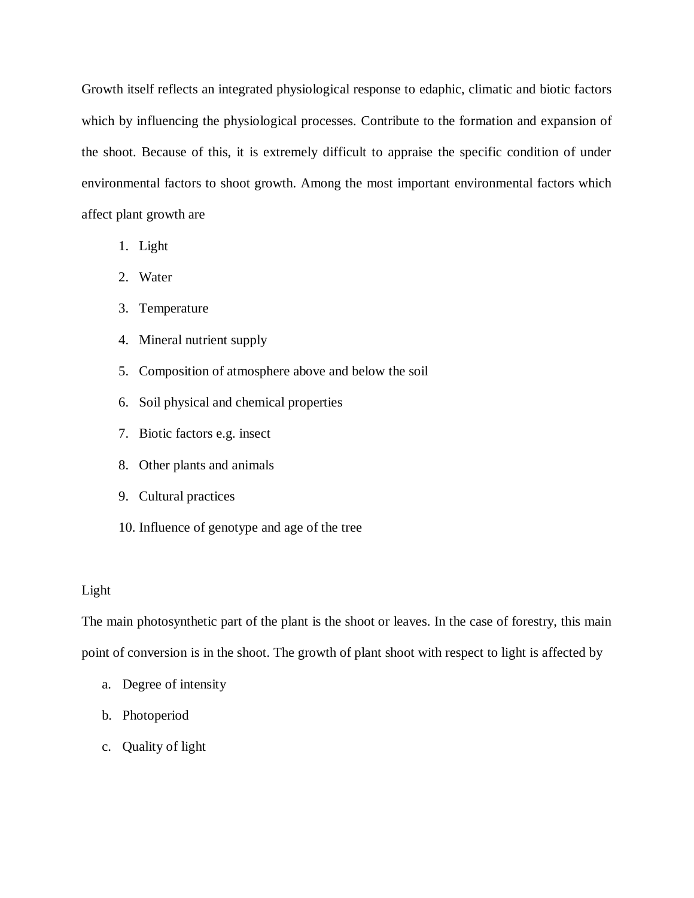Growth itself reflects an integrated physiological response to edaphic, climatic and biotic factors which by influencing the physiological processes. Contribute to the formation and expansion of the shoot. Because of this, it is extremely difficult to appraise the specific condition of under environmental factors to shoot growth. Among the most important environmental factors which affect plant growth are

1. Light
2. Water
3. Temperature
4. Mineral nutrient supply
5. Composition of atmosphere above and below the soil
6. Soil physical and chemical properties
7. Biotic factors e.g. insect
8. Other plants and animals
9. Cultural practices
10. Influence of genotype and age of the tree

Light

The main photosynthetic part of the plant is the shoot or leaves. In the case of forestry, this main point of conversion is in the shoot. The growth of plant shoot with respect to light is affected by

a. Degree of intensity
b. Photoperiod
c. Quality of light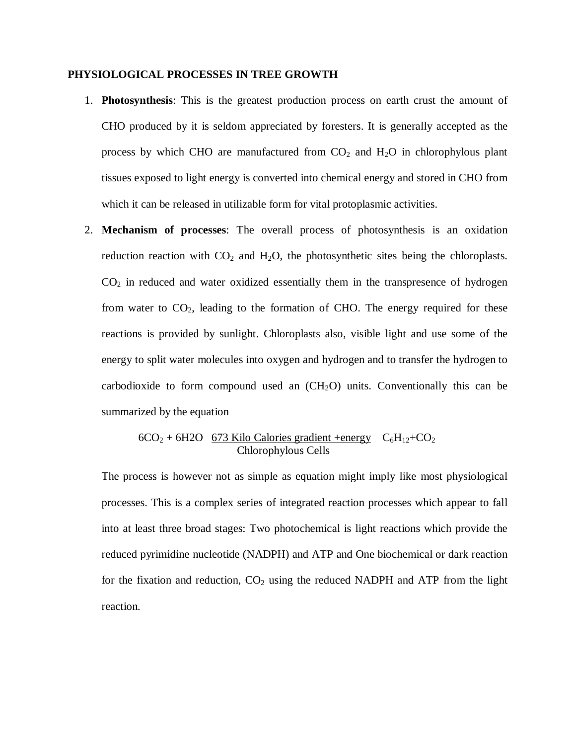**PHYSIOLOGICAL PROCESSES IN TREE GROWTH**

1. **Photosynthesis**: This is the greatest production process on earth crust the amount of CHO produced by it is seldom appreciated by foresters. It is generally accepted as the process by which CHO are manufactured from $CO_2$ and $H_2O$ in chlorophylous plant tissues exposed to light energy is converted into chemical energy and stored in CHO from which it can be released in utilizable form for vital protoplasmic activities.

2. **Mechanism of processes**: The overall process of photosynthesis is an oxidation reduction reaction with $CO_2$ and $H_2O$, the photosynthetic sites being the chloroplasts. $CO_2$ in reduced and water oxidized essentially them in the transpresence of hydrogen from water to $CO_2$, leading to the formation of CHO. The energy required for these reactions is provided by sunlight. Chloroplasts also, visible light and use some of the energy to split water molecules into oxygen and hydrogen and to transfer the hydrogen to carbodioxide to form compound used an ($CH_2O$) units. Conventionally this can be summarized by the equation

$$6CO_2 + 6H2O \quad \frac{\text{673 Kilo Calories gradient +energy}}{\text{Chlorophylous Cells}} \quad C_6H_{12}+CO_2$$

The process is however not as simple as equation might imply like most physiological processes. This is a complex series of integrated reaction processes which appear to fall into at least three broad stages: Two photochemical is light reactions which provide the reduced pyrimidine nucleotide (NADPH) and ATP and One biochemical or dark reaction for the fixation and reduction, $CO_2$ using the reduced NADPH and ATP from the light reaction.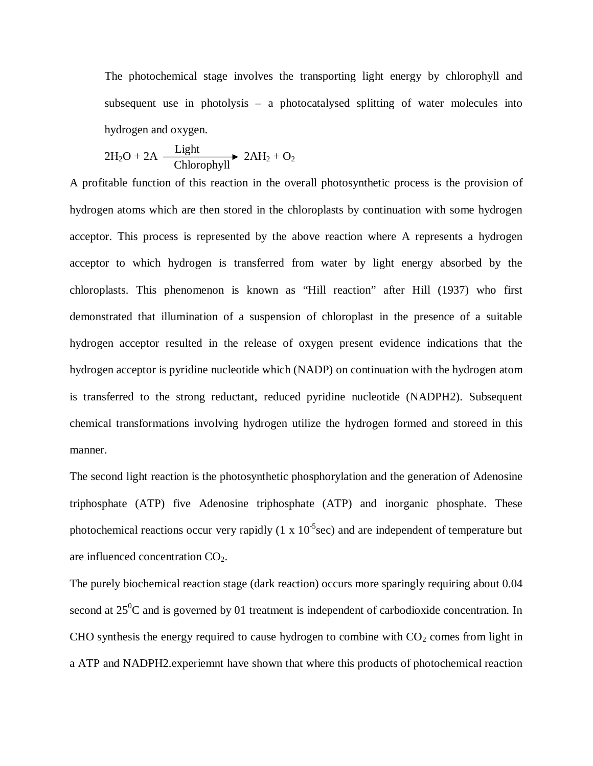The photochemical stage involves the transporting light energy by chlorophyll and subsequent use in photolysis – a photocatalysed splitting of water molecules into hydrogen and oxygen.

$$2H_2O + 2A \xrightarrow[\text{Chlorophyll}]{\text{Light}} 2AH_2 + O_2$$

A profitable function of this reaction in the overall photosynthetic process is the provision of hydrogen atoms which are then stored in the chloroplasts by continuation with some hydrogen acceptor. This process is represented by the above reaction where A represents a hydrogen acceptor to which hydrogen is transferred from water by light energy absorbed by the chloroplasts. This phenomenon is known as "Hill reaction" after Hill (1937) who first demonstrated that illumination of a suspension of chloroplast in the presence of a suitable hydrogen acceptor resulted in the release of oxygen present evidence indications that the hydrogen acceptor is pyridine nucleotide which (NADP) on continuation with the hydrogen atom is transferred to the strong reductant, reduced pyridine nucleotide (NADPH2). Subsequent chemical transformations involving hydrogen utilize the hydrogen formed and storeed in this manner.

The second light reaction is the photosynthetic phosphorylation and the generation of Adenosine triphosphate (ATP) five Adenosine triphosphate (ATP) and inorganic phosphate. These photochemical reactions occur very rapidly ($1 \times 10^{-5}$sec) and are independent of temperature but are influenced concentration $CO_2$.

The purely biochemical reaction stage (dark reaction) occurs more sparingly requiring about 0.04 second at $25^0$C and is governed by 01 treatment is independent of carbodioxide concentration. In CHO synthesis the energy required to cause hydrogen to combine with $CO_2$ comes from light in a ATP and NADPH2.experiemnt have shown that where this products of photochemical reaction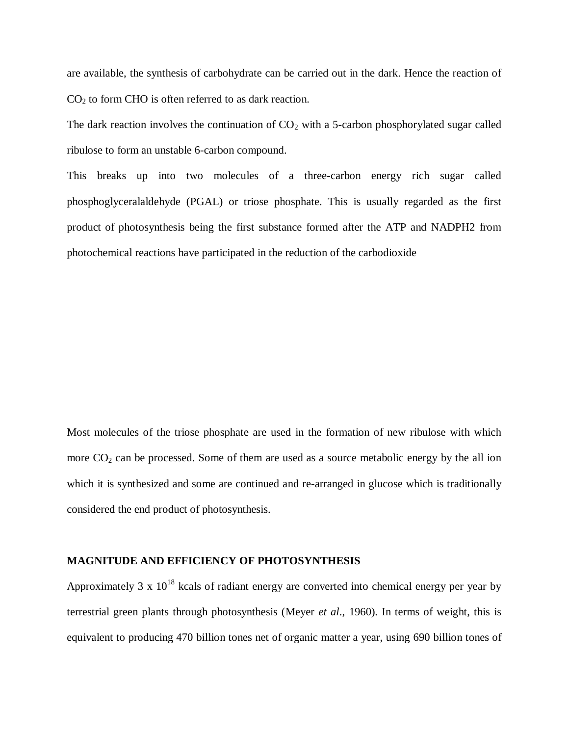are available, the synthesis of carbohydrate can be carried out in the dark. Hence the reaction of $CO_2$ to form CHO is often referred to as dark reaction.

The dark reaction involves the continuation of $CO_2$ with a 5-carbon phosphorylated sugar called ribulose to form an unstable 6-carbon compound.

This breaks up into two molecules of a three-carbon energy rich sugar called phosphoglyceralaldehyde (PGAL) or triose phosphate. This is usually regarded as the first product of photosynthesis being the first substance formed after the ATP and NADPH2 from photochemical reactions have participated in the reduction of the carbodioxide

Most molecules of the triose phosphate are used in the formation of new ribulose with which more $CO_2$ can be processed. Some of them are used as a source metabolic energy by the all ion which it is synthesized and some are continued and re-arranged in glucose which is traditionally considered the end product of photosynthesis.

**MAGNITUDE AND EFFICIENCY OF PHOTOSYNTHESIS**

Approximately $3 \times 10^{18}$ kcals of radiant energy are converted into chemical energy per year by terrestrial green plants through photosynthesis (Meyer *et al*., 1960). In terms of weight, this is equivalent to producing 470 billion tones net of organic matter a year, using 690 billion tones of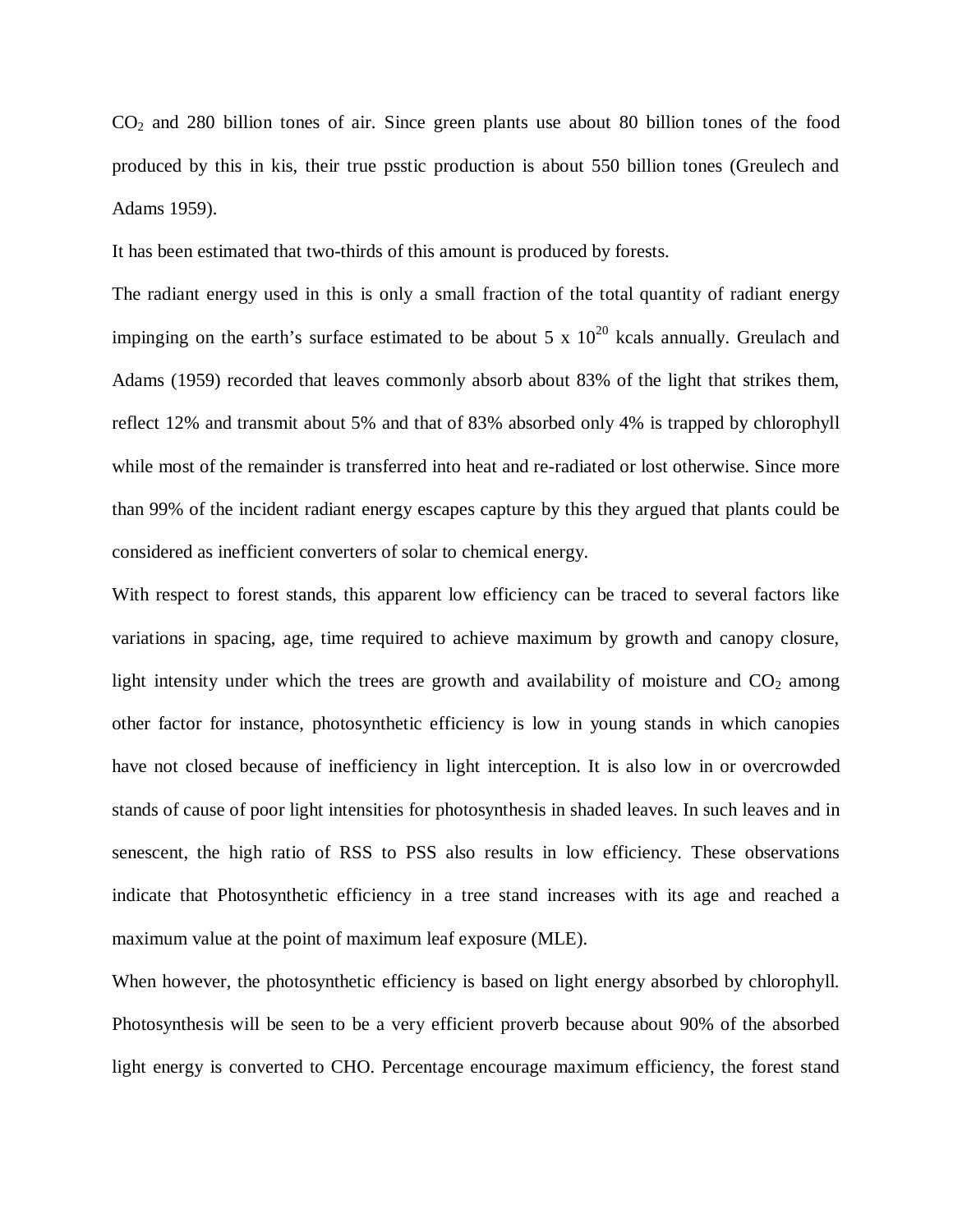$CO_2$ and 280 billion tones of air. Since green plants use about 80 billion tones of the food produced by this in kis, their true psstic production is about 550 billion tones (Greulech and Adams 1959).

It has been estimated that two-thirds of this amount is produced by forests.

The radiant energy used in this is only a small fraction of the total quantity of radiant energy impinging on the earth's surface estimated to be about $5 \times 10^{20}$ kcals annually. Greulach and Adams (1959) recorded that leaves commonly absorb about 83% of the light that strikes them, reflect 12% and transmit about 5% and that of 83% absorbed only 4% is trapped by chlorophyll while most of the remainder is transferred into heat and re-radiated or lost otherwise. Since more than 99% of the incident radiant energy escapes capture by this they argued that plants could be considered as inefficient converters of solar to chemical energy.

With respect to forest stands, this apparent low efficiency can be traced to several factors like variations in spacing, age, time required to achieve maximum by growth and canopy closure, light intensity under which the trees are growth and availability of moisture and $CO_2$ among other factor for instance, photosynthetic efficiency is low in young stands in which canopies have not closed because of inefficiency in light interception. It is also low in or overcrowded stands of cause of poor light intensities for photosynthesis in shaded leaves. In such leaves and in senescent, the high ratio of RSS to PSS also results in low efficiency. These observations indicate that Photosynthetic efficiency in a tree stand increases with its age and reached a maximum value at the point of maximum leaf exposure (MLE).

When however, the photosynthetic efficiency is based on light energy absorbed by chlorophyll. Photosynthesis will be seen to be a very efficient proverb because about 90% of the absorbed light energy is converted to CHO. Percentage encourage maximum efficiency, the forest stand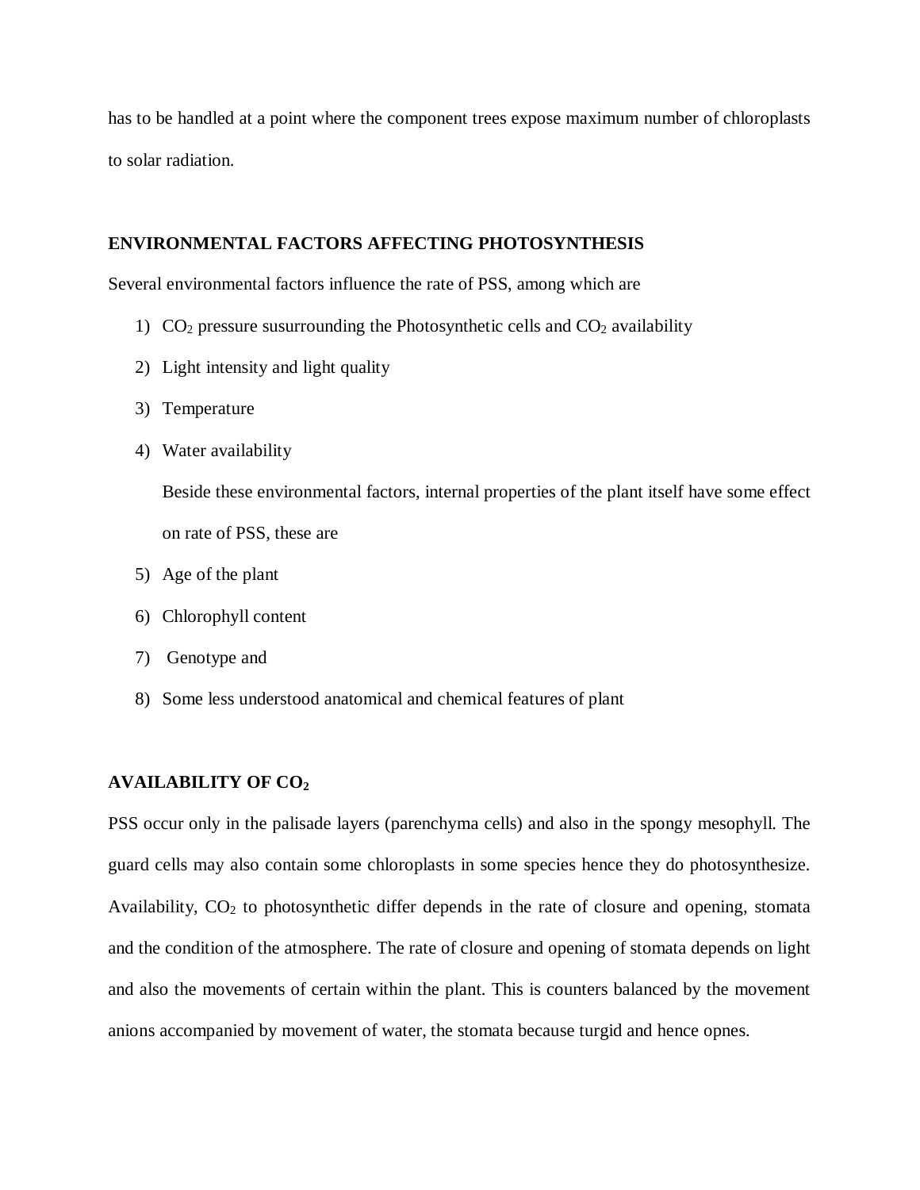has to be handled at a point where the component trees expose maximum number of chloroplasts to solar radiation.

## ENVIRONMENTAL FACTORS AFFECTING PHOTOSYNTHESIS

Several environmental factors influence the rate of PSS, among which are

1) $CO_2$ pressure susurrounding the Photosynthetic cells and $CO_2$ availability
2) Light intensity and light quality
3) Temperature
4) Water availability

   Beside these environmental factors, internal properties of the plant itself have some effect on rate of PSS, these are

5) Age of the plant
6) Chlorophyll content
7) Genotype and
8) Some less understood anatomical and chemical features of plant

## AVAILABILITY OF $CO_2$

PSS occur only in the palisade layers (parenchyma cells) and also in the spongy mesophyll. The guard cells may also contain some chloroplasts in some species hence they do photosynthesize. Availability, $CO_2$ to photosynthetic differ depends in the rate of closure and opening, stomata and the condition of the atmosphere. The rate of closure and opening of stomata depends on light and also the movements of certain within the plant. This is counters balanced by the movement anions accompanied by movement of water, the stomata because turgid and hence opnes.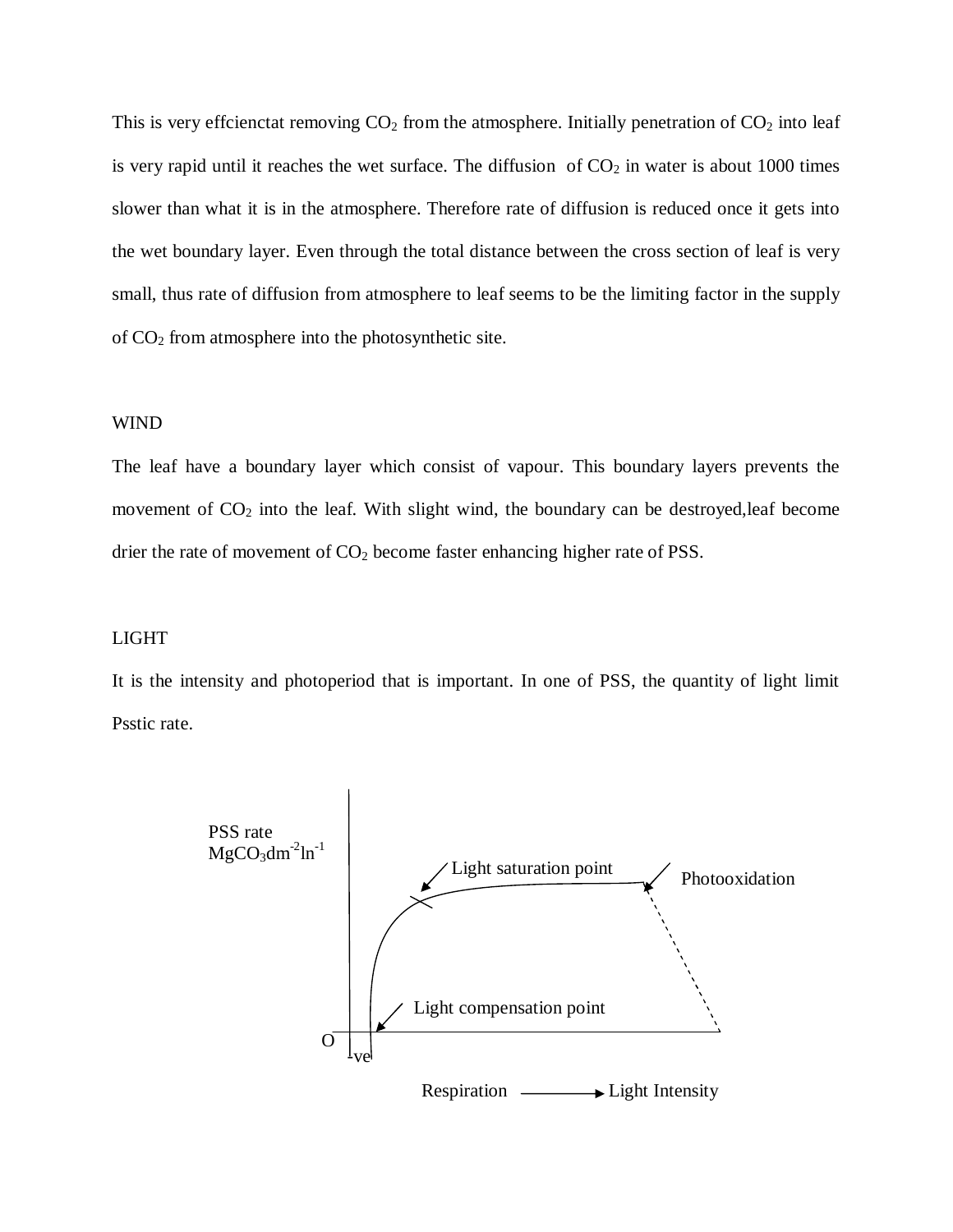This is very effcienctat removing $CO_2$ from the atmosphere. Initially penetration of $CO_2$ into leaf is very rapid until it reaches the wet surface. The diffusion of $CO_2$ in water is about 1000 times slower than what it is in the atmosphere. Therefore rate of diffusion is reduced once it gets into the wet boundary layer. Even through the total distance between the cross section of leaf is very small, thus rate of diffusion from atmosphere to leaf seems to be the limiting factor in the supply of $CO_2$ from atmosphere into the photosynthetic site.

WIND

The leaf have a boundary layer which consist of vapour. This boundary layers prevents the movement of $CO_2$ into the leaf. With slight wind, the boundary can be destroyed,leaf become drier the rate of movement of $CO_2$ become faster enhancing higher rate of PSS.

LIGHT

It is the intensity and photoperiod that is important. In one of PSS, the quantity of light limit Psstic rate.

PSS rate $MgCO_3dm^{-2}ln^{-1}$

Light saturation point

Photooxidation

Light compensation point

O

-ve

Respiration ⟶ Light Intensity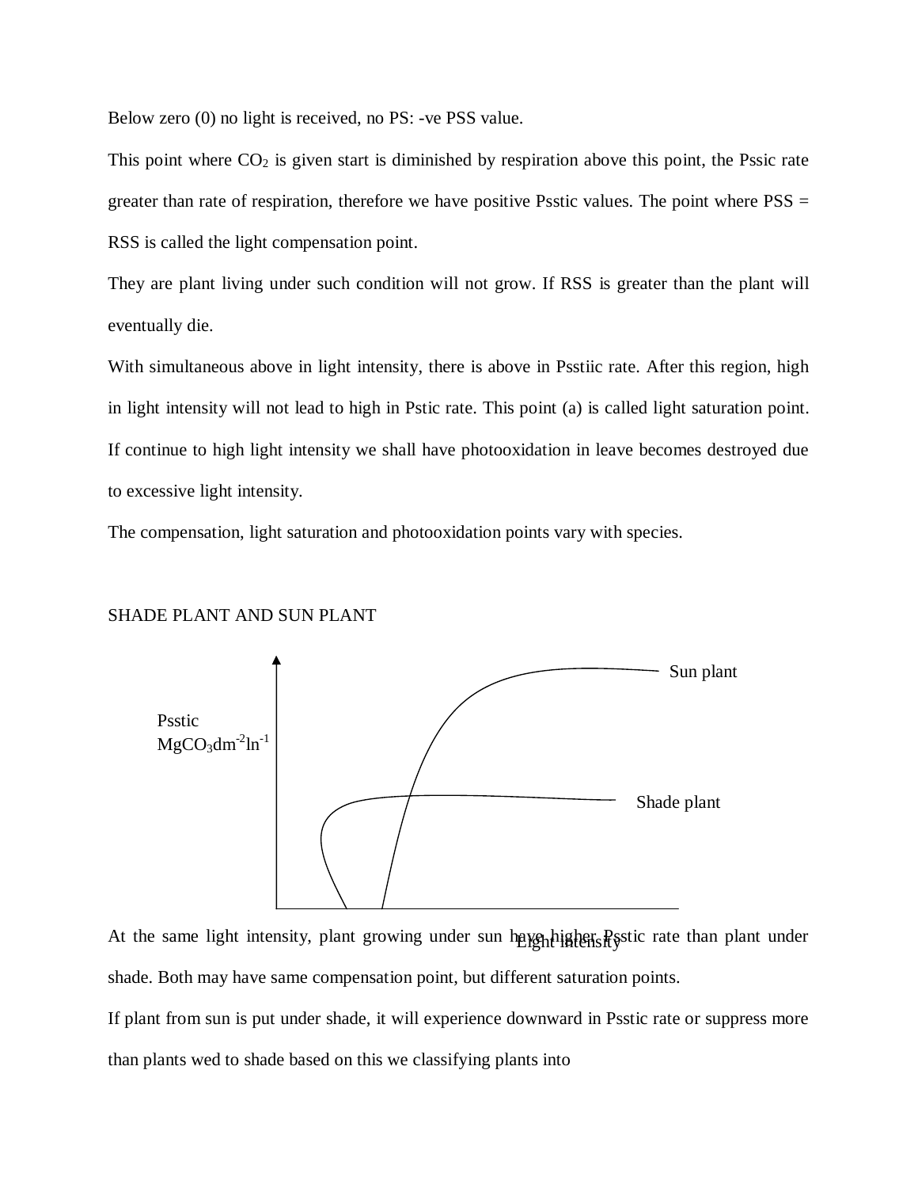Below zero (0) no light is received, no PS: -ve PSS value.

This point where $CO_2$ is given start is diminished by respiration above this point, the Pssic rate greater than rate of respiration, therefore we have positive Psstic values. The point where PSS = RSS is called the light compensation point.

They are plant living under such condition will not grow. If RSS is greater than the plant will eventually die.

With simultaneous above in light intensity, there is above in Psstiic rate. After this region, high in light intensity will not lead to high in Pstic rate. This point (a) is called light saturation point. If continue to high light intensity we shall have photooxidation in leave becomes destroyed due to excessive light intensity.

The compensation, light saturation and photooxidation points vary with species.

SHADE PLANT AND SUN PLANT

Psstic $MgCO_3dm^{-2}ln^{-1}$

Sun plant

Shade plant

Light intensity

At the same light intensity, plant growing under sun have higher Psstic rate than plant under shade. Both may have same compensation point, but different saturation points.

If plant from sun is put under shade, it will experience downward in Psstic rate or suppress more than plants wed to shade based on this we classifying plants into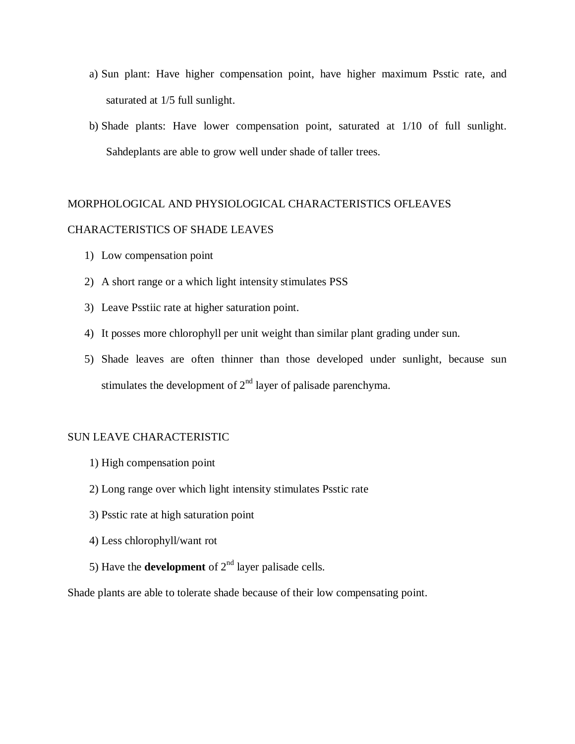a) Sun plant: Have higher compensation point, have higher maximum Psstic rate, and saturated at 1/5 full sunlight.

b) Shade plants: Have lower compensation point, saturated at 1/10 of full sunlight. Sahdeplants are able to grow well under shade of taller trees.

MORPHOLOGICAL AND PHYSIOLOGICAL CHARACTERISTICS OFLEAVES

CHARACTERISTICS OF SHADE LEAVES

1) Low compensation point
2) A short range or a which light intensity stimulates PSS
3) Leave Psstiic rate at higher saturation point.
4) It posses more chlorophyll per unit weight than similar plant grading under sun.
5) Shade leaves are often thinner than those developed under sunlight, because sun stimulates the development of 2nd layer of palisade parenchyma.

SUN LEAVE CHARACTERISTIC

1) High compensation point
2) Long range over which light intensity stimulates Psstic rate
3) Psstic rate at high saturation point
4) Less chlorophyll/want rot
5) Have the **development** of 2nd layer palisade cells.

Shade plants are able to tolerate shade because of their low compensating point.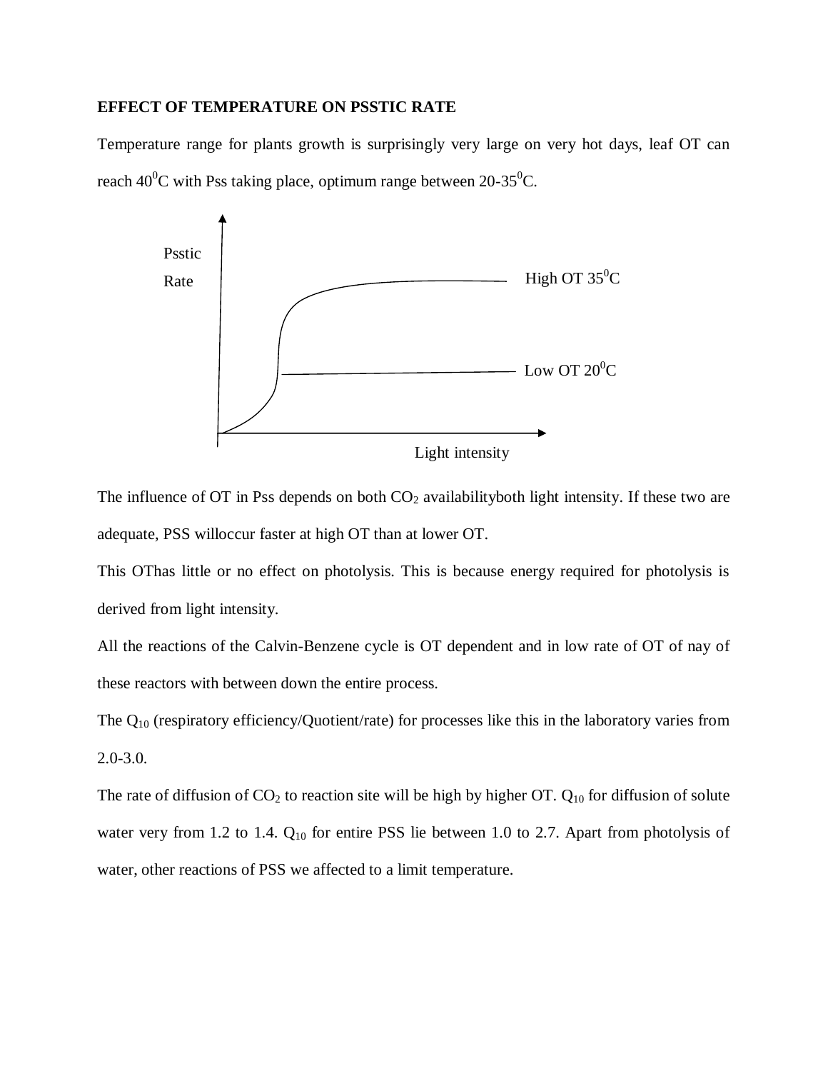**EFFECT OF TEMPERATURE ON PSSTIC RATE**

Temperature range for plants growth is surprisingly very large on very hot days, leaf OT can reach $40^0$C with Pss taking place, optimum range between 20-$35^0$C.

Psstic Rate

High OT $35^0$C

Low OT $20^0$C

Light intensity

The influence of OT in Pss depends on both $CO_2$ availabilityboth light intensity. If these two are adequate, PSS willoccur faster at high OT than at lower OT.

This OThas little or no effect on photolysis. This is because energy required for photolysis is derived from light intensity.

All the reactions of the Calvin-Benzene cycle is OT dependent and in low rate of OT of nay of these reactors with between down the entire process.

The $Q_{10}$ (respiratory efficiency/Quotient/rate) for processes like this in the laboratory varies from 2.0-3.0.

The rate of diffusion of $CO_2$ to reaction site will be high by higher OT. $Q_{10}$ for diffusion of solute water very from 1.2 to 1.4. $Q_{10}$ for entire PSS lie between 1.0 to 2.7. Apart from photolysis of water, other reactions of PSS we affected to a limit temperature.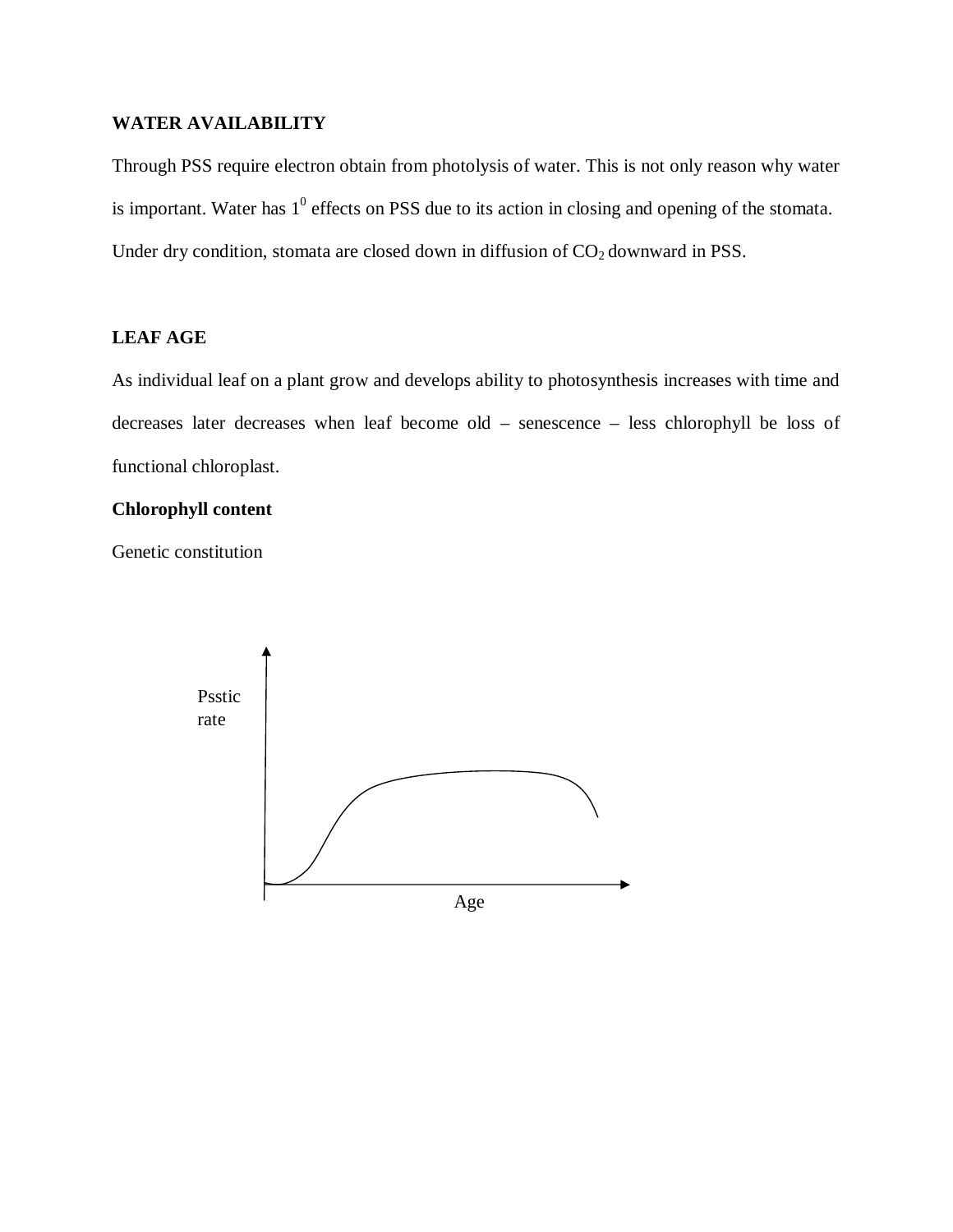**WATER AVAILABILITY**

Through PSS require electron obtain from photolysis of water. This is not only reason why water is important. Water has $1^0$ effects on PSS due to its action in closing and opening of the stomata. Under dry condition, stomata are closed down in diffusion of $CO_2$ downward in PSS.

**LEAF AGE**

As individual leaf on a plant grow and develops ability to photosynthesis increases with time and decreases later decreases when leaf become old – senescence – less chlorophyll be loss of functional chloroplast.

**Chlorophyll content**

Genetic constitution

Psstic rate

Age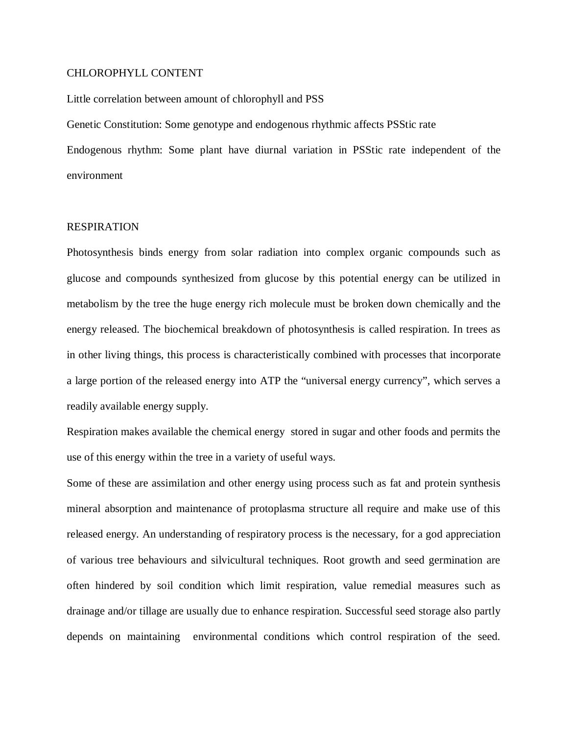## CHLOROPHYLL CONTENT

Little correlation between amount of chlorophyll and PSS

Genetic Constitution: Some genotype and endogenous rhythmic affects PSStic rate

Endogenous rhythm: Some plant have diurnal variation in PSStic rate independent of the environment

## RESPIRATION

Photosynthesis binds energy from solar radiation into complex organic compounds such as glucose and compounds synthesized from glucose by this potential energy can be utilized in metabolism by the tree the huge energy rich molecule must be broken down chemically and the energy released. The biochemical breakdown of photosynthesis is called respiration. In trees as in other living things, this process is characteristically combined with processes that incorporate a large portion of the released energy into ATP the "universal energy currency", which serves a readily available energy supply.

Respiration makes available the chemical energy stored in sugar and other foods and permits the use of this energy within the tree in a variety of useful ways.

Some of these are assimilation and other energy using process such as fat and protein synthesis mineral absorption and maintenance of protoplasma structure all require and make use of this released energy. An understanding of respiratory process is the necessary, for a god appreciation of various tree behaviours and silvicultural techniques. Root growth and seed germination are often hindered by soil condition which limit respiration, value remedial measures such as drainage and/or tillage are usually due to enhance respiration. Successful seed storage also partly depends on maintaining environmental conditions which control respiration of the seed.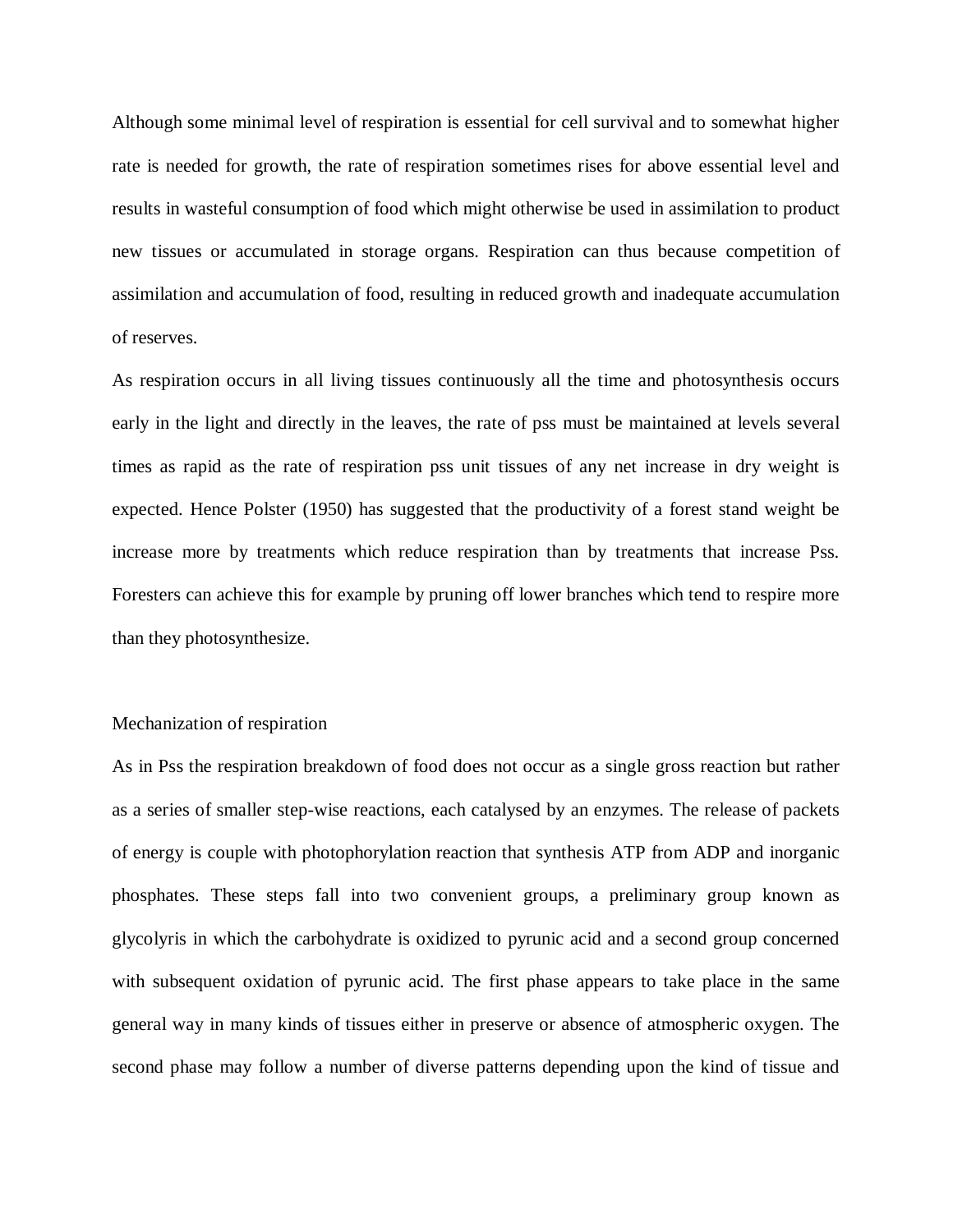Although some minimal level of respiration is essential for cell survival and to somewhat higher rate is needed for growth, the rate of respiration sometimes rises for above essential level and results in wasteful consumption of food which might otherwise be used in assimilation to product new tissues or accumulated in storage organs. Respiration can thus because competition of assimilation and accumulation of food, resulting in reduced growth and inadequate accumulation of reserves.

As respiration occurs in all living tissues continuously all the time and photosynthesis occurs early in the light and directly in the leaves, the rate of pss must be maintained at levels several times as rapid as the rate of respiration pss unit tissues of any net increase in dry weight is expected. Hence Polster (1950) has suggested that the productivity of a forest stand weight be increase more by treatments which reduce respiration than by treatments that increase Pss. Foresters can achieve this for example by pruning off lower branches which tend to respire more than they photosynthesize.

## Mechanization of respiration

As in Pss the respiration breakdown of food does not occur as a single gross reaction but rather as a series of smaller step-wise reactions, each catalysed by an enzymes. The release of packets of energy is couple with photophorylation reaction that synthesis ATP from ADP and inorganic phosphates. These steps fall into two convenient groups, a preliminary group known as glycolyris in which the carbohydrate is oxidized to pyrunic acid and a second group concerned with subsequent oxidation of pyrunic acid. The first phase appears to take place in the same general way in many kinds of tissues either in preserve or absence of atmospheric oxygen. The second phase may follow a number of diverse patterns depending upon the kind of tissue and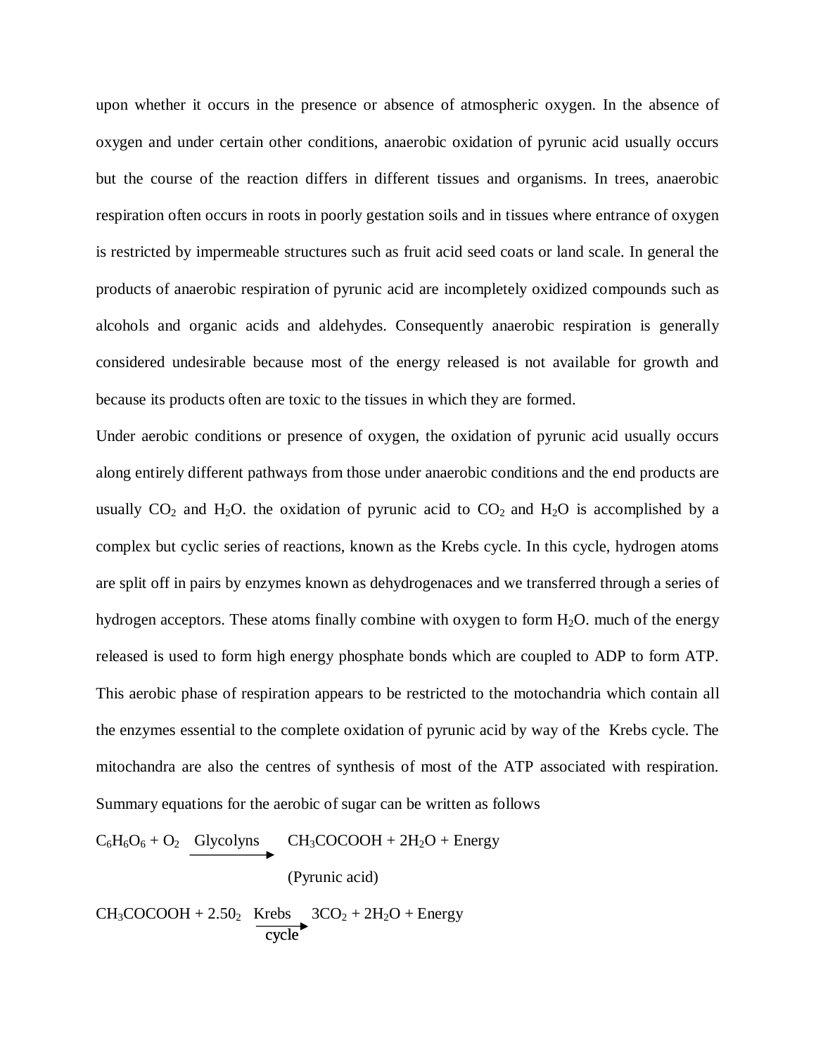upon whether it occurs in the presence or absence of atmospheric oxygen. In the absence of oxygen and under certain other conditions, anaerobic oxidation of pyrunic acid usually occurs but the course of the reaction differs in different tissues and organisms. In trees, anaerobic respiration often occurs in roots in poorly gestation soils and in tissues where entrance of oxygen is restricted by impermeable structures such as fruit acid seed coats or land scale. In general the products of anaerobic respiration of pyrunic acid are incompletely oxidized compounds such as alcohols and organic acids and aldehydes. Consequently anaerobic respiration is generally considered undesirable because most of the energy released is not available for growth and because its products often are toxic to the tissues in which they are formed.

Under aerobic conditions or presence of oxygen, the oxidation of pyrunic acid usually occurs along entirely different pathways from those under anaerobic conditions and the end products are usually $CO_2$ and $H_2O$. the oxidation of pyrunic acid to $CO_2$ and $H_2O$ is accomplished by a complex but cyclic series of reactions, known as the Krebs cycle. In this cycle, hydrogen atoms are split off in pairs by enzymes known as dehydrogenaces and we transferred through a series of hydrogen acceptors. These atoms finally combine with oxygen to form $H_2O$. much of the energy released is used to form high energy phosphate bonds which are coupled to ADP to form ATP. This aerobic phase of respiration appears to be restricted to the motochandria which contain all the enzymes essential to the complete oxidation of pyrunic acid by way of the Krebs cycle. The mitochandra are also the centres of synthesis of most of the ATP associated with respiration. Summary equations for the aerobic of sugar can be written as follows

$$C_6H_6O_6 + O_2 \xrightarrow{\text{Glycolyns}} CH_3COCOOH + 2H_2O + \text{Energy}$$

(Pyrunic acid)

$$CH_3COCOOH + 2.5O_2 \xrightarrow[\text{cycle}]{\text{Krebs}} 3CO_2 + 2H_2O + \text{Energy}$$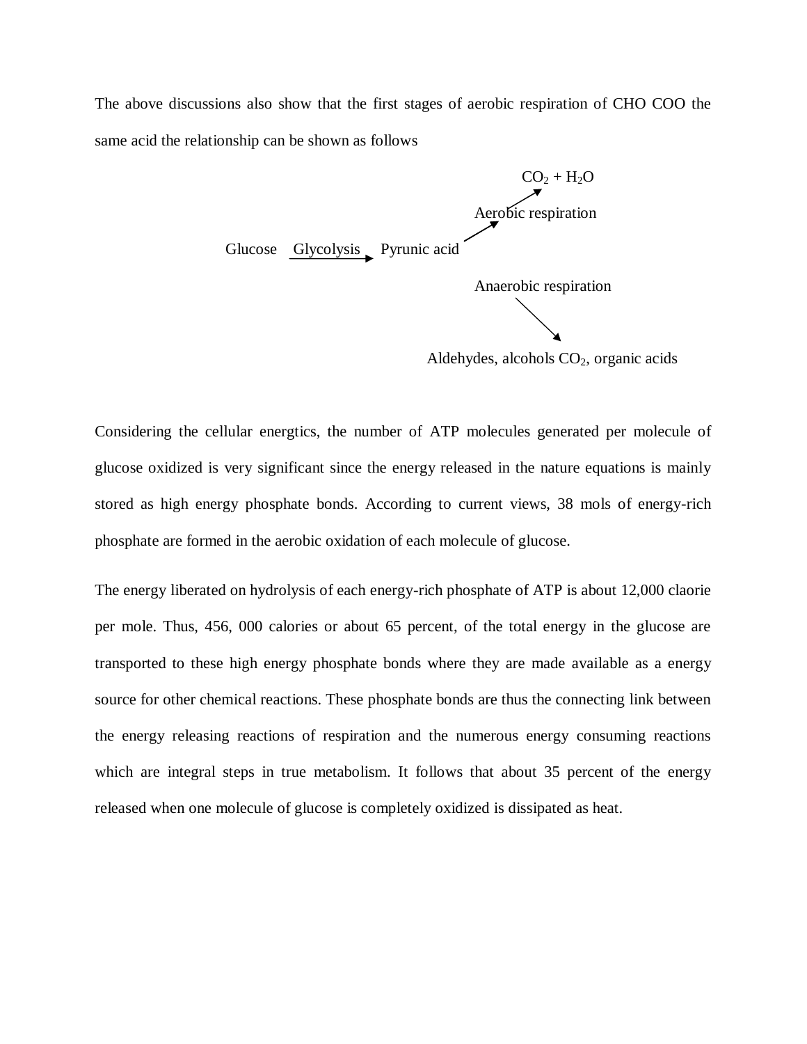The above discussions also show that the first stages of aerobic respiration of CHO COO the same acid the relationship can be shown as follows

$$\text{Glucose} \xrightarrow{\text{Glycolysis}} \text{Pyrunic acid} \begin{cases} \xrightarrow{\text{Aerobic respiration}} CO_2 + H_2O \\ \xrightarrow{\text{Anaerobic respiration}} \text{Aldehydes, alcohols } CO_2\text{, organic acids} \end{cases}$$

Considering the cellular energtics, the number of ATP molecules generated per molecule of glucose oxidized is very significant since the energy released in the nature equations is mainly stored as high energy phosphate bonds. According to current views, 38 mols of energy-rich phosphate are formed in the aerobic oxidation of each molecule of glucose.

The energy liberated on hydrolysis of each energy-rich phosphate of ATP is about 12,000 claorie per mole. Thus, 456, 000 calories or about 65 percent, of the total energy in the glucose are transported to these high energy phosphate bonds where they are made available as a energy source for other chemical reactions. These phosphate bonds are thus the connecting link between the energy releasing reactions of respiration and the numerous energy consuming reactions which are integral steps in true metabolism. It follows that about 35 percent of the energy released when one molecule of glucose is completely oxidized is dissipated as heat.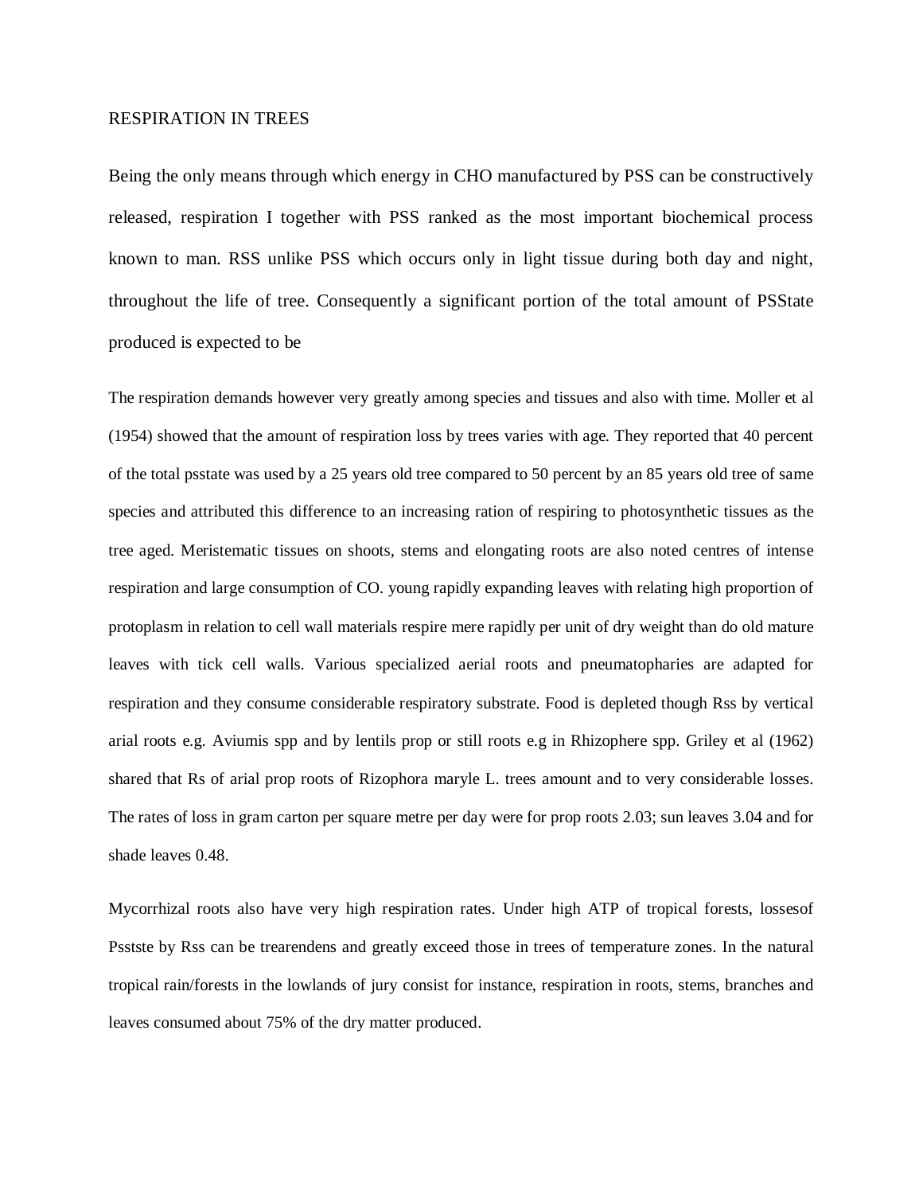RESPIRATION IN TREES

Being the only means through which energy in CHO manufactured by PSS can be constructively released, respiration I together with PSS ranked as the most important biochemical process known to man. RSS unlike PSS which occurs only in light tissue during both day and night, throughout the life of tree. Consequently a significant portion of the total amount of PSState produced is expected to be

The respiration demands however very greatly among species and tissues and also with time. Moller et al (1954) showed that the amount of respiration loss by trees varies with age. They reported that 40 percent of the total psstate was used by a 25 years old tree compared to 50 percent by an 85 years old tree of same species and attributed this difference to an increasing ration of respiring to photosynthetic tissues as the tree aged. Meristematic tissues on shoots, stems and elongating roots are also noted centres of intense respiration and large consumption of CO. young rapidly expanding leaves with relating high proportion of protoplasm in relation to cell wall materials respire mere rapidly per unit of dry weight than do old mature leaves with tick cell walls. Various specialized aerial roots and pneumatopharies are adapted for respiration and they consume considerable respiratory substrate. Food is depleted though Rss by vertical arial roots e.g. Aviumis spp and by lentils prop or still roots e.g in Rhizophere spp. Griley et al (1962) shared that Rs of arial prop roots of Rizophora maryle L. trees amount and to very considerable losses. The rates of loss in gram carton per square metre per day were for prop roots 2.03; sun leaves 3.04 and for shade leaves 0.48.

Mycorrhizal roots also have very high respiration rates. Under high ATP of tropical forests, lossesof Psstste by Rss can be trearendens and greatly exceed those in trees of temperature zones. In the natural tropical rain/forests in the lowlands of jury consist for instance, respiration in roots, stems, branches and leaves consumed about 75% of the dry matter produced.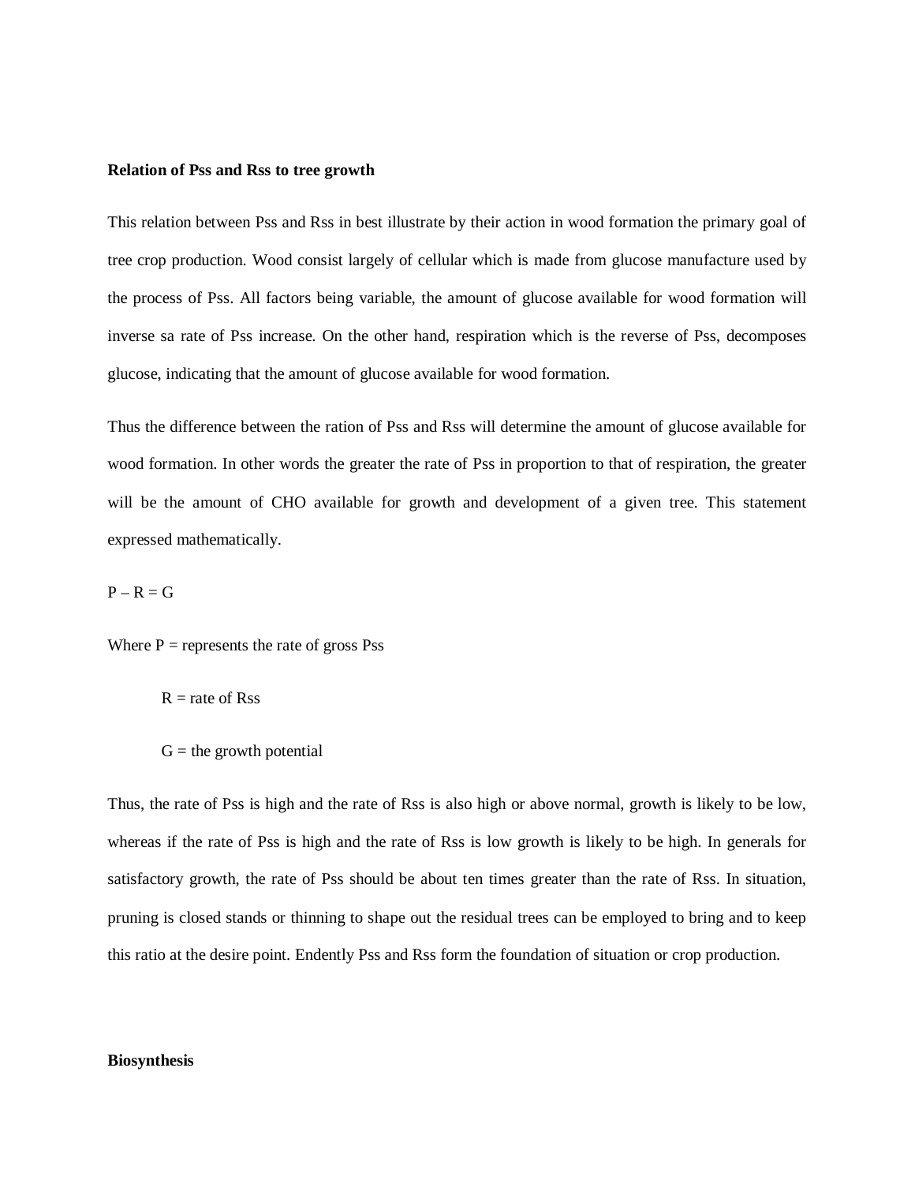**Relation of Pss and Rss to tree growth**

This relation between Pss and Rss in best illustrate by their action in wood formation the primary goal of tree crop production. Wood consist largely of cellular which is made from glucose manufacture used by the process of Pss. All factors being variable, the amount of glucose available for wood formation will inverse sa rate of Pss increase. On the other hand, respiration which is the reverse of Pss, decomposes glucose, indicating that the amount of glucose available for wood formation.

Thus the difference between the ration of Pss and Rss will determine the amount of glucose available for wood formation. In other words the greater the rate of Pss in proportion to that of respiration, the greater will be the amount of CHO available for growth and development of a given tree. This statement expressed mathematically.

$P – R = G$

Where P = represents the rate of gross Pss

R = rate of Rss

G = the growth potential

Thus, the rate of Pss is high and the rate of Rss is also high or above normal, growth is likely to be low, whereas if the rate of Pss is high and the rate of Rss is low growth is likely to be high. In generals for satisfactory growth, the rate of Pss should be about ten times greater than the rate of Rss. In situation, pruning is closed stands or thinning to shape out the residual trees can be employed to bring and to keep this ratio at the desire point. Endently Pss and Rss form the foundation of situation or crop production.

**Biosynthesis**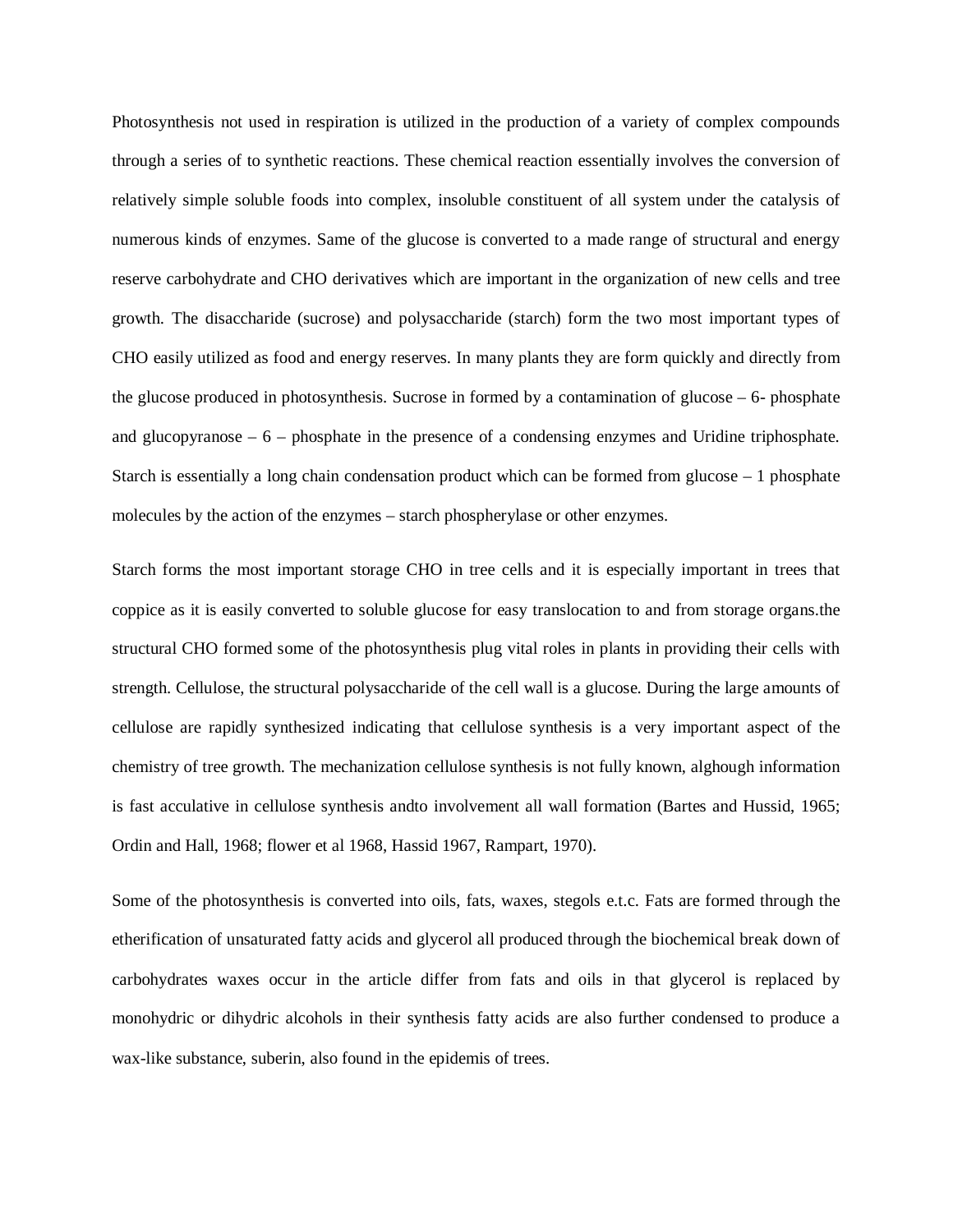Photosynthesis not used in respiration is utilized in the production of a variety of complex compounds through a series of to synthetic reactions. These chemical reaction essentially involves the conversion of relatively simple soluble foods into complex, insoluble constituent of all system under the catalysis of numerous kinds of enzymes. Same of the glucose is converted to a made range of structural and energy reserve carbohydrate and CHO derivatives which are important in the organization of new cells and tree growth. The disaccharide (sucrose) and polysaccharide (starch) form the two most important types of CHO easily utilized as food and energy reserves. In many plants they are form quickly and directly from the glucose produced in photosynthesis. Sucrose in formed by a contamination of glucose – 6- phosphate and glucopyranose – 6 – phosphate in the presence of a condensing enzymes and Uridine triphosphate. Starch is essentially a long chain condensation product which can be formed from glucose – 1 phosphate molecules by the action of the enzymes – starch phospherylase or other enzymes.

Starch forms the most important storage CHO in tree cells and it is especially important in trees that coppice as it is easily converted to soluble glucose for easy translocation to and from storage organs.the structural CHO formed some of the photosynthesis plug vital roles in plants in providing their cells with strength. Cellulose, the structural polysaccharide of the cell wall is a glucose. During the large amounts of cellulose are rapidly synthesized indicating that cellulose synthesis is a very important aspect of the chemistry of tree growth. The mechanization cellulose synthesis is not fully known, alghough information is fast acculative in cellulose synthesis andto involvement all wall formation (Bartes and Hussid, 1965; Ordin and Hall, 1968; flower et al 1968, Hassid 1967, Rampart, 1970).

Some of the photosynthesis is converted into oils, fats, waxes, stegols e.t.c. Fats are formed through the etherification of unsaturated fatty acids and glycerol all produced through the biochemical break down of carbohydrates waxes occur in the article differ from fats and oils in that glycerol is replaced by monohydric or dihydric alcohols in their synthesis fatty acids are also further condensed to produce a wax-like substance, suberin, also found in the epidemis of trees.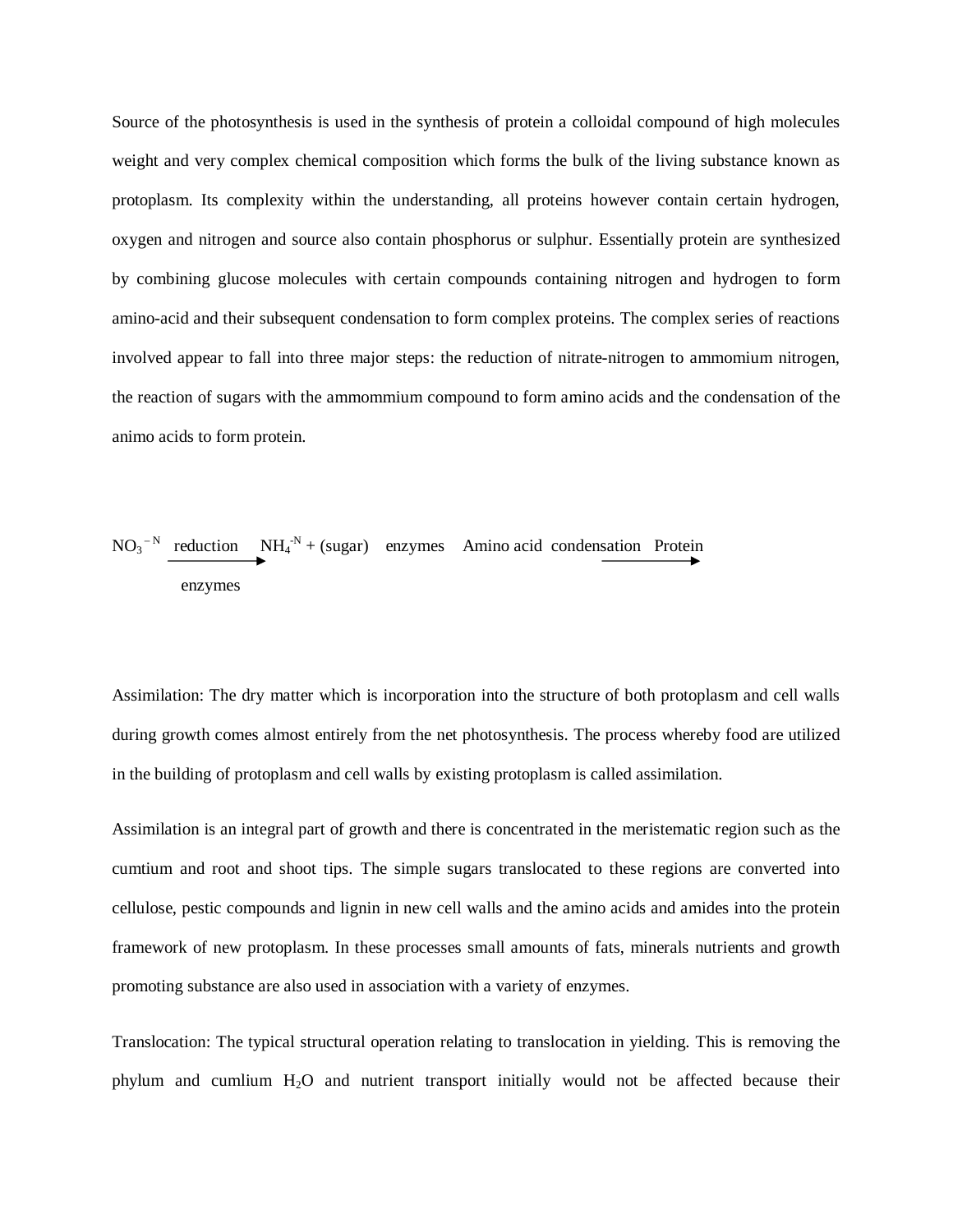Source of the photosynthesis is used in the synthesis of protein a colloidal compound of high molecules weight and very complex chemical composition which forms the bulk of the living substance known as protoplasm. Its complexity within the understanding, all proteins however contain certain hydrogen, oxygen and nitrogen and source also contain phosphorus or sulphur. Essentially protein are synthesized by combining glucose molecules with certain compounds containing nitrogen and hydrogen to form amino-acid and their subsequent condensation to form complex proteins. The complex series of reactions involved appear to fall into three major steps: the reduction of nitrate-nitrogen to ammomium nitrogen, the reaction of sugars with the ammommium compound to form amino acids and the condensation of the animo acids to form protein.

$$NO_3^{-N} \xrightarrow[\text{enzymes}]{\text{reduction}} NH_4^{-N} + (\text{sugar}) \quad \text{enzymes} \quad \text{Amino acid} \xrightarrow{\text{condensation}} \text{Protein}$$

Assimilation: The dry matter which is incorporation into the structure of both protoplasm and cell walls during growth comes almost entirely from the net photosynthesis. The process whereby food are utilized in the building of protoplasm and cell walls by existing protoplasm is called assimilation.

Assimilation is an integral part of growth and there is concentrated in the meristematic region such as the cumtium and root and shoot tips. The simple sugars translocated to these regions are converted into cellulose, pestic compounds and lignin in new cell walls and the amino acids and amides into the protein framework of new protoplasm. In these processes small amounts of fats, minerals nutrients and growth promoting substance are also used in association with a variety of enzymes.

Translocation: The typical structural operation relating to translocation in yielding. This is removing the phylum and cumlium $H_2O$ and nutrient transport initially would not be affected because their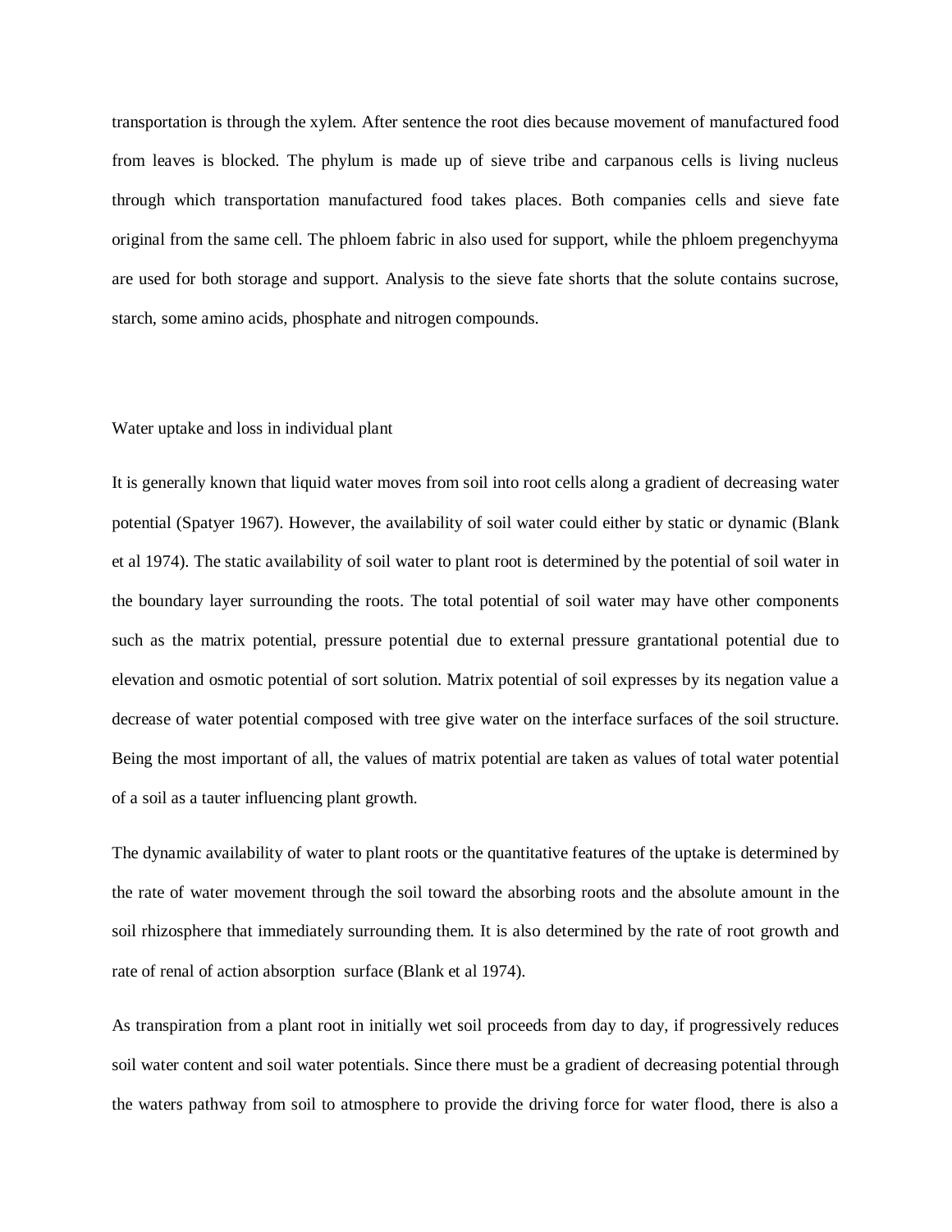transportation is through the xylem. After sentence the root dies because movement of manufactured food from leaves is blocked. The phylum is made up of sieve tribe and carpanous cells is living nucleus through which transportation manufactured food takes places. Both companies cells and sieve fate original from the same cell. The phloem fabric in also used for support, while the phloem pregenchyyma are used for both storage and support. Analysis to the sieve fate shorts that the solute contains sucrose, starch, some amino acids, phosphate and nitrogen compounds.

Water uptake and loss in individual plant

It is generally known that liquid water moves from soil into root cells along a gradient of decreasing water potential (Spatyer 1967). However, the availability of soil water could either by static or dynamic (Blank et al 1974). The static availability of soil water to plant root is determined by the potential of soil water in the boundary layer surrounding the roots. The total potential of soil water may have other components such as the matrix potential, pressure potential due to external pressure grantational potential due to elevation and osmotic potential of sort solution. Matrix potential of soil expresses by its negation value a decrease of water potential composed with tree give water on the interface surfaces of the soil structure. Being the most important of all, the values of matrix potential are taken as values of total water potential of a soil as a tauter influencing plant growth.

The dynamic availability of water to plant roots or the quantitative features of the uptake is determined by the rate of water movement through the soil toward the absorbing roots and the absolute amount in the soil rhizosphere that immediately surrounding them. It is also determined by the rate of root growth and rate of renal of action absorption surface (Blank et al 1974).

As transpiration from a plant root in initially wet soil proceeds from day to day, if progressively reduces soil water content and soil water potentials. Since there must be a gradient of decreasing potential through the waters pathway from soil to atmosphere to provide the driving force for water flood, there is also a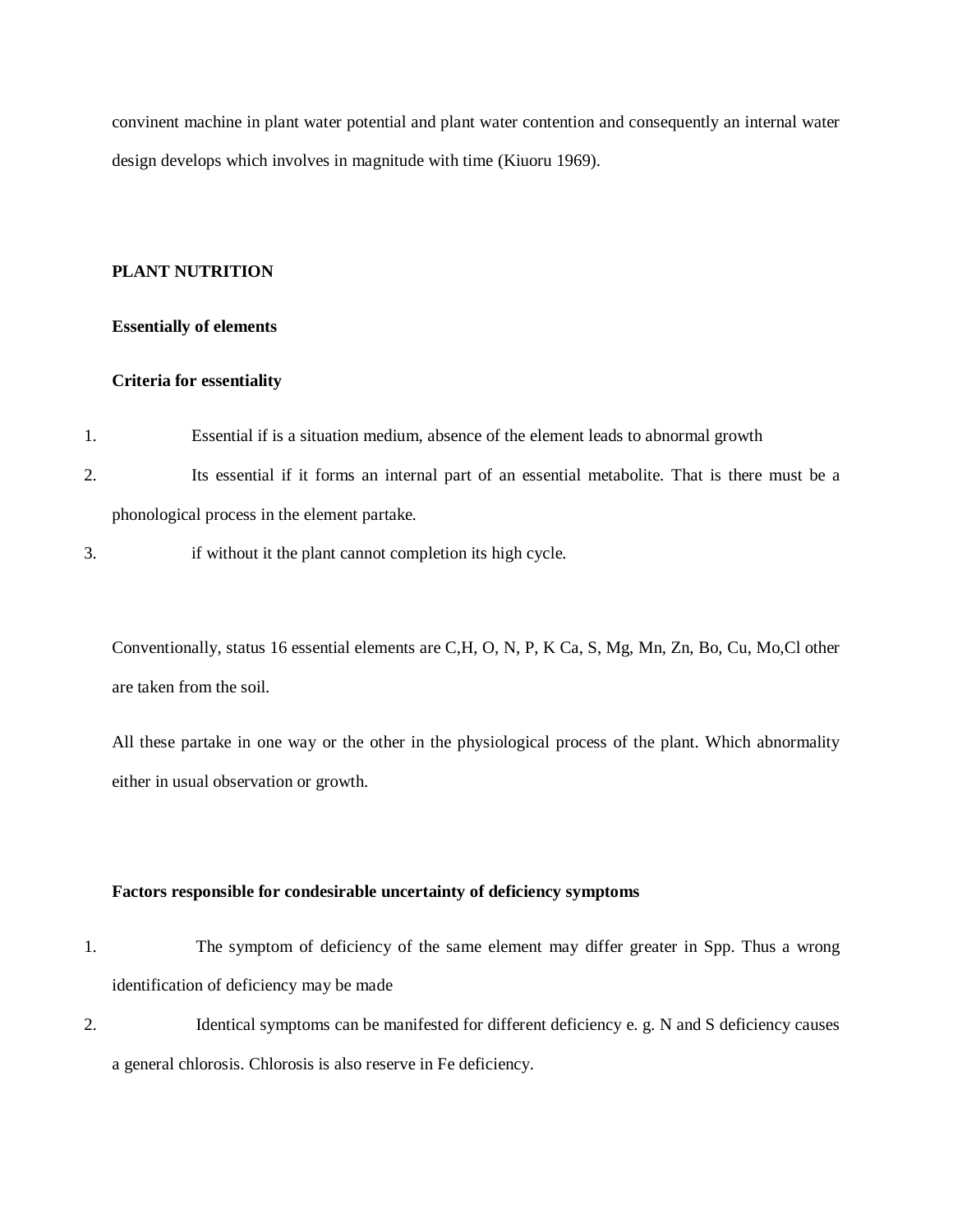convinent machine in plant water potential and plant water contention and consequently an internal water design develops which involves in magnitude with time (Kiuoru 1969).

## PLANT NUTRITION

### Essentially of elements

### Criteria for essentiality

1. Essential if is a situation medium, absence of the element leads to abnormal growth
2. Its essential if it forms an internal part of an essential metabolite. That is there must be a phonological process in the element partake.
3. if without it the plant cannot completion its high cycle.

Conventionally, status 16 essential elements are C,H, O, N, P, K Ca, S, Mg, Mn, Zn, Bo, Cu, Mo,Cl other are taken from the soil.

All these partake in one way or the other in the physiological process of the plant. Which abnormality either in usual observation or growth.

### Factors responsible for condesirable uncertainty of deficiency symptoms

1. The symptom of deficiency of the same element may differ greater in Spp. Thus a wrong identification of deficiency may be made
2. Identical symptoms can be manifested for different deficiency e. g. N and S deficiency causes a general chlorosis. Chlorosis is also reserve in Fe deficiency.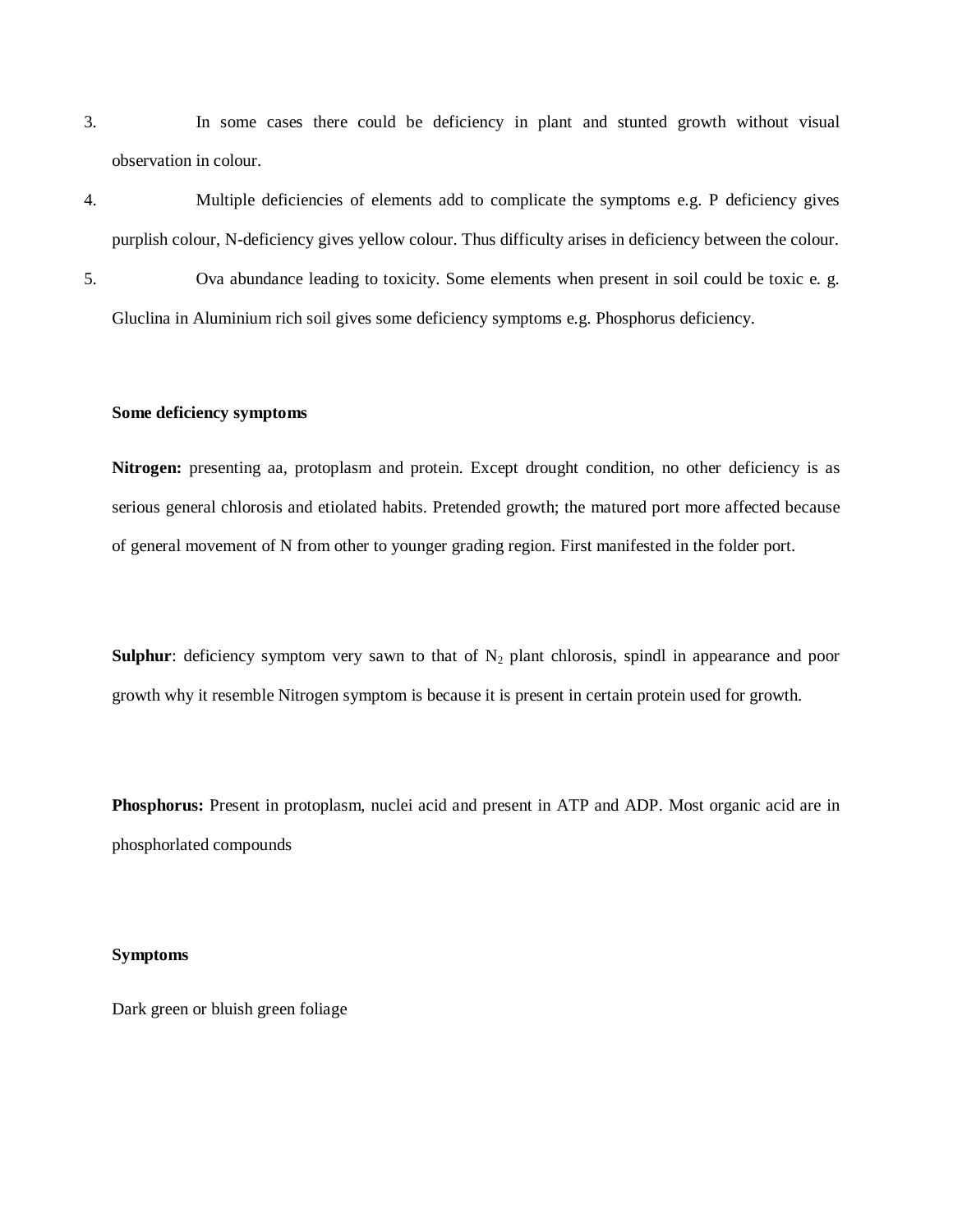3. In some cases there could be deficiency in plant and stunted growth without visual observation in colour.
4. Multiple deficiencies of elements add to complicate the symptoms e.g. P deficiency gives purplish colour, N-deficiency gives yellow colour. Thus difficulty arises in deficiency between the colour.
5. Ova abundance leading to toxicity. Some elements when present in soil could be toxic e. g. Gluclina in Aluminium rich soil gives some deficiency symptoms e.g. Phosphorus deficiency.

**Some deficiency symptoms**

**Nitrogen:** presenting aa, protoplasm and protein. Except drought condition, no other deficiency is as serious general chlorosis and etiolated habits. Pretended growth; the matured port more affected because of general movement of N from other to younger grading region. First manifested in the folder port.

**Sulphur**: deficiency symptom very sawn to that of $N_2$ plant chlorosis, spindl in appearance and poor growth why it resemble Nitrogen symptom is because it is present in certain protein used for growth.

**Phosphorus:** Present in protoplasm, nuclei acid and present in ATP and ADP. Most organic acid are in phosphorlated compounds

**Symptoms**

Dark green or bluish green foliage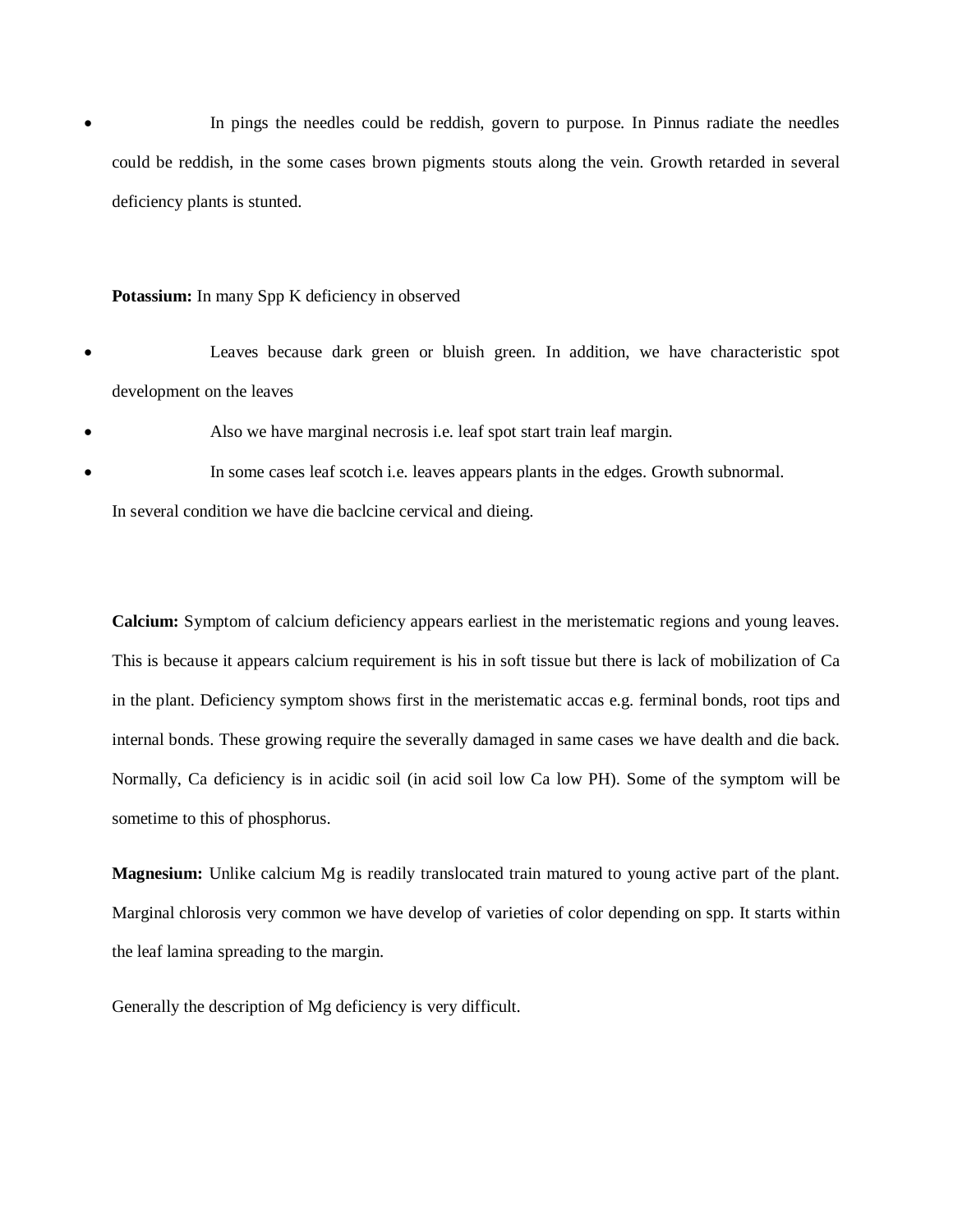- In pings the needles could be reddish, govern to purpose. In Pinnus radiate the needles could be reddish, in the some cases brown pigments stouts along the vein. Growth retarded in several deficiency plants is stunted.

**Potassium:** In many Spp K deficiency in observed

- Leaves because dark green or bluish green. In addition, we have characteristic spot development on the leaves
- Also we have marginal necrosis i.e. leaf spot start train leaf margin.
- In some cases leaf scotch i.e. leaves appears plants in the edges. Growth subnormal.

In several condition we have die baclcine cervical and dieing.

**Calcium:** Symptom of calcium deficiency appears earliest in the meristematic regions and young leaves. This is because it appears calcium requirement is his in soft tissue but there is lack of mobilization of Ca in the plant. Deficiency symptom shows first in the meristematic accas e.g. ferminal bonds, root tips and internal bonds. These growing require the severally damaged in same cases we have dealth and die back. Normally, Ca deficiency is in acidic soil (in acid soil low Ca low PH). Some of the symptom will be sometime to this of phosphorus.

**Magnesium:** Unlike calcium Mg is readily translocated train matured to young active part of the plant. Marginal chlorosis very common we have develop of varieties of color depending on spp. It starts within the leaf lamina spreading to the margin.

Generally the description of Mg deficiency is very difficult.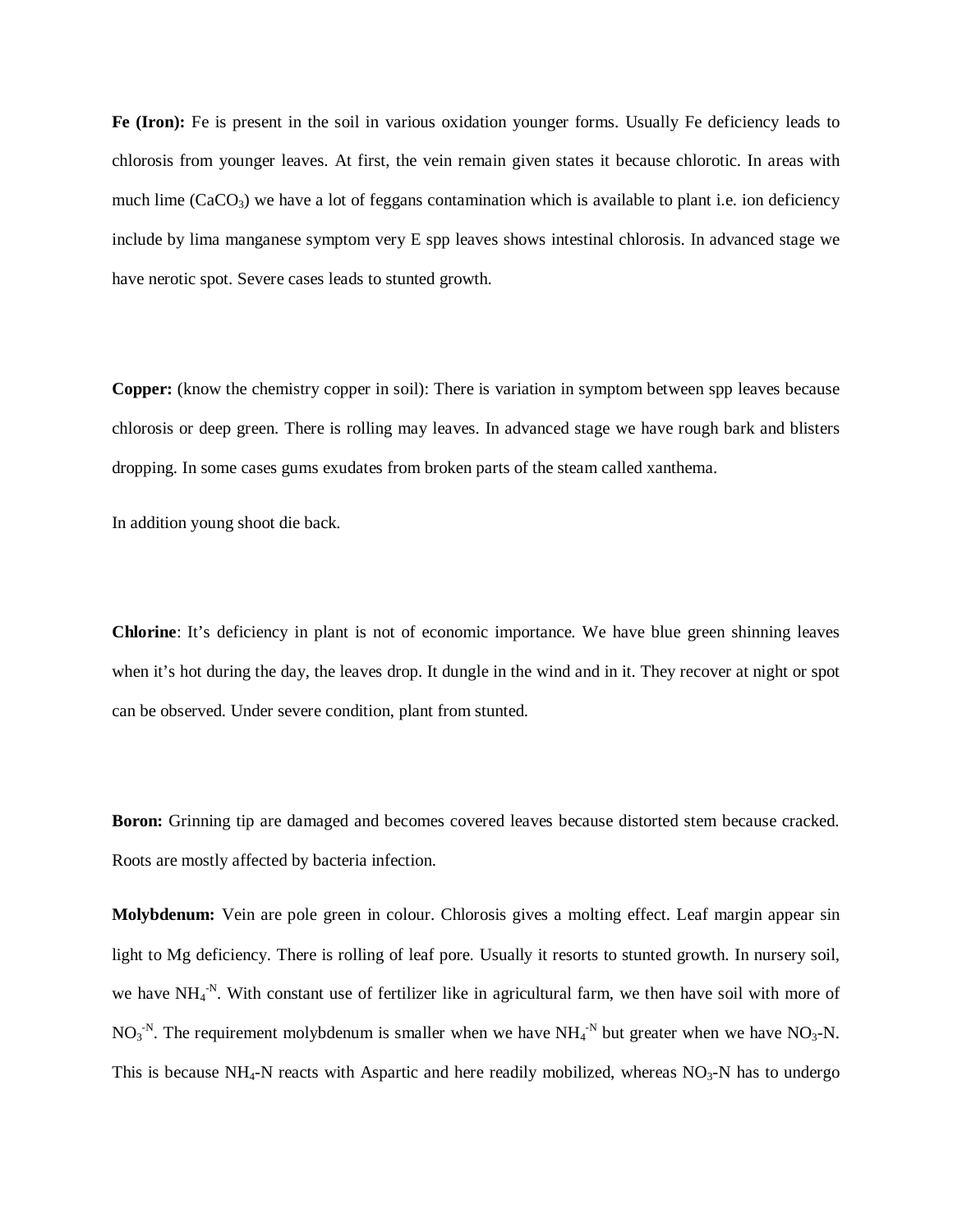**Fe (Iron):** Fe is present in the soil in various oxidation younger forms. Usually Fe deficiency leads to chlorosis from younger leaves. At first, the vein remain given states it because chlorotic. In areas with much lime ($CaCO_3$) we have a lot of feggans contamination which is available to plant i.e. ion deficiency include by lima manganese symptom very E spp leaves shows intestinal chlorosis. In advanced stage we have nerotic spot. Severe cases leads to stunted growth.

**Copper:** (know the chemistry copper in soil): There is variation in symptom between spp leaves because chlorosis or deep green. There is rolling may leaves. In advanced stage we have rough bark and blisters dropping. In some cases gums exudates from broken parts of the steam called xanthema.

In addition young shoot die back.

**Chlorine**: It's deficiency in plant is not of economic importance. We have blue green shinning leaves when it's hot during the day, the leaves drop. It dungle in the wind and in it. They recover at night or spot can be observed. Under severe condition, plant from stunted.

**Boron:** Grinning tip are damaged and becomes covered leaves because distorted stem because cracked. Roots are mostly affected by bacteria infection.

**Molybdenum:** Vein are pole green in colour. Chlorosis gives a molting effect. Leaf margin appear sin light to Mg deficiency. There is rolling of leaf pore. Usually it resorts to stunted growth. In nursery soil, we have $NH_4^{-N}$. With constant use of fertilizer like in agricultural farm, we then have soil with more of $NO_3^{-N}$. The requirement molybdenum is smaller when we have $NH_4^{-N}$ but greater when we have $NO_3$-N. This is because $NH_4$-N reacts with Aspartic and here readily mobilized, whereas $NO_3$-N has to undergo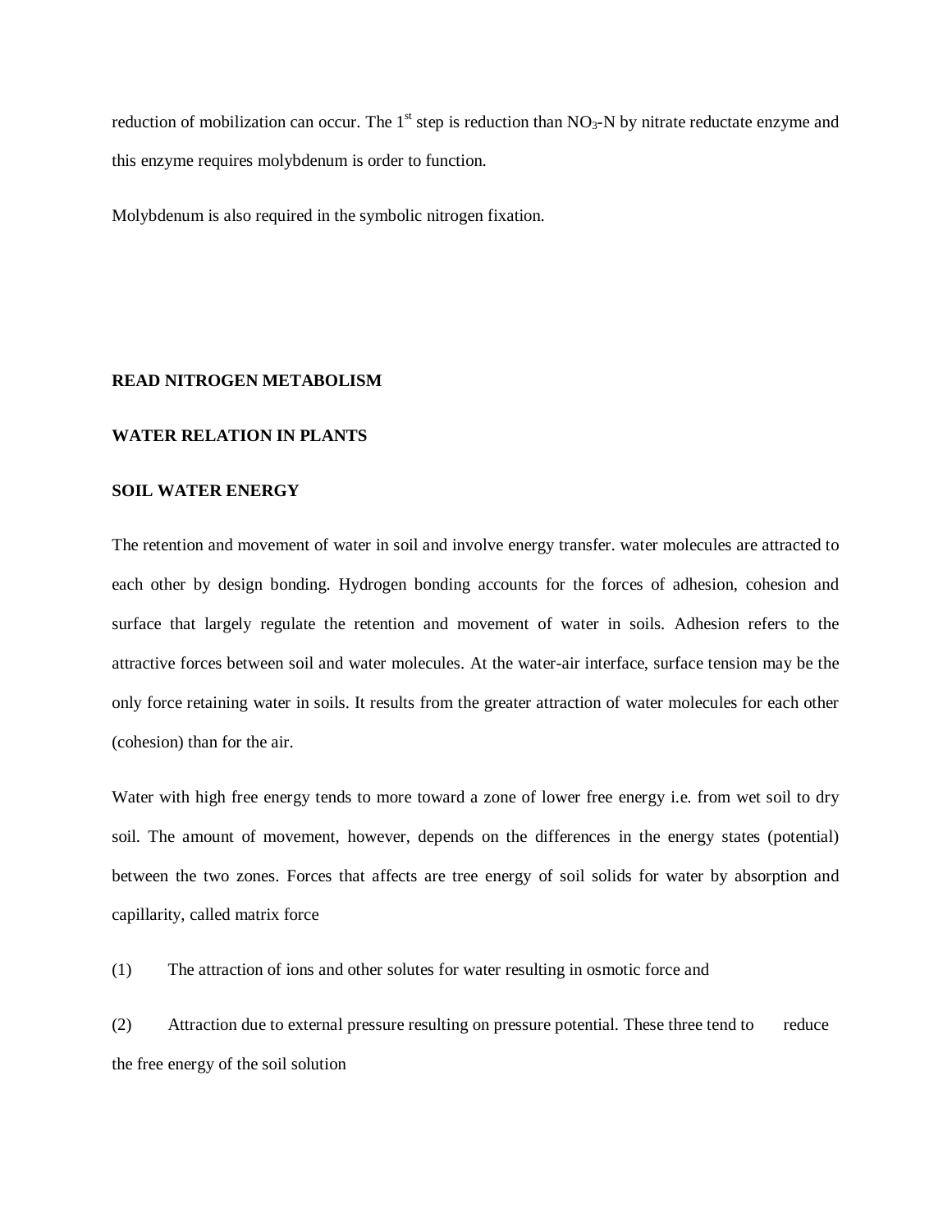reduction of mobilization can occur. The 1st step is reduction than $NO_3$-N by nitrate reductate enzyme and this enzyme requires molybdenum is order to function.

Molybdenum is also required in the symbolic nitrogen fixation.

**READ NITROGEN METABOLISM**

## WATER RELATION IN PLANTS

### SOIL WATER ENERGY

The retention and movement of water in soil and involve energy transfer. water molecules are attracted to each other by design bonding. Hydrogen bonding accounts for the forces of adhesion, cohesion and surface that largely regulate the retention and movement of water in soils. Adhesion refers to the attractive forces between soil and water molecules. At the water-air interface, surface tension may be the only force retaining water in soils. It results from the greater attraction of water molecules for each other (cohesion) than for the air.

Water with high free energy tends to more toward a zone of lower free energy i.e. from wet soil to dry soil. The amount of movement, however, depends on the differences in the energy states (potential) between the two zones. Forces that affects are tree energy of soil solids for water by absorption and capillarity, called matrix force

(1) The attraction of ions and other solutes for water resulting in osmotic force and

(2) Attraction due to external pressure resulting on pressure potential. These three tend to reduce the free energy of the soil solution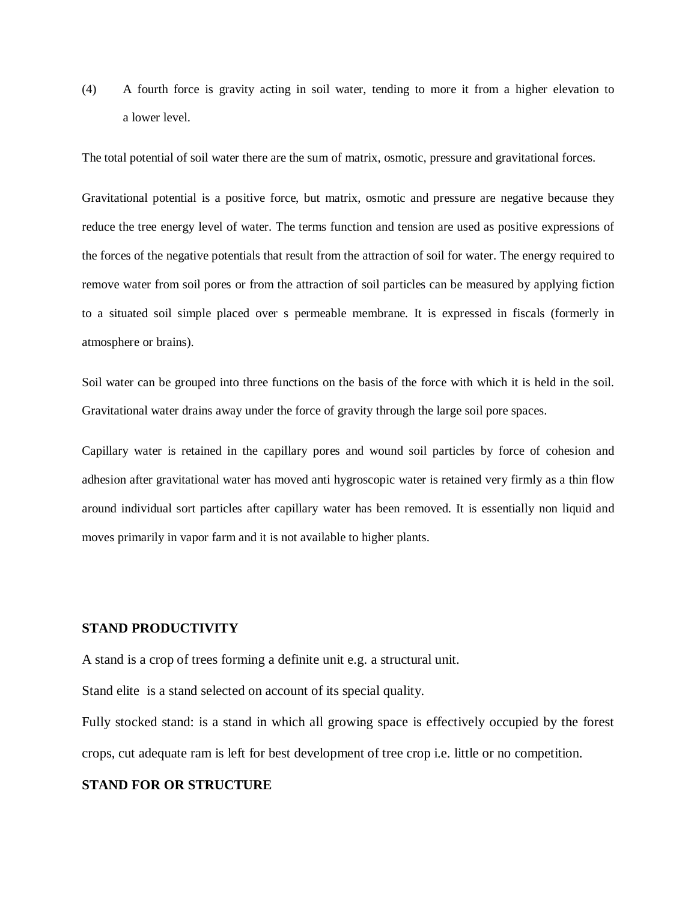(4) A fourth force is gravity acting in soil water, tending to more it from a higher elevation to a lower level.

The total potential of soil water there are the sum of matrix, osmotic, pressure and gravitational forces.

Gravitational potential is a positive force, but matrix, osmotic and pressure are negative because they reduce the tree energy level of water. The terms function and tension are used as positive expressions of the forces of the negative potentials that result from the attraction of soil for water. The energy required to remove water from soil pores or from the attraction of soil particles can be measured by applying fiction to a situated soil simple placed over s permeable membrane. It is expressed in fiscals (formerly in atmosphere or brains).

Soil water can be grouped into three functions on the basis of the force with which it is held in the soil. Gravitational water drains away under the force of gravity through the large soil pore spaces.

Capillary water is retained in the capillary pores and wound soil particles by force of cohesion and adhesion after gravitational water has moved anti hygroscopic water is retained very firmly as a thin flow around individual sort particles after capillary water has been removed. It is essentially non liquid and moves primarily in vapor farm and it is not available to higher plants.

## STAND PRODUCTIVITY

A stand is a crop of trees forming a definite unit e.g. a structural unit.

Stand elite is a stand selected on account of its special quality.

Fully stocked stand: is a stand in which all growing space is effectively occupied by the forest crops, cut adequate ram is left for best development of tree crop i.e. little or no competition.

## STAND FOR OR STRUCTURE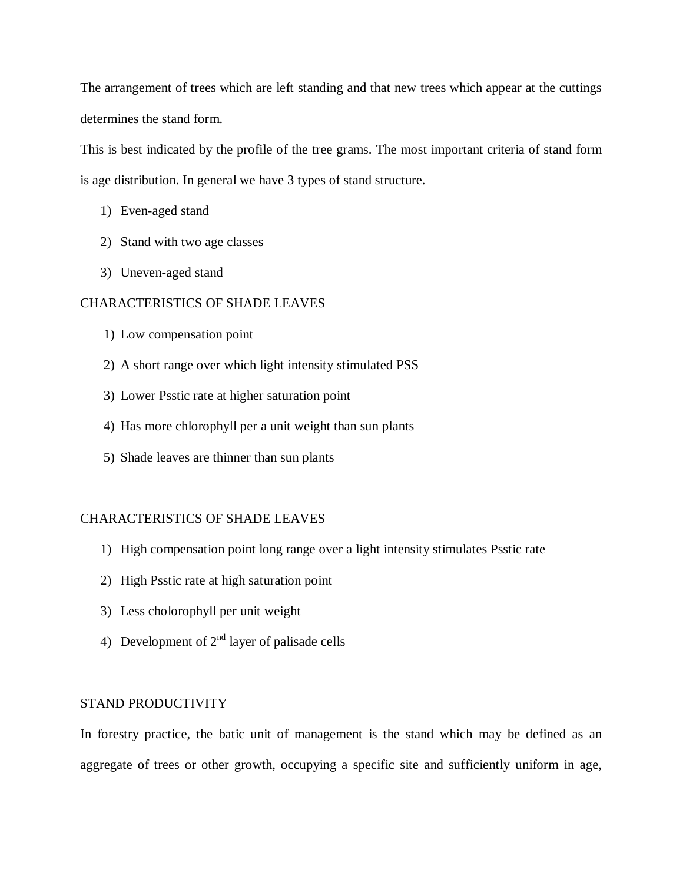The arrangement of trees which are left standing and that new trees which appear at the cuttings determines the stand form.

This is best indicated by the profile of the tree grams. The most important criteria of stand form is age distribution. In general we have 3 types of stand structure.

1) Even-aged stand
2) Stand with two age classes
3) Uneven-aged stand

## CHARACTERISTICS OF SHADE LEAVES

1) Low compensation point
2) A short range over which light intensity stimulated PSS
3) Lower Psstic rate at higher saturation point
4) Has more chlorophyll per a unit weight than sun plants
5) Shade leaves are thinner than sun plants

## CHARACTERISTICS OF SHADE LEAVES

1) High compensation point long range over a light intensity stimulates Psstic rate
2) High Psstic rate at high saturation point
3) Less cholorophyll per unit weight
4) Development of 2nd layer of palisade cells

## STAND PRODUCTIVITY

In forestry practice, the batic unit of management is the stand which may be defined as an aggregate of trees or other growth, occupying a specific site and sufficiently uniform in age,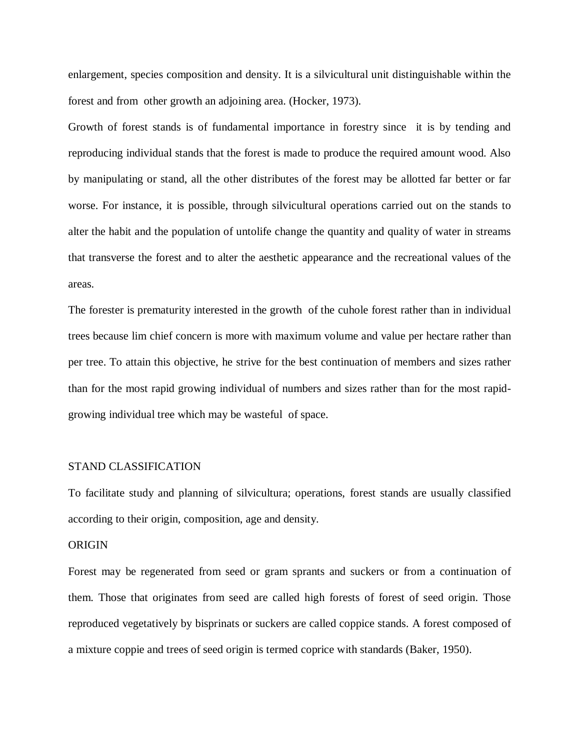enlargement, species composition and density. It is a silvicultural unit distinguishable within the forest and from other growth an adjoining area. (Hocker, 1973).

Growth of forest stands is of fundamental importance in forestry since it is by tending and reproducing individual stands that the forest is made to produce the required amount wood. Also by manipulating or stand, all the other distributes of the forest may be allotted far better or far worse. For instance, it is possible, through silvicultural operations carried out on the stands to alter the habit and the population of untolife change the quantity and quality of water in streams that transverse the forest and to alter the aesthetic appearance and the recreational values of the areas.

The forester is prematurity interested in the growth of the cuhole forest rather than in individual trees because lim chief concern is more with maximum volume and value per hectare rather than per tree. To attain this objective, he strive for the best continuation of members and sizes rather than for the most rapid growing individual of numbers and sizes rather than for the most rapid-growing individual tree which may be wasteful of space.

## STAND CLASSIFICATION

To facilitate study and planning of silvicultura; operations, forest stands are usually classified according to their origin, composition, age and density.

### ORIGIN

Forest may be regenerated from seed or gram sprants and suckers or from a continuation of them. Those that originates from seed are called high forests of forest of seed origin. Those reproduced vegetatively by bisprinats or suckers are called coppice stands. A forest composed of a mixture coppie and trees of seed origin is termed coprice with standards (Baker, 1950).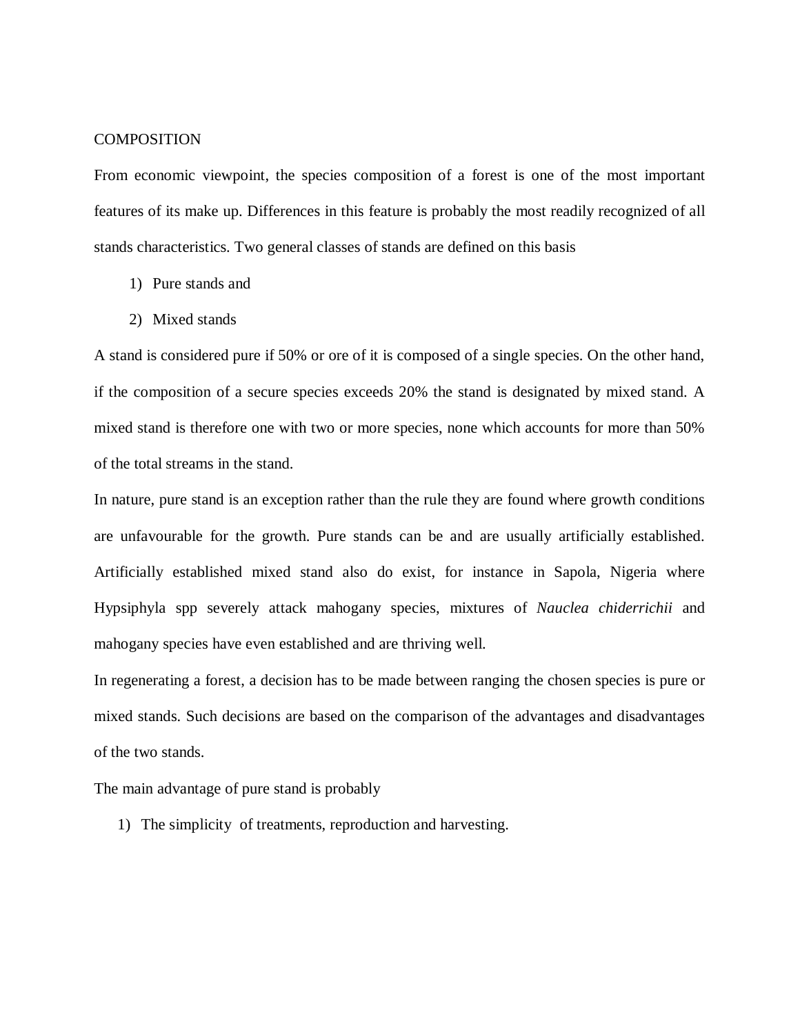COMPOSITION

From economic viewpoint, the species composition of a forest is one of the most important features of its make up. Differences in this feature is probably the most readily recognized of all stands characteristics. Two general classes of stands are defined on this basis

1) Pure stands and
2) Mixed stands

A stand is considered pure if 50% or ore of it is composed of a single species. On the other hand, if the composition of a secure species exceeds 20% the stand is designated by mixed stand. A mixed stand is therefore one with two or more species, none which accounts for more than 50% of the total streams in the stand.

In nature, pure stand is an exception rather than the rule they are found where growth conditions are unfavourable for the growth. Pure stands can be and are usually artificially established. Artificially established mixed stand also do exist, for instance in Sapola, Nigeria where Hypsiphyla spp severely attack mahogany species, mixtures of *Nauclea chiderrichii* and mahogany species have even established and are thriving well.

In regenerating a forest, a decision has to be made between ranging the chosen species is pure or mixed stands. Such decisions are based on the comparison of the advantages and disadvantages of the two stands.

The main advantage of pure stand is probably

1) The simplicity of treatments, reproduction and harvesting.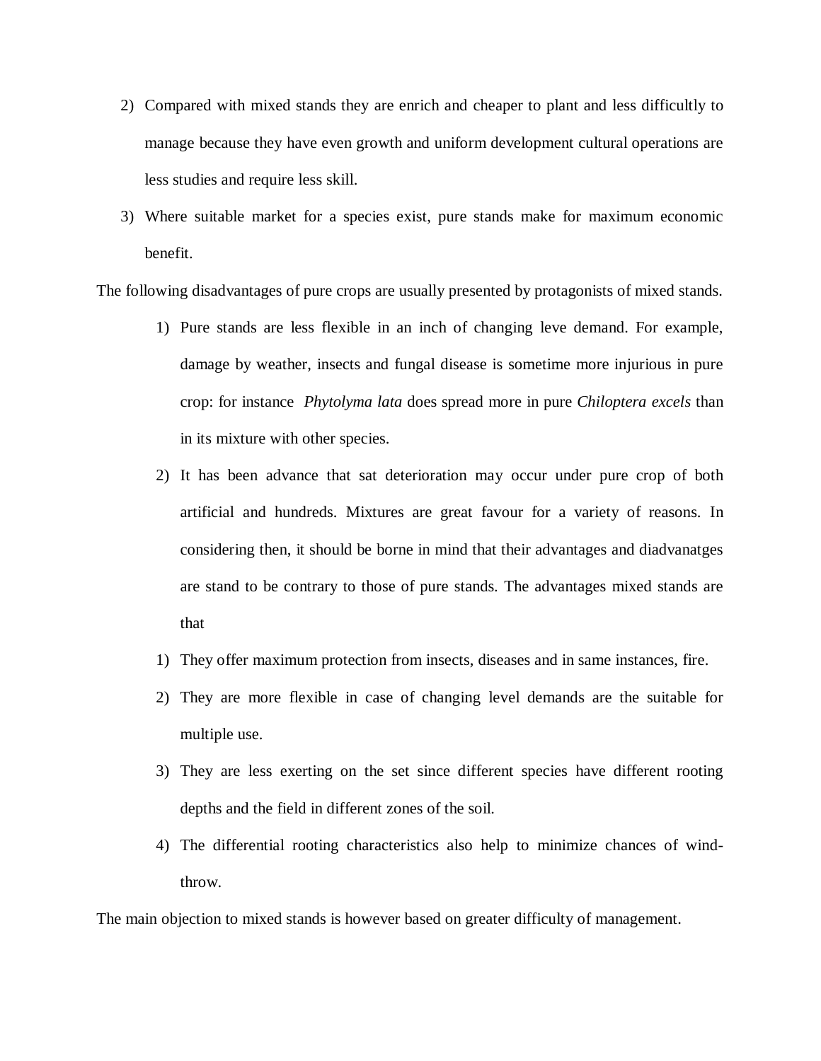2) Compared with mixed stands they are enrich and cheaper to plant and less difficultly to manage because they have even growth and uniform development cultural operations are less studies and require less skill.
3) Where suitable market for a species exist, pure stands make for maximum economic benefit.

The following disadvantages of pure crops are usually presented by protagonists of mixed stands.

1) Pure stands are less flexible in an inch of changing leve demand. For example, damage by weather, insects and fungal disease is sometime more injurious in pure crop: for instance *Phytolyma lata* does spread more in pure *Chiloptera excels* than in its mixture with other species.
2) It has been advance that sat deterioration may occur under pure crop of both artificial and hundreds. Mixtures are great favour for a variety of reasons. In considering then, it should be borne in mind that their advantages and diadvanatges are stand to be contrary to those of pure stands. The advantages mixed stands are that

1) They offer maximum protection from insects, diseases and in same instances, fire.
2) They are more flexible in case of changing level demands are the suitable for multiple use.
3) They are less exerting on the set since different species have different rooting depths and the field in different zones of the soil.
4) The differential rooting characteristics also help to minimize chances of wind-throw.

The main objection to mixed stands is however based on greater difficulty of management.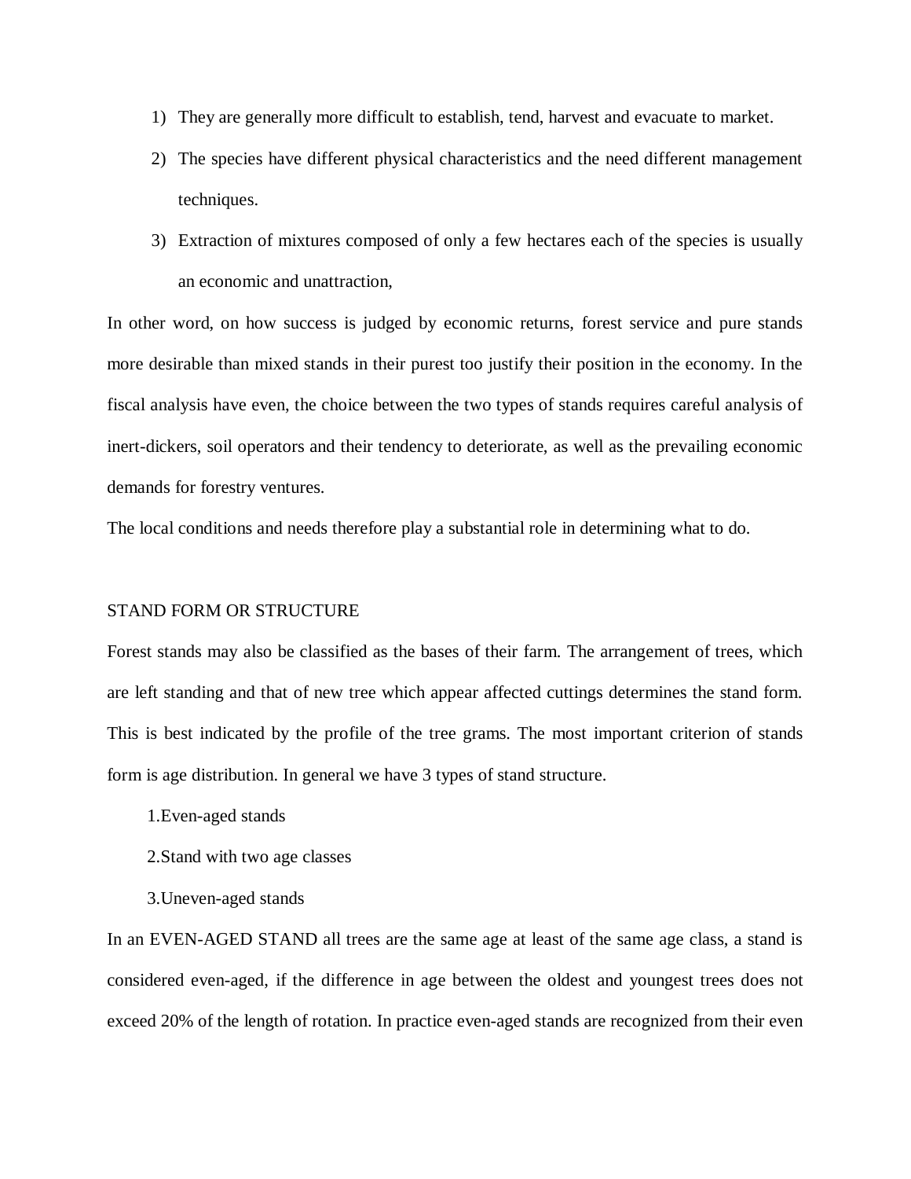1) They are generally more difficult to establish, tend, harvest and evacuate to market.
2) The species have different physical characteristics and the need different management techniques.
3) Extraction of mixtures composed of only a few hectares each of the species is usually an economic and unattraction,

In other word, on how success is judged by economic returns, forest service and pure stands more desirable than mixed stands in their purest too justify their position in the economy. In the fiscal analysis have even, the choice between the two types of stands requires careful analysis of inert-dickers, soil operators and their tendency to deteriorate, as well as the prevailing economic demands for forestry ventures.

The local conditions and needs therefore play a substantial role in determining what to do.

## STAND FORM OR STRUCTURE

Forest stands may also be classified as the bases of their farm. The arrangement of trees, which are left standing and that of new tree which appear affected cuttings determines the stand form. This is best indicated by the profile of the tree grams. The most important criterion of stands form is age distribution. In general we have 3 types of stand structure.

1. Even-aged stands
2. Stand with two age classes
3. Uneven-aged stands

In an EVEN-AGED STAND all trees are the same age at least of the same age class, a stand is considered even-aged, if the difference in age between the oldest and youngest trees does not exceed 20% of the length of rotation. In practice even-aged stands are recognized from their even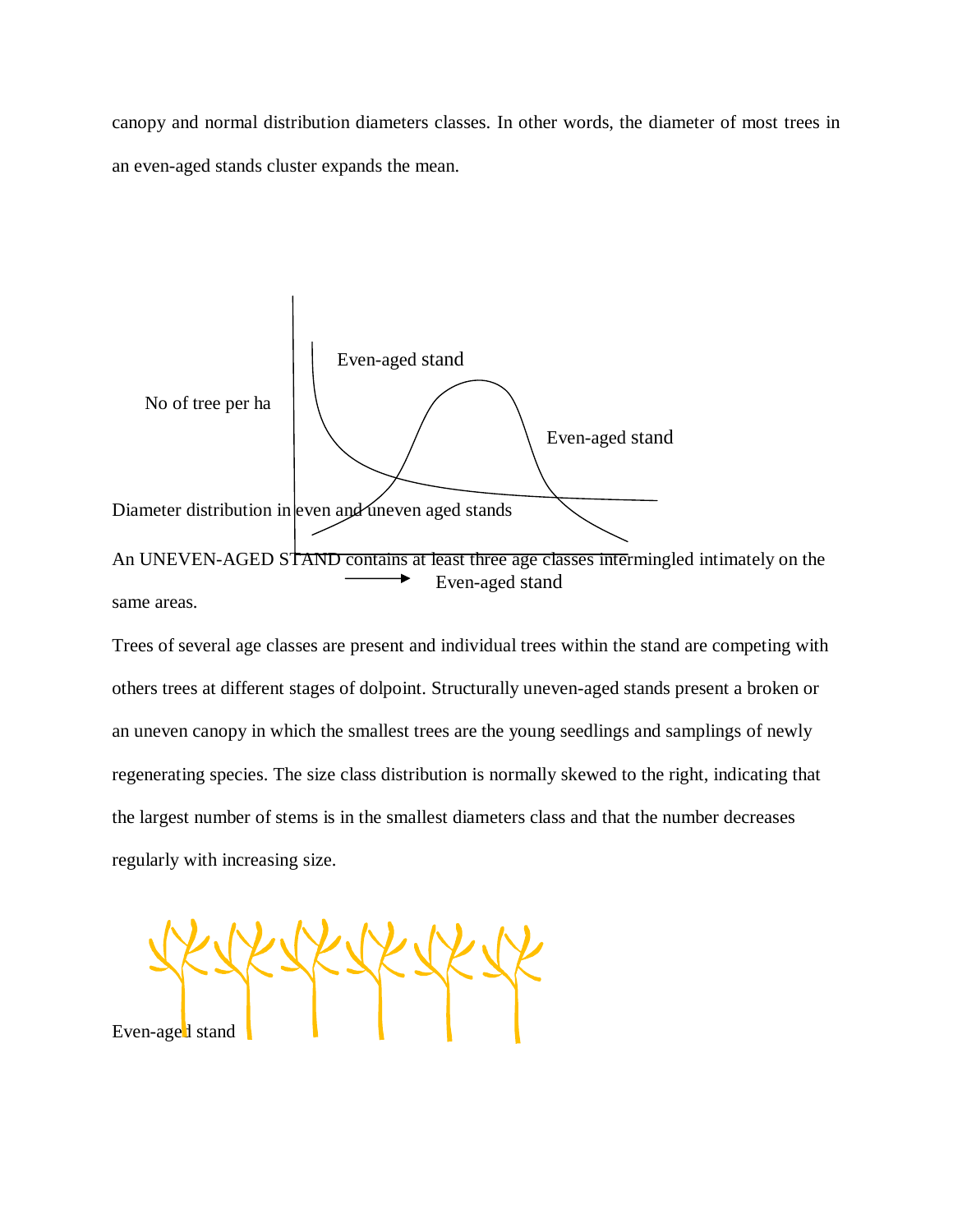canopy and normal distribution diameters classes. In other words, the diameter of most trees in an even-aged stands cluster expands the mean.

No of tree per ha

Even-aged stand

Even-aged stand

Diameter distribution in even and uneven aged stands

Even-aged stand

An UNEVEN-AGED STAND contains at least three age classes intermingled intimately on the same areas.

Trees of several age classes are present and individual trees within the stand are competing with others trees at different stages of dolpoint. Structurally uneven-aged stands present a broken or an uneven canopy in which the smallest trees are the young seedlings and samplings of newly regenerating species. The size class distribution is normally skewed to the right, indicating that the largest number of stems is in the smallest diameters class and that the number decreases regularly with increasing size.

Even-aged stand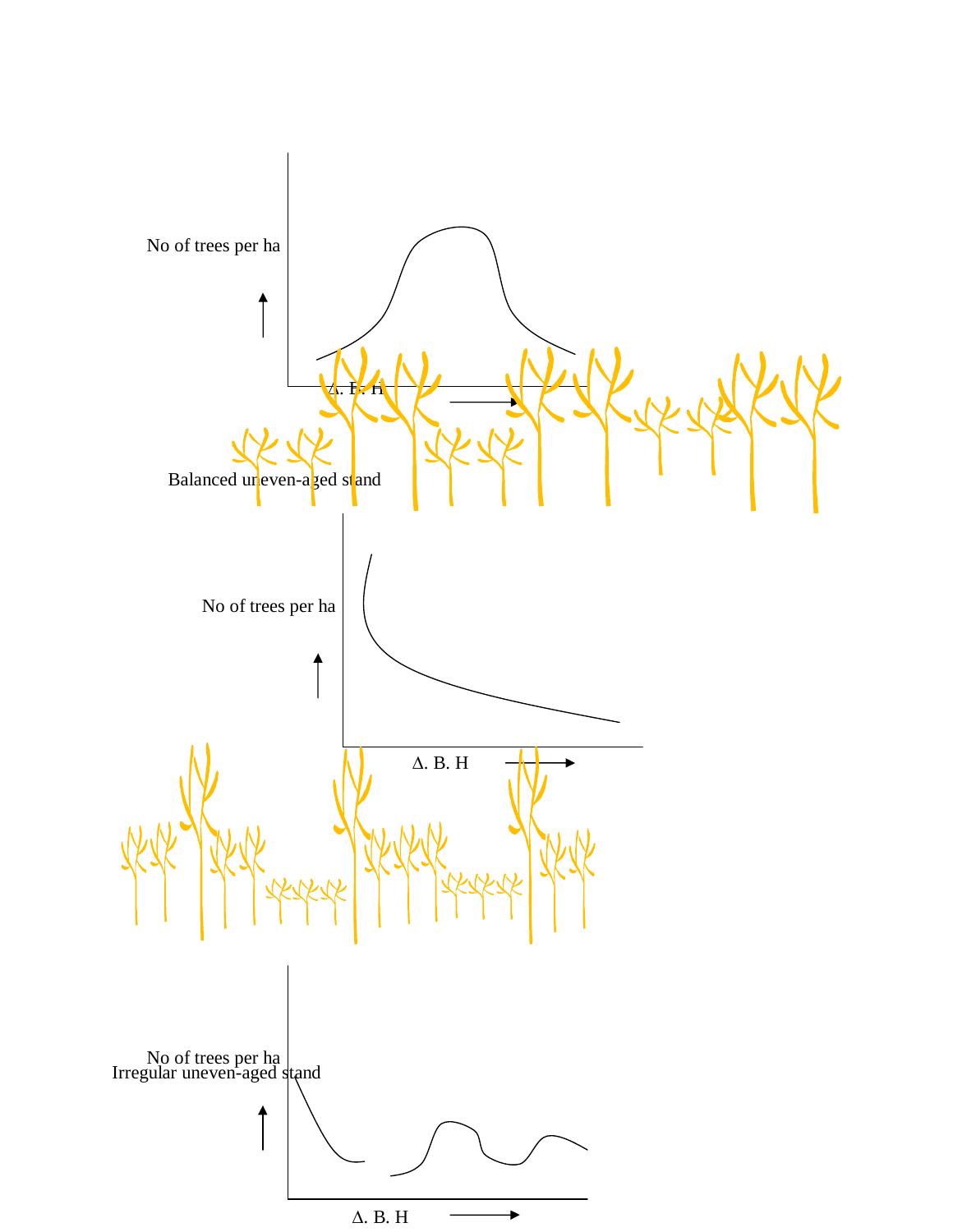No of trees per ha

Δ. B. H

Balanced uneven-aged stand

No of trees per ha

Δ. B. H

No of trees per ha

Irregular uneven-aged stand

Δ. B. H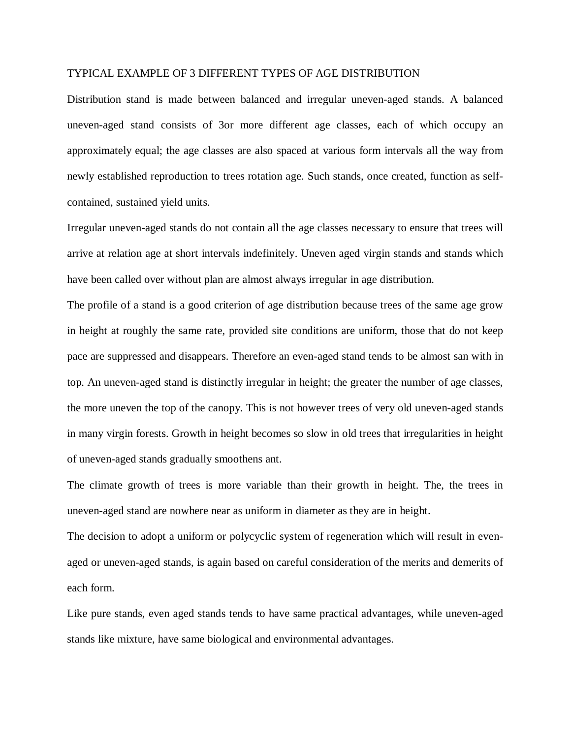TYPICAL EXAMPLE OF 3 DIFFERENT TYPES OF AGE DISTRIBUTION

Distribution stand is made between balanced and irregular uneven-aged stands. A balanced uneven-aged stand consists of 3or more different age classes, each of which occupy an approximately equal; the age classes are also spaced at various form intervals all the way from newly established reproduction to trees rotation age. Such stands, once created, function as self-contained, sustained yield units.

Irregular uneven-aged stands do not contain all the age classes necessary to ensure that trees will arrive at relation age at short intervals indefinitely. Uneven aged virgin stands and stands which have been called over without plan are almost always irregular in age distribution.

The profile of a stand is a good criterion of age distribution because trees of the same age grow in height at roughly the same rate, provided site conditions are uniform, those that do not keep pace are suppressed and disappears. Therefore an even-aged stand tends to be almost san with in top. An uneven-aged stand is distinctly irregular in height; the greater the number of age classes, the more uneven the top of the canopy. This is not however trees of very old uneven-aged stands in many virgin forests. Growth in height becomes so slow in old trees that irregularities in height of uneven-aged stands gradually smoothens ant.

The climate growth of trees is more variable than their growth in height. The, the trees in uneven-aged stand are nowhere near as uniform in diameter as they are in height.

The decision to adopt a uniform or polycyclic system of regeneration which will result in even-aged or uneven-aged stands, is again based on careful consideration of the merits and demerits of each form.

Like pure stands, even aged stands tends to have same practical advantages, while uneven-aged stands like mixture, have same biological and environmental advantages.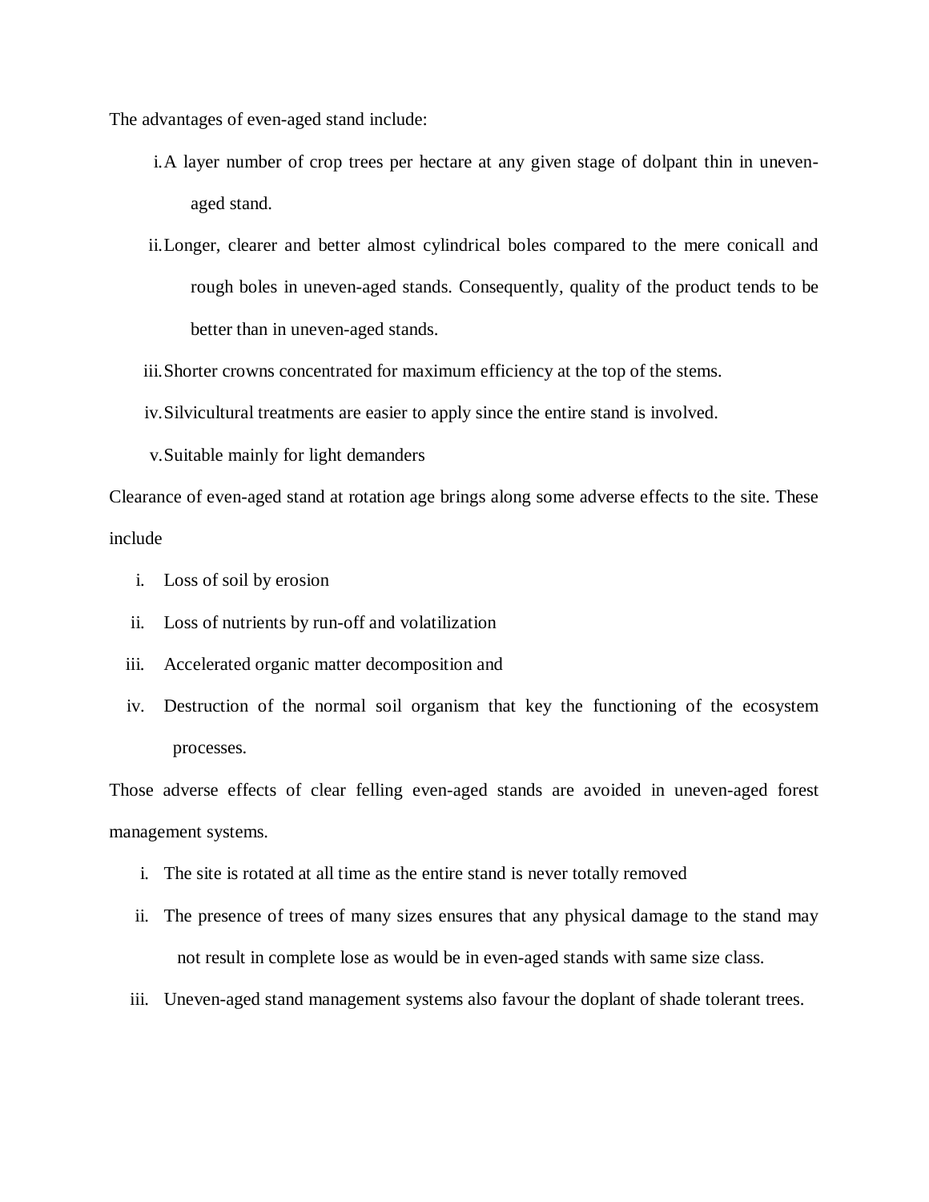The advantages of even-aged stand include:

i. A layer number of crop trees per hectare at any given stage of dolpant thin in uneven-aged stand.
ii. Longer, clearer and better almost cylindrical boles compared to the mere conicall and rough boles in uneven-aged stands. Consequently, quality of the product tends to be better than in uneven-aged stands.
iii. Shorter crowns concentrated for maximum efficiency at the top of the stems.
iv. Silvicultural treatments are easier to apply since the entire stand is involved.
v. Suitable mainly for light demanders

Clearance of even-aged stand at rotation age brings along some adverse effects to the site. These include

i. Loss of soil by erosion
ii. Loss of nutrients by run-off and volatilization
iii. Accelerated organic matter decomposition and
iv. Destruction of the normal soil organism that key the functioning of the ecosystem processes.

Those adverse effects of clear felling even-aged stands are avoided in uneven-aged forest management systems.

i. The site is rotated at all time as the entire stand is never totally removed
ii. The presence of trees of many sizes ensures that any physical damage to the stand may not result in complete lose as would be in even-aged stands with same size class.
iii. Uneven-aged stand management systems also favour the doplant of shade tolerant trees.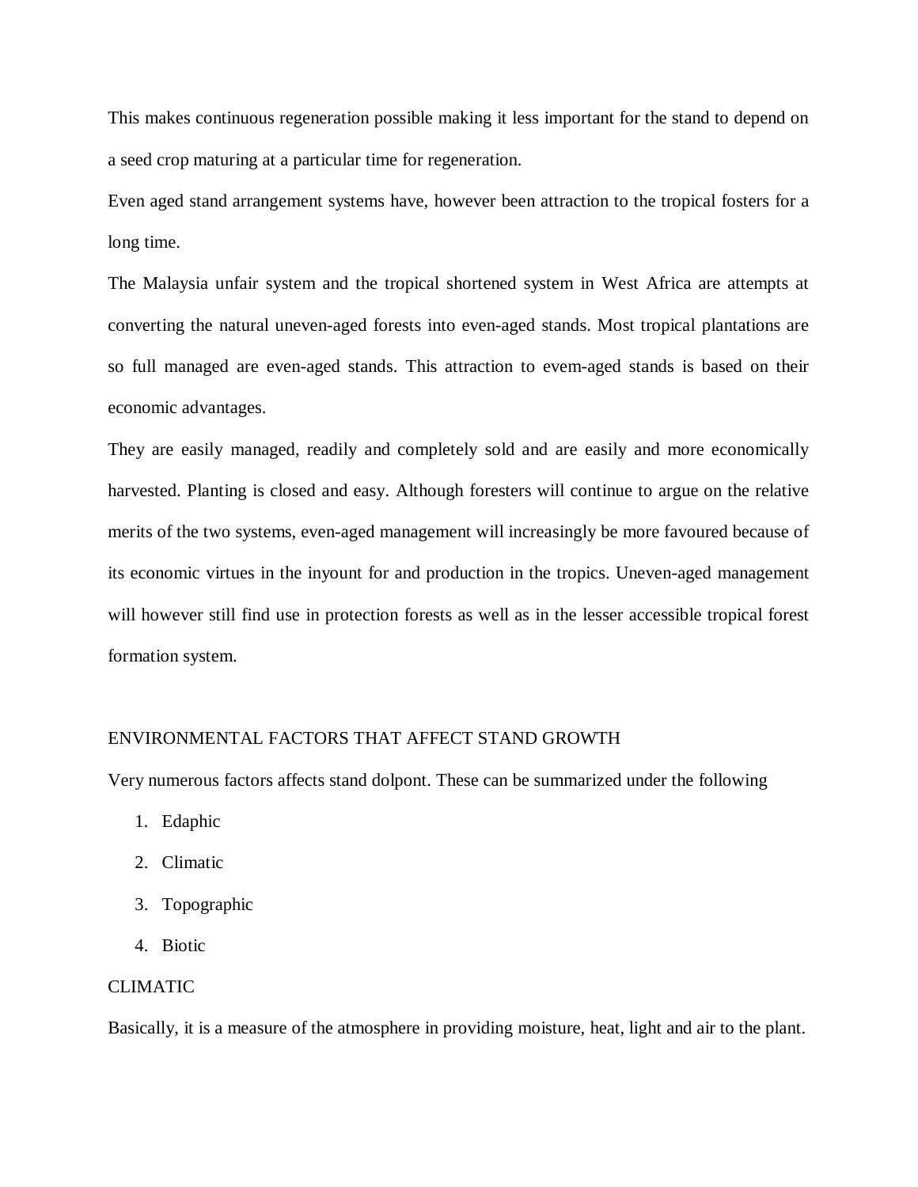This makes continuous regeneration possible making it less important for the stand to depend on a seed crop maturing at a particular time for regeneration.

Even aged stand arrangement systems have, however been attraction to the tropical fosters for a long time.

The Malaysia unfair system and the tropical shortened system in West Africa are attempts at converting the natural uneven-aged forests into even-aged stands. Most tropical plantations are so full managed are even-aged stands. This attraction to evem-aged stands is based on their economic advantages.

They are easily managed, readily and completely sold and are easily and more economically harvested. Planting is closed and easy. Although foresters will continue to argue on the relative merits of the two systems, even-aged management will increasingly be more favoured because of its economic virtues in the inyount for and production in the tropics. Uneven-aged management will however still find use in protection forests as well as in the lesser accessible tropical forest formation system.

## ENVIRONMENTAL FACTORS THAT AFFECT STAND GROWTH

Very numerous factors affects stand dolpont. These can be summarized under the following

1. Edaphic
2. Climatic
3. Topographic
4. Biotic

### CLIMATIC

Basically, it is a measure of the atmosphere in providing moisture, heat, light and air to the plant.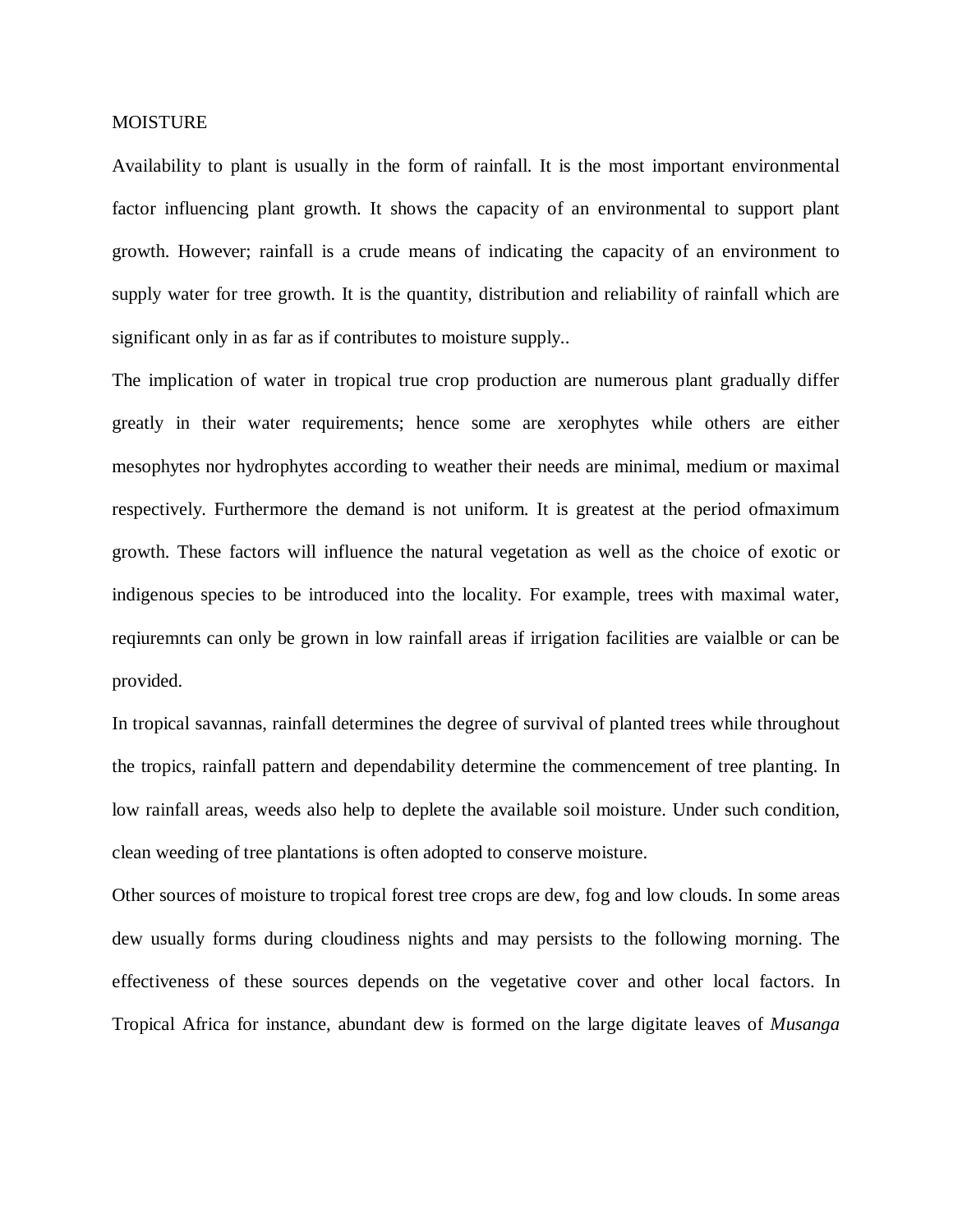MOISTURE

Availability to plant is usually in the form of rainfall. It is the most important environmental factor influencing plant growth. It shows the capacity of an environmental to support plant growth. However; rainfall is a crude means of indicating the capacity of an environment to supply water for tree growth. It is the quantity, distribution and reliability of rainfall which are significant only in as far as if contributes to moisture supply..

The implication of water in tropical true crop production are numerous plant gradually differ greatly in their water requirements; hence some are xerophytes while others are either mesophytes nor hydrophytes according to weather their needs are minimal, medium or maximal respectively. Furthermore the demand is not uniform. It is greatest at the period ofmaximum growth. These factors will influence the natural vegetation as well as the choice of exotic or indigenous species to be introduced into the locality. For example, trees with maximal water, reqiuremnts can only be grown in low rainfall areas if irrigation facilities are vaialble or can be provided.

In tropical savannas, rainfall determines the degree of survival of planted trees while throughout the tropics, rainfall pattern and dependability determine the commencement of tree planting. In low rainfall areas, weeds also help to deplete the available soil moisture. Under such condition, clean weeding of tree plantations is often adopted to conserve moisture.

Other sources of moisture to tropical forest tree crops are dew, fog and low clouds. In some areas dew usually forms during cloudiness nights and may persists to the following morning. The effectiveness of these sources depends on the vegetative cover and other local factors. In Tropical Africa for instance, abundant dew is formed on the large digitate leaves of *Musanga*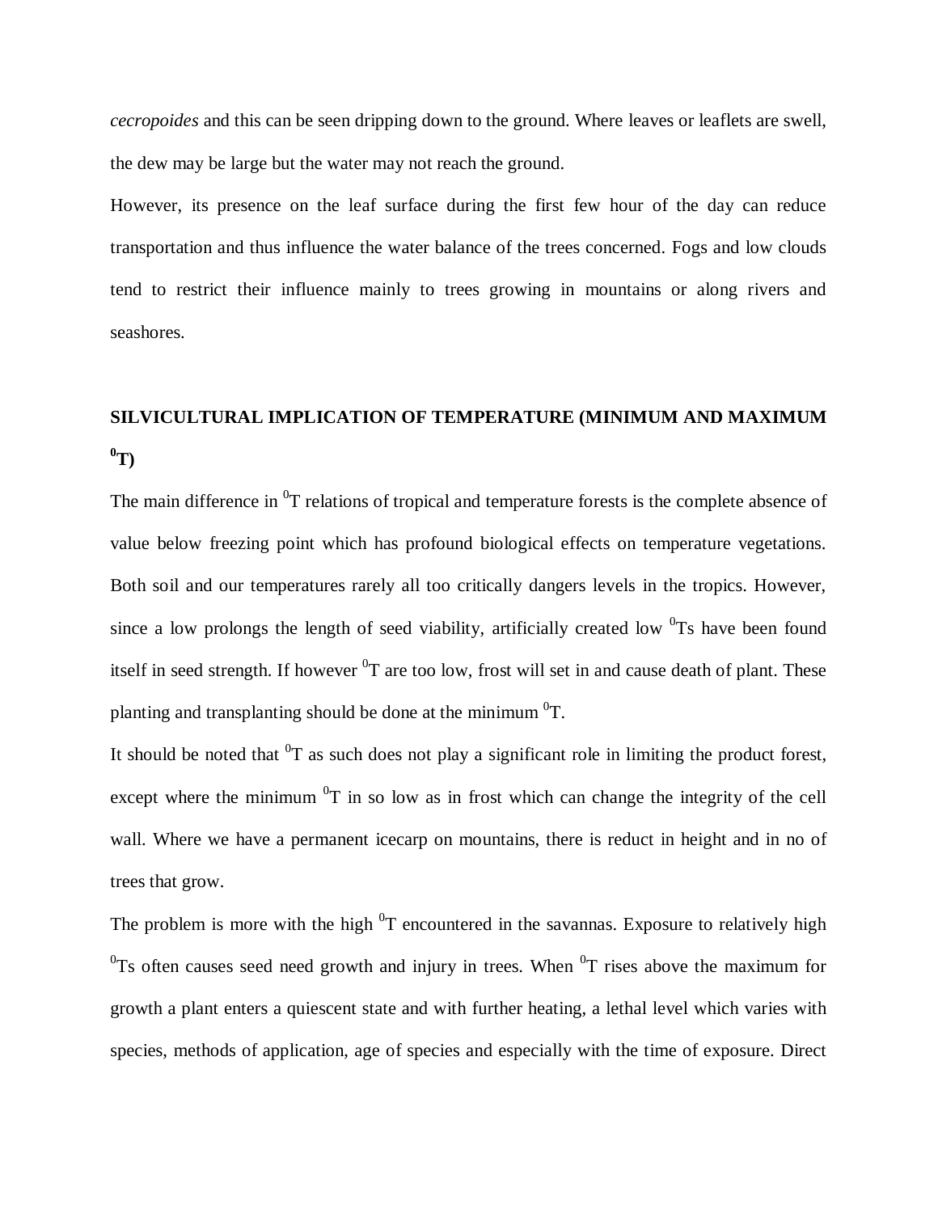*cecropoides* and this can be seen dripping down to the ground. Where leaves or leaflets are swell, the dew may be large but the water may not reach the ground.

However, its presence on the leaf surface during the first few hour of the day can reduce transportation and thus influence the water balance of the trees concerned. Fogs and low clouds tend to restrict their influence mainly to trees growing in mountains or along rivers and seashores.

## SILVICULTURAL IMPLICATION OF TEMPERATURE (MINIMUM AND MAXIMUM $^{0}$T)

The main difference in $^{0}$T relations of tropical and temperature forests is the complete absence of value below freezing point which has profound biological effects on temperature vegetations. Both soil and our temperatures rarely all too critically dangers levels in the tropics. However, since a low prolongs the length of seed viability, artificially created low $^{0}$Ts have been found itself in seed strength. If however $^{0}$T are too low, frost will set in and cause death of plant. These planting and transplanting should be done at the minimum $^{0}$T.

It should be noted that $^{0}$T as such does not play a significant role in limiting the product forest, except where the minimum $^{0}$T in so low as in frost which can change the integrity of the cell wall. Where we have a permanent icecarp on mountains, there is reduct in height and in no of trees that grow.

The problem is more with the high $^{0}$T encountered in the savannas. Exposure to relatively high $^{0}$Ts often causes seed need growth and injury in trees. When $^{0}$T rises above the maximum for growth a plant enters a quiescent state and with further heating, a lethal level which varies with species, methods of application, age of species and especially with the time of exposure. Direct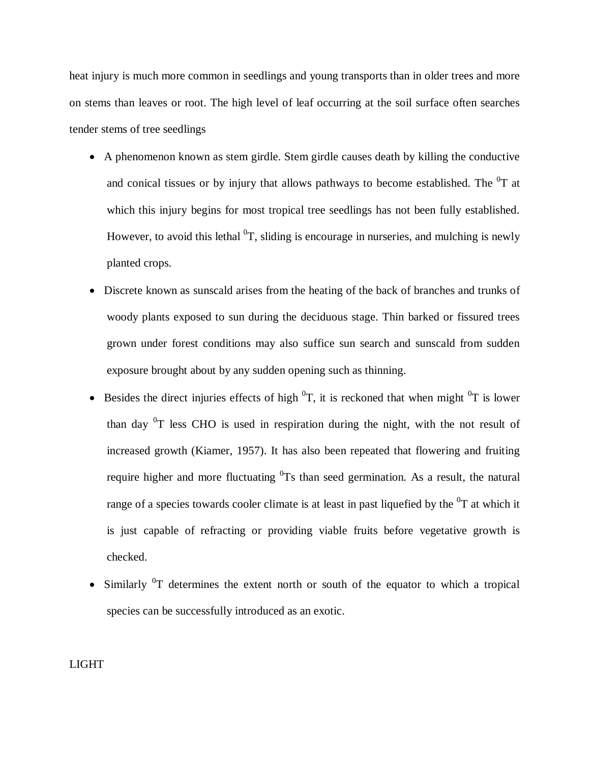heat injury is much more common in seedlings and young transports than in older trees and more on stems than leaves or root. The high level of leaf occurring at the soil surface often searches tender stems of tree seedlings

- A phenomenon known as stem girdle. Stem girdle causes death by killing the conductive and conical tissues or by injury that allows pathways to become established. The $^0$T at which this injury begins for most tropical tree seedlings has not been fully established. However, to avoid this lethal $^0$T, sliding is encourage in nurseries, and mulching is newly planted crops.
- Discrete known as sunscald arises from the heating of the back of branches and trunks of woody plants exposed to sun during the deciduous stage. Thin barked or fissured trees grown under forest conditions may also suffice sun search and sunscald from sudden exposure brought about by any sudden opening such as thinning.
- Besides the direct injuries effects of high $^0$T, it is reckoned that when might $^0$T is lower than day $^0$T less CHO is used in respiration during the night, with the not result of increased growth (Kiamer, 1957). It has also been repeated that flowering and fruiting require higher and more fluctuating $^0$Ts than seed germination. As a result, the natural range of a species towards cooler climate is at least in past liquefied by the $^0$T at which it is just capable of refracting or providing viable fruits before vegetative growth is checked.
- Similarly $^0$T determines the extent north or south of the equator to which a tropical species can be successfully introduced as an exotic.

LIGHT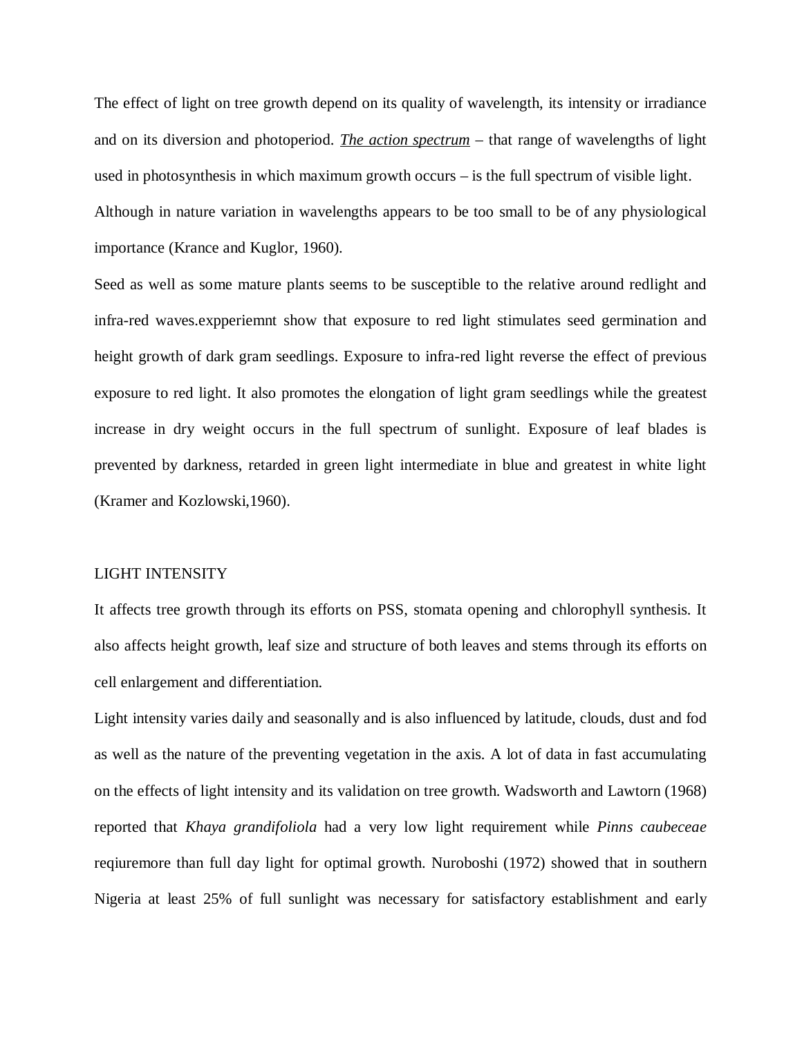The effect of light on tree growth depend on its quality of wavelength, its intensity or irradiance and on its diversion and photoperiod. ***The action spectrum*** – that range of wavelengths of light used in photosynthesis in which maximum growth occurs – is the full spectrum of visible light. Although in nature variation in wavelengths appears to be too small to be of any physiological importance (Krance and Kuglor, 1960).

Seed as well as some mature plants seems to be susceptible to the relative around redlight and infra-red waves.expperiemnt show that exposure to red light stimulates seed germination and height growth of dark gram seedlings. Exposure to infra-red light reverse the effect of previous exposure to red light. It also promotes the elongation of light gram seedlings while the greatest increase in dry weight occurs in the full spectrum of sunlight. Exposure of leaf blades is prevented by darkness, retarded in green light intermediate in blue and greatest in white light (Kramer and Kozlowski,1960).

LIGHT INTENSITY

It affects tree growth through its efforts on PSS, stomata opening and chlorophyll synthesis. It also affects height growth, leaf size and structure of both leaves and stems through its efforts on cell enlargement and differentiation.

Light intensity varies daily and seasonally and is also influenced by latitude, clouds, dust and fod as well as the nature of the preventing vegetation in the axis. A lot of data in fast accumulating on the effects of light intensity and its validation on tree growth. Wadsworth and Lawtorn (1968) reported that *Khaya grandifoliola* had a very low light requirement while *Pinns caubeceae* reqiuremore than full day light for optimal growth. Nuroboshi (1972) showed that in southern Nigeria at least 25% of full sunlight was necessary for satisfactory establishment and early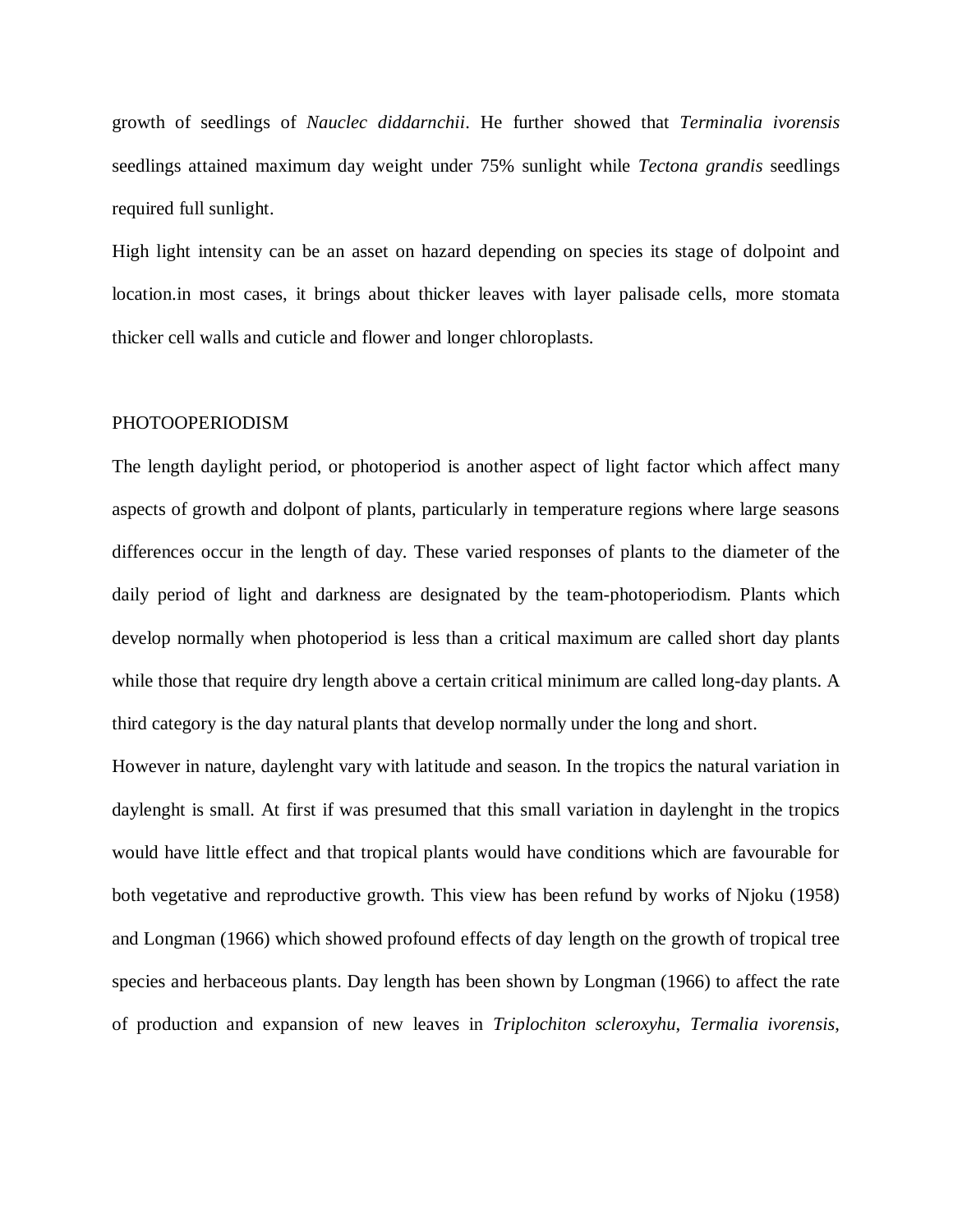growth of seedlings of *Nauclec diddarnchii*. He further showed that *Terminalia ivorensis* seedlings attained maximum day weight under 75% sunlight while *Tectona grandis* seedlings required full sunlight.

High light intensity can be an asset on hazard depending on species its stage of dolpoint and location.in most cases, it brings about thicker leaves with layer palisade cells, more stomata thicker cell walls and cuticle and flower and longer chloroplasts.

## PHOTOOPERIODISM

The length daylight period, or photoperiod is another aspect of light factor which affect many aspects of growth and dolpont of plants, particularly in temperature regions where large seasons differences occur in the length of day. These varied responses of plants to the diameter of the daily period of light and darkness are designated by the team-photoperiodism. Plants which develop normally when photoperiod is less than a critical maximum are called short day plants while those that require dry length above a certain critical minimum are called long-day plants. A third category is the day natural plants that develop normally under the long and short.

However in nature, daylenght vary with latitude and season. In the tropics the natural variation in daylenght is small. At first if was presumed that this small variation in daylenght in the tropics would have little effect and that tropical plants would have conditions which are favourable for both vegetative and reproductive growth. This view has been refund by works of Njoku (1958) and Longman (1966) which showed profound effects of day length on the growth of tropical tree species and herbaceous plants. Day length has been shown by Longman (1966) to affect the rate of production and expansion of new leaves in *Triplochiton scleroxyhu*, *Termalia ivorensis*,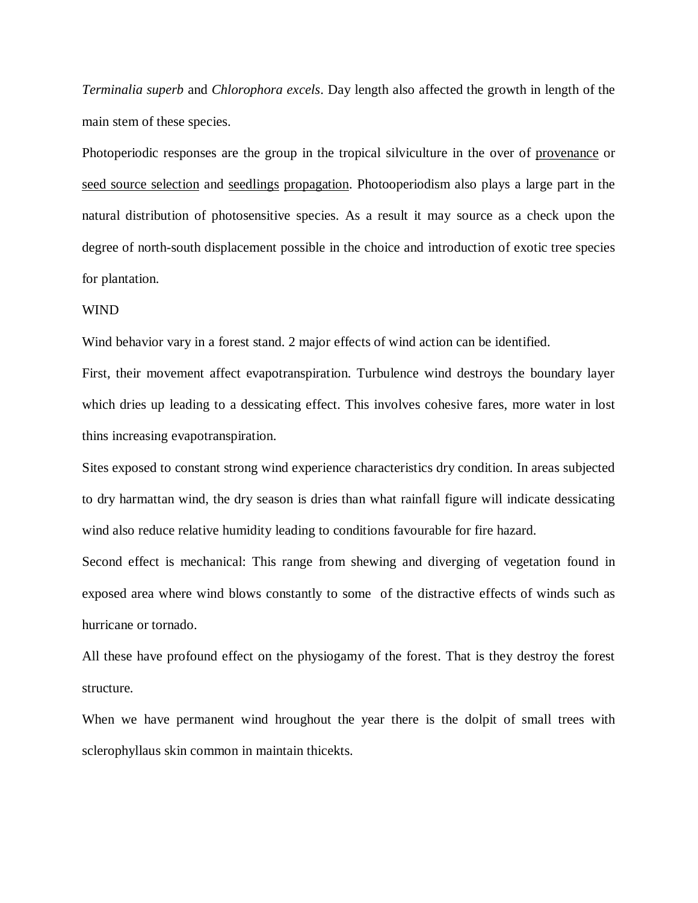*Terminalia superb* and *Chlorophora excels*. Day length also affected the growth in length of the main stem of these species.

Photoperiodic responses are the group in the tropical silviculture in the over of provenance or seed source selection and seedlings propagation. Photooperiodism also plays a large part in the natural distribution of photosensitive species. As a result it may source as a check upon the degree of north-south displacement possible in the choice and introduction of exotic tree species for plantation.

WIND

Wind behavior vary in a forest stand. 2 major effects of wind action can be identified.

First, their movement affect evapotranspiration. Turbulence wind destroys the boundary layer which dries up leading to a dessicating effect. This involves cohesive fares, more water in lost thins increasing evapotranspiration.

Sites exposed to constant strong wind experience characteristics dry condition. In areas subjected to dry harmattan wind, the dry season is dries than what rainfall figure will indicate dessicating wind also reduce relative humidity leading to conditions favourable for fire hazard.

Second effect is mechanical: This range from shewing and diverging of vegetation found in exposed area where wind blows constantly to some of the distractive effects of winds such as hurricane or tornado.

All these have profound effect on the physiogamy of the forest. That is they destroy the forest structure.

When we have permanent wind hroughout the year there is the dolpit of small trees with sclerophyllaus skin common in maintain thicekts.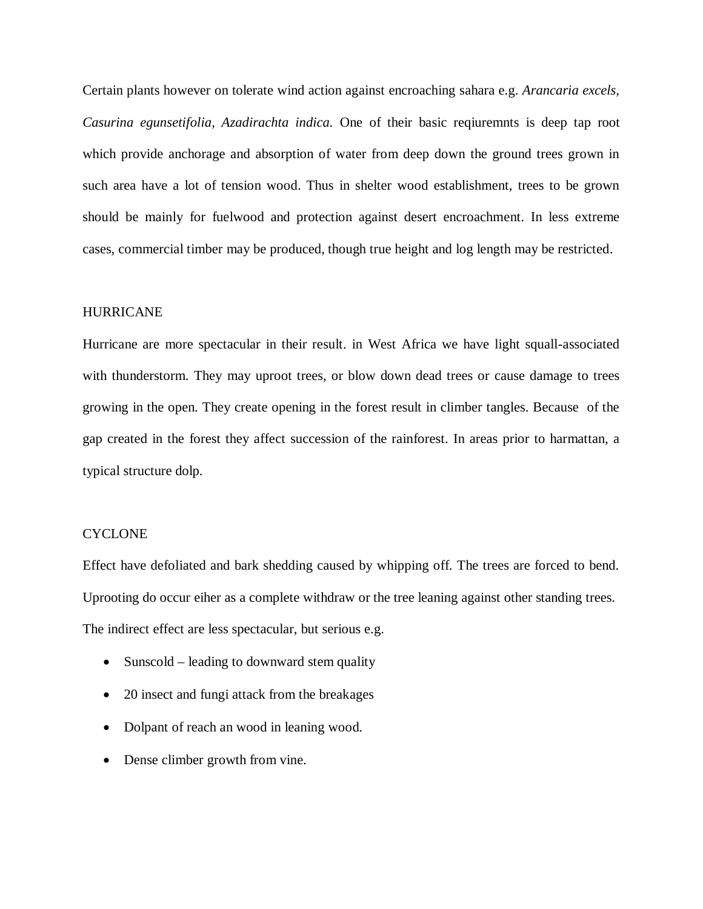Certain plants however on tolerate wind action against encroaching sahara e.g. *Arancaria excels*, *Casurina egunsetifolia*, *Azadirachta indica.* One of their basic reqiuremnts is deep tap root which provide anchorage and absorption of water from deep down the ground trees grown in such area have a lot of tension wood. Thus in shelter wood establishment, trees to be grown should be mainly for fuelwood and protection against desert encroachment. In less extreme cases, commercial timber may be produced, though true height and log length may be restricted.

## HURRICANE

Hurricane are more spectacular in their result. in West Africa we have light squall-associated with thunderstorm. They may uproot trees, or blow down dead trees or cause damage to trees growing in the open. They create opening in the forest result in climber tangles. Because of the gap created in the forest they affect succession of the rainforest. In areas prior to harmattan, a typical structure dolp.

## CYCLONE

Effect have defoliated and bark shedding caused by whipping off. The trees are forced to bend. Uprooting do occur eiher as a complete withdraw or the tree leaning against other standing trees. The indirect effect are less spectacular, but serious e.g.

- Sunscold – leading to downward stem quality
- 20 insect and fungi attack from the breakages
- Dolpant of reach an wood in leaning wood.
- Dense climber growth from vine.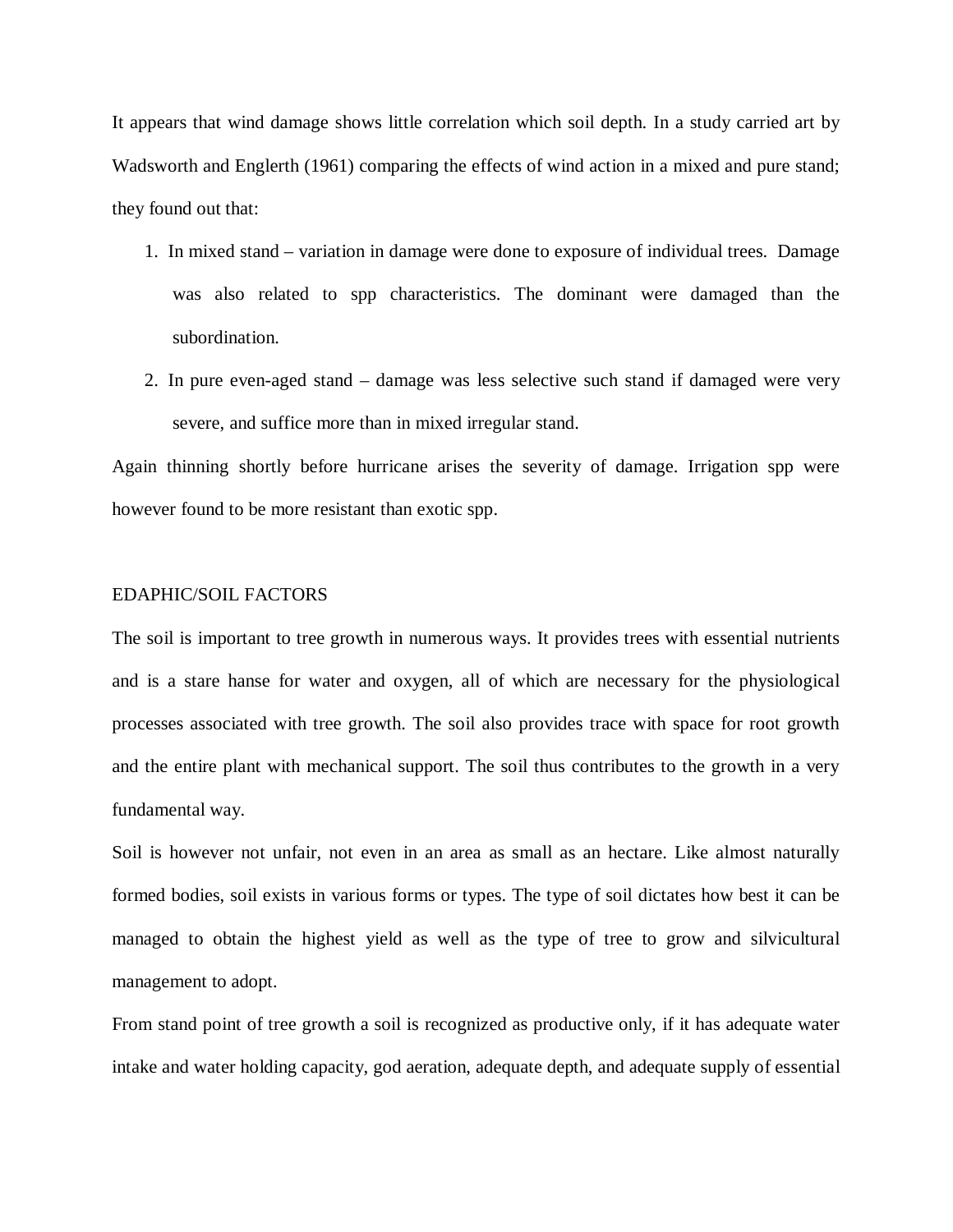It appears that wind damage shows little correlation which soil depth. In a study carried art by Wadsworth and Englerth (1961) comparing the effects of wind action in a mixed and pure stand; they found out that:

1. In mixed stand – variation in damage were done to exposure of individual trees. Damage was also related to spp characteristics. The dominant were damaged than the subordination.
2. In pure even-aged stand – damage was less selective such stand if damaged were very severe, and suffice more than in mixed irregular stand.

Again thinning shortly before hurricane arises the severity of damage. Irrigation spp were however found to be more resistant than exotic spp.

## EDAPHIC/SOIL FACTORS

The soil is important to tree growth in numerous ways. It provides trees with essential nutrients and is a stare hanse for water and oxygen, all of which are necessary for the physiological processes associated with tree growth. The soil also provides trace with space for root growth and the entire plant with mechanical support. The soil thus contributes to the growth in a very fundamental way.

Soil is however not unfair, not even in an area as small as an hectare. Like almost naturally formed bodies, soil exists in various forms or types. The type of soil dictates how best it can be managed to obtain the highest yield as well as the type of tree to grow and silvicultural management to adopt.

From stand point of tree growth a soil is recognized as productive only, if it has adequate water intake and water holding capacity, god aeration, adequate depth, and adequate supply of essential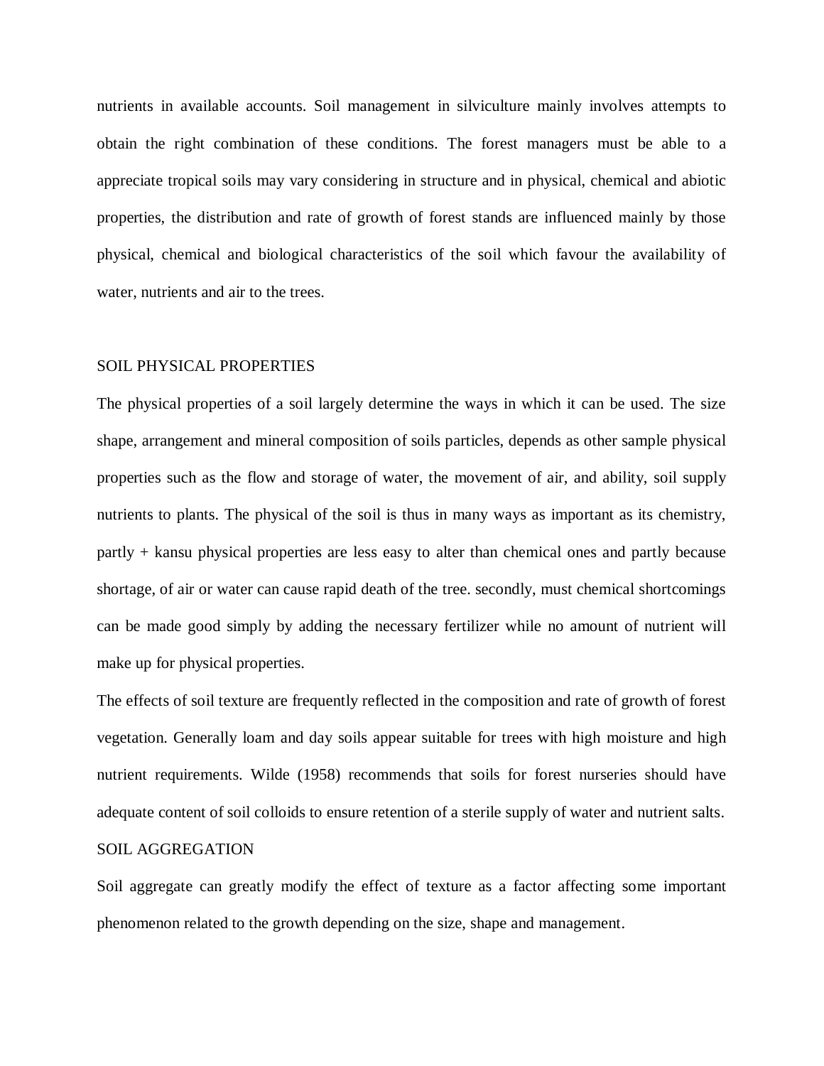nutrients in available accounts. Soil management in silviculture mainly involves attempts to obtain the right combination of these conditions. The forest managers must be able to a appreciate tropical soils may vary considering in structure and in physical, chemical and abiotic properties, the distribution and rate of growth of forest stands are influenced mainly by those physical, chemical and biological characteristics of the soil which favour the availability of water, nutrients and air to the trees.

## SOIL PHYSICAL PROPERTIES

The physical properties of a soil largely determine the ways in which it can be used. The size shape, arrangement and mineral composition of soils particles, depends as other sample physical properties such as the flow and storage of water, the movement of air, and ability, soil supply nutrients to plants. The physical of the soil is thus in many ways as important as its chemistry, partly + kansu physical properties are less easy to alter than chemical ones and partly because shortage, of air or water can cause rapid death of the tree. secondly, must chemical shortcomings can be made good simply by adding the necessary fertilizer while no amount of nutrient will make up for physical properties.

The effects of soil texture are frequently reflected in the composition and rate of growth of forest vegetation. Generally loam and day soils appear suitable for trees with high moisture and high nutrient requirements. Wilde (1958) recommends that soils for forest nurseries should have adequate content of soil colloids to ensure retention of a sterile supply of water and nutrient salts.

## SOIL AGGREGATION

Soil aggregate can greatly modify the effect of texture as a factor affecting some important phenomenon related to the growth depending on the size, shape and management.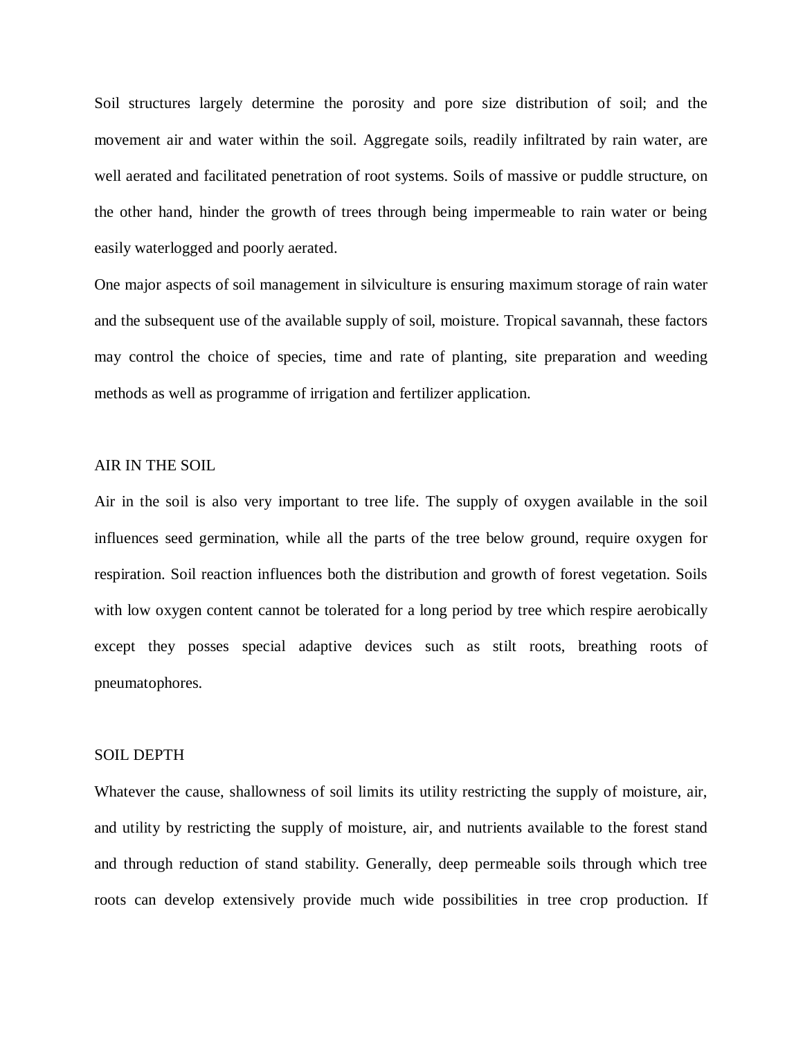Soil structures largely determine the porosity and pore size distribution of soil; and the movement air and water within the soil. Aggregate soils, readily infiltrated by rain water, are well aerated and facilitated penetration of root systems. Soils of massive or puddle structure, on the other hand, hinder the growth of trees through being impermeable to rain water or being easily waterlogged and poorly aerated.

One major aspects of soil management in silviculture is ensuring maximum storage of rain water and the subsequent use of the available supply of soil, moisture. Tropical savannah, these factors may control the choice of species, time and rate of planting, site preparation and weeding methods as well as programme of irrigation and fertilizer application.

## AIR IN THE SOIL

Air in the soil is also very important to tree life. The supply of oxygen available in the soil influences seed germination, while all the parts of the tree below ground, require oxygen for respiration. Soil reaction influences both the distribution and growth of forest vegetation. Soils with low oxygen content cannot be tolerated for a long period by tree which respire aerobically except they posses special adaptive devices such as stilt roots, breathing roots of pneumatophores.

## SOIL DEPTH

Whatever the cause, shallowness of soil limits its utility restricting the supply of moisture, air, and utility by restricting the supply of moisture, air, and nutrients available to the forest stand and through reduction of stand stability. Generally, deep permeable soils through which tree roots can develop extensively provide much wide possibilities in tree crop production. If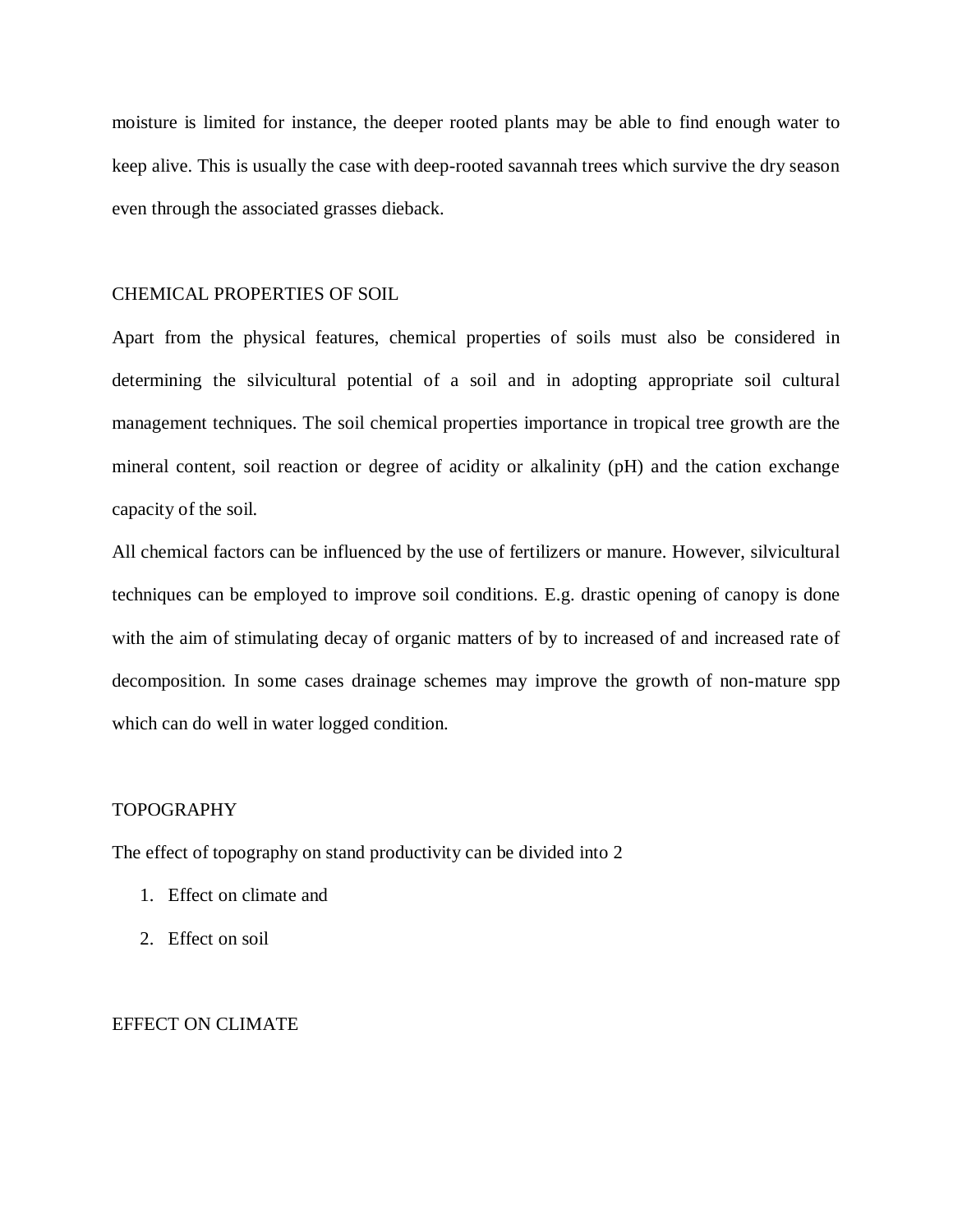moisture is limited for instance, the deeper rooted plants may be able to find enough water to keep alive. This is usually the case with deep-rooted savannah trees which survive the dry season even through the associated grasses dieback.

## CHEMICAL PROPERTIES OF SOIL

Apart from the physical features, chemical properties of soils must also be considered in determining the silvicultural potential of a soil and in adopting appropriate soil cultural management techniques. The soil chemical properties importance in tropical tree growth are the mineral content, soil reaction or degree of acidity or alkalinity (pH) and the cation exchange capacity of the soil.

All chemical factors can be influenced by the use of fertilizers or manure. However, silvicultural techniques can be employed to improve soil conditions. E.g. drastic opening of canopy is done with the aim of stimulating decay of organic matters of by to increased of and increased rate of decomposition. In some cases drainage schemes may improve the growth of non-mature spp which can do well in water logged condition.

## TOPOGRAPHY

The effect of topography on stand productivity can be divided into 2

1. Effect on climate and
2. Effect on soil

## EFFECT ON CLIMATE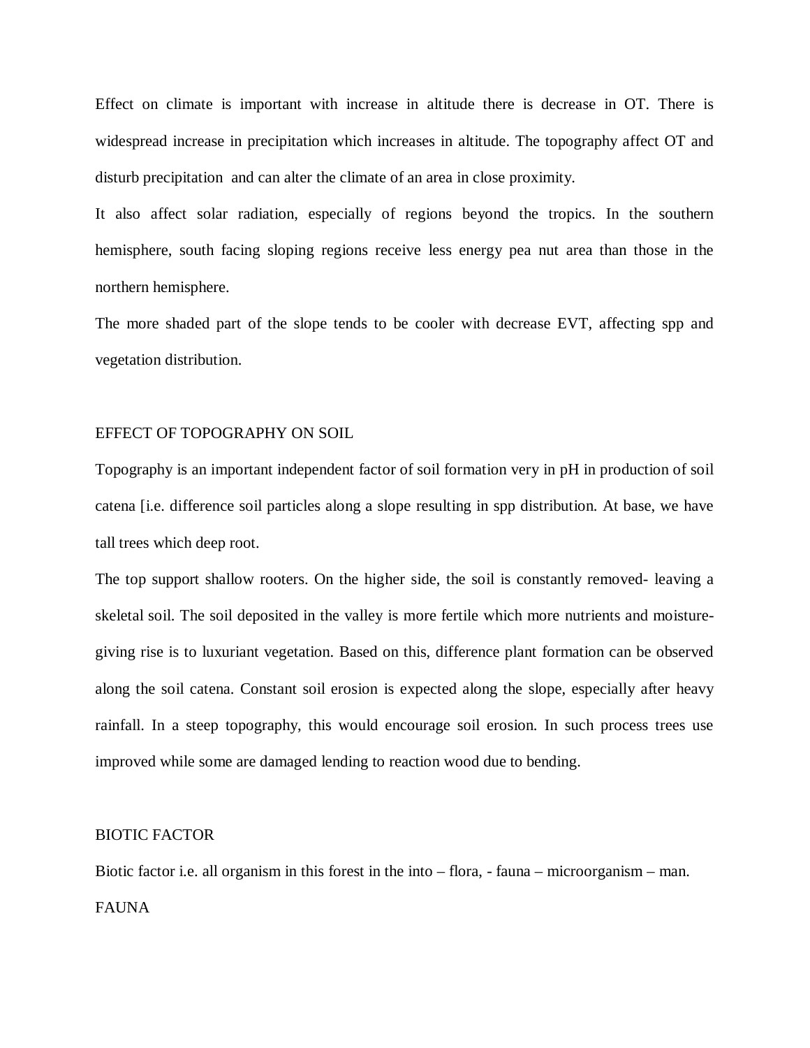Effect on climate is important with increase in altitude there is decrease in OT. There is widespread increase in precipitation which increases in altitude. The topography affect OT and disturb precipitation and can alter the climate of an area in close proximity.

It also affect solar radiation, especially of regions beyond the tropics. In the southern hemisphere, south facing sloping regions receive less energy pea nut area than those in the northern hemisphere.

The more shaded part of the slope tends to be cooler with decrease EVT, affecting spp and vegetation distribution.

## EFFECT OF TOPOGRAPHY ON SOIL

Topography is an important independent factor of soil formation very in pH in production of soil catena [i.e. difference soil particles along a slope resulting in spp distribution. At base, we have tall trees which deep root.

The top support shallow rooters. On the higher side, the soil is constantly removed- leaving a skeletal soil. The soil deposited in the valley is more fertile which more nutrients and moisture-giving rise is to luxuriant vegetation. Based on this, difference plant formation can be observed along the soil catena. Constant soil erosion is expected along the slope, especially after heavy rainfall. In a steep topography, this would encourage soil erosion. In such process trees use improved while some are damaged lending to reaction wood due to bending.

## BIOTIC FACTOR

Biotic factor i.e. all organism in this forest in the into – flora, - fauna – microorganism – man.

## FAUNA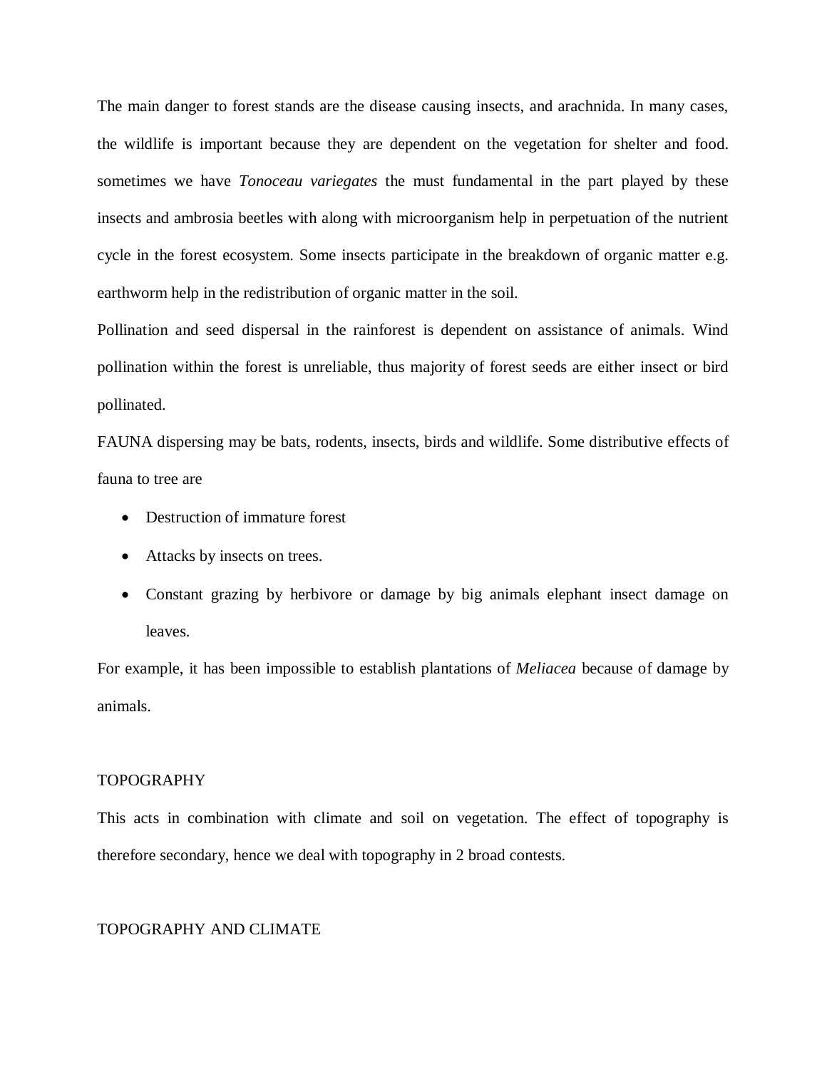The main danger to forest stands are the disease causing insects, and arachnida. In many cases, the wildlife is important because they are dependent on the vegetation for shelter and food. sometimes we have *Tonoceau variegates* the must fundamental in the part played by these insects and ambrosia beetles with along with microorganism help in perpetuation of the nutrient cycle in the forest ecosystem. Some insects participate in the breakdown of organic matter e.g. earthworm help in the redistribution of organic matter in the soil.

Pollination and seed dispersal in the rainforest is dependent on assistance of animals. Wind pollination within the forest is unreliable, thus majority of forest seeds are either insect or bird pollinated.

FAUNA dispersing may be bats, rodents, insects, birds and wildlife. Some distributive effects of fauna to tree are

- Destruction of immature forest
- Attacks by insects on trees.
- Constant grazing by herbivore or damage by big animals elephant insect damage on leaves.

For example, it has been impossible to establish plantations of *Meliacea* because of damage by animals.

## TOPOGRAPHY

This acts in combination with climate and soil on vegetation. The effect of topography is therefore secondary, hence we deal with topography in 2 broad contests.

## TOPOGRAPHY AND CLIMATE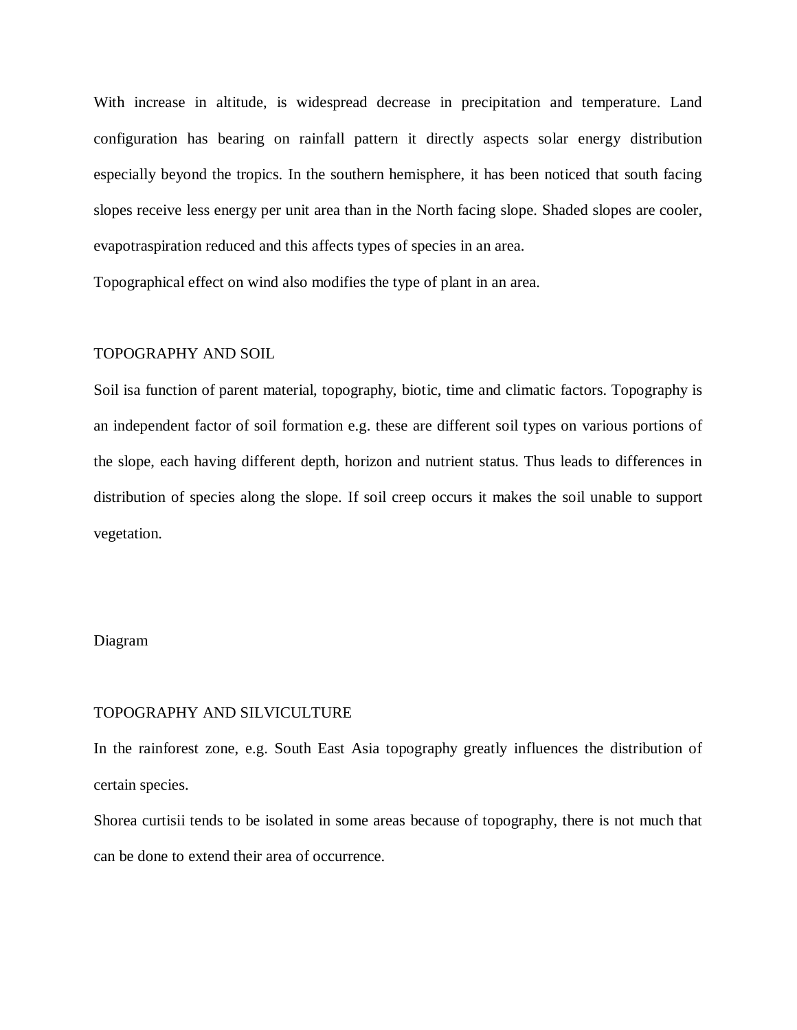With increase in altitude, is widespread decrease in precipitation and temperature. Land configuration has bearing on rainfall pattern it directly aspects solar energy distribution especially beyond the tropics. In the southern hemisphere, it has been noticed that south facing slopes receive less energy per unit area than in the North facing slope. Shaded slopes are cooler, evapotraspiration reduced and this affects types of species in an area.

Topographical effect on wind also modifies the type of plant in an area.

## TOPOGRAPHY AND SOIL

Soil isa function of parent material, topography, biotic, time and climatic factors. Topography is an independent factor of soil formation e.g. these are different soil types on various portions of the slope, each having different depth, horizon and nutrient status. Thus leads to differences in distribution of species along the slope. If soil creep occurs it makes the soil unable to support vegetation.

Diagram

## TOPOGRAPHY AND SILVICULTURE

In the rainforest zone, e.g. South East Asia topography greatly influences the distribution of certain species.

Shorea curtisii tends to be isolated in some areas because of topography, there is not much that can be done to extend their area of occurrence.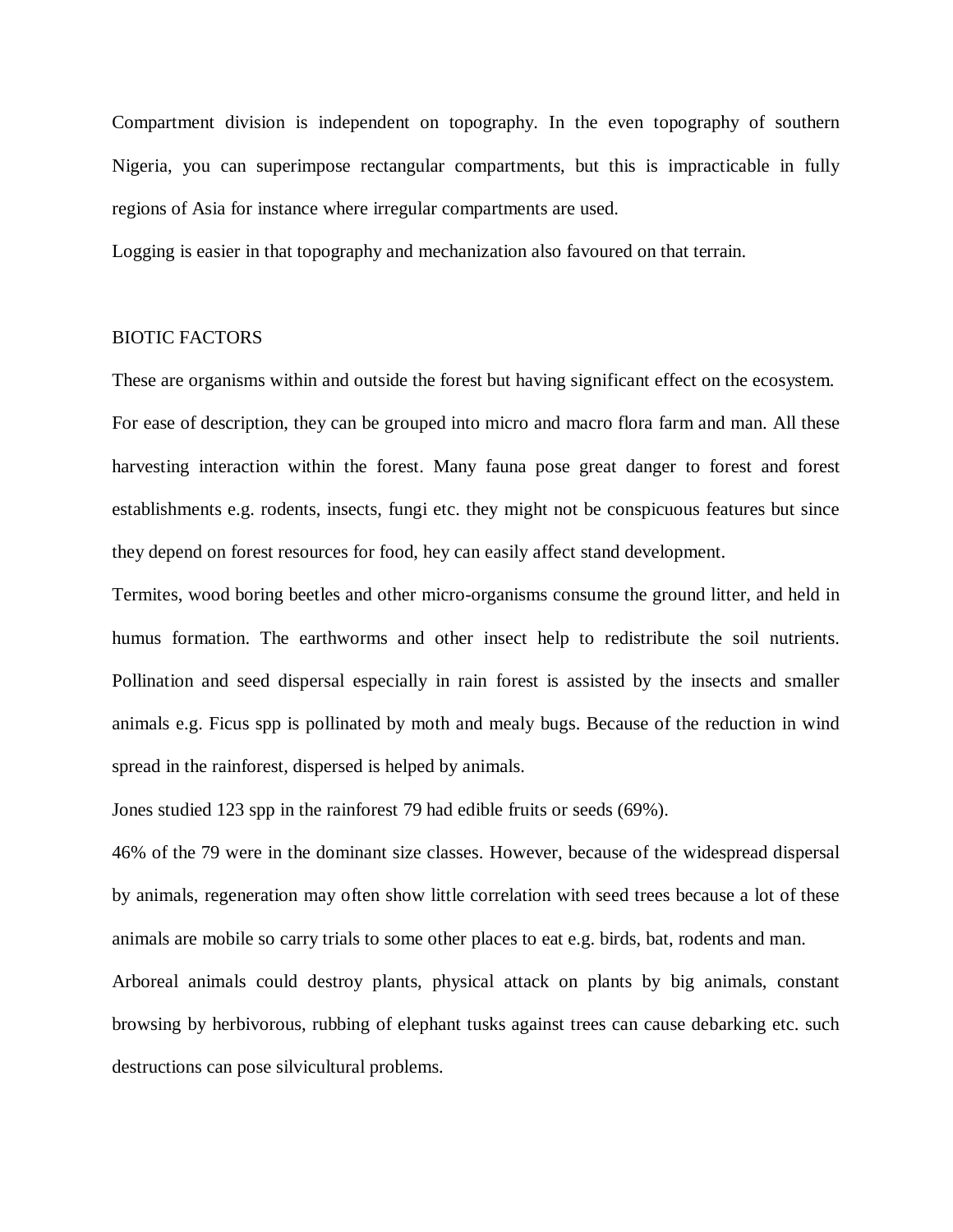Compartment division is independent on topography. In the even topography of southern Nigeria, you can superimpose rectangular compartments, but this is impracticable in fully regions of Asia for instance where irregular compartments are used.

Logging is easier in that topography and mechanization also favoured on that terrain.

## BIOTIC FACTORS

These are organisms within and outside the forest but having significant effect on the ecosystem. For ease of description, they can be grouped into micro and macro flora farm and man. All these harvesting interaction within the forest. Many fauna pose great danger to forest and forest establishments e.g. rodents, insects, fungi etc. they might not be conspicuous features but since they depend on forest resources for food, hey can easily affect stand development.

Termites, wood boring beetles and other micro-organisms consume the ground litter, and held in humus formation. The earthworms and other insect help to redistribute the soil nutrients. Pollination and seed dispersal especially in rain forest is assisted by the insects and smaller animals e.g. Ficus spp is pollinated by moth and mealy bugs. Because of the reduction in wind spread in the rainforest, dispersed is helped by animals.

Jones studied 123 spp in the rainforest 79 had edible fruits or seeds (69%).

46% of the 79 were in the dominant size classes. However, because of the widespread dispersal by animals, regeneration may often show little correlation with seed trees because a lot of these animals are mobile so carry trials to some other places to eat e.g. birds, bat, rodents and man.

Arboreal animals could destroy plants, physical attack on plants by big animals, constant browsing by herbivorous, rubbing of elephant tusks against trees can cause debarking etc. such destructions can pose silvicultural problems.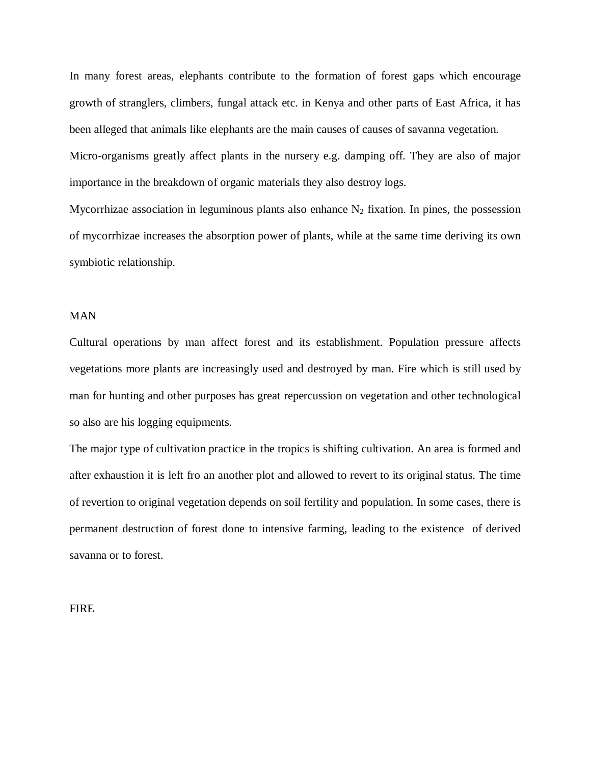In many forest areas, elephants contribute to the formation of forest gaps which encourage growth of stranglers, climbers, fungal attack etc. in Kenya and other parts of East Africa, it has been alleged that animals like elephants are the main causes of causes of savanna vegetation.

Micro-organisms greatly affect plants in the nursery e.g. damping off. They are also of major importance in the breakdown of organic materials they also destroy logs.

Mycorrhizae association in leguminous plants also enhance $N_2$ fixation. In pines, the possession of mycorrhizae increases the absorption power of plants, while at the same time deriving its own symbiotic relationship.

## MAN

Cultural operations by man affect forest and its establishment. Population pressure affects vegetations more plants are increasingly used and destroyed by man. Fire which is still used by man for hunting and other purposes has great repercussion on vegetation and other technological so also are his logging equipments.

The major type of cultivation practice in the tropics is shifting cultivation. An area is formed and after exhaustion it is left fro an another plot and allowed to revert to its original status. The time of revertion to original vegetation depends on soil fertility and population. In some cases, there is permanent destruction of forest done to intensive farming, leading to the existence of derived savanna or to forest.

## FIRE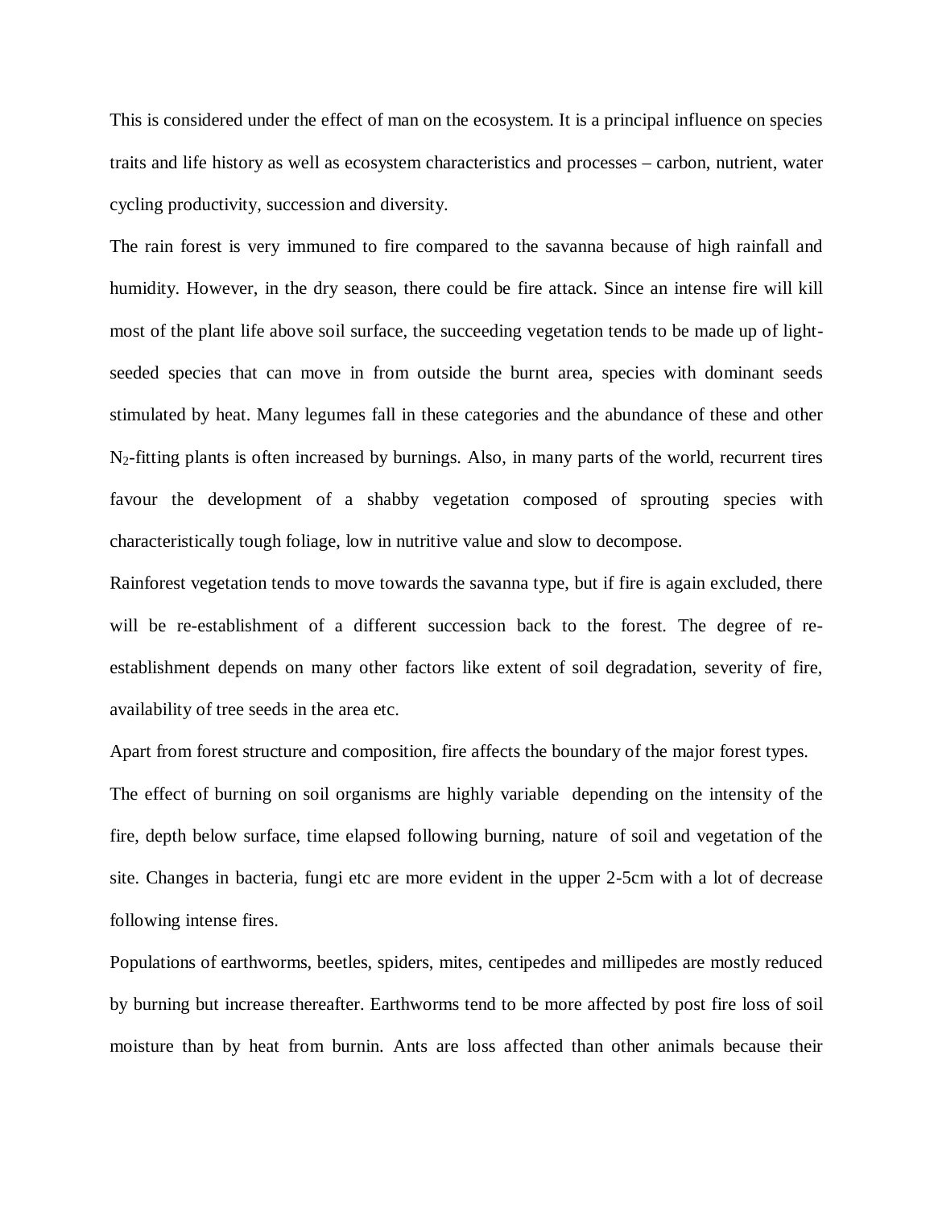This is considered under the effect of man on the ecosystem. It is a principal influence on species traits and life history as well as ecosystem characteristics and processes – carbon, nutrient, water cycling productivity, succession and diversity.

The rain forest is very immuned to fire compared to the savanna because of high rainfall and humidity. However, in the dry season, there could be fire attack. Since an intense fire will kill most of the plant life above soil surface, the succeeding vegetation tends to be made up of light-seeded species that can move in from outside the burnt area, species with dominant seeds stimulated by heat. Many legumes fall in these categories and the abundance of these and other $N_2$-fitting plants is often increased by burnings. Also, in many parts of the world, recurrent tires favour the development of a shabby vegetation composed of sprouting species with characteristically tough foliage, low in nutritive value and slow to decompose.

Rainforest vegetation tends to move towards the savanna type, but if fire is again excluded, there will be re-establishment of a different succession back to the forest. The degree of re-establishment depends on many other factors like extent of soil degradation, severity of fire, availability of tree seeds in the area etc.

Apart from forest structure and composition, fire affects the boundary of the major forest types.

The effect of burning on soil organisms are highly variable depending on the intensity of the fire, depth below surface, time elapsed following burning, nature of soil and vegetation of the site. Changes in bacteria, fungi etc are more evident in the upper 2-5cm with a lot of decrease following intense fires.

Populations of earthworms, beetles, spiders, mites, centipedes and millipedes are mostly reduced by burning but increase thereafter. Earthworms tend to be more affected by post fire loss of soil moisture than by heat from burnin. Ants are loss affected than other animals because their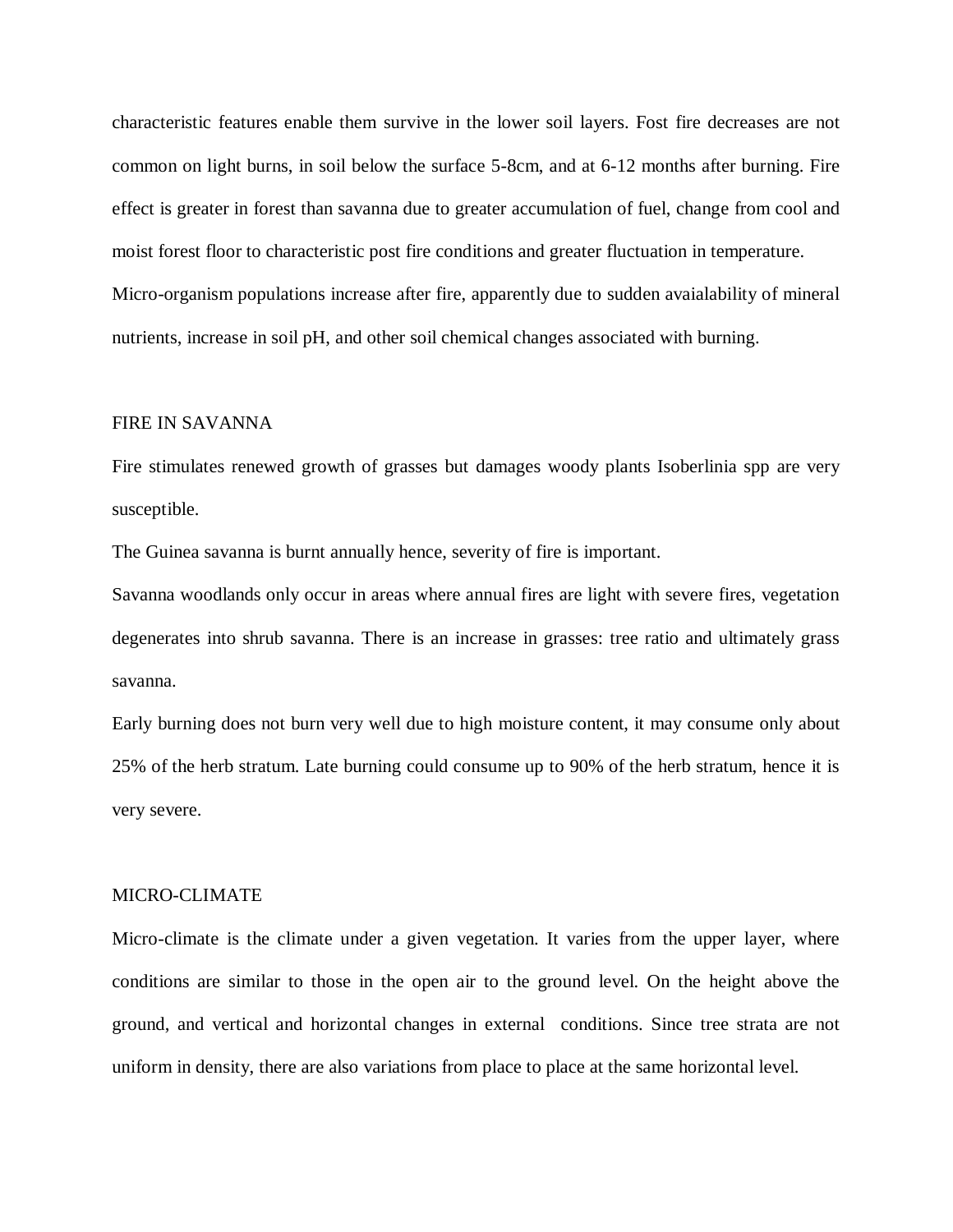characteristic features enable them survive in the lower soil layers. Fost fire decreases are not common on light burns, in soil below the surface 5-8cm, and at 6-12 months after burning. Fire effect is greater in forest than savanna due to greater accumulation of fuel, change from cool and moist forest floor to characteristic post fire conditions and greater fluctuation in temperature.

Micro-organism populations increase after fire, apparently due to sudden avaialability of mineral nutrients, increase in soil pH, and other soil chemical changes associated with burning.

## FIRE IN SAVANNA

Fire stimulates renewed growth of grasses but damages woody plants Isoberlinia spp are very susceptible.

The Guinea savanna is burnt annually hence, severity of fire is important.

Savanna woodlands only occur in areas where annual fires are light with severe fires, vegetation degenerates into shrub savanna. There is an increase in grasses: tree ratio and ultimately grass savanna.

Early burning does not burn very well due to high moisture content, it may consume only about 25% of the herb stratum. Late burning could consume up to 90% of the herb stratum, hence it is very severe.

## MICRO-CLIMATE

Micro-climate is the climate under a given vegetation. It varies from the upper layer, where conditions are similar to those in the open air to the ground level. On the height above the ground, and vertical and horizontal changes in external conditions. Since tree strata are not uniform in density, there are also variations from place to place at the same horizontal level.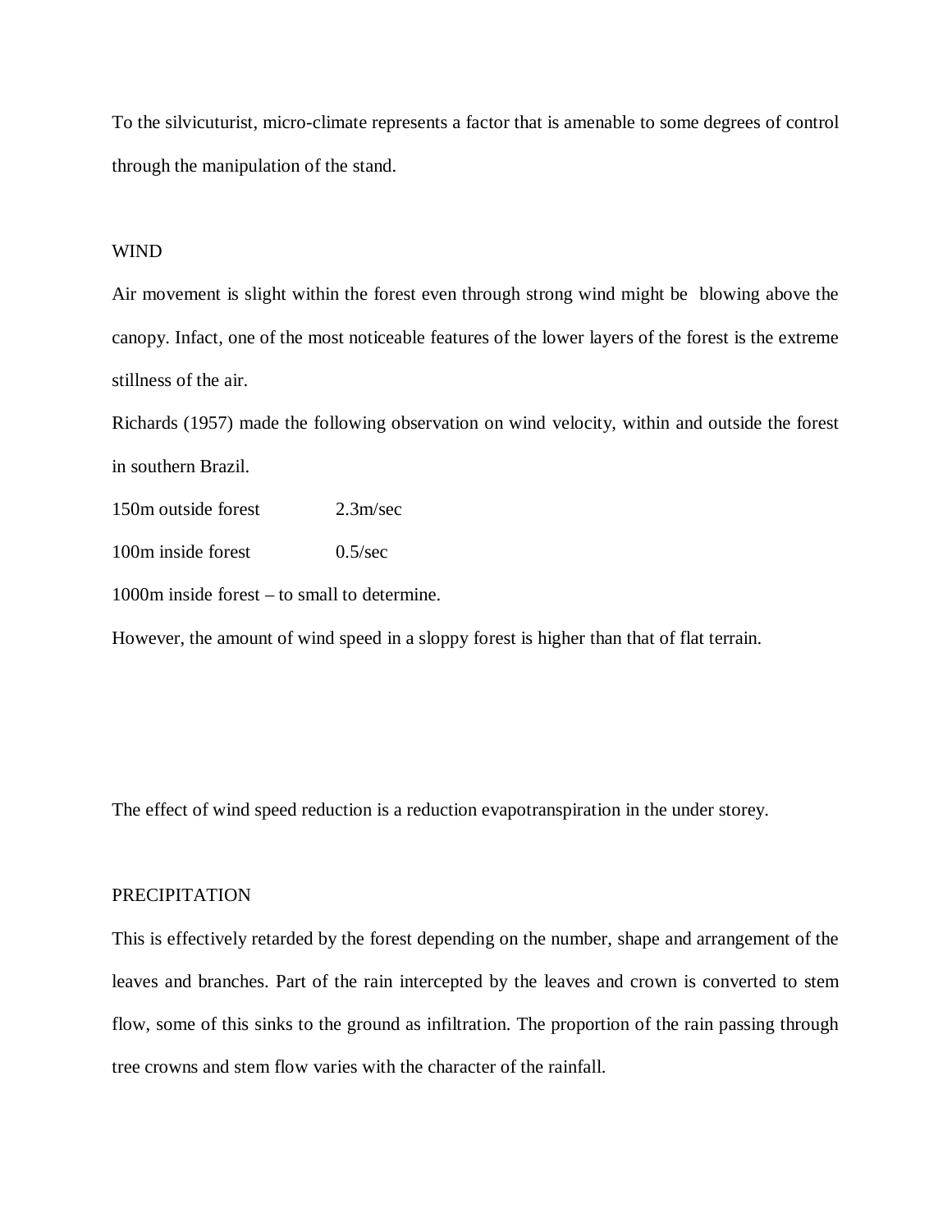To the silvicuturist, micro-climate represents a factor that is amenable to some degrees of control through the manipulation of the stand.

## WIND

Air movement is slight within the forest even through strong wind might be blowing above the canopy. Infact, one of the most noticeable features of the lower layers of the forest is the extreme stillness of the air.

Richards (1957) made the following observation on wind velocity, within and outside the forest in southern Brazil.

| | |
|---|---|
| 150m outside forest | 2.3m/sec |
| 100m inside forest | 0.5/sec |

1000m inside forest – to small to determine.

However, the amount of wind speed in a sloppy forest is higher than that of flat terrain.

The effect of wind speed reduction is a reduction evapotranspiration in the under storey.

## PRECIPITATION

This is effectively retarded by the forest depending on the number, shape and arrangement of the leaves and branches. Part of the rain intercepted by the leaves and crown is converted to stem flow, some of this sinks to the ground as infiltration. The proportion of the rain passing through tree crowns and stem flow varies with the character of the rainfall.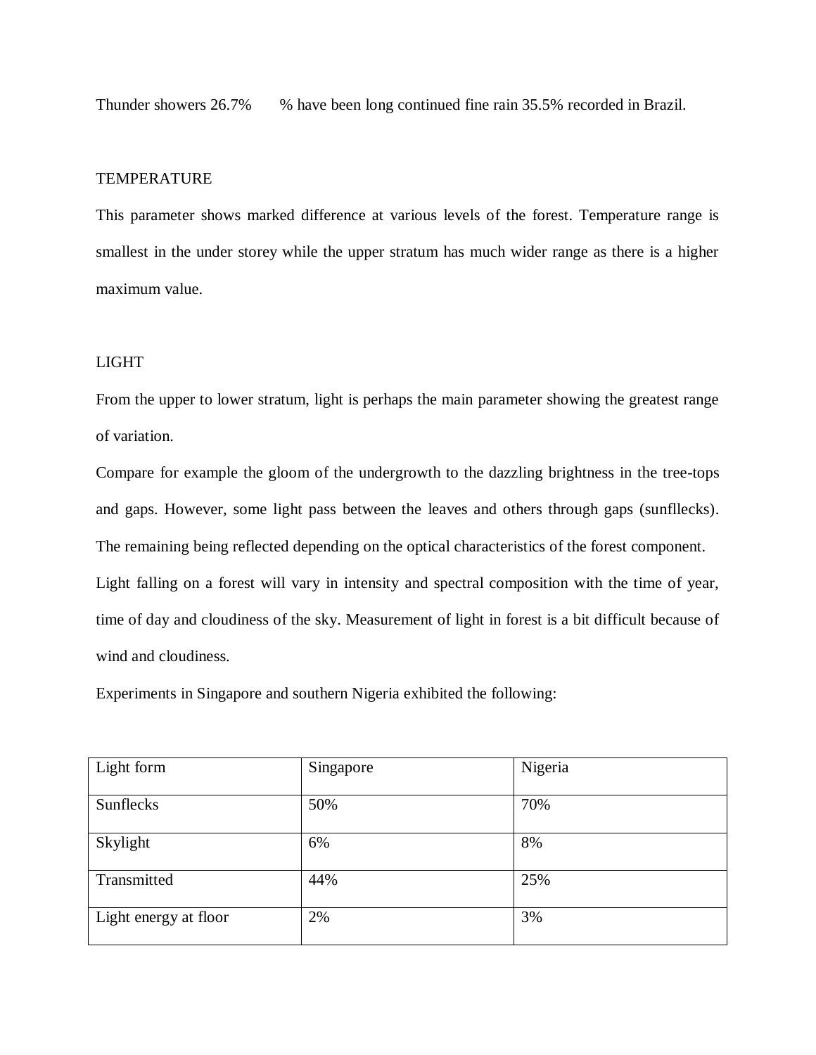Thunder showers 26.7% % have been long continued fine rain 35.5% recorded in Brazil.

TEMPERATURE

This parameter shows marked difference at various levels of the forest. Temperature range is smallest in the under storey while the upper stratum has much wider range as there is a higher maximum value.

LIGHT

From the upper to lower stratum, light is perhaps the main parameter showing the greatest range of variation.

Compare for example the gloom of the undergrowth to the dazzling brightness in the tree-tops and gaps. However, some light pass between the leaves and others through gaps (sunfllecks). The remaining being reflected depending on the optical characteristics of the forest component.

Light falling on a forest will vary in intensity and spectral composition with the time of year, time of day and cloudiness of the sky. Measurement of light in forest is a bit difficult because of wind and cloudiness.

Experiments in Singapore and southern Nigeria exhibited the following:

| Light form | Singapore | Nigeria |
| --- | --- | --- |
| Sunflecks | 50% | 70% |
| Skylight | 6% | 8% |
| Transmitted | 44% | 25% |
| Light energy at floor | 2% | 3% |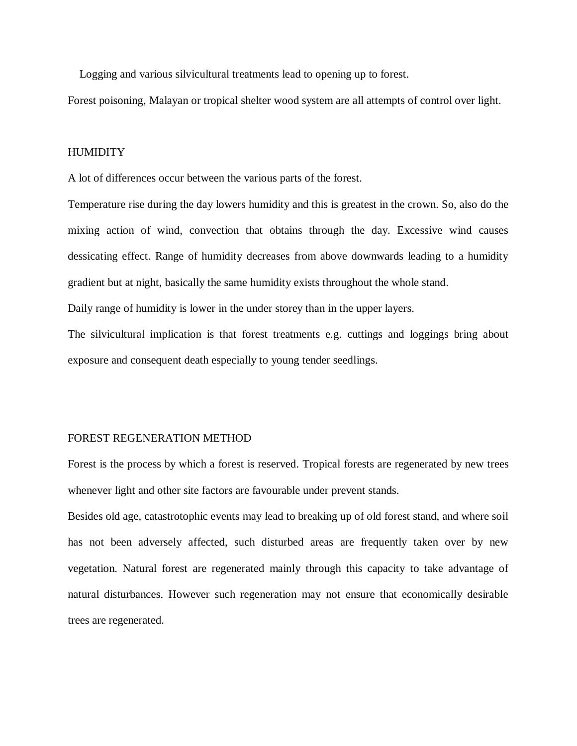Logging and various silvicultural treatments lead to opening up to forest.

Forest poisoning, Malayan or tropical shelter wood system are all attempts of control over light.

## HUMIDITY

A lot of differences occur between the various parts of the forest.

Temperature rise during the day lowers humidity and this is greatest in the crown. So, also do the mixing action of wind, convection that obtains through the day. Excessive wind causes dessicating effect. Range of humidity decreases from above downwards leading to a humidity gradient but at night, basically the same humidity exists throughout the whole stand.

Daily range of humidity is lower in the under storey than in the upper layers.

The silvicultural implication is that forest treatments e.g. cuttings and loggings bring about exposure and consequent death especially to young tender seedlings.

## FOREST REGENERATION METHOD

Forest is the process by which a forest is reserved. Tropical forests are regenerated by new trees whenever light and other site factors are favourable under prevent stands.

Besides old age, catastrotophic events may lead to breaking up of old forest stand, and where soil has not been adversely affected, such disturbed areas are frequently taken over by new vegetation. Natural forest are regenerated mainly through this capacity to take advantage of natural disturbances. However such regeneration may not ensure that economically desirable trees are regenerated.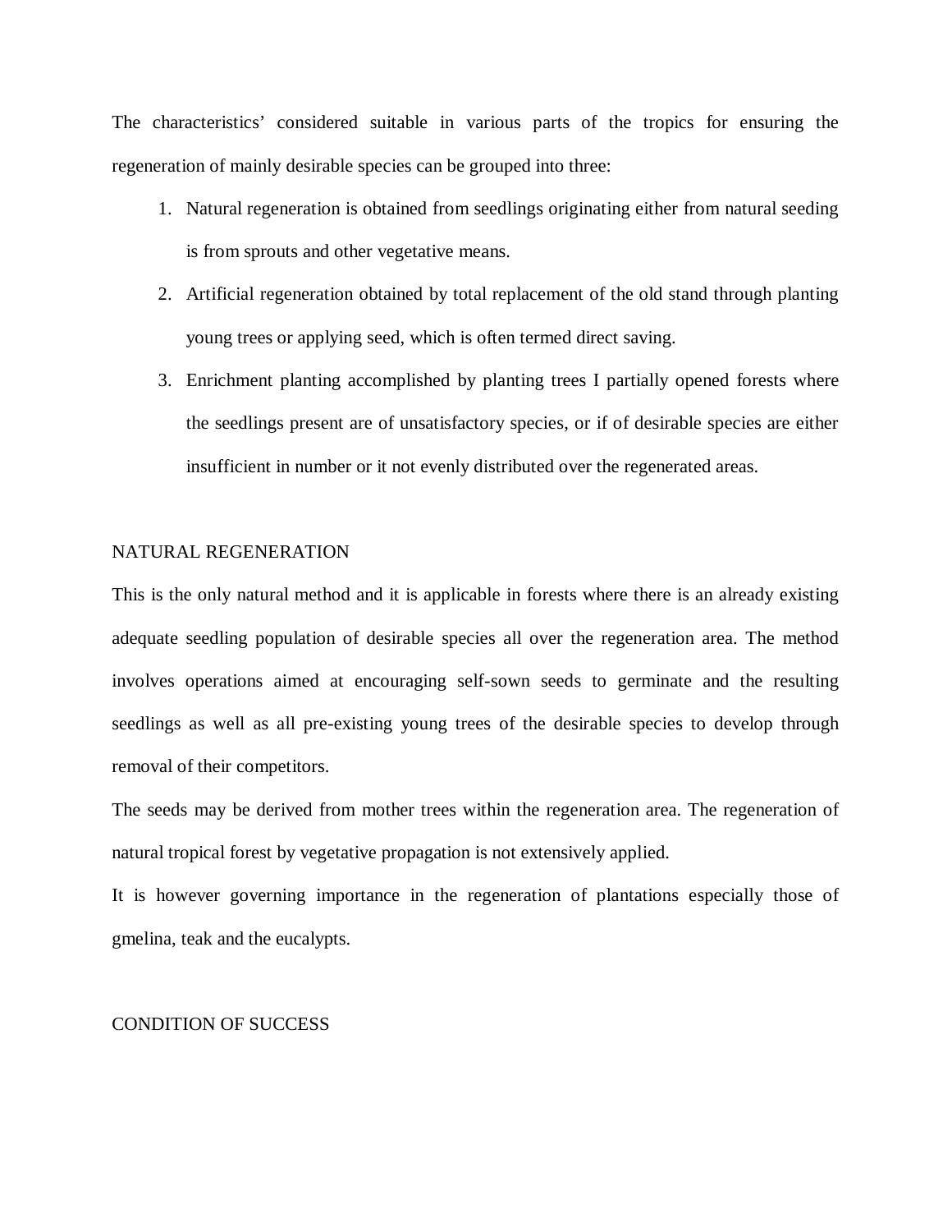The characteristics' considered suitable in various parts of the tropics for ensuring the regeneration of mainly desirable species can be grouped into three:

1. Natural regeneration is obtained from seedlings originating either from natural seeding is from sprouts and other vegetative means.
2. Artificial regeneration obtained by total replacement of the old stand through planting young trees or applying seed, which is often termed direct saving.
3. Enrichment planting accomplished by planting trees I partially opened forests where the seedlings present are of unsatisfactory species, or if of desirable species are either insufficient in number or it not evenly distributed over the regenerated areas.

## NATURAL REGENERATION

This is the only natural method and it is applicable in forests where there is an already existing adequate seedling population of desirable species all over the regeneration area. The method involves operations aimed at encouraging self-sown seeds to germinate and the resulting seedlings as well as all pre-existing young trees of the desirable species to develop through removal of their competitors.

The seeds may be derived from mother trees within the regeneration area. The regeneration of natural tropical forest by vegetative propagation is not extensively applied.

It is however governing importance in the regeneration of plantations especially those of gmelina, teak and the eucalypts.

## CONDITION OF SUCCESS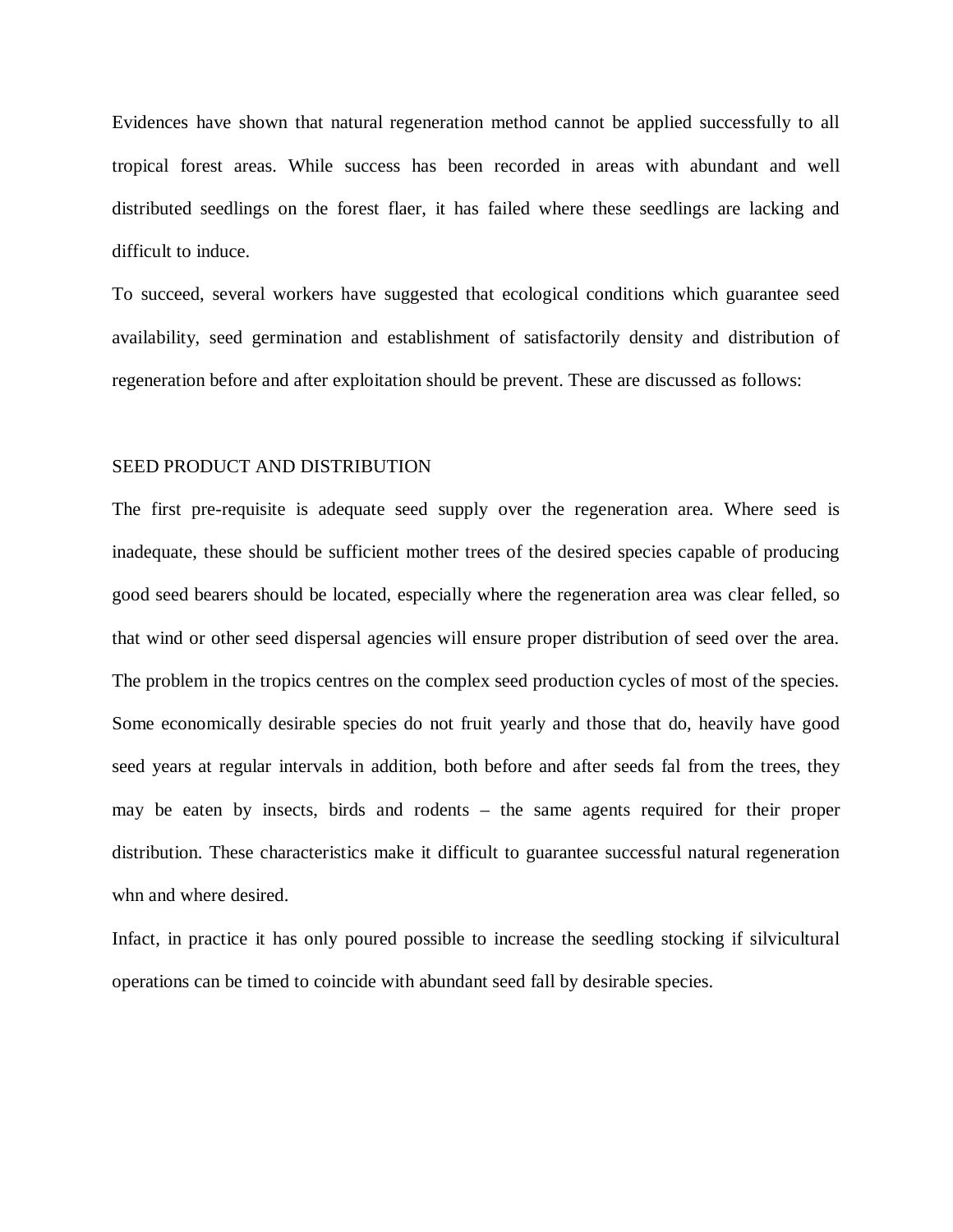Evidences have shown that natural regeneration method cannot be applied successfully to all tropical forest areas. While success has been recorded in areas with abundant and well distributed seedlings on the forest flaer, it has failed where these seedlings are lacking and difficult to induce.

To succeed, several workers have suggested that ecological conditions which guarantee seed availability, seed germination and establishment of satisfactorily density and distribution of regeneration before and after exploitation should be prevent. These are discussed as follows:

## SEED PRODUCT AND DISTRIBUTION

The first pre-requisite is adequate seed supply over the regeneration area. Where seed is inadequate, these should be sufficient mother trees of the desired species capable of producing good seed bearers should be located, especially where the regeneration area was clear felled, so that wind or other seed dispersal agencies will ensure proper distribution of seed over the area. The problem in the tropics centres on the complex seed production cycles of most of the species. Some economically desirable species do not fruit yearly and those that do, heavily have good seed years at regular intervals in addition, both before and after seeds fal from the trees, they may be eaten by insects, birds and rodents – the same agents required for their proper distribution. These characteristics make it difficult to guarantee successful natural regeneration whn and where desired.

Infact, in practice it has only poured possible to increase the seedling stocking if silvicultural operations can be timed to coincide with abundant seed fall by desirable species.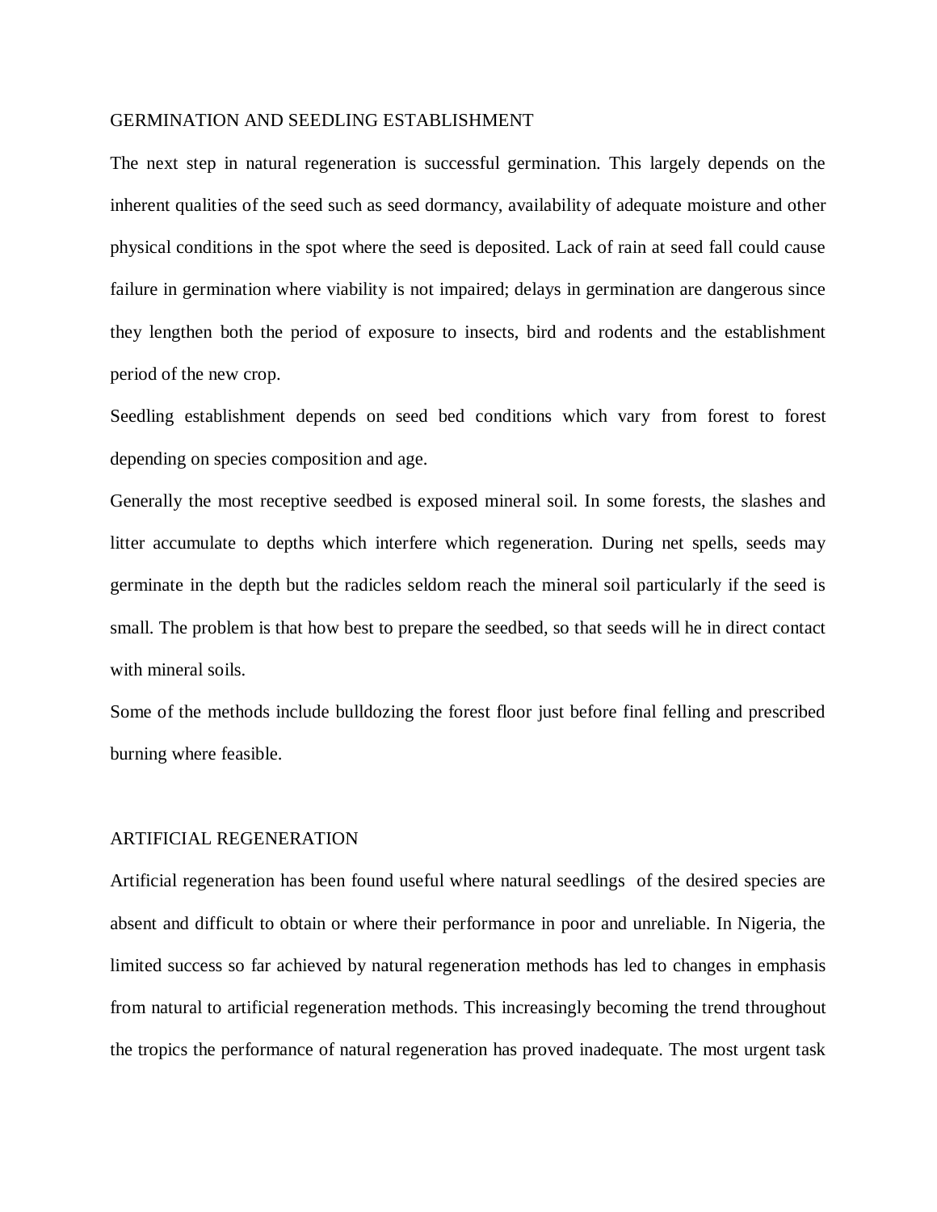## GERMINATION AND SEEDLING ESTABLISHMENT

The next step in natural regeneration is successful germination. This largely depends on the inherent qualities of the seed such as seed dormancy, availability of adequate moisture and other physical conditions in the spot where the seed is deposited. Lack of rain at seed fall could cause failure in germination where viability is not impaired; delays in germination are dangerous since they lengthen both the period of exposure to insects, bird and rodents and the establishment period of the new crop.

Seedling establishment depends on seed bed conditions which vary from forest to forest depending on species composition and age.

Generally the most receptive seedbed is exposed mineral soil. In some forests, the slashes and litter accumulate to depths which interfere which regeneration. During net spells, seeds may germinate in the depth but the radicles seldom reach the mineral soil particularly if the seed is small. The problem is that how best to prepare the seedbed, so that seeds will he in direct contact with mineral soils.

Some of the methods include bulldozing the forest floor just before final felling and prescribed burning where feasible.

## ARTIFICIAL REGENERATION

Artificial regeneration has been found useful where natural seedlings of the desired species are absent and difficult to obtain or where their performance in poor and unreliable. In Nigeria, the limited success so far achieved by natural regeneration methods has led to changes in emphasis from natural to artificial regeneration methods. This increasingly becoming the trend throughout the tropics the performance of natural regeneration has proved inadequate. The most urgent task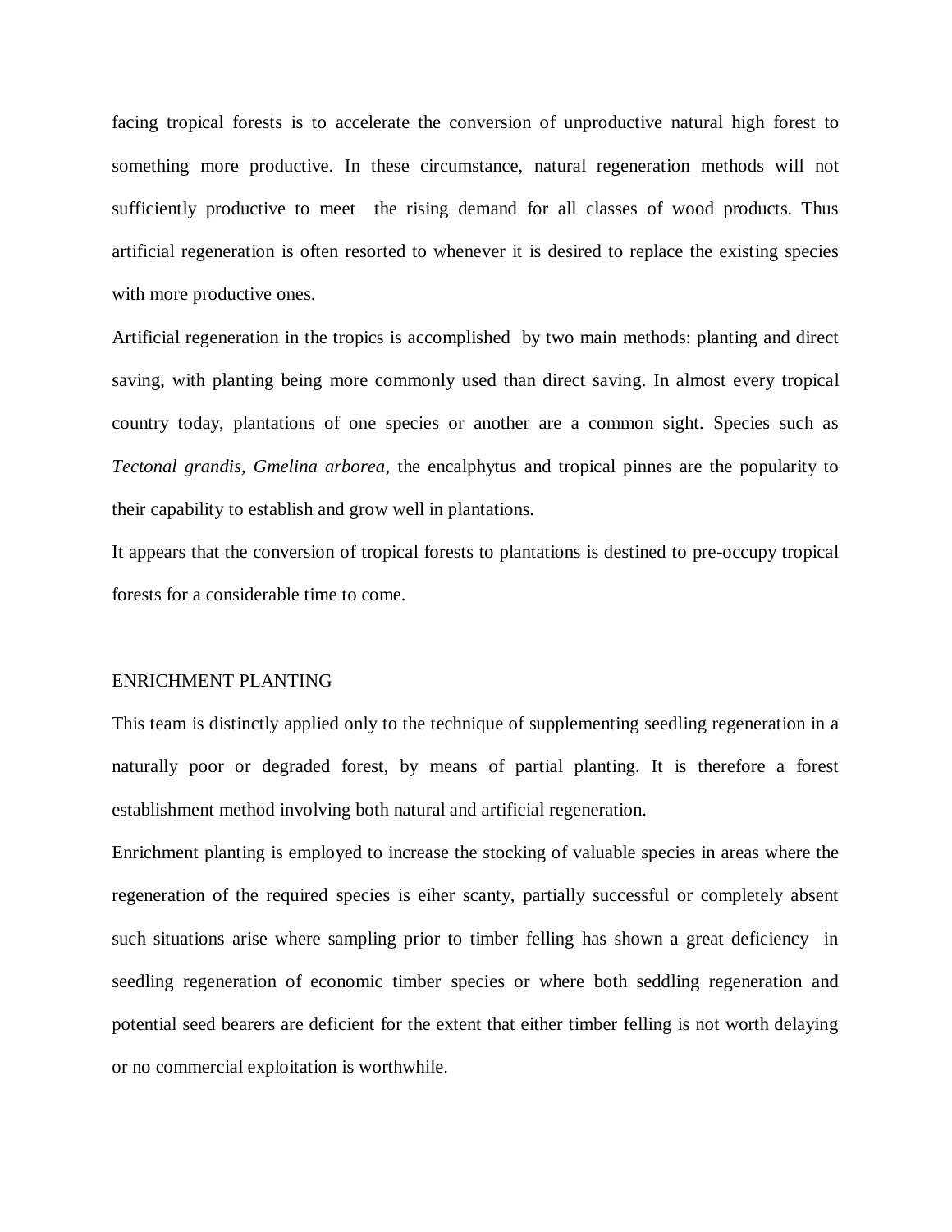facing tropical forests is to accelerate the conversion of unproductive natural high forest to something more productive. In these circumstance, natural regeneration methods will not sufficiently productive to meet the rising demand for all classes of wood products. Thus artificial regeneration is often resorted to whenever it is desired to replace the existing species with more productive ones.

Artificial regeneration in the tropics is accomplished by two main methods: planting and direct saving, with planting being more commonly used than direct saving. In almost every tropical country today, plantations of one species or another are a common sight. Species such as *Tectonal grandis, Gmelina arborea*, the encalphytus and tropical pinnes are the popularity to their capability to establish and grow well in plantations.

It appears that the conversion of tropical forests to plantations is destined to pre-occupy tropical forests for a considerable time to come.

## ENRICHMENT PLANTING

This team is distinctly applied only to the technique of supplementing seedling regeneration in a naturally poor or degraded forest, by means of partial planting. It is therefore a forest establishment method involving both natural and artificial regeneration.

Enrichment planting is employed to increase the stocking of valuable species in areas where the regeneration of the required species is eiher scanty, partially successful or completely absent such situations arise where sampling prior to timber felling has shown a great deficiency in seedling regeneration of economic timber species or where both seddling regeneration and potential seed bearers are deficient for the extent that either timber felling is not worth delaying or no commercial exploitation is worthwhile.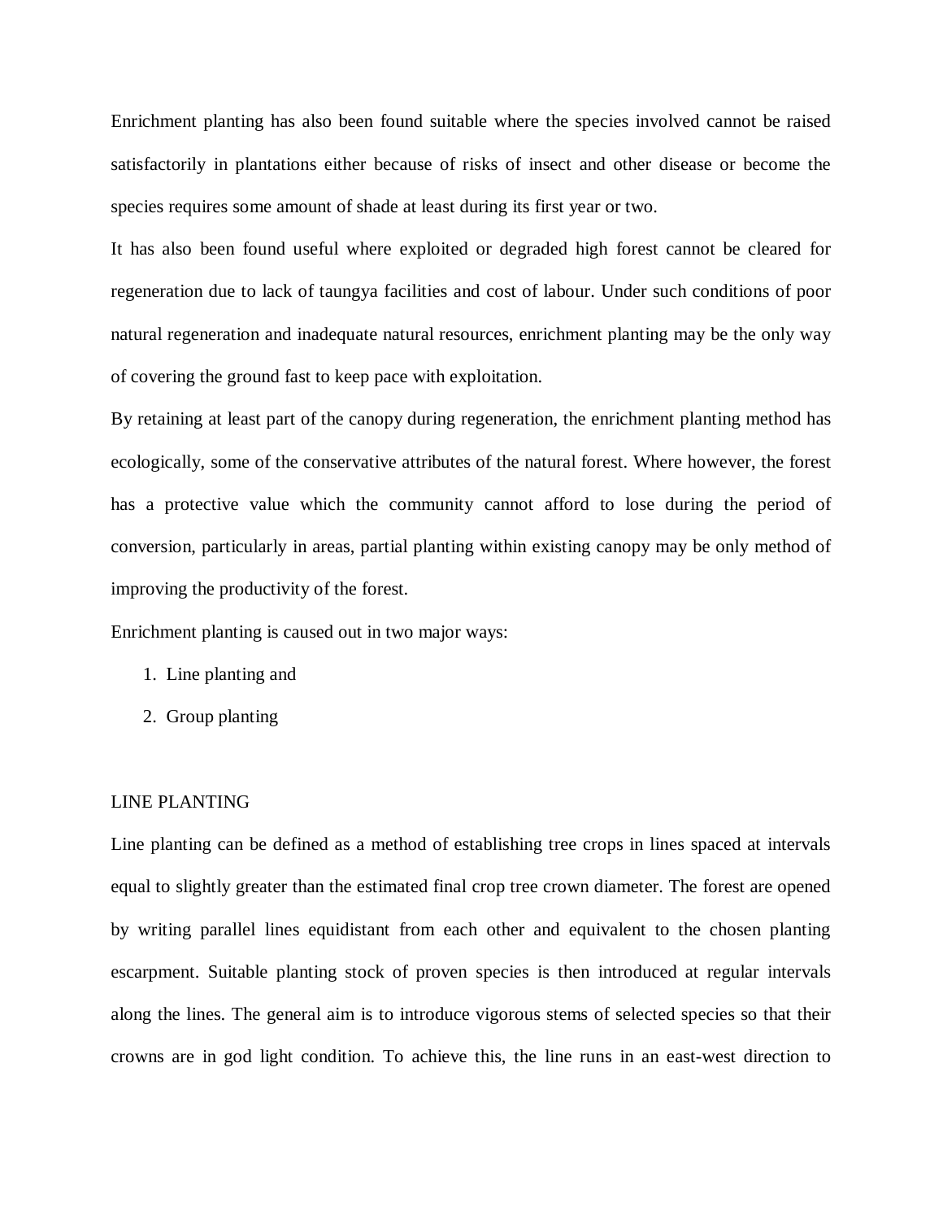Enrichment planting has also been found suitable where the species involved cannot be raised satisfactorily in plantations either because of risks of insect and other disease or become the species requires some amount of shade at least during its first year or two.

It has also been found useful where exploited or degraded high forest cannot be cleared for regeneration due to lack of taungya facilities and cost of labour. Under such conditions of poor natural regeneration and inadequate natural resources, enrichment planting may be the only way of covering the ground fast to keep pace with exploitation.

By retaining at least part of the canopy during regeneration, the enrichment planting method has ecologically, some of the conservative attributes of the natural forest. Where however, the forest has a protective value which the community cannot afford to lose during the period of conversion, particularly in areas, partial planting within existing canopy may be only method of improving the productivity of the forest.

Enrichment planting is caused out in two major ways:

1. Line planting and
2. Group planting

## LINE PLANTING

Line planting can be defined as a method of establishing tree crops in lines spaced at intervals equal to slightly greater than the estimated final crop tree crown diameter. The forest are opened by writing parallel lines equidistant from each other and equivalent to the chosen planting escarpment. Suitable planting stock of proven species is then introduced at regular intervals along the lines. The general aim is to introduce vigorous stems of selected species so that their crowns are in god light condition. To achieve this, the line runs in an east-west direction to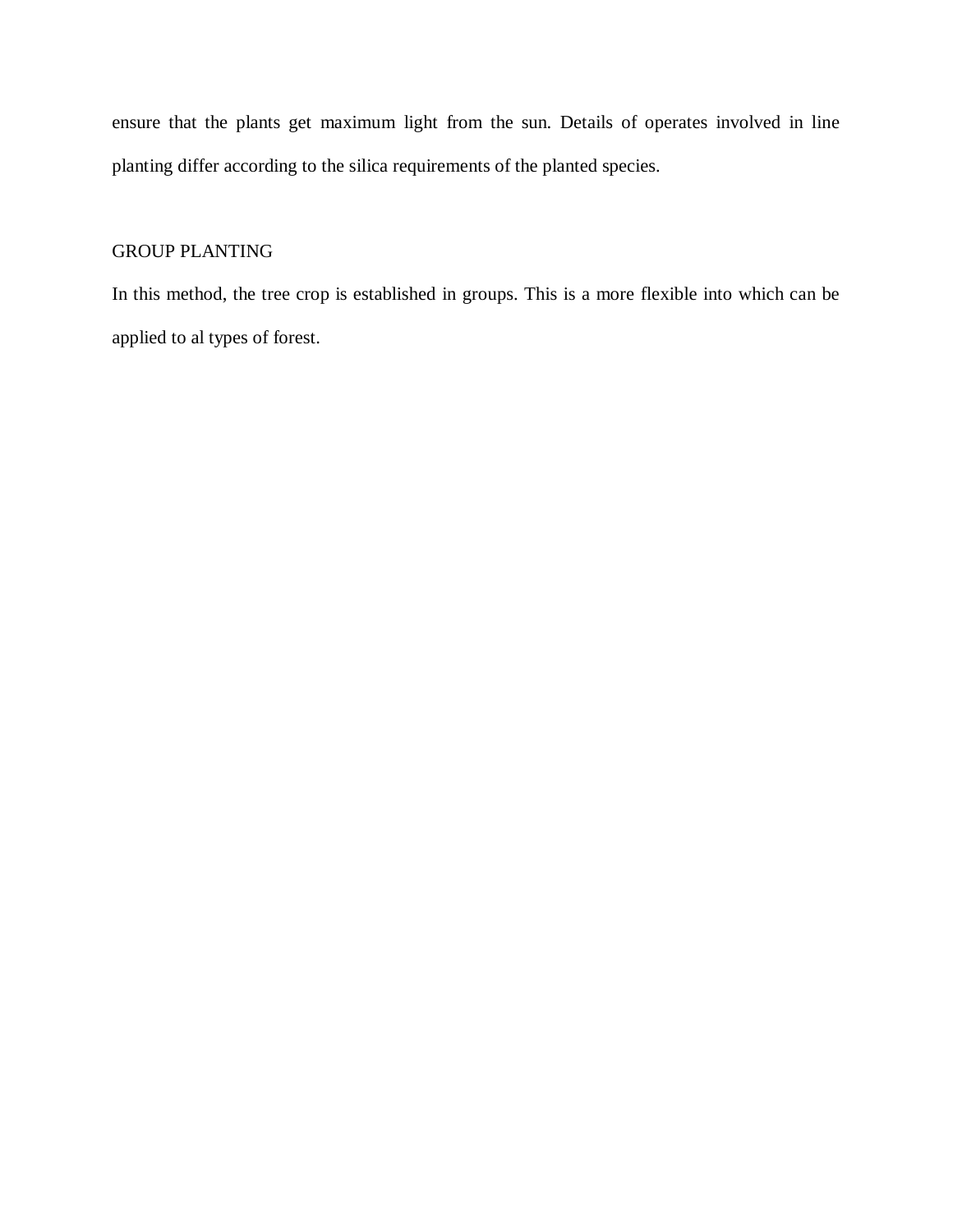ensure that the plants get maximum light from the sun. Details of operates involved in line planting differ according to the silica requirements of the planted species.

GROUP PLANTING

In this method, the tree crop is established in groups. This is a more flexible into which can be applied to al types of forest.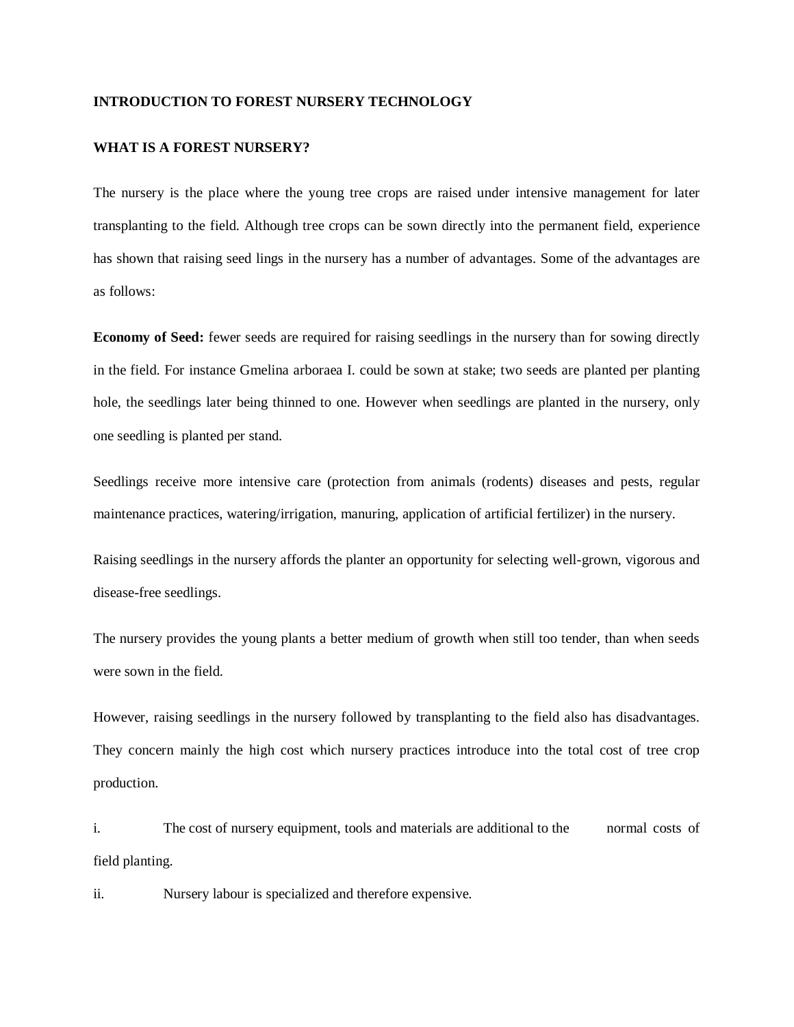**INTRODUCTION TO FOREST NURSERY TECHNOLOGY**

**WHAT IS A FOREST NURSERY?**

The nursery is the place where the young tree crops are raised under intensive management for later transplanting to the field. Although tree crops can be sown directly into the permanent field, experience has shown that raising seed lings in the nursery has a number of advantages. Some of the advantages are as follows:

**Economy of Seed:** fewer seeds are required for raising seedlings in the nursery than for sowing directly in the field. For instance Gmelina arboraea I. could be sown at stake; two seeds are planted per planting hole, the seedlings later being thinned to one. However when seedlings are planted in the nursery, only one seedling is planted per stand.

Seedlings receive more intensive care (protection from animals (rodents) diseases and pests, regular maintenance practices, watering/irrigation, manuring, application of artificial fertilizer) in the nursery.

Raising seedlings in the nursery affords the planter an opportunity for selecting well-grown, vigorous and disease-free seedlings.

The nursery provides the young plants a better medium of growth when still too tender, than when seeds were sown in the field.

However, raising seedlings in the nursery followed by transplanting to the field also has disadvantages. They concern mainly the high cost which nursery practices introduce into the total cost of tree crop production.

i. The cost of nursery equipment, tools and materials are additional to the normal costs of field planting.

ii. Nursery labour is specialized and therefore expensive.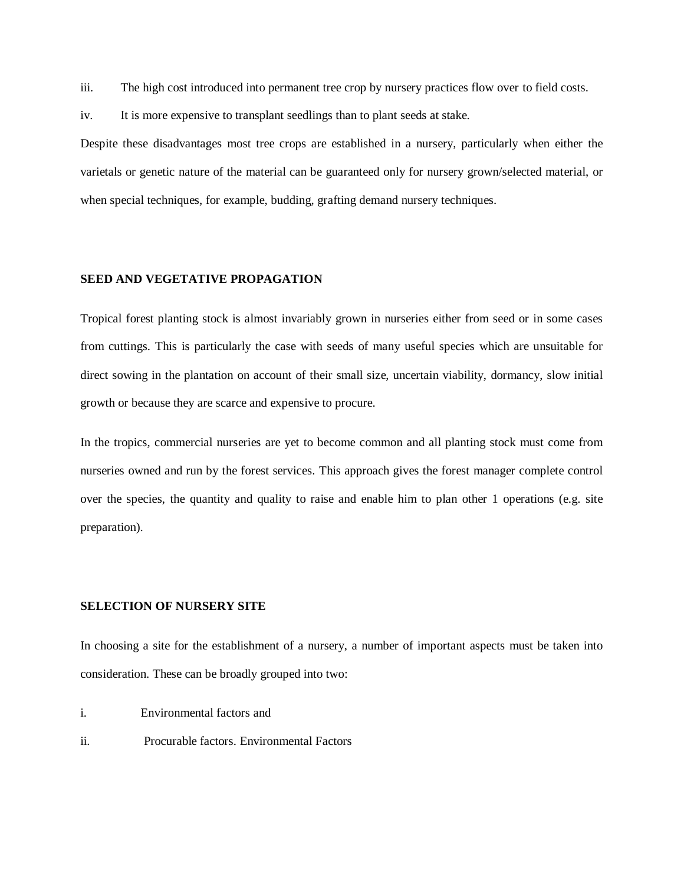iii. The high cost introduced into permanent tree crop by nursery practices flow over to field costs.

iv. It is more expensive to transplant seedlings than to plant seeds at stake.

Despite these disadvantages most tree crops are established in a nursery, particularly when either the varietals or genetic nature of the material can be guaranteed only for nursery grown/selected material, or when special techniques, for example, budding, grafting demand nursery techniques.

**SEED AND VEGETATIVE PROPAGATION**

Tropical forest planting stock is almost invariably grown in nurseries either from seed or in some cases from cuttings. This is particularly the case with seeds of many useful species which are unsuitable for direct sowing in the plantation on account of their small size, uncertain viability, dormancy, slow initial growth or because they are scarce and expensive to procure.

In the tropics, commercial nurseries are yet to become common and all planting stock must come from nurseries owned and run by the forest services. This approach gives the forest manager complete control over the species, the quantity and quality to raise and enable him to plan other 1 operations (e.g. site preparation).

**SELECTION OF NURSERY SITE**

In choosing a site for the establishment of a nursery, a number of important aspects must be taken into consideration. These can be broadly grouped into two:

i. Environmental factors and

ii. Procurable factors. Environmental Factors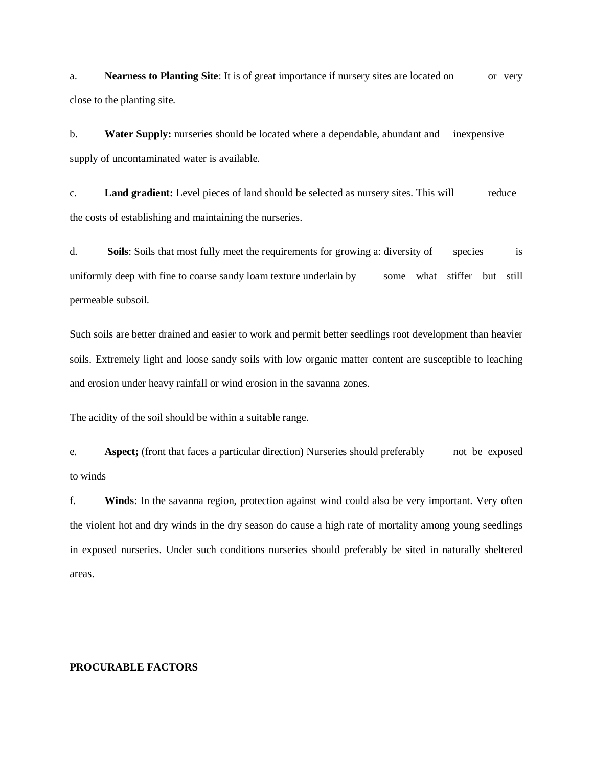a. **Nearness to Planting Site**: It is of great importance if nursery sites are located on or very close to the planting site.

b. **Water Supply:** nurseries should be located where a dependable, abundant and inexpensive supply of uncontaminated water is available.

c. **Land gradient:** Level pieces of land should be selected as nursery sites. This will reduce the costs of establishing and maintaining the nurseries.

d. **Soils**: Soils that most fully meet the requirements for growing a: diversity of species is uniformly deep with fine to coarse sandy loam texture underlain by some what stiffer but still permeable subsoil.

Such soils are better drained and easier to work and permit better seedlings root development than heavier soils. Extremely light and loose sandy soils with low organic matter content are susceptible to leaching and erosion under heavy rainfall or wind erosion in the savanna zones.

The acidity of the soil should be within a suitable range.

e. **Aspect;** (front that faces a particular direction) Nurseries should preferably not be exposed to winds

f. **Winds**: In the savanna region, protection against wind could also be very important. Very often the violent hot and dry winds in the dry season do cause a high rate of mortality among young seedlings in exposed nurseries. Under such conditions nurseries should preferably be sited in naturally sheltered areas.

**PROCURABLE FACTORS**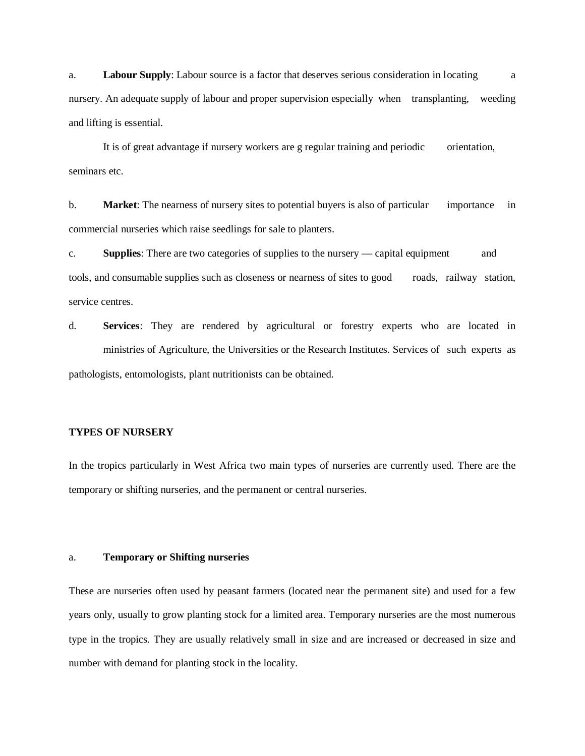a. **Labour Supply**: Labour source is a factor that deserves serious consideration in locating a nursery. An adequate supply of labour and proper supervision especially when transplanting, weeding and lifting is essential.

It is of great advantage if nursery workers are g regular training and periodic orientation, seminars etc.

b. **Market**: The nearness of nursery sites to potential buyers is also of particular importance in commercial nurseries which raise seedlings for sale to planters.

c. **Supplies**: There are two categories of supplies to the nursery — capital equipment and tools, and consumable supplies such as closeness or nearness of sites to good roads, railway station, service centres.

d. **Services**: They are rendered by agricultural or forestry experts who are located in ministries of Agriculture, the Universities or the Research Institutes. Services of such experts as pathologists, entomologists, plant nutritionists can be obtained.

**TYPES OF NURSERY**

In the tropics particularly in West Africa two main types of nurseries are currently used. There are the temporary or shifting nurseries, and the permanent or central nurseries.

a. **Temporary or Shifting nurseries**

These are nurseries often used by peasant farmers (located near the permanent site) and used for a few years only, usually to grow planting stock for a limited area. Temporary nurseries are the most numerous type in the tropics. They are usually relatively small in size and are increased or decreased in size and number with demand for planting stock in the locality.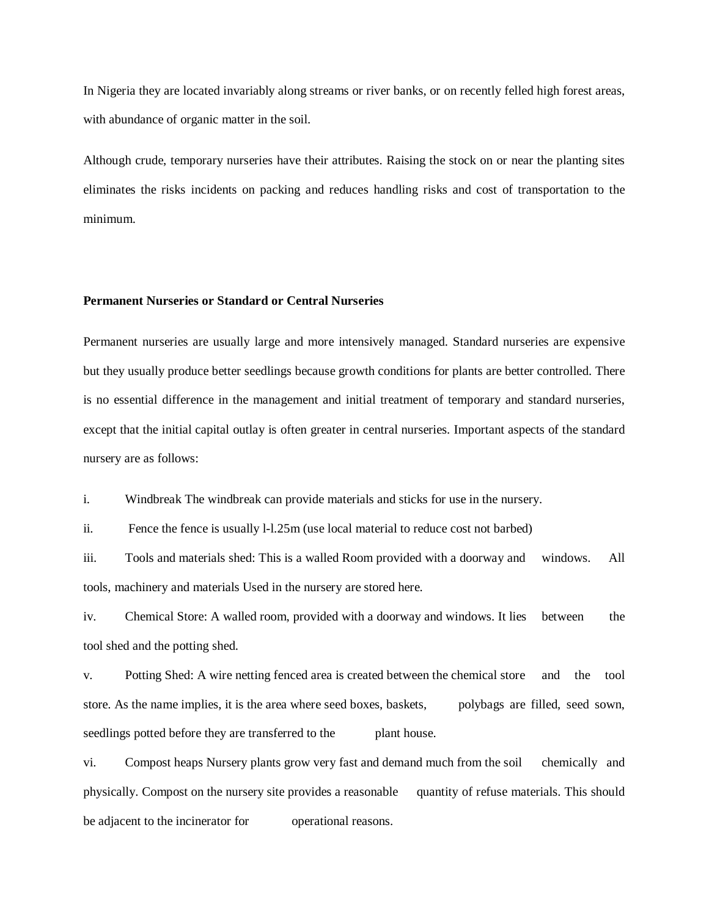In Nigeria they are located invariably along streams or river banks, or on recently felled high forest areas, with abundance of organic matter in the soil.

Although crude, temporary nurseries have their attributes. Raising the stock on or near the planting sites eliminates the risks incidents on packing and reduces handling risks and cost of transportation to the minimum.

**Permanent Nurseries or Standard or Central Nurseries**

Permanent nurseries are usually large and more intensively managed. Standard nurseries are expensive but they usually produce better seedlings because growth conditions for plants are better controlled. There is no essential difference in the management and initial treatment of temporary and standard nurseries, except that the initial capital outlay is often greater in central nurseries. Important aspects of the standard nursery are as follows:

i. Windbreak The windbreak can provide materials and sticks for use in the nursery.

ii. Fence the fence is usually l-l.25m (use local material to reduce cost not barbed)

iii. Tools and materials shed: This is a walled Room provided with a doorway and windows. All tools, machinery and materials Used in the nursery are stored here.

iv. Chemical Store: A walled room, provided with a doorway and windows. It lies between the tool shed and the potting shed.

v. Potting Shed: A wire netting fenced area is created between the chemical store and the tool store. As the name implies, it is the area where seed boxes, baskets, polybags are filled, seed sown, seedlings potted before they are transferred to the plant house.

vi. Compost heaps Nursery plants grow very fast and demand much from the soil chemically and physically. Compost on the nursery site provides a reasonable quantity of refuse materials. This should be adjacent to the incinerator for operational reasons.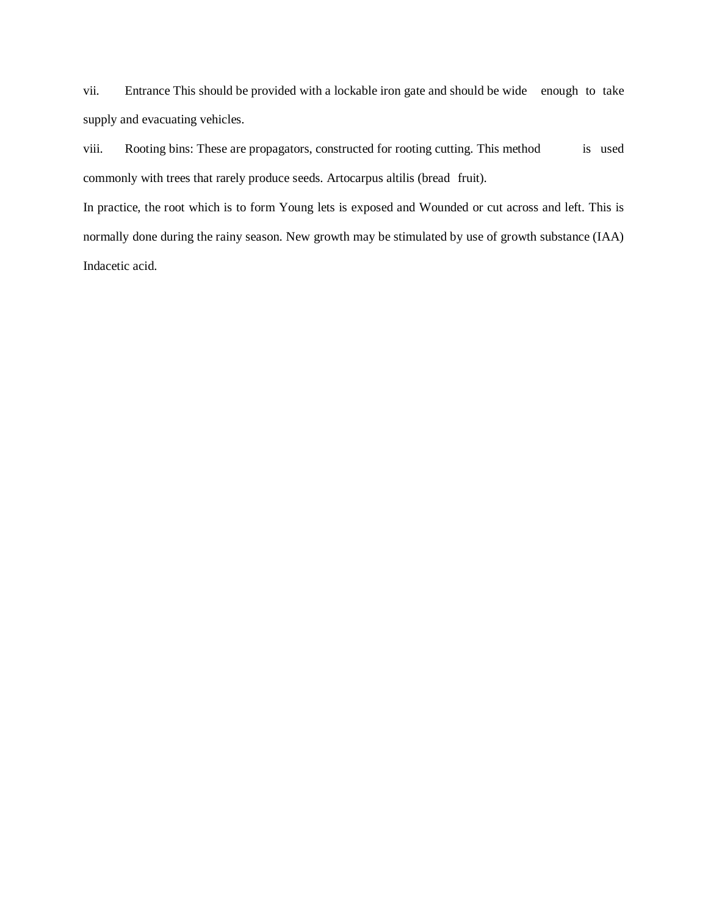vii. Entrance This should be provided with a lockable iron gate and should be wide enough to take supply and evacuating vehicles.

viii. Rooting bins: These are propagators, constructed for rooting cutting. This method is used commonly with trees that rarely produce seeds. Artocarpus altilis (bread fruit).

In practice, the root which is to form Young lets is exposed and Wounded or cut across and left. This is normally done during the rainy season. New growth may be stimulated by use of growth substance (IAA) Indacetic acid.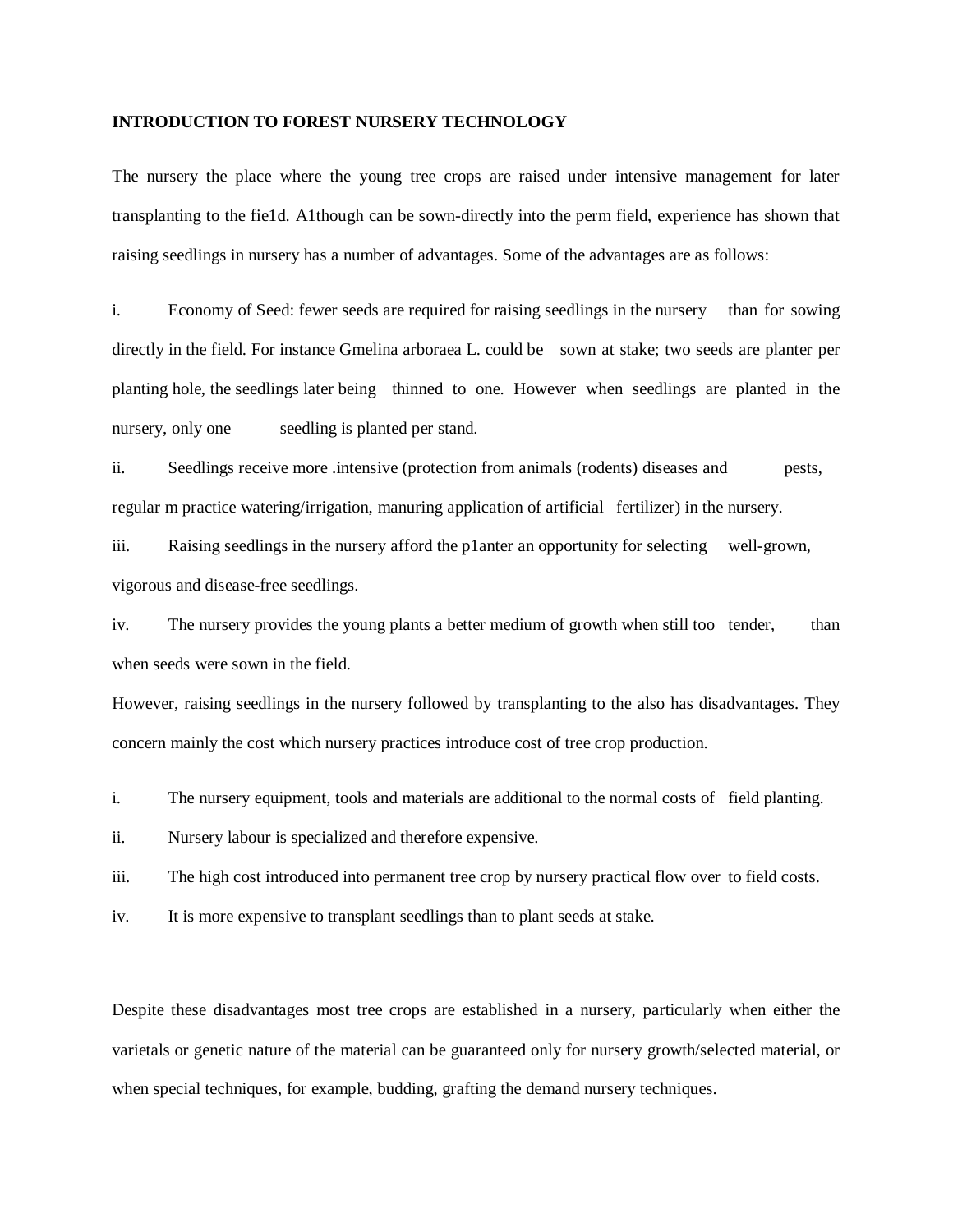**INTRODUCTION TO FOREST NURSERY TECHNOLOGY**

The nursery the place where the young tree crops are raised under intensive management for later transplanting to the fie1d. A1though can be sown-directly into the perm field, experience has shown that raising seedlings in nursery has a number of advantages. Some of the advantages are as follows:

i. Economy of Seed: fewer seeds are required for raising seedlings in the nursery than for sowing directly in the field. For instance Gmelina arboraea L. could be sown at stake; two seeds are planter per planting hole, the seedlings later being thinned to one. However when seedlings are planted in the nursery, only one seedling is planted per stand.

ii. Seedlings receive more .intensive (protection from animals (rodents) diseases and pests, regular m practice watering/irrigation, manuring application of artificial fertilizer) in the nursery.

iii. Raising seedlings in the nursery afford the p1anter an opportunity for selecting well-grown, vigorous and disease-free seedlings.

iv. The nursery provides the young plants a better medium of growth when still too tender, than when seeds were sown in the field.

However, raising seedlings in the nursery followed by transplanting to the also has disadvantages. They concern mainly the cost which nursery practices introduce cost of tree crop production.

i. The nursery equipment, tools and materials are additional to the normal costs of field planting.

ii. Nursery labour is specialized and therefore expensive.

iii. The high cost introduced into permanent tree crop by nursery practical flow over to field costs.

iv. It is more expensive to transplant seedlings than to plant seeds at stake.

Despite these disadvantages most tree crops are established in a nursery, particularly when either the varietals or genetic nature of the material can be guaranteed only for nursery growth/selected material, or when special techniques, for example, budding, grafting the demand nursery techniques.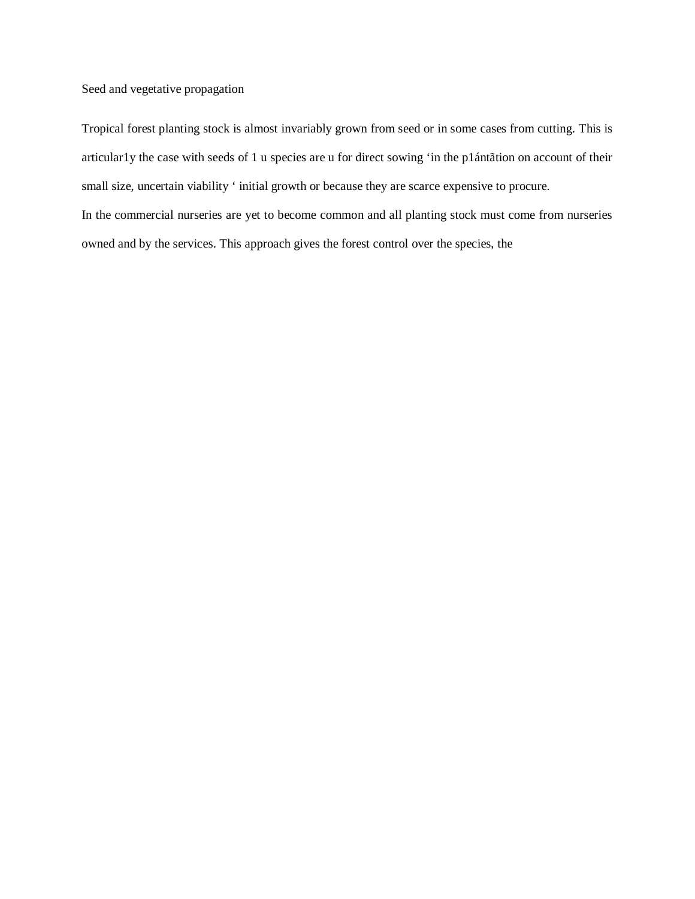Seed and vegetative propagation

Tropical forest planting stock is almost invariably grown from seed or in some cases from cutting. This is articular1y the case with seeds of 1 u species are u for direct sowing ‘in the p1ántãtion on account of their small size, uncertain viability ‘ initial growth or because they are scarce expensive to procure.

In the commercial nurseries are yet to become common and all planting stock must come from nurseries owned and by the services. This approach gives the forest control over the species, the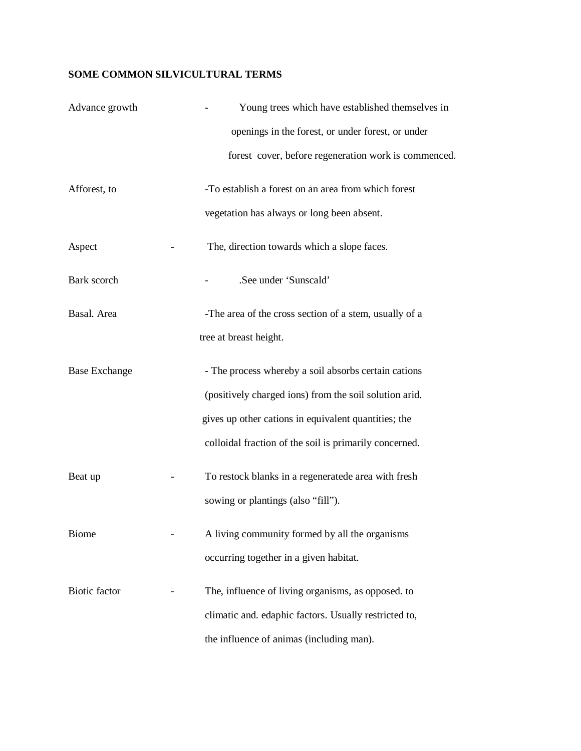**SOME COMMON SILVICULTURAL TERMS**

Advance growth - Young trees which have established themselves in openings in the forest, or under forest, or under forest cover, before regeneration work is commenced.

Afforest, to -To establish a forest on an area from which forest vegetation has always or long been absent.

Aspect - The, direction towards which a slope faces.

Bark scorch - .See under 'Sunscald'

Basal. Area -The area of the cross section of a stem, usually of a tree at breast height.

Base Exchange - The process whereby a soil absorbs certain cations (positively charged ions) from the soil solution arid. gives up other cations in equivalent quantities; the colloidal fraction of the soil is primarily concerned.

Beat up - To restock blanks in a regeneratede area with fresh sowing or plantings (also "fill").

Biome - A living community formed by all the organisms occurring together in a given habitat.

Biotic factor - The, influence of living organisms, as opposed. to climatic and. edaphic factors. Usually restricted to, the influence of animas (including man).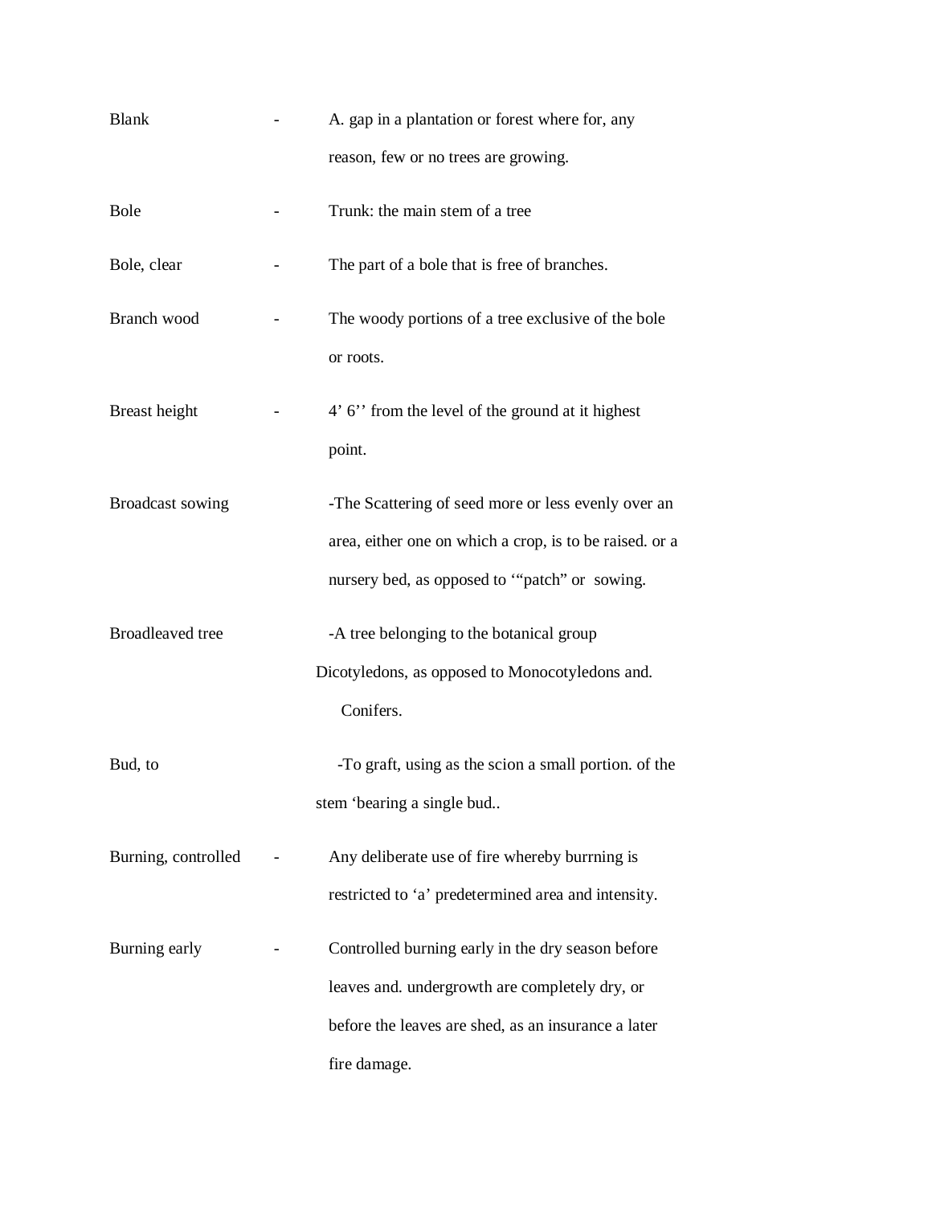Blank - A. gap in a plantation or forest where for, any reason, few or no trees are growing.

Bole - Trunk: the main stem of a tree

Bole, clear - The part of a bole that is free of branches.

Branch wood - The woody portions of a tree exclusive of the bole or roots.

Breast height - 4’ 6’’ from the level of the ground at it highest point.

Broadcast sowing -The Scattering of seed more or less evenly over an area, either one on which a crop, is to be raised. or a nursery bed, as opposed to ‘“patch” or sowing.

Broadleaved tree -A tree belonging to the botanical group Dicotyledons, as opposed to Monocotyledons and. Conifers.

Bud, to -To graft, using as the scion a small portion. of the stem ‘bearing a single bud..

Burning, controlled - Any deliberate use of fire whereby burrning is restricted to ‘a’ predetermined area and intensity.

Burning early - Controlled burning early in the dry season before leaves and. undergrowth are completely dry, or before the leaves are shed, as an insurance a later fire damage.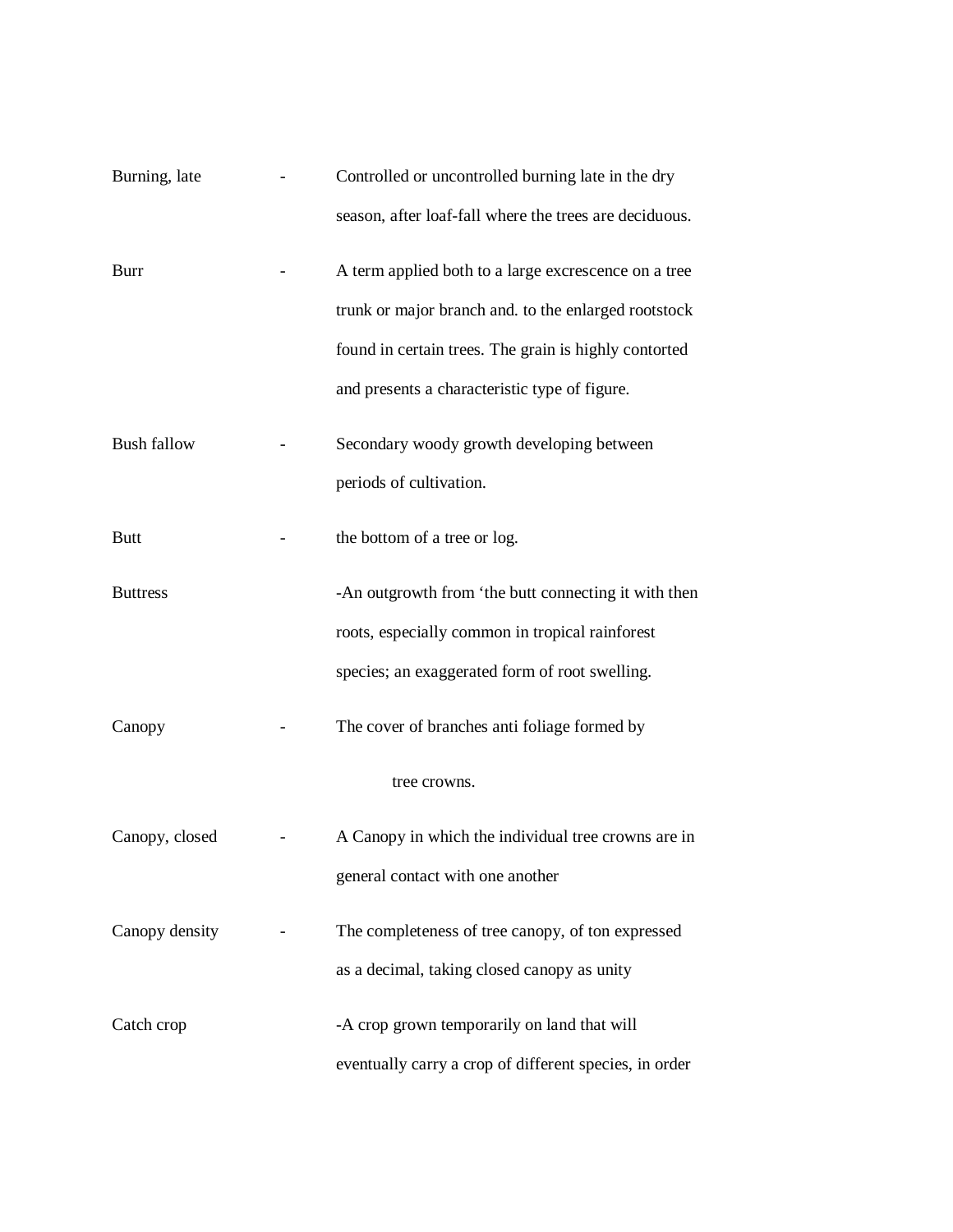Burning, late - Controlled or uncontrolled burning late in the dry season, after loaf-fall where the trees are deciduous.

Burr - A term applied both to a large excrescence on a tree trunk or major branch and. to the enlarged rootstock found in certain trees. The grain is highly contorted and presents a characteristic type of figure.

Bush fallow - Secondary woody growth developing between periods of cultivation.

Butt - the bottom of a tree or log.

Buttress -An outgrowth from 'the butt connecting it with then roots, especially common in tropical rainforest species; an exaggerated form of root swelling.

Canopy - The cover of branches anti foliage formed by tree crowns.

Canopy, closed - A Canopy in which the individual tree crowns are in general contact with one another

Canopy density - The completeness of tree canopy, of ton expressed as a decimal, taking closed canopy as unity

Catch crop -A crop grown temporarily on land that will eventually carry a crop of different species, in order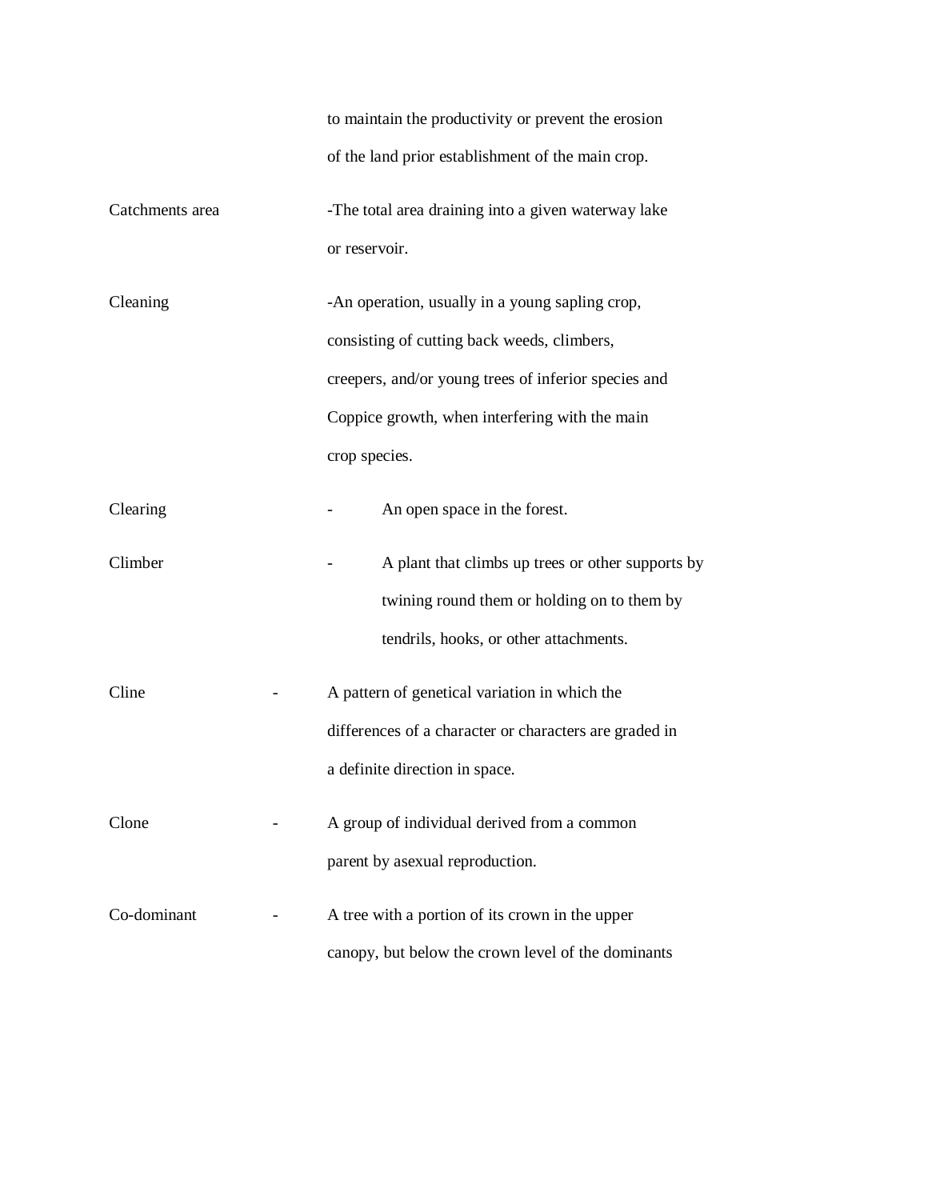to maintain the productivity or prevent the erosion of the land prior establishment of the main crop.

Catchments area - The total area draining into a given waterway lake or reservoir.

Cleaning - An operation, usually in a young sapling crop, consisting of cutting back weeds, climbers, creepers, and/or young trees of inferior species and Coppice growth, when interfering with the main crop species.

Clearing - An open space in the forest.

Climber - A plant that climbs up trees or other supports by twining round them or holding on to them by tendrils, hooks, or other attachments.

Cline - A pattern of genetical variation in which the differences of a character or characters are graded in a definite direction in space.

Clone - A group of individual derived from a common parent by asexual reproduction.

Co-dominant - A tree with a portion of its crown in the upper canopy, but below the crown level of the dominants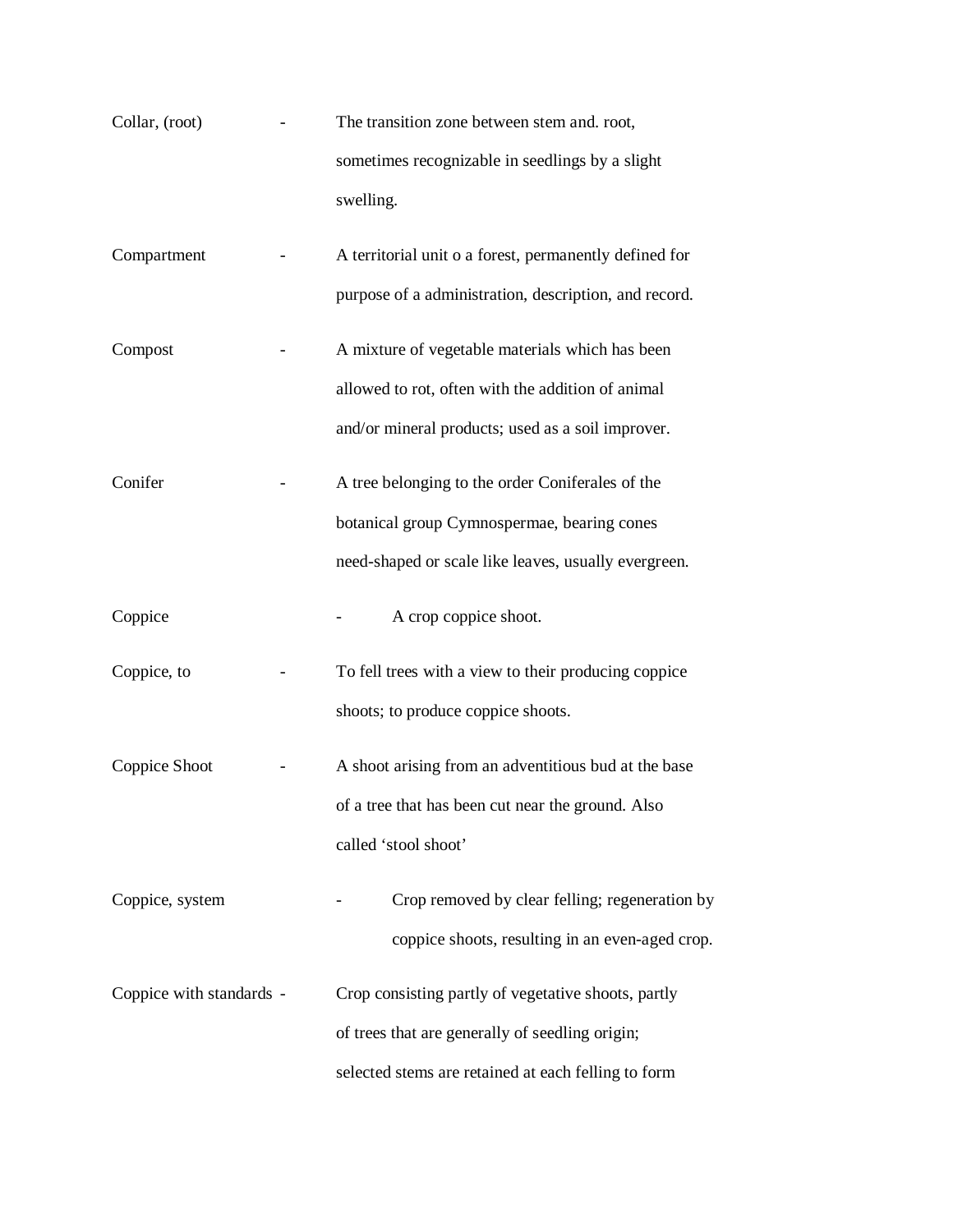Collar, (root) - The transition zone between stem and. root, sometimes recognizable in seedlings by a slight swelling.

Compartment - A territorial unit o a forest, permanently defined for purpose of a administration, description, and record.

Compost - A mixture of vegetable materials which has been allowed to rot, often with the addition of animal and/or mineral products; used as a soil improver.

Conifer - A tree belonging to the order Coniferales of the botanical group Cymnospermae, bearing cones need-shaped or scale like leaves, usually evergreen.

Coppice - A crop coppice shoot.

Coppice, to - To fell trees with a view to their producing coppice shoots; to produce coppice shoots.

Coppice Shoot - A shoot arising from an adventitious bud at the base of a tree that has been cut near the ground. Also called 'stool shoot'

Coppice, system - Crop removed by clear felling; regeneration by coppice shoots, resulting in an even-aged crop.

Coppice with standards - Crop consisting partly of vegetative shoots, partly of trees that are generally of seedling origin; selected stems are retained at each felling to form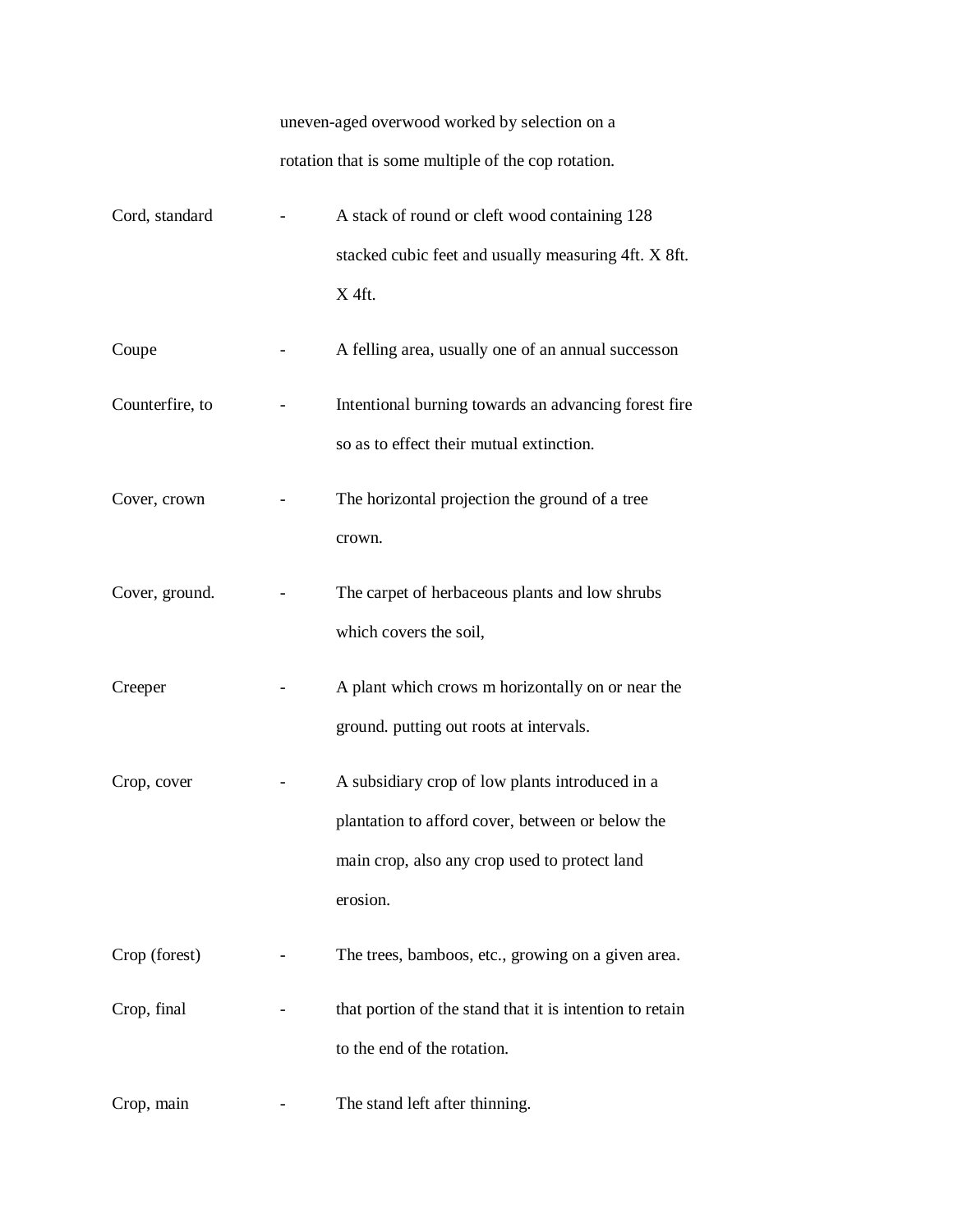uneven-aged overwood worked by selection on a rotation that is some multiple of the cop rotation.

| | | |
|---|---|---|
| Cord, standard | - | A stack of round or cleft wood containing 128 stacked cubic feet and usually measuring 4ft. X 8ft. X 4ft. |
| Coupe | - | A felling area, usually one of an annual successon |
| Counterfire, to | - | Intentional burning towards an advancing forest fire so as to effect their mutual extinction. |
| Cover, crown | - | The horizontal projection the ground of a tree crown. |
| Cover, ground. | - | The carpet of herbaceous plants and low shrubs which covers the soil, |
| Creeper | - | A plant which crows m horizontally on or near the ground. putting out roots at intervals. |
| Crop, cover | - | A subsidiary crop of low plants introduced in a plantation to afford cover, between or below the main crop, also any crop used to protect land erosion. |
| Crop (forest) | - | The trees, bamboos, etc., growing on a given area. |
| Crop, final | - | that portion of the stand that it is intention to retain to the end of the rotation. |
| Crop, main | - | The stand left after thinning. |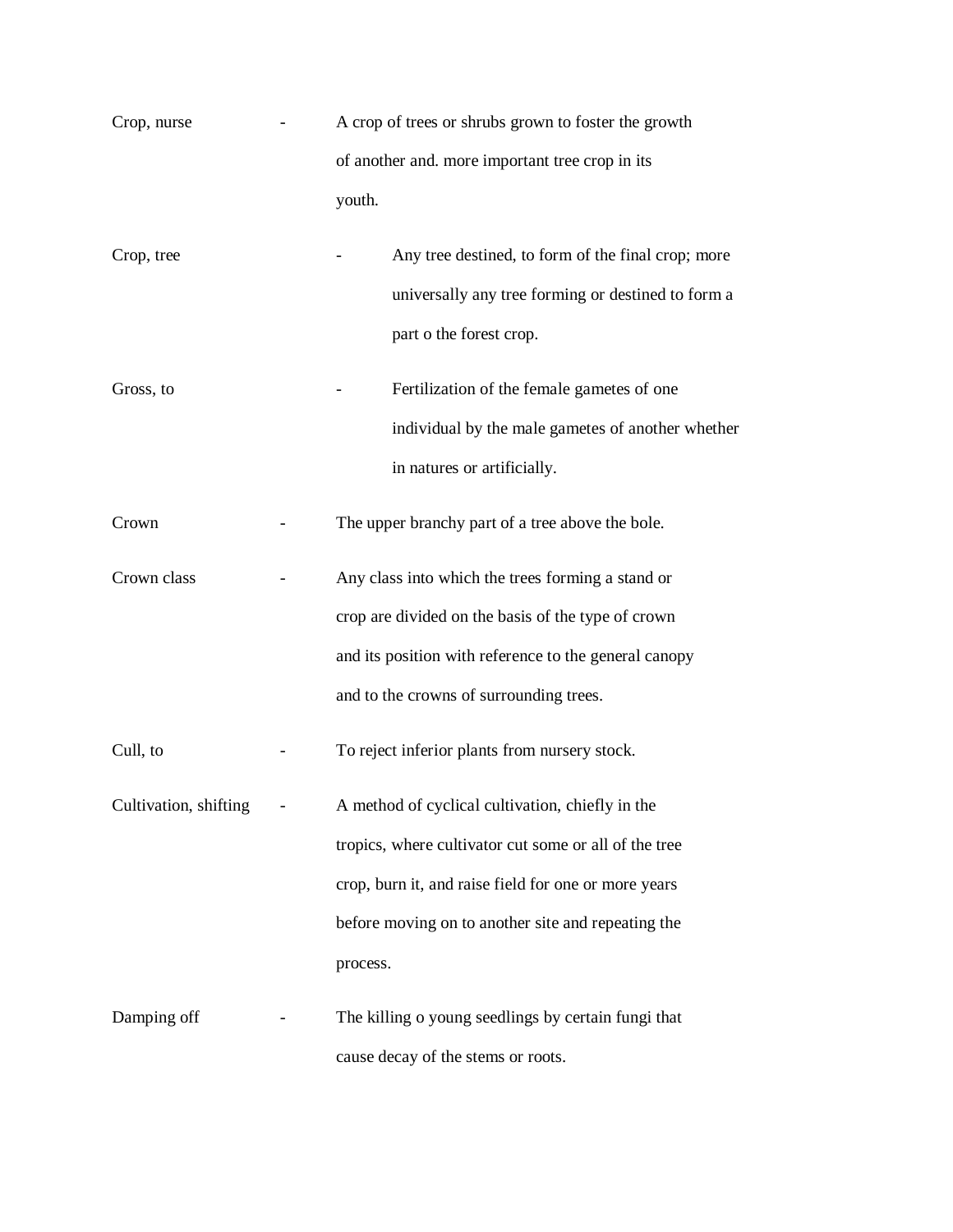Crop, nurse - A crop of trees or shrubs grown to foster the growth of another and. more important tree crop in its youth.

Crop, tree - Any tree destined, to form of the final crop; more universally any tree forming or destined to form a part o the forest crop.

Gross, to - Fertilization of the female gametes of one individual by the male gametes of another whether in natures or artificially.

Crown - The upper branchy part of a tree above the bole.

Crown class - Any class into which the trees forming a stand or crop are divided on the basis of the type of crown and its position with reference to the general canopy and to the crowns of surrounding trees.

Cull, to - To reject inferior plants from nursery stock.

Cultivation, shifting - A method of cyclical cultivation, chiefly in the tropics, where cultivator cut some or all of the tree crop, burn it, and raise field for one or more years before moving on to another site and repeating the process.

Damping off - The killing o young seedlings by certain fungi that cause decay of the stems or roots.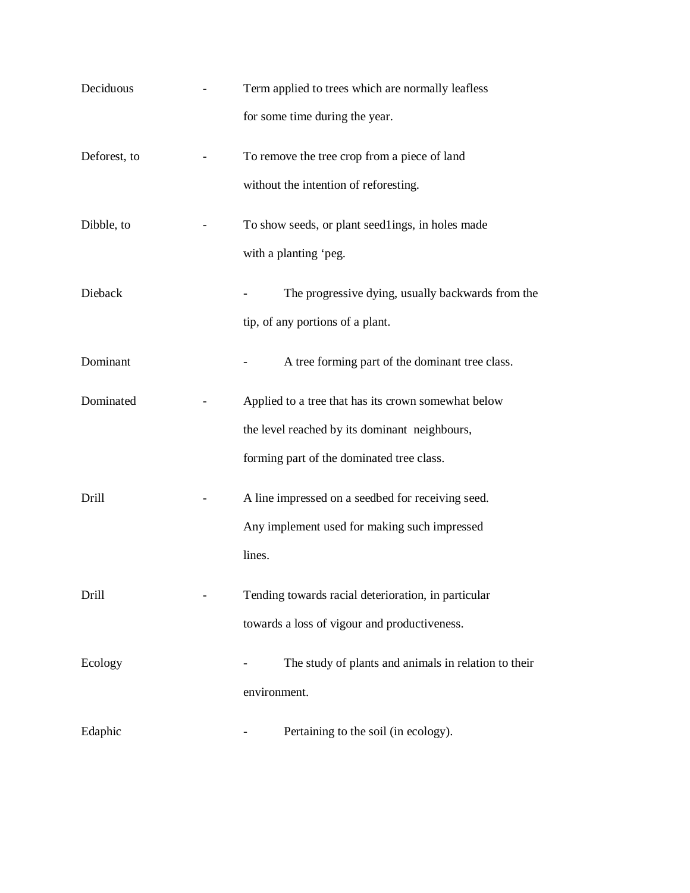Deciduous - Term applied to trees which are normally leafless for some time during the year.

Deforest, to - To remove the tree crop from a piece of land without the intention of reforesting.

Dibble, to - To show seeds, or plant seed1ings, in holes made with a planting ‘peg.

Dieback - The progressive dying, usually backwards from the tip, of any portions of a plant.

Dominant - A tree forming part of the dominant tree class.

Dominated - Applied to a tree that has its crown somewhat below the level reached by its dominant neighbours, forming part of the dominated tree class.

Drill - A line impressed on a seedbed for receiving seed. Any implement used for making such impressed lines.

Drill - Tending towards racial deterioration, in particular towards a loss of vigour and productiveness.

Ecology - The study of plants and animals in relation to their environment.

Edaphic - Pertaining to the soil (in ecology).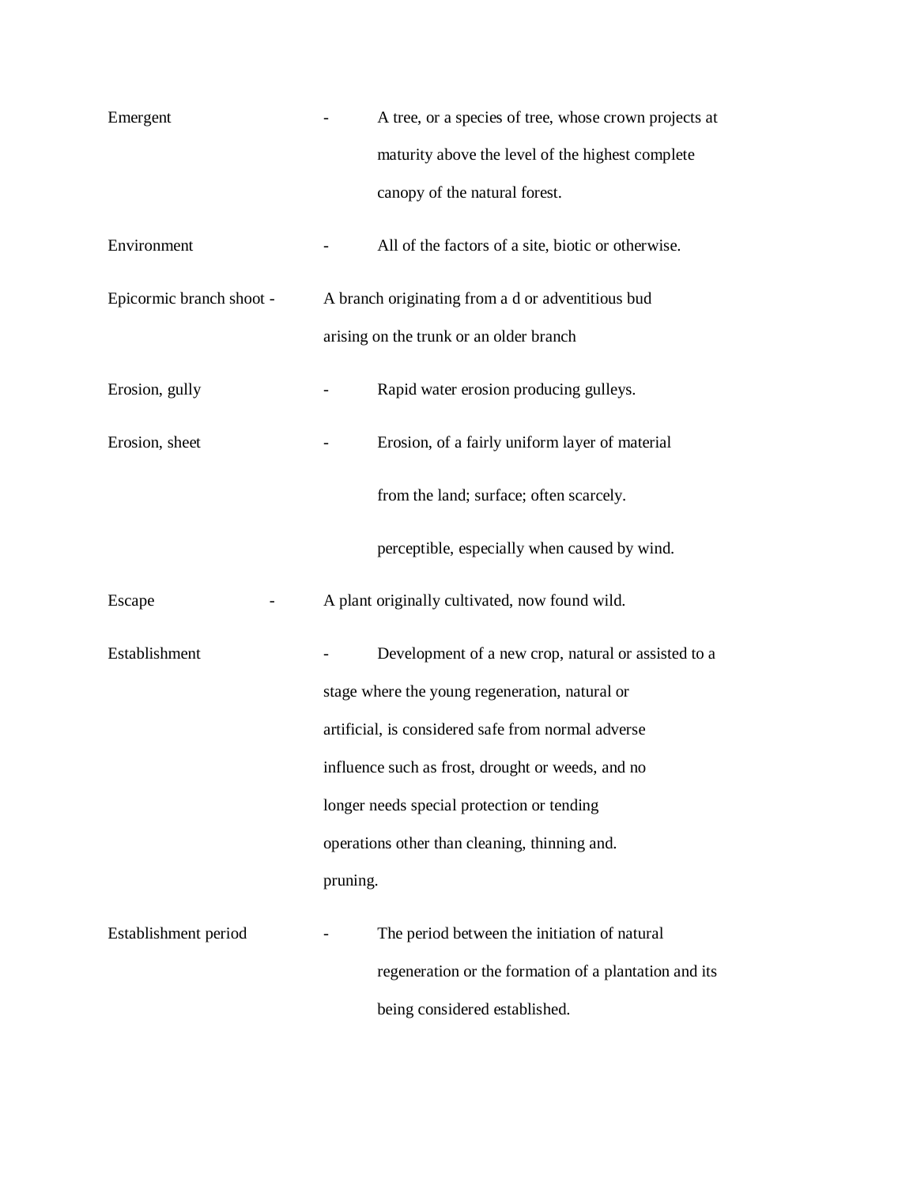Emergent - A tree, or a species of tree, whose crown projects at maturity above the level of the highest complete canopy of the natural forest.

Environment - All of the factors of a site, biotic or otherwise.

Epicormic branch shoot - A branch originating from a d or adventitious bud arising on the trunk or an older branch

Erosion, gully - Rapid water erosion producing gulleys.

Erosion, sheet - Erosion, of a fairly uniform layer of material from the land; surface; often scarcely. perceptible, especially when caused by wind.

Escape - A plant originally cultivated, now found wild.

Establishment - Development of a new crop, natural or assisted to a stage where the young regeneration, natural or artificial, is considered safe from normal adverse influence such as frost, drought or weeds, and no longer needs special protection or tending operations other than cleaning, thinning and. pruning.

Establishment period - The period between the initiation of natural regeneration or the formation of a plantation and its being considered established.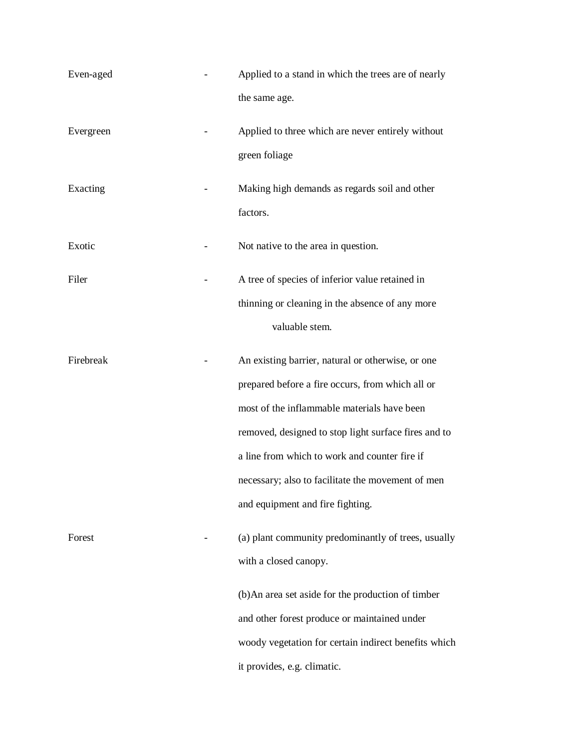| | | |
|---|---|---|
| Even-aged | - | Applied to a stand in which the trees are of nearly the same age. |
| Evergreen | - | Applied to three which are never entirely without green foliage |
| Exacting | - | Making high demands as regards soil and other factors. |
| Exotic | - | Not native to the area in question. |
| Filer | - | A tree of species of inferior value retained in thinning or cleaning in the absence of any more valuable stem. |
| Firebreak | - | An existing barrier, natural or otherwise, or one prepared before a fire occurs, from which all or most of the inflammable materials have been removed, designed to stop light surface fires and to a line from which to work and counter fire if necessary; also to facilitate the movement of men and equipment and fire fighting. |
| Forest | - | (a) plant community predominantly of trees, usually with a closed canopy.<br><br>(b)An area set aside for the production of timber and other forest produce or maintained under woody vegetation for certain indirect benefits which it provides, e.g. climatic. |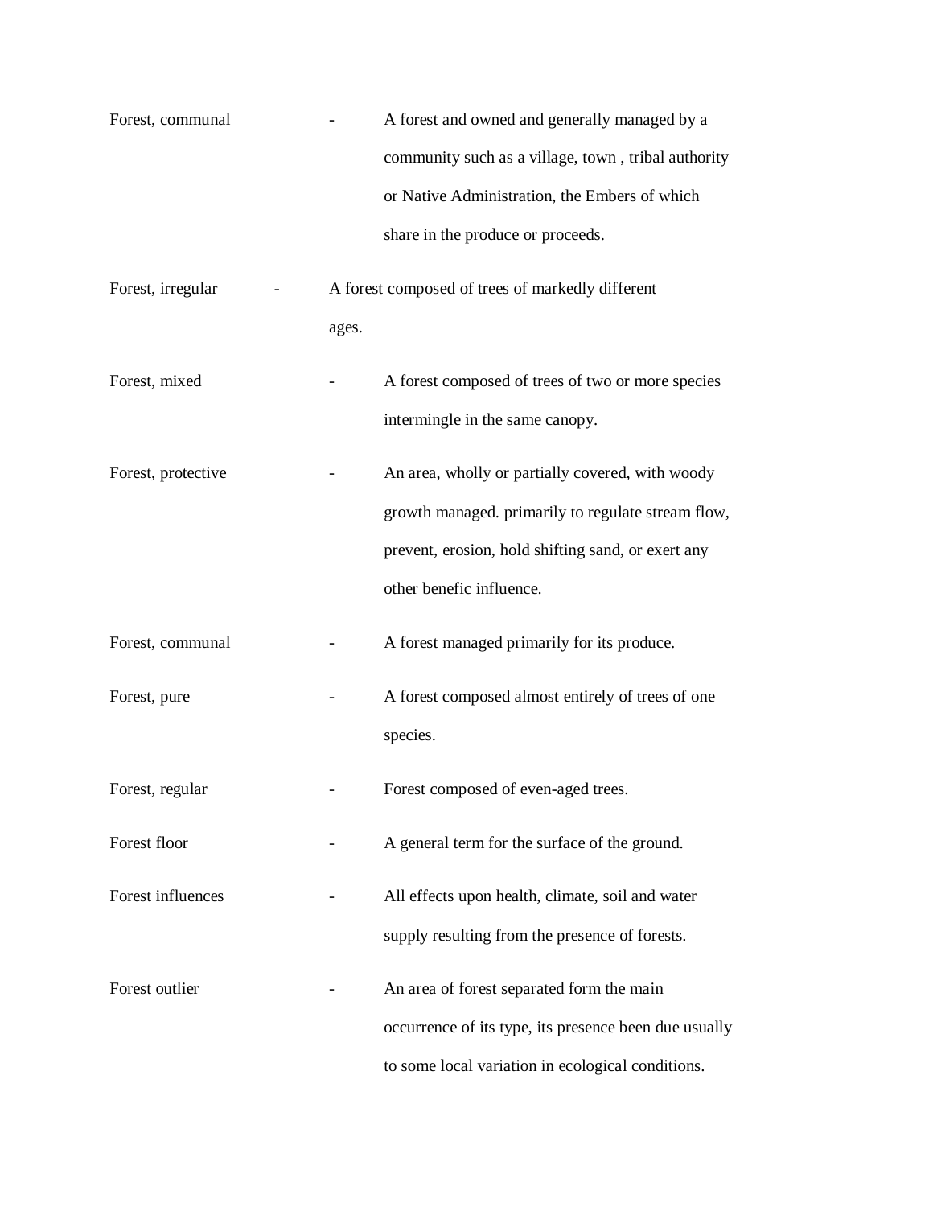Forest, communal - A forest and owned and generally managed by a community such as a village, town , tribal authority or Native Administration, the Embers of which share in the produce or proceeds.

Forest, irregular - A forest composed of trees of markedly different ages.

Forest, mixed - A forest composed of trees of two or more species intermingle in the same canopy.

Forest, protective - An area, wholly or partially covered, with woody growth managed. primarily to regulate stream flow, prevent, erosion, hold shifting sand, or exert any other benefic influence.

Forest, communal - A forest managed primarily for its produce.

Forest, pure - A forest composed almost entirely of trees of one species.

Forest, regular - Forest composed of even-aged trees.

Forest floor - A general term for the surface of the ground.

Forest influences - All effects upon health, climate, soil and water supply resulting from the presence of forests.

Forest outlier - An area of forest separated form the main occurrence of its type, its presence been due usually to some local variation in ecological conditions.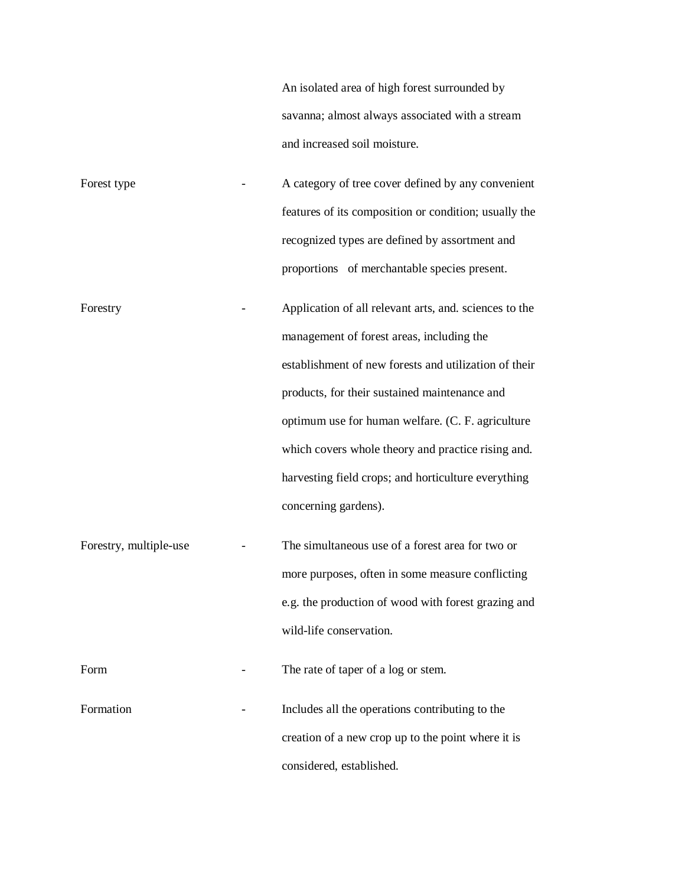| | | |
|---|---|---|
| | | An isolated area of high forest surrounded by savanna; almost always associated with a stream and increased soil moisture. |
| Forest type | - | A category of tree cover defined by any convenient features of its composition or condition; usually the recognized types are defined by assortment and proportions of merchantable species present. |
| Forestry | - | Application of all relevant arts, and. sciences to the management of forest areas, including the establishment of new forests and utilization of their products, for their sustained maintenance and optimum use for human welfare. (C. F. agriculture which covers whole theory and practice rising and. harvesting field crops; and horticulture everything concerning gardens). |
| Forestry, multiple-use | - | The simultaneous use of a forest area for two or more purposes, often in some measure conflicting e.g. the production of wood with forest grazing and wild-life conservation. |
| Form | - | The rate of taper of a log or stem. |
| Formation | - | Includes all the operations contributing to the creation of a new crop up to the point where it is considered, established. |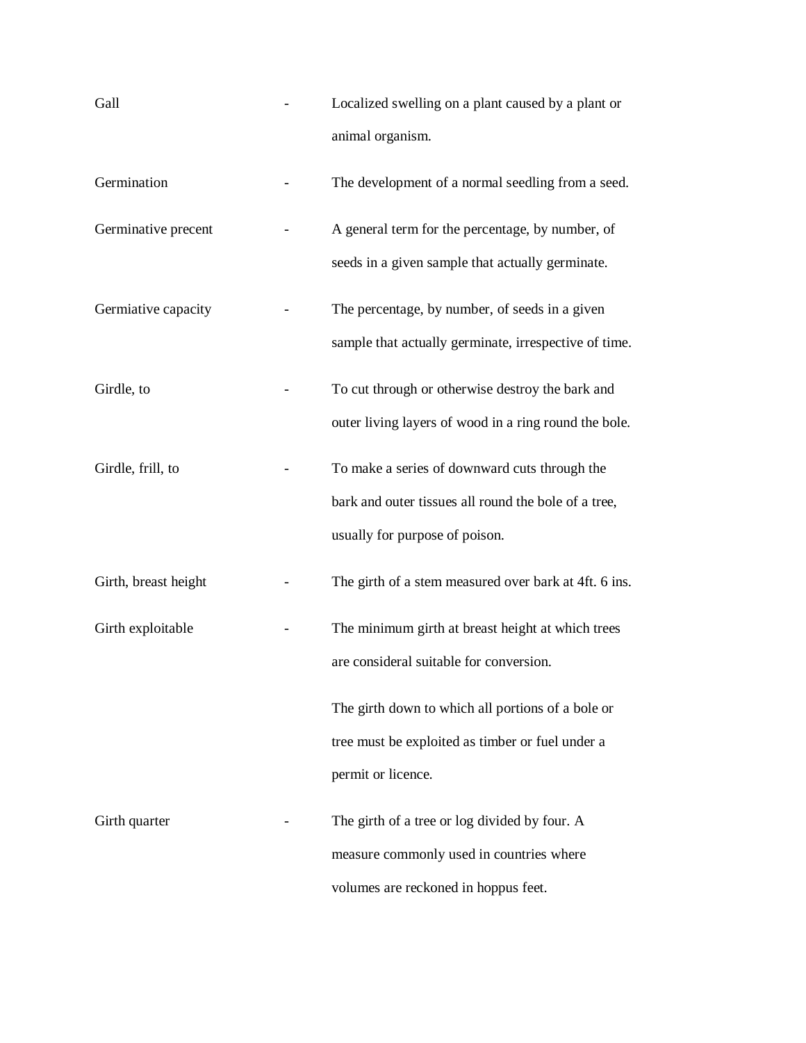| | | |
|---|---|---|
| Gall | - | Localized swelling on a plant caused by a plant or animal organism. |
| Germination | - | The development of a normal seedling from a seed. |
| Germinative precent | - | A general term for the percentage, by number, of seeds in a given sample that actually germinate. |
| Germiative capacity | - | The percentage, by number, of seeds in a given sample that actually germinate, irrespective of time. |
| Girdle, to | - | To cut through or otherwise destroy the bark and outer living layers of wood in a ring round the bole. |
| Girdle, frill, to | - | To make a series of downward cuts through the bark and outer tissues all round the bole of a tree, usually for purpose of poison. |
| Girth, breast height | - | The girth of a stem measured over bark at 4ft. 6 ins. |
| Girth exploitable | - | The minimum girth at breast height at which trees are consideral suitable for conversion. |
| | | The girth down to which all portions of a bole or tree must be exploited as timber or fuel under a permit or licence. |
| Girth quarter | - | The girth of a tree or log divided by four. A measure commonly used in countries where volumes are reckoned in hoppus feet. |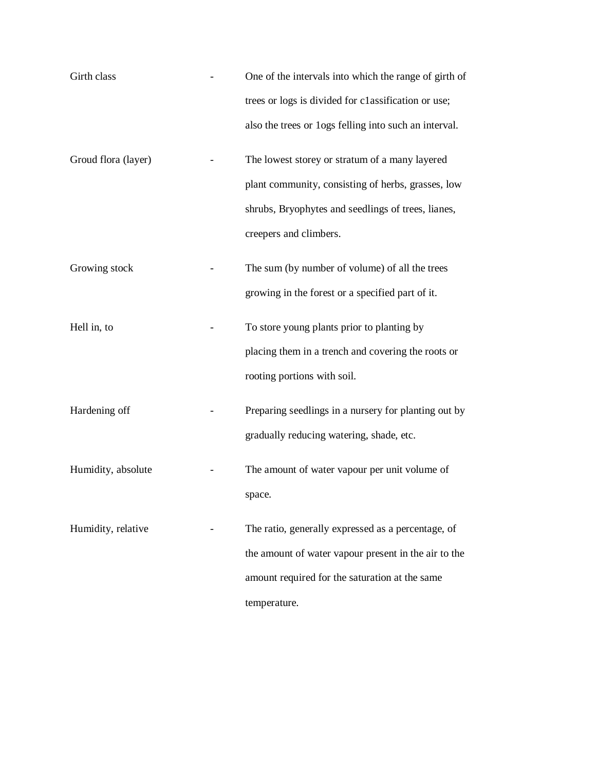Girth class - One of the intervals into which the range of girth of trees or logs is divided for c1assification or use; also the trees or 1ogs felling into such an interval.

Groud flora (layer) - The lowest storey or stratum of a many layered plant community, consisting of herbs, grasses, low shrubs, Bryophytes and seedlings of trees, lianes, creepers and climbers.

Growing stock - The sum (by number of volume) of all the trees growing in the forest or a specified part of it.

Hell in, to - To store young plants prior to planting by placing them in a trench and covering the roots or rooting portions with soil.

Hardening off - Preparing seedlings in a nursery for planting out by gradually reducing watering, shade, etc.

Humidity, absolute - The amount of water vapour per unit volume of space.

Humidity, relative - The ratio, generally expressed as a percentage, of the amount of water vapour present in the air to the amount required for the saturation at the same temperature.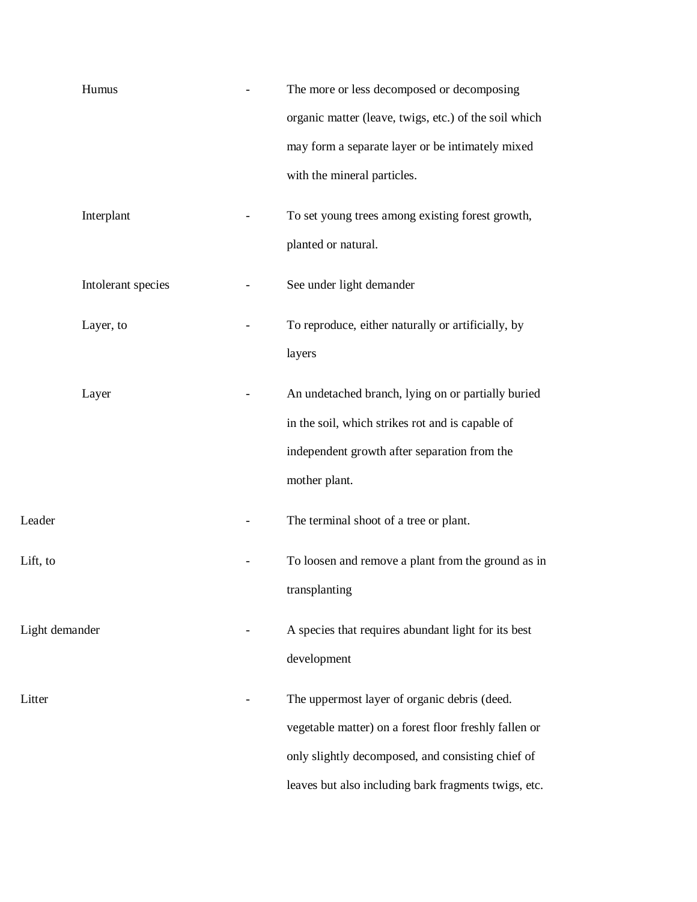| Term | | Definition |
|---|---|---|
| Humus | - | The more or less decomposed or decomposing organic matter (leave, twigs, etc.) of the soil which may form a separate layer or be intimately mixed with the mineral particles. |
| Interplant | - | To set young trees among existing forest growth, planted or natural. |
| Intolerant species | - | See under light demander |
| Layer, to | - | To reproduce, either naturally or artificially, by layers |
| Layer | - | An undetached branch, lying on or partially buried in the soil, which strikes rot and is capable of independent growth after separation from the mother plant. |
| Leader | - | The terminal shoot of a tree or plant. |
| Lift, to | - | To loosen and remove a plant from the ground as in transplanting |
| Light demander | - | A species that requires abundant light for its best development |
| Litter | - | The uppermost layer of organic debris (deed. vegetable matter) on a forest floor freshly fallen or only slightly decomposed, and consisting chief of leaves but also including bark fragments twigs, etc. |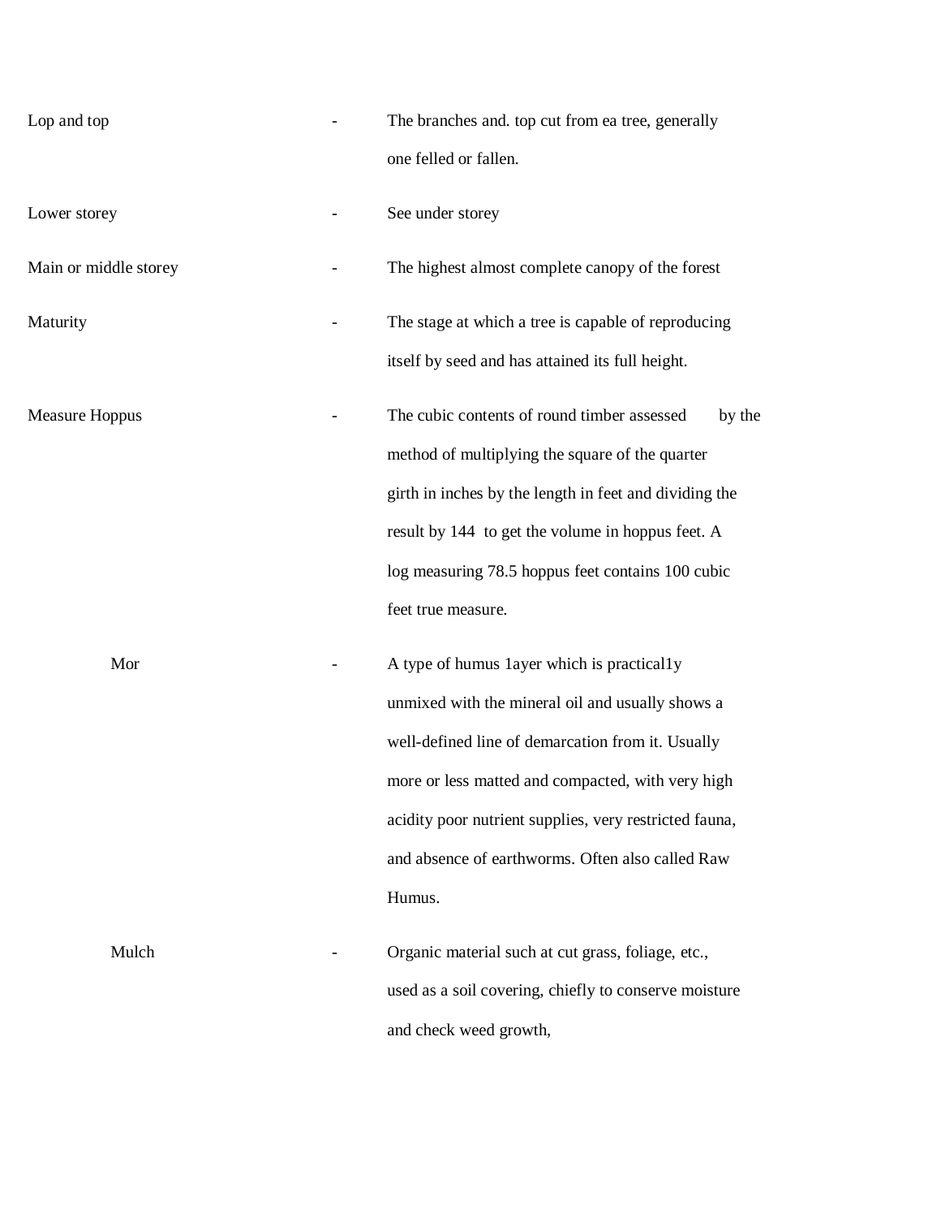| | | |
|---|---|---|
| Lop and top | - | The branches and. top cut from ea tree, generally one felled or fallen. |
| Lower storey | - | See under storey |
| Main or middle storey | - | The highest almost complete canopy of the forest |
| Maturity | - | The stage at which a tree is capable of reproducing itself by seed and has attained its full height. |
| Measure Hoppus | - | The cubic contents of round timber assessed by the method of multiplying the square of the quarter girth in inches by the length in feet and dividing the result by 144 to get the volume in hoppus feet. A log measuring 78.5 hoppus feet contains 100 cubic feet true measure. |
| Mor | - | A type of humus 1ayer which is practical1y unmixed with the mineral oil and usually shows a well-defined line of demarcation from it. Usually more or less matted and compacted, with very high acidity poor nutrient supplies, very restricted fauna, and absence of earthworms. Often also called Raw Humus. |
| Mulch | - | Organic material such at cut grass, foliage, etc., used as a soil covering, chiefly to conserve moisture and check weed growth, |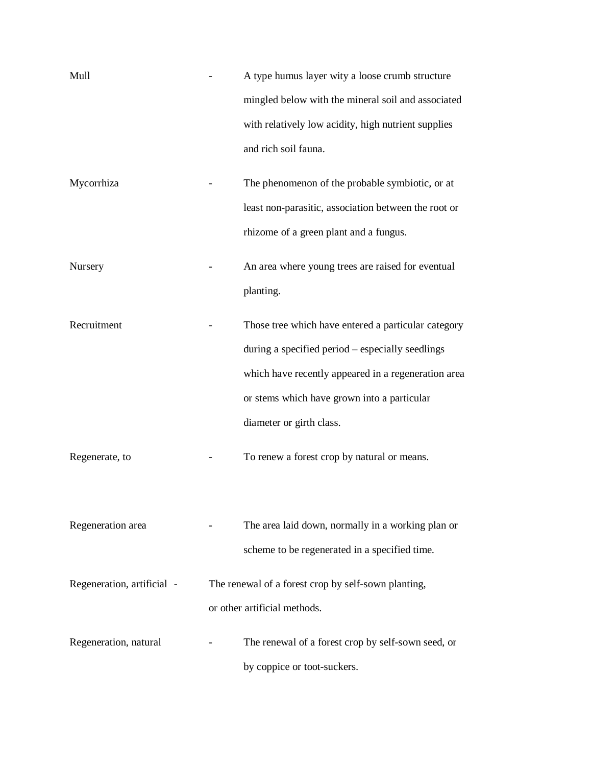Mull - A type humus layer wity a loose crumb structure mingled below with the mineral soil and associated with relatively low acidity, high nutrient supplies and rich soil fauna.

Mycorrhiza - The phenomenon of the probable symbiotic, or at least non-parasitic, association between the root or rhizome of a green plant and a fungus.

Nursery - An area where young trees are raised for eventual planting.

Recruitment - Those tree which have entered a particular category during a specified period – especially seedlings which have recently appeared in a regeneration area or stems which have grown into a particular diameter or girth class.

Regenerate, to - To renew a forest crop by natural or means.

Regeneration area - The area laid down, normally in a working plan or scheme to be regenerated in a specified time.

Regeneration, artificial - The renewal of a forest crop by self-sown planting, or other artificial methods.

Regeneration, natural - The renewal of a forest crop by self-sown seed, or by coppice or toot-suckers.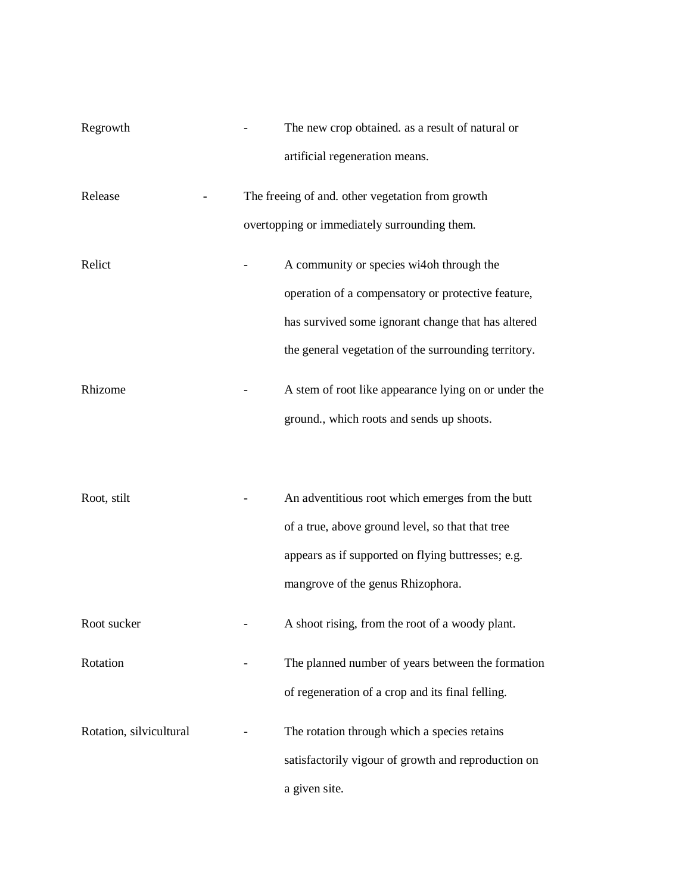Regrowth - The new crop obtained. as a result of natural or artificial regeneration means.

Release - The freeing of and. other vegetation from growth overtopping or immediately surrounding them.

Relict - A community or species wi4oh through the operation of a compensatory or protective feature, has survived some ignorant change that has altered the general vegetation of the surrounding territory.

Rhizome - A stem of root like appearance lying on or under the ground., which roots and sends up shoots.

Root, stilt - An adventitious root which emerges from the butt of a true, above ground level, so that that tree appears as if supported on flying buttresses; e.g. mangrove of the genus Rhizophora.

Root sucker - A shoot rising, from the root of a woody plant.

Rotation - The planned number of years between the formation of regeneration of a crop and its final felling.

Rotation, silvicultural - The rotation through which a species retains satisfactorily vigour of growth and reproduction on a given site.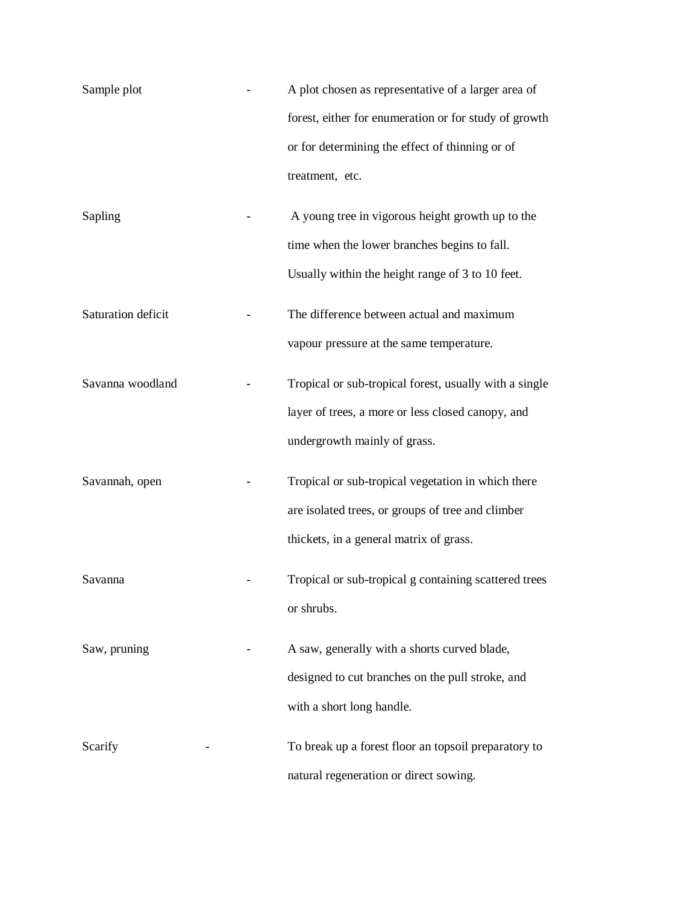Sample plot - A plot chosen as representative of a larger area of forest, either for enumeration or for study of growth or for determining the effect of thinning or of treatment, etc.

Sapling - A young tree in vigorous height growth up to the time when the lower branches begins to fall. Usually within the height range of 3 to 10 feet.

Saturation deficit - The difference between actual and maximum vapour pressure at the same temperature.

Savanna woodland - Tropical or sub-tropical forest, usually with a single layer of trees, a more or less closed canopy, and undergrowth mainly of grass.

Savannah, open - Tropical or sub-tropical vegetation in which there are isolated trees, or groups of tree and climber thickets, in a general matrix of grass.

Savanna - Tropical or sub-tropical g containing scattered trees or shrubs.

Saw, pruning - A saw, generally with a shorts curved blade, designed to cut branches on the pull stroke, and with a short long handle.

Scarify - To break up a forest floor an topsoil preparatory to natural regeneration or direct sowing.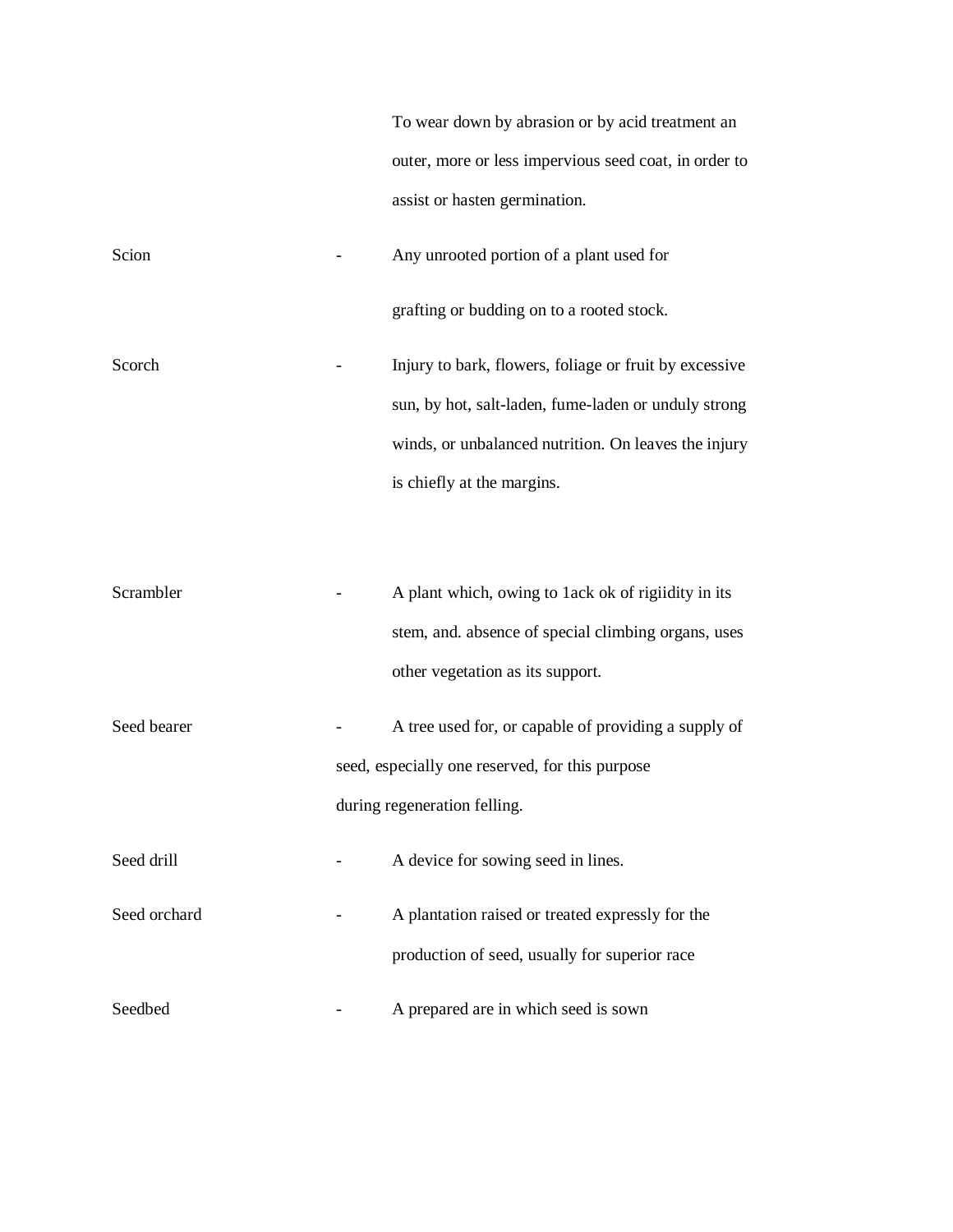To wear down by abrasion or by acid treatment an outer, more or less impervious seed coat, in order to assist or hasten germination.

Scion - Any unrooted portion of a plant used for grafting or budding on to a rooted stock.

Scorch - Injury to bark, flowers, foliage or fruit by excessive sun, by hot, salt-laden, fume-laden or unduly strong winds, or unbalanced nutrition. On leaves the injury is chiefly at the margins.

Scrambler - A plant which, owing to 1ack ok of rigiidity in its stem, and. absence of special climbing organs, uses other vegetation as its support.

Seed bearer - A tree used for, or capable of providing a supply of seed, especially one reserved, for this purpose during regeneration felling.

Seed drill - A device for sowing seed in lines.

Seed orchard - A plantation raised or treated expressly for the production of seed, usually for superior race

Seedbed - A prepared are in which seed is sown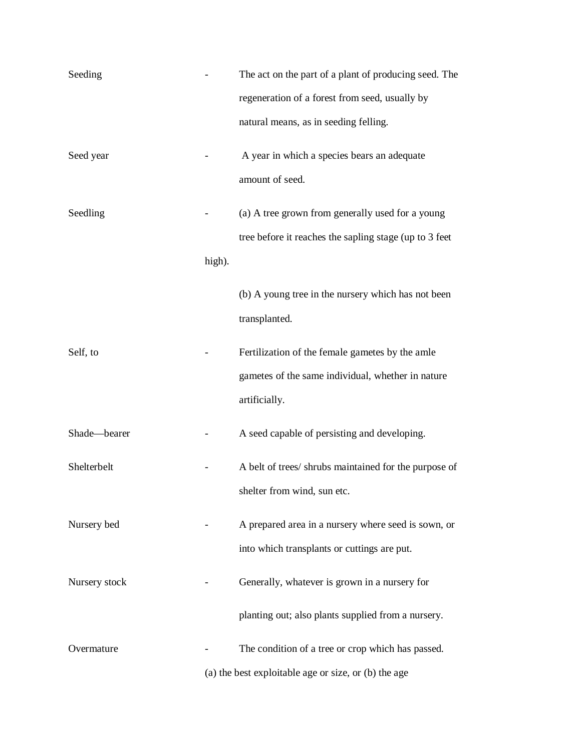Seeding - The act on the part of a plant of producing seed. The regeneration of a forest from seed, usually by natural means, as in seeding felling.

Seed year - A year in which a species bears an adequate amount of seed.

Seedling - (a) A tree grown from generally used for a young tree before it reaches the sapling stage (up to 3 feet high).

(b) A young tree in the nursery which has not been transplanted.

Self, to - Fertilization of the female gametes by the amle gametes of the same individual, whether in nature artificially.

Shade—bearer - A seed capable of persisting and developing.

Shelterbelt - A belt of trees/ shrubs maintained for the purpose of shelter from wind, sun etc.

Nursery bed - A prepared area in a nursery where seed is sown, or into which transplants or cuttings are put.

Nursery stock - Generally, whatever is grown in a nursery for planting out; also plants supplied from a nursery.

Overmature - The condition of a tree or crop which has passed. (a) the best exploitable age or size, or (b) the age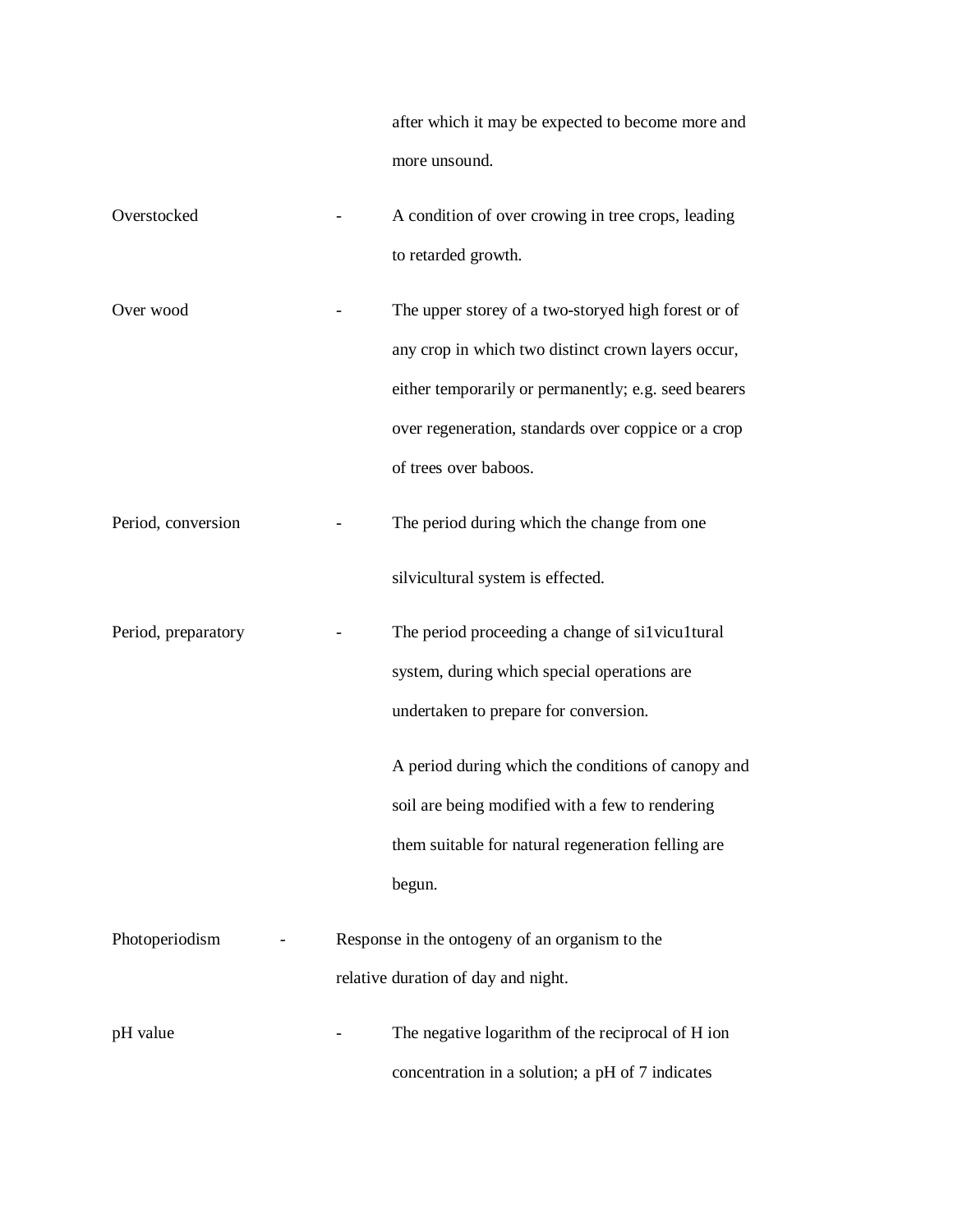after which it may be expected to become more and more unsound.

**Overstocked** - A condition of over crowing in tree crops, leading to retarded growth.

**Over wood** - The upper storey of a two-storyed high forest or of any crop in which two distinct crown layers occur, either temporarily or permanently; e.g. seed bearers over regeneration, standards over coppice or a crop of trees over baboos.

**Period, conversion** - The period during which the change from one silvicultural system is effected.

**Period, preparatory** - The period proceeding a change of si1vicu1tural system, during which special operations are undertaken to prepare for conversion.

A period during which the conditions of canopy and soil are being modified with a few to rendering them suitable for natural regeneration felling are begun.

**Photoperiodism** - Response in the ontogeny of an organism to the relative duration of day and night.

**pH value** - The negative logarithm of the reciprocal of H ion concentration in a solution; a pH of 7 indicates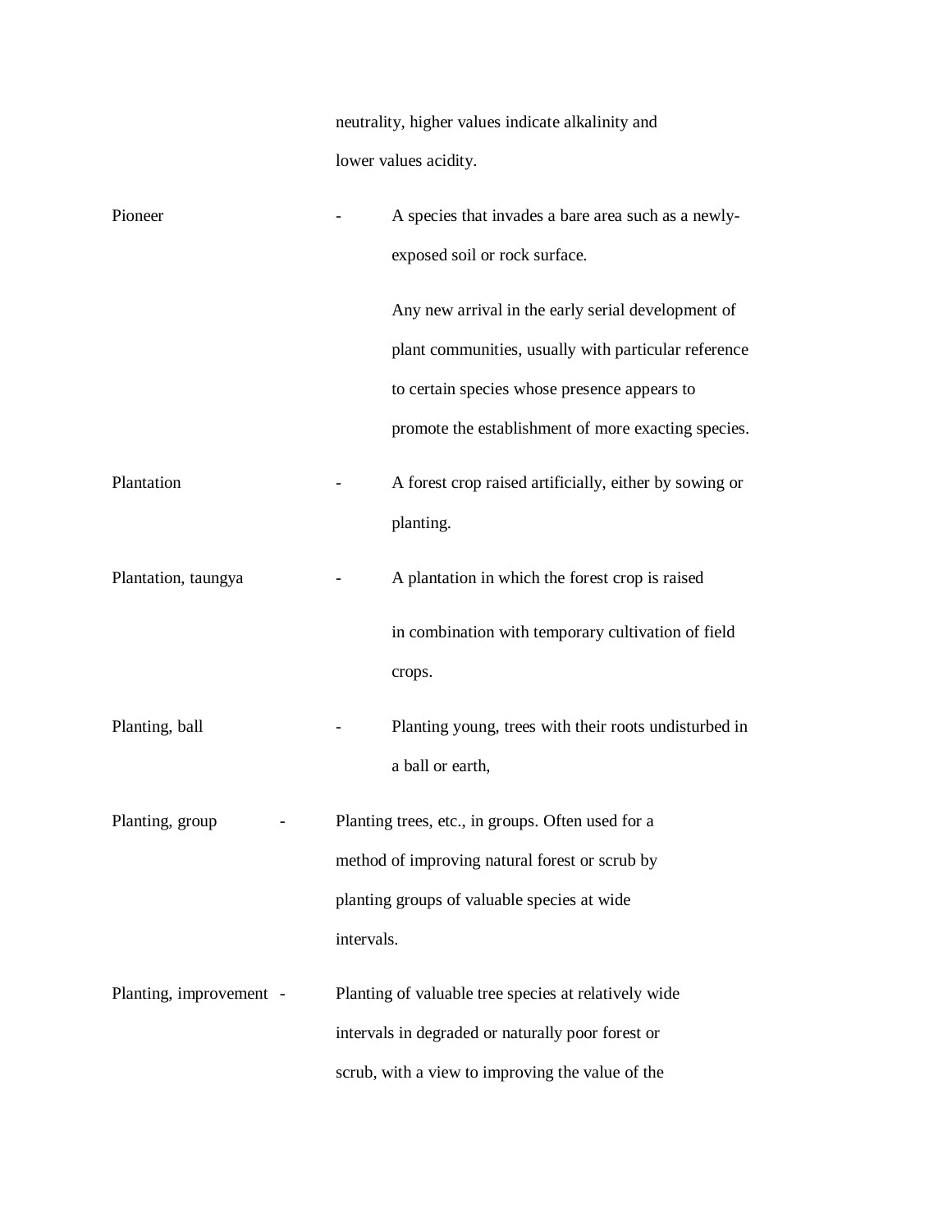neutrality, higher values indicate alkalinity and lower values acidity.

Pioneer - A species that invades a bare area such as a newly-exposed soil or rock surface.

Any new arrival in the early serial development of plant communities, usually with particular reference to certain species whose presence appears to promote the establishment of more exacting species.

Plantation - A forest crop raised artificially, either by sowing or planting.

Plantation, taungya - A plantation in which the forest crop is raised in combination with temporary cultivation of field crops.

Planting, ball - Planting young, trees with their roots undisturbed in a ball or earth,

Planting, group - Planting trees, etc., in groups. Often used for a method of improving natural forest or scrub by planting groups of valuable species at wide intervals.

Planting, improvement - Planting of valuable tree species at relatively wide intervals in degraded or naturally poor forest or scrub, with a view to improving the value of the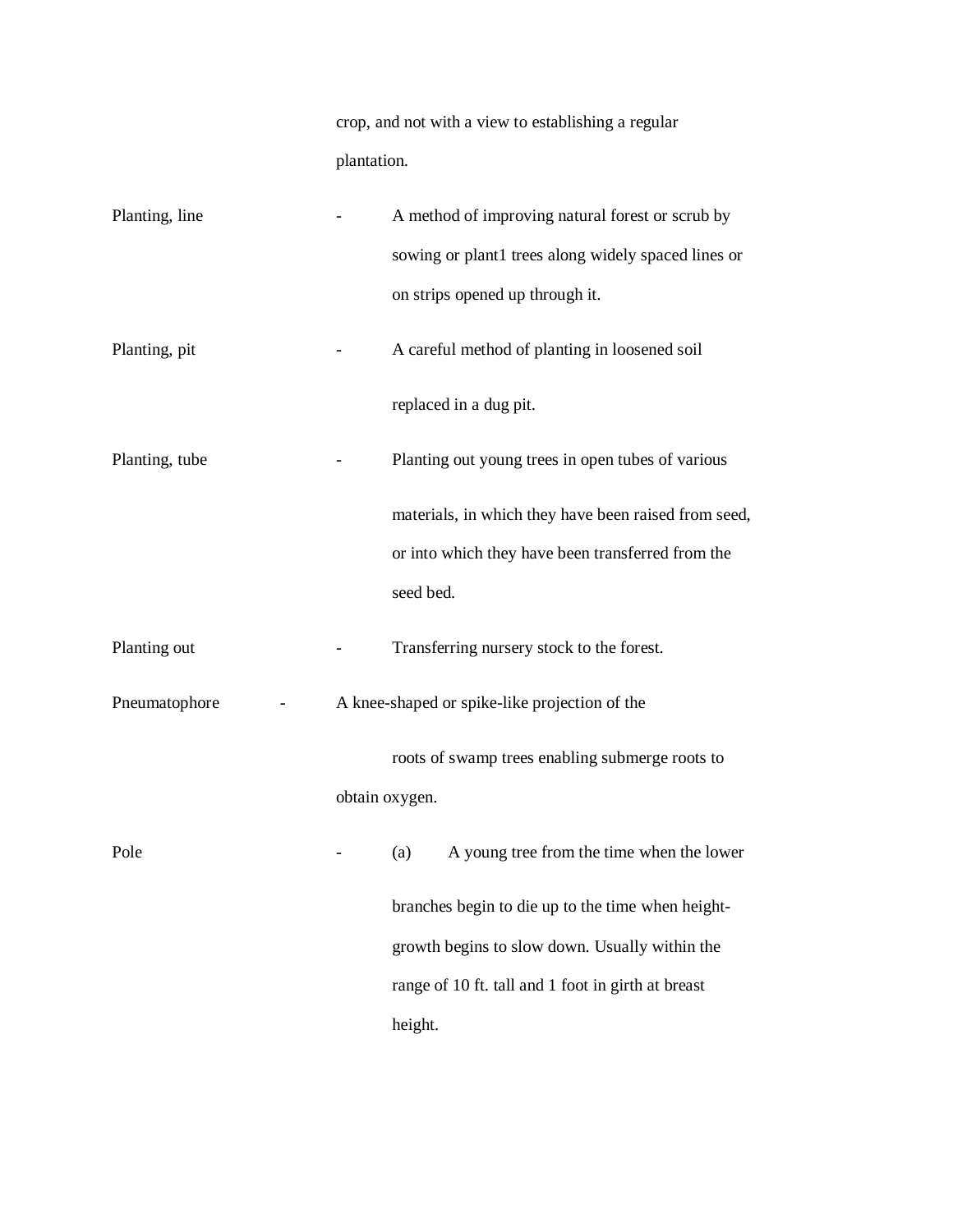crop, and not with a view to establishing a regular plantation.

Planting, line - A method of improving natural forest or scrub by sowing or plant1 trees along widely spaced lines or on strips opened up through it.

Planting, pit - A careful method of planting in loosened soil replaced in a dug pit.

Planting, tube - Planting out young trees in open tubes of various materials, in which they have been raised from seed, or into which they have been transferred from the seed bed.

Planting out - Transferring nursery stock to the forest.

Pneumatophore - A knee-shaped or spike-like projection of the roots of swamp trees enabling submerge roots to obtain oxygen.

Pole - (a) A young tree from the time when the lower branches begin to die up to the time when height-growth begins to slow down. Usually within the range of 10 ft. tall and 1 foot in girth at breast height.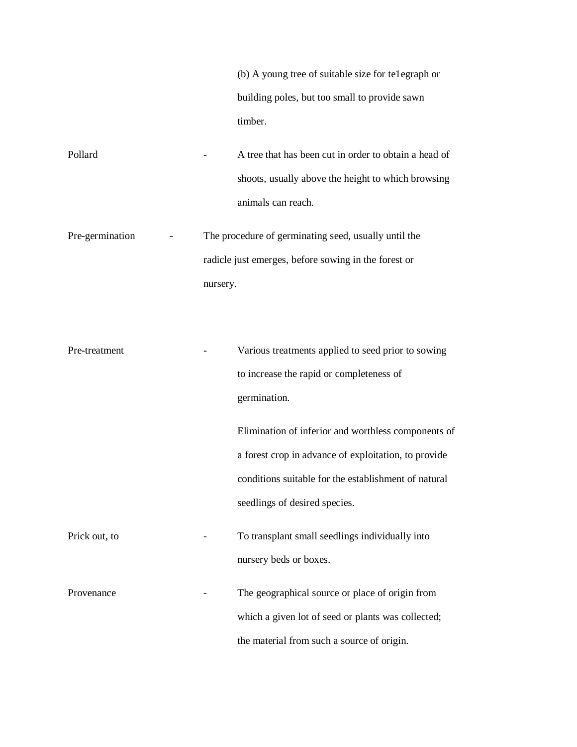(b) A young tree of suitable size for te1egraph or building poles, but too small to provide sawn timber.

Pollard - A tree that has been cut in order to obtain a head of shoots, usually above the height to which browsing animals can reach.

Pre-germination - The procedure of germinating seed, usually until the radicle just emerges, before sowing in the forest or nursery.

Pre-treatment - Various treatments applied to seed prior to sowing to increase the rapid or completeness of germination.

Elimination of inferior and worthless components of a forest crop in advance of exploitation, to provide conditions suitable for the establishment of natural seedlings of desired species.

Prick out, to - To transplant small seedlings individually into nursery beds or boxes.

Provenance - The geographical source or place of origin from which a given lot of seed or plants was collected; the material from such a source of origin.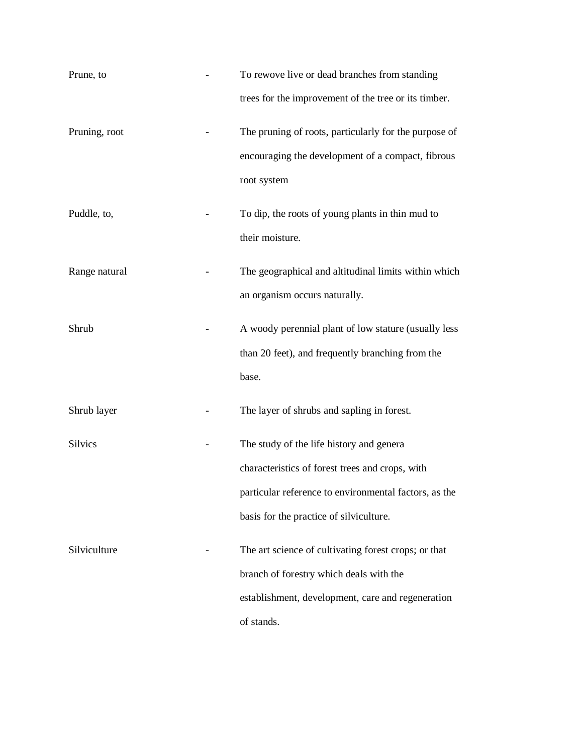| | | |
|---|---|---|
| Prune, to | - | To rewove live or dead branches from standing trees for the improvement of the tree or its timber. |
| Pruning, root | - | The pruning of roots, particularly for the purpose of encouraging the development of a compact, fibrous root system |
| Puddle, to, | - | To dip, the roots of young plants in thin mud to their moisture. |
| Range natural | - | The geographical and altitudinal limits within which an organism occurs naturally. |
| Shrub | - | A woody perennial plant of low stature (usually less than 20 feet), and frequently branching from the base. |
| Shrub layer | - | The layer of shrubs and sapling in forest. |
| Silvics | - | The study of the life history and genera characteristics of forest trees and crops, with particular reference to environmental factors, as the basis for the practice of silviculture. |
| Silviculture | - | The art science of cultivating forest crops; or that branch of forestry which deals with the establishment, development, care and regeneration of stands. |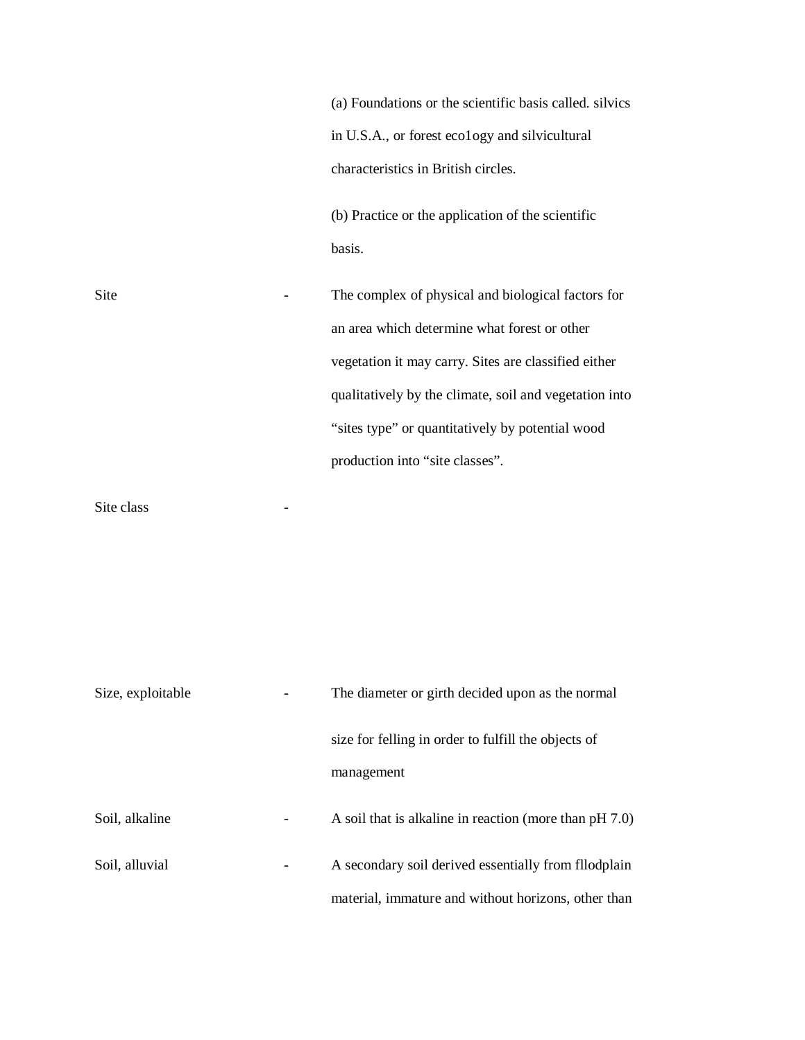(a) Foundations or the scientific basis called. silvics in U.S.A., or forest eco1ogy and silvicultural characteristics in British circles.

(b) Practice or the application of the scientific basis.

Site - The complex of physical and biological factors for an area which determine what forest or other vegetation it may carry. Sites are classified either qualitatively by the climate, soil and vegetation into "sites type" or quantitatively by potential wood production into "site classes".

Site class -

Size, exploitable - The diameter or girth decided upon as the normal size for felling in order to fulfill the objects of management

Soil, alkaline - A soil that is alkaline in reaction (more than pH 7.0)

Soil, alluvial - A secondary soil derived essentially from fllodplain material, immature and without horizons, other than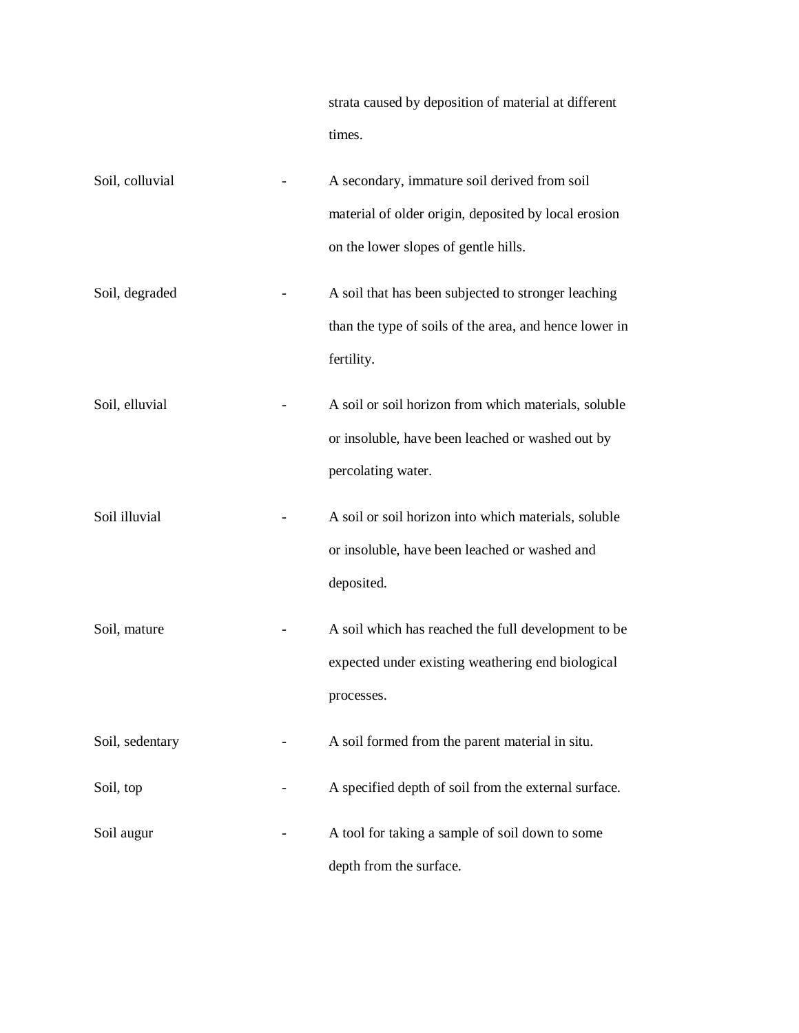strata caused by deposition of material at different times.

| | | |
|---|---|---|
| Soil, colluvial | - | A secondary, immature soil derived from soil material of older origin, deposited by local erosion on the lower slopes of gentle hills. |
| Soil, degraded | - | A soil that has been subjected to stronger leaching than the type of soils of the area, and hence lower in fertility. |
| Soil, elluvial | - | A soil or soil horizon from which materials, soluble or insoluble, have been leached or washed out by percolating water. |
| Soil illuvial | - | A soil or soil horizon into which materials, soluble or insoluble, have been leached or washed and deposited. |
| Soil, mature | - | A soil which has reached the full development to be expected under existing weathering end biological processes. |
| Soil, sedentary | - | A soil formed from the parent material in situ. |
| Soil, top | - | A specified depth of soil from the external surface. |
| Soil augur | - | A tool for taking a sample of soil down to some depth from the surface. |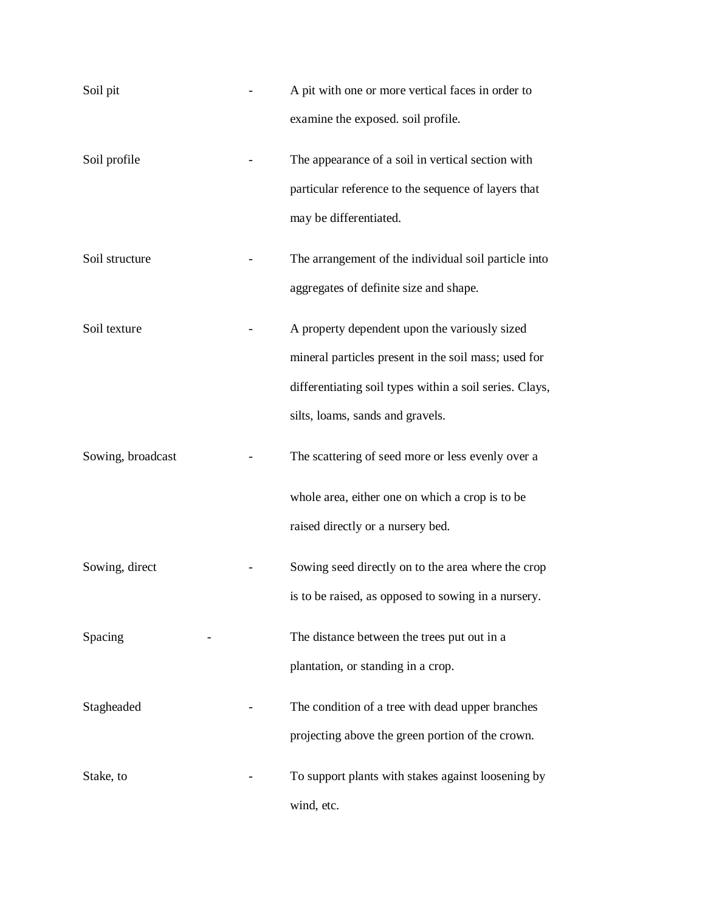Soil pit - A pit with one or more vertical faces in order to examine the exposed. soil profile.

Soil profile - The appearance of a soil in vertical section with particular reference to the sequence of layers that may be differentiated.

Soil structure - The arrangement of the individual soil particle into aggregates of definite size and shape.

Soil texture - A property dependent upon the variously sized mineral particles present in the soil mass; used for differentiating soil types within a soil series. Clays, silts, loams, sands and gravels.

Sowing, broadcast - The scattering of seed more or less evenly over a whole area, either one on which a crop is to be raised directly or a nursery bed.

Sowing, direct - Sowing seed directly on to the area where the crop is to be raised, as opposed to sowing in a nursery.

Spacing - The distance between the trees put out in a plantation, or standing in a crop.

Stagheaded - The condition of a tree with dead upper branches projecting above the green portion of the crown.

Stake, to - To support plants with stakes against loosening by wind, etc.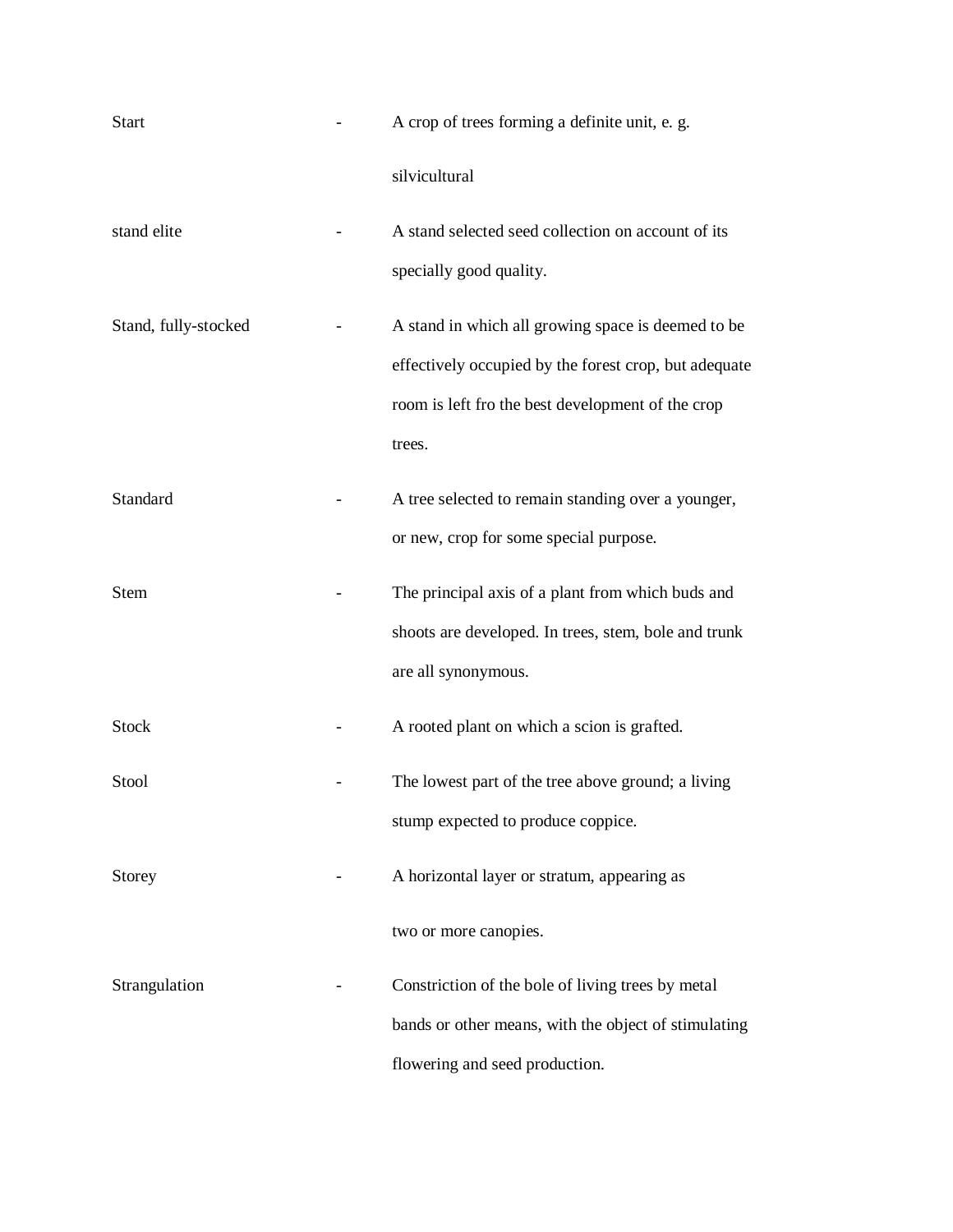| | | |
|---|---|---|
| Start | - | A crop of trees forming a definite unit, e. g. silvicultural |
| stand elite | - | A stand selected seed collection on account of its specially good quality. |
| Stand, fully-stocked | - | A stand in which all growing space is deemed to be effectively occupied by the forest crop, but adequate room is left fro the best development of the crop trees. |
| Standard | - | A tree selected to remain standing over a younger, or new, crop for some special purpose. |
| Stem | - | The principal axis of a plant from which buds and shoots are developed. In trees, stem, bole and trunk are all synonymous. |
| Stock | - | A rooted plant on which a scion is grafted. |
| Stool | - | The lowest part of the tree above ground; a living stump expected to produce coppice. |
| Storey | - | A horizontal layer or stratum, appearing as two or more canopies. |
| Strangulation | - | Constriction of the bole of living trees by metal bands or other means, with the object of stimulating flowering and seed production. |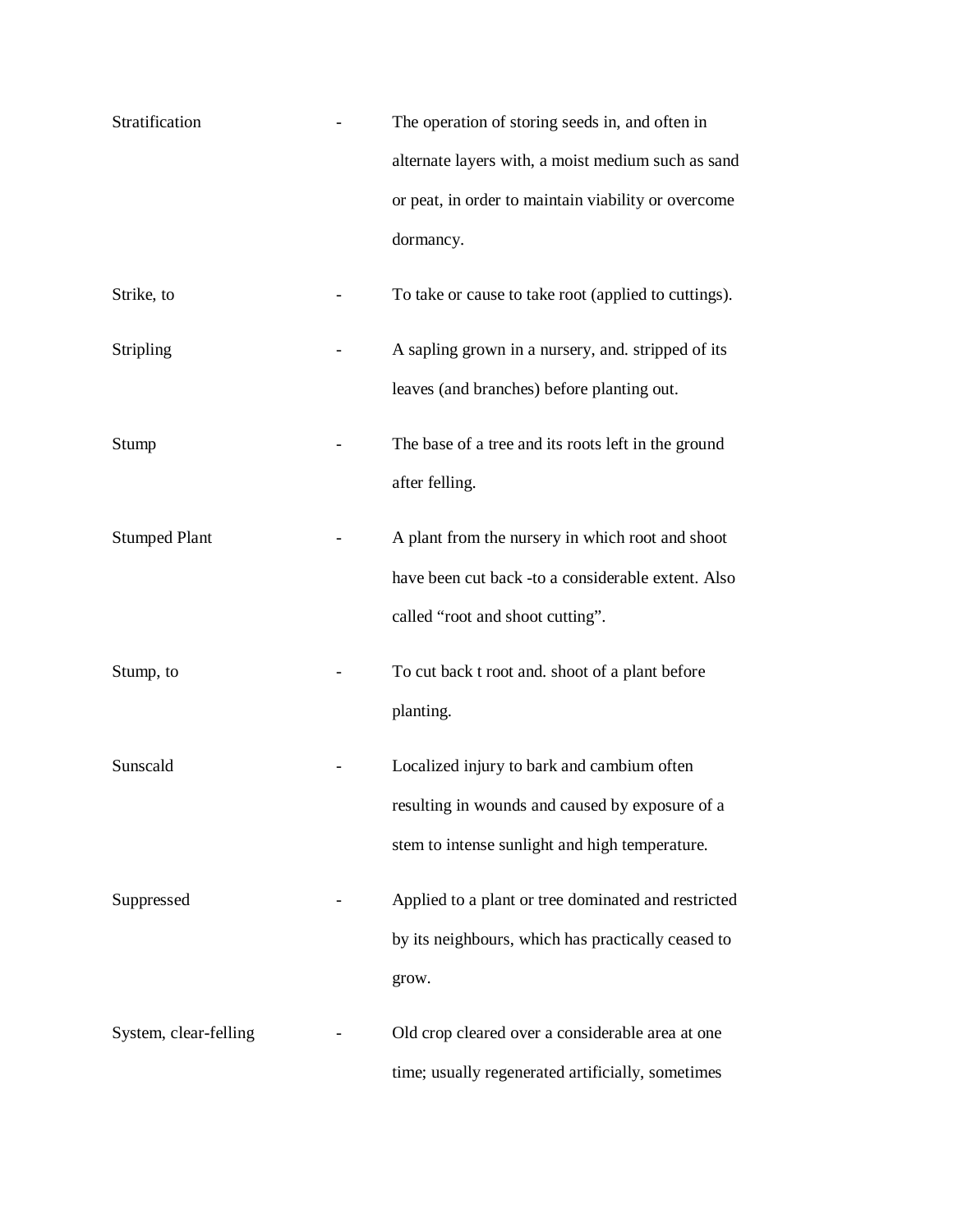| | | |
|---|---|---|
| Stratification | - | The operation of storing seeds in, and often in alternate layers with, a moist medium such as sand or peat, in order to maintain viability or overcome dormancy. |
| Strike, to | - | To take or cause to take root (applied to cuttings). |
| Stripling | - | A sapling grown in a nursery, and. stripped of its leaves (and branches) before planting out. |
| Stump | - | The base of a tree and its roots left in the ground after felling. |
| Stumped Plant | - | A plant from the nursery in which root and shoot have been cut back -to a considerable extent. Also called "root and shoot cutting". |
| Stump, to | - | To cut back t root and. shoot of a plant before planting. |
| Sunscald | - | Localized injury to bark and cambium often resulting in wounds and caused by exposure of a stem to intense sunlight and high temperature. |
| Suppressed | - | Applied to a plant or tree dominated and restricted by its neighbours, which has practically ceased to grow. |
| System, clear-felling | - | Old crop cleared over a considerable area at one time; usually regenerated artificially, sometimes |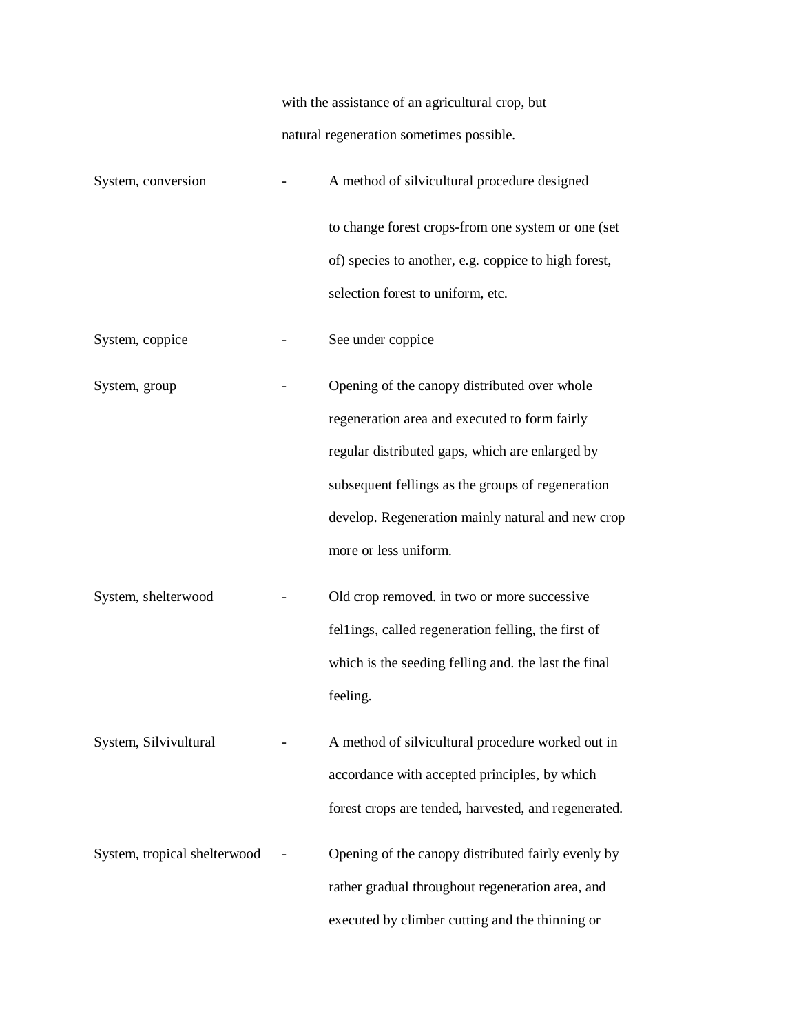with the assistance of an agricultural crop, but natural regeneration sometimes possible.

| | | |
|---|---|---|
| System, conversion | - | A method of silvicultural procedure designed to change forest crops-from one system or one (set of) species to another, e.g. coppice to high forest, selection forest to uniform, etc. |
| System, coppice | - | See under coppice |
| System, group | - | Opening of the canopy distributed over whole regeneration area and executed to form fairly regular distributed gaps, which are enlarged by subsequent fellings as the groups of regeneration develop. Regeneration mainly natural and new crop more or less uniform. |
| System, shelterwood | - | Old crop removed. in two or more successive fel1ings, called regeneration felling, the first of which is the seeding felling and. the last the final feeling. |
| System, Silvivultural | - | A method of silvicultural procedure worked out in accordance with accepted principles, by which forest crops are tended, harvested, and regenerated. |
| System, tropical shelterwood | - | Opening of the canopy distributed fairly evenly by rather gradual throughout regeneration area, and executed by climber cutting and the thinning or |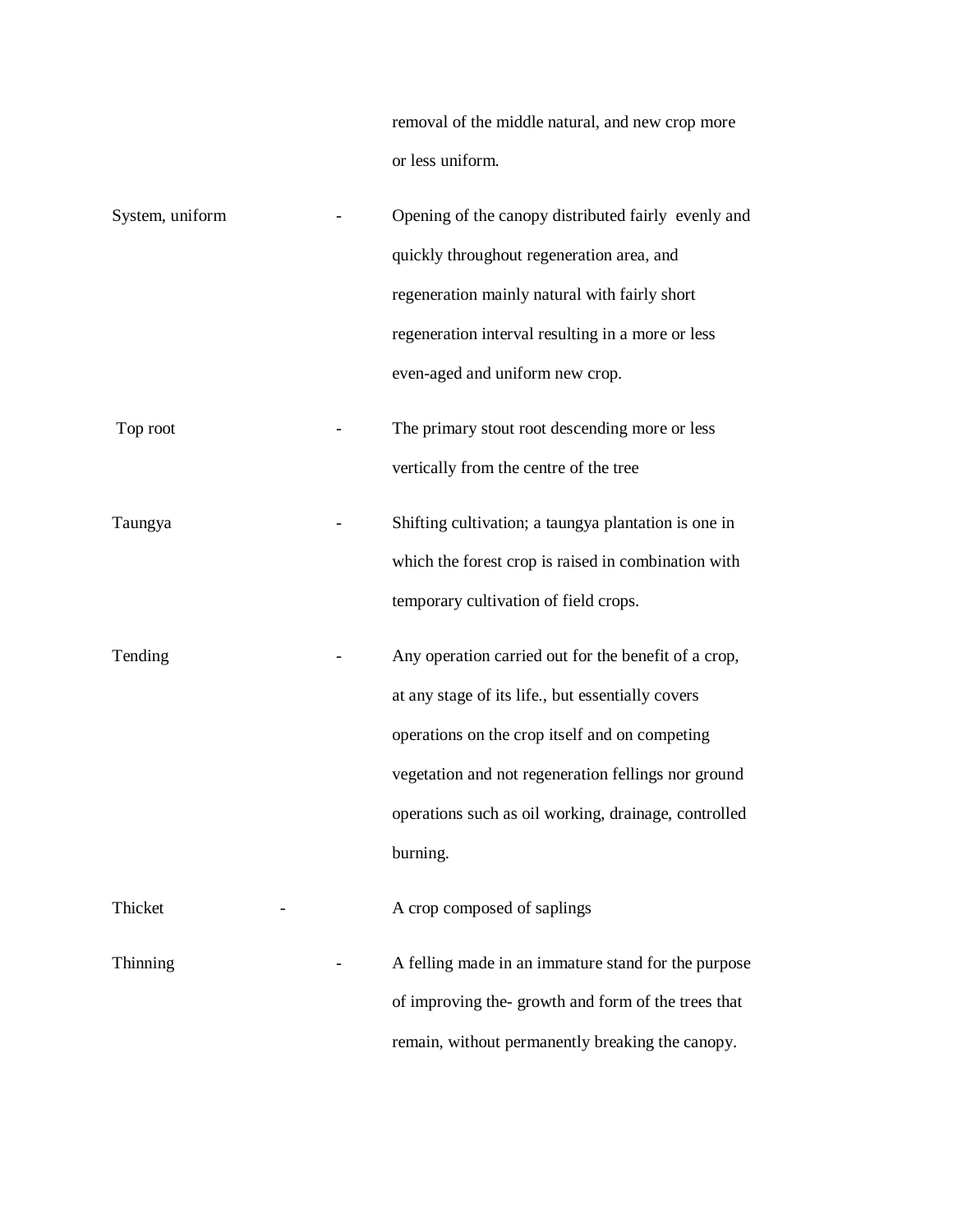removal of the middle natural, and new crop more or less uniform.

| | | |
|---|---|---|
| System, uniform | - | Opening of the canopy distributed fairly evenly and quickly throughout regeneration area, and regeneration mainly natural with fairly short regeneration interval resulting in a more or less even-aged and uniform new crop. |
| Top root | - | The primary stout root descending more or less vertically from the centre of the tree |
| Taungya | - | Shifting cultivation; a taungya plantation is one in which the forest crop is raised in combination with temporary cultivation of field crops. |
| Tending | - | Any operation carried out for the benefit of a crop, at any stage of its life., but essentially covers operations on the crop itself and on competing vegetation and not regeneration fellings nor ground operations such as oil working, drainage, controlled burning. |
| Thicket | - | A crop composed of saplings |
| Thinning | - | A felling made in an immature stand for the purpose of improving the- growth and form of the trees that remain, without permanently breaking the canopy. |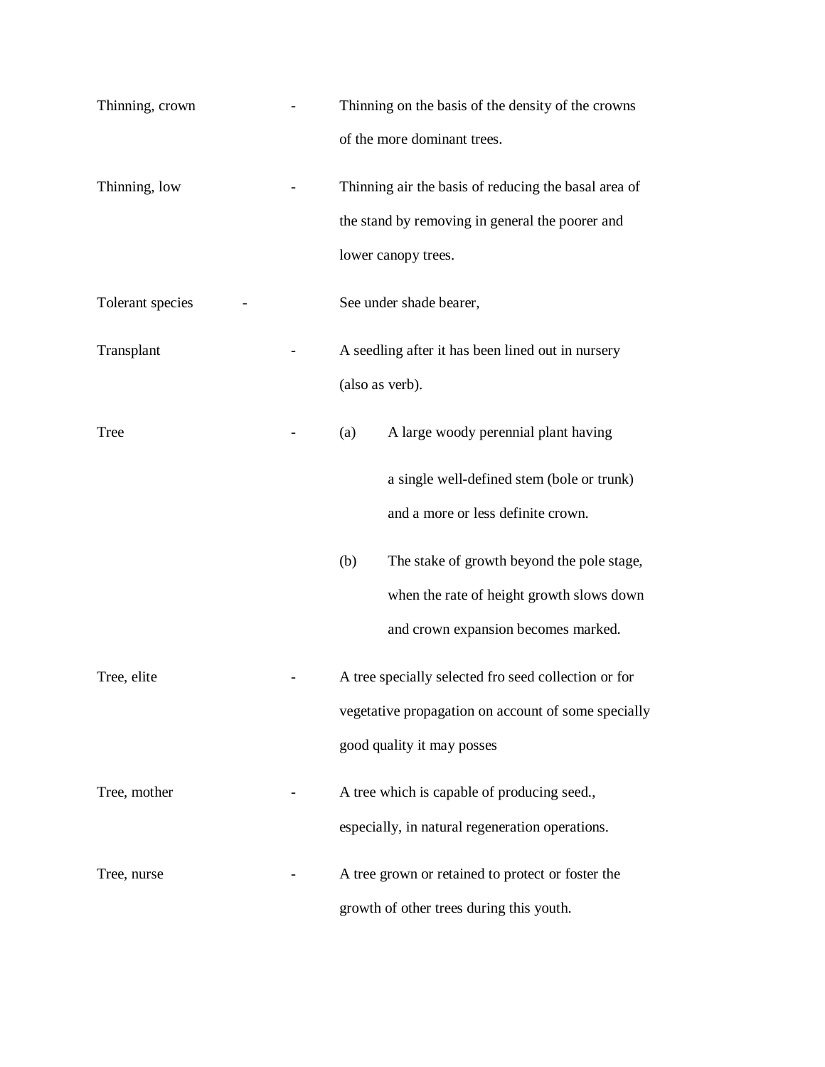Thinning, crown - Thinning on the basis of the density of the crowns of the more dominant trees.

Thinning, low - Thinning air the basis of reducing the basal area of the stand by removing in general the poorer and lower canopy trees.

Tolerant species - See under shade bearer,

Transplant - A seedling after it has been lined out in nursery (also as verb).

Tree - (a) A large woody perennial plant having a single well-defined stem (bole or trunk) and a more or less definite crown.

(b) The stake of growth beyond the pole stage, when the rate of height growth slows down and crown expansion becomes marked.

Tree, elite - A tree specially selected fro seed collection or for vegetative propagation on account of some specially good quality it may posses

Tree, mother - A tree which is capable of producing seed., especially, in natural regeneration operations.

Tree, nurse - A tree grown or retained to protect or foster the growth of other trees during this youth.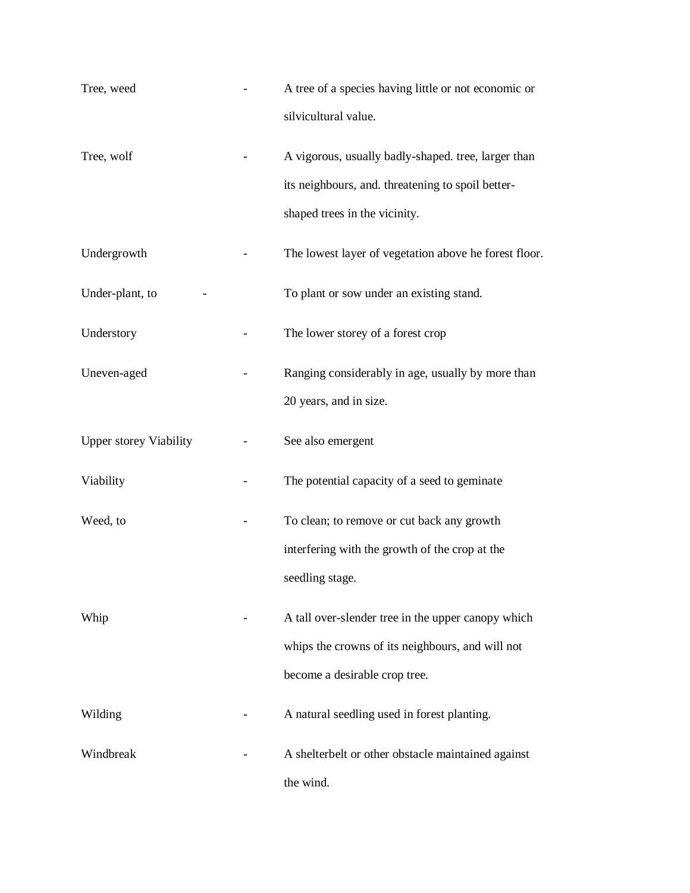| | | |
|---|---|---|
| Tree, weed | - | A tree of a species having little or not economic or silvicultural value. |
| Tree, wolf | - | A vigorous, usually badly-shaped. tree, larger than its neighbours, and. threatening to spoil better-shaped trees in the vicinity. |
| Undergrowth | - | The lowest layer of vegetation above he forest floor. |
| Under-plant, to | - | To plant or sow under an existing stand. |
| Understory | - | The lower storey of a forest crop |
| Uneven-aged | - | Ranging considerably in age, usually by more than 20 years, and in size. |
| Upper storey Viability | - | See also emergent |
| Viability | - | The potential capacity of a seed to geminate |
| Weed, to | - | To clean; to remove or cut back any growth interfering with the growth of the crop at the seedling stage. |
| Whip | - | A tall over-slender tree in the upper canopy which whips the crowns of its neighbours, and will not become a desirable crop tree. |
| Wilding | - | A natural seedling used in forest planting. |
| Windbreak | - | A shelterbelt or other obstacle maintained against the wind. |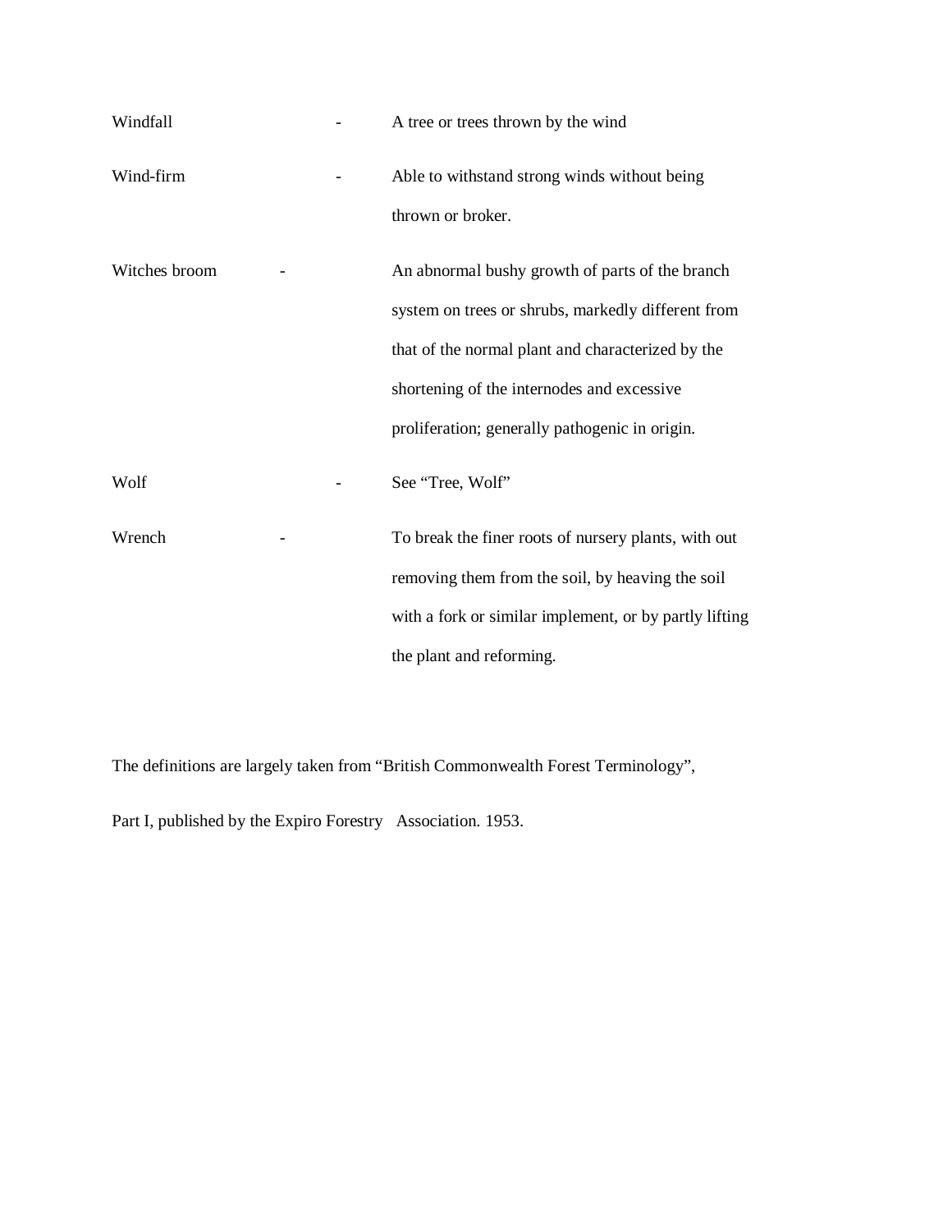Windfall - A tree or trees thrown by the wind

Wind-firm - Able to withstand strong winds without being thrown or broker.

Witches broom - An abnormal bushy growth of parts of the branch system on trees or shrubs, markedly different from that of the normal plant and characterized by the shortening of the internodes and excessive proliferation; generally pathogenic in origin.

Wolf - See "Tree, Wolf"

Wrench - To break the finer roots of nursery plants, with out removing them from the soil, by heaving the soil with a fork or similar implement, or by partly lifting the plant and reforming.

The definitions are largely taken from "British Commonwealth Forest Terminology",

Part I, published by the Expiro Forestry Association. 1953.